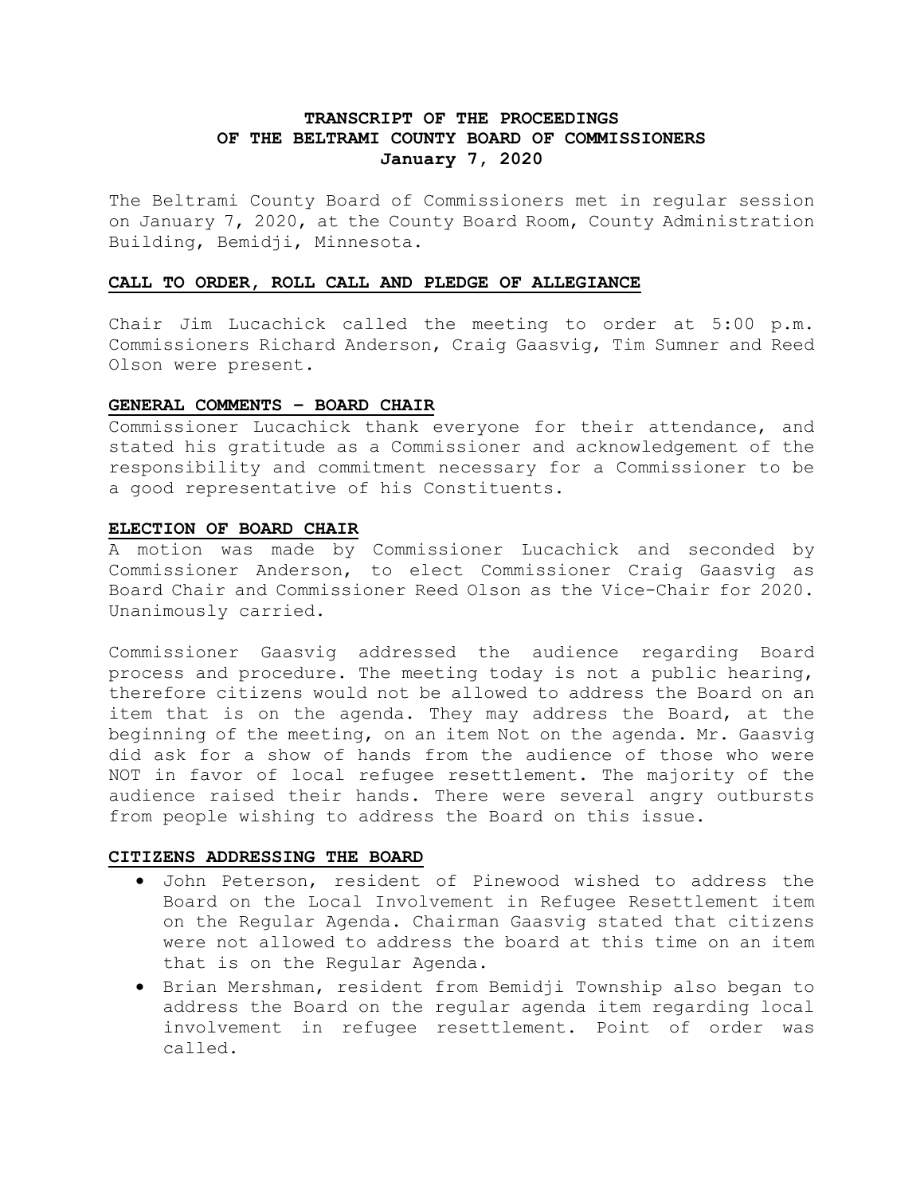# TRANSCRIPT OF THE PROCEEDINGS OF THE BELTRAMI COUNTY BOARD OF COMMISSIONERS
**January 7, 2020**

The Beltrami County Board of Commissioners met in regular session on January 7, 2020, at the County Board Room, County Administration Building, Bemidji, Minnesota.

## CALL TO ORDER, ROLL CALL AND PLEDGE OF ALLEGIANCE

Chair Jim Lucachick called the meeting to order at 5:00 p.m. Commissioners Richard Anderson, Craig Gaasvig, Tim Sumner and Reed Olson were present.

## GENERAL COMMENTS – BOARD CHAIR

Commissioner Lucachick thank everyone for their attendance, and stated his gratitude as a Commissioner and acknowledgement of the responsibility and commitment necessary for a Commissioner to be a good representative of his Constituents.

## ELECTION OF BOARD CHAIR

A motion was made by Commissioner Lucachick and seconded by Commissioner Anderson, to elect Commissioner Craig Gaasvig as Board Chair and Commissioner Reed Olson as the Vice-Chair for 2020. Unanimously carried.

Commissioner Gaasvig addressed the audience regarding Board process and procedure. The meeting today is not a public hearing, therefore citizens would not be allowed to address the Board on an item that is on the agenda. They may address the Board, at the beginning of the meeting, on an item Not on the agenda. Mr. Gaasvig did ask for a show of hands from the audience of those who were NOT in favor of local refugee resettlement. The majority of the audience raised their hands. There were several angry outbursts from people wishing to address the Board on this issue.

## CITIZENS ADDRESSING THE BOARD

- John Peterson, resident of Pinewood wished to address the Board on the Local Involvement in Refugee Resettlement item on the Regular Agenda. Chairman Gaasvig stated that citizens were not allowed to address the board at this time on an item that is on the Regular Agenda.
- Brian Mershman, resident from Bemidji Township also began to address the Board on the regular agenda item regarding local involvement in refugee resettlement. Point of order was called.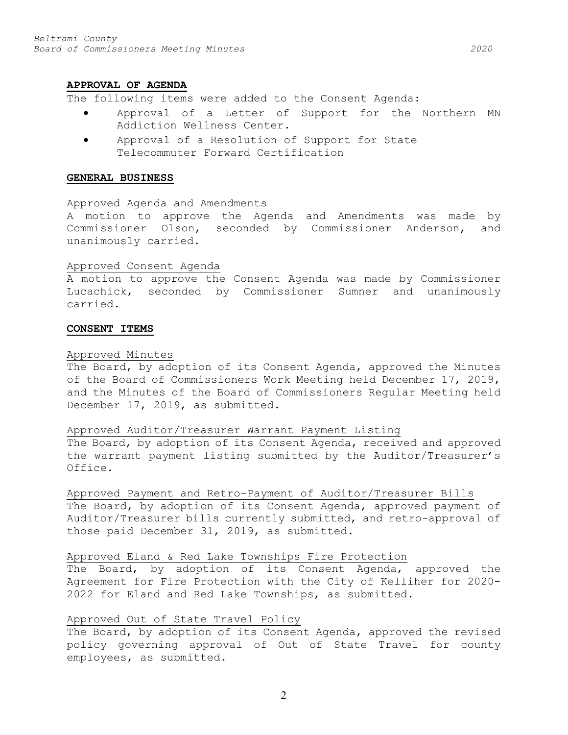## APPROVAL OF AGENDA

The following items were added to the Consent Agenda:

- Approval of a Letter of Support for the Northern MN Addiction Wellness Center.
- Approval of a Resolution of Support for State Telecommuter Forward Certification

## GENERAL BUSINESS

### Approved Agenda and Amendments

A motion to approve the Agenda and Amendments was made by Commissioner Olson, seconded by Commissioner Anderson, and unanimously carried.

### Approved Consent Agenda

A motion to approve the Consent Agenda was made by Commissioner Lucachick, seconded by Commissioner Sumner and unanimously carried.

## CONSENT ITEMS

### Approved Minutes

The Board, by adoption of its Consent Agenda, approved the Minutes of the Board of Commissioners Work Meeting held December 17, 2019, and the Minutes of the Board of Commissioners Regular Meeting held December 17, 2019, as submitted.

### Approved Auditor/Treasurer Warrant Payment Listing

The Board, by adoption of its Consent Agenda, received and approved the warrant payment listing submitted by the Auditor/Treasurer's Office.

### Approved Payment and Retro-Payment of Auditor/Treasurer Bills

The Board, by adoption of its Consent Agenda, approved payment of Auditor/Treasurer bills currently submitted, and retro-approval of those paid December 31, 2019, as submitted.

### Approved Eland & Red Lake Townships Fire Protection

The Board, by adoption of its Consent Agenda, approved the Agreement for Fire Protection with the City of Kelliher for 2020-2022 for Eland and Red Lake Townships, as submitted.

### Approved Out of State Travel Policy

The Board, by adoption of its Consent Agenda, approved the revised policy governing approval of Out of State Travel for county employees, as submitted.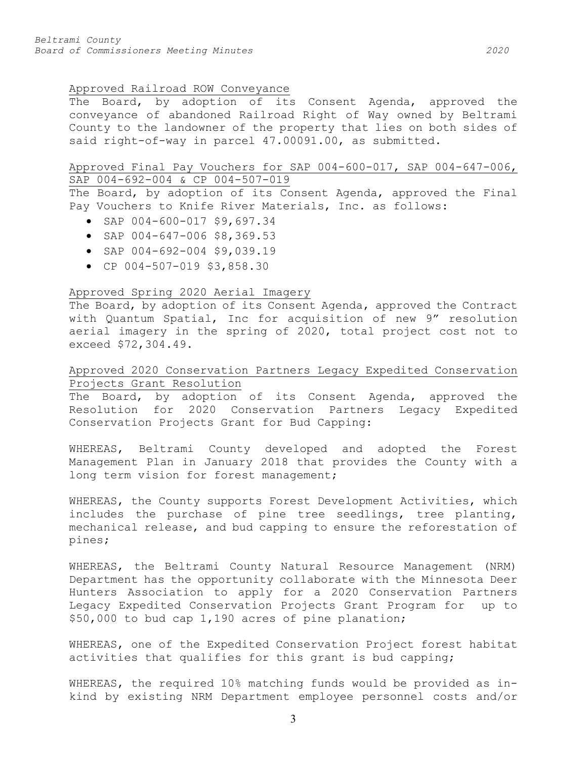Approved Railroad ROW Conveyance

The Board, by adoption of its Consent Agenda, approved the conveyance of abandoned Railroad Right of Way owned by Beltrami County to the landowner of the property that lies on both sides of said right-of-way in parcel 47.00091.00, as submitted.

Approved Final Pay Vouchers for SAP 004-600-017, SAP 004-647-006, SAP 004-692-004 & CP 004-507-019

The Board, by adoption of its Consent Agenda, approved the Final Pay Vouchers to Knife River Materials, Inc. as follows:

- SAP 004-600-017 $9,697.34
- SAP 004-647-006 $8,369.53
- SAP 004-692-004 $9,039.19
- CP 004-507-019 $3,858.30

Approved Spring 2020 Aerial Imagery

The Board, by adoption of its Consent Agenda, approved the Contract with Quantum Spatial, Inc for acquisition of new 9" resolution aerial imagery in the spring of 2020, total project cost not to exceed $72,304.49.

Approved 2020 Conservation Partners Legacy Expedited Conservation Projects Grant Resolution

The Board, by adoption of its Consent Agenda, approved the Resolution for 2020 Conservation Partners Legacy Expedited Conservation Projects Grant for Bud Capping:

WHEREAS, Beltrami County developed and adopted the Forest Management Plan in January 2018 that provides the County with a long term vision for forest management;

WHEREAS, the County supports Forest Development Activities, which includes the purchase of pine tree seedlings, tree planting, mechanical release, and bud capping to ensure the reforestation of pines;

WHEREAS, the Beltrami County Natural Resource Management (NRM) Department has the opportunity collaborate with the Minnesota Deer Hunters Association to apply for a 2020 Conservation Partners Legacy Expedited Conservation Projects Grant Program for up to $50,000 to bud cap 1,190 acres of pine planation;

WHEREAS, one of the Expedited Conservation Project forest habitat activities that qualifies for this grant is bud capping;

WHEREAS, the required 10% matching funds would be provided as in-kind by existing NRM Department employee personnel costs and/or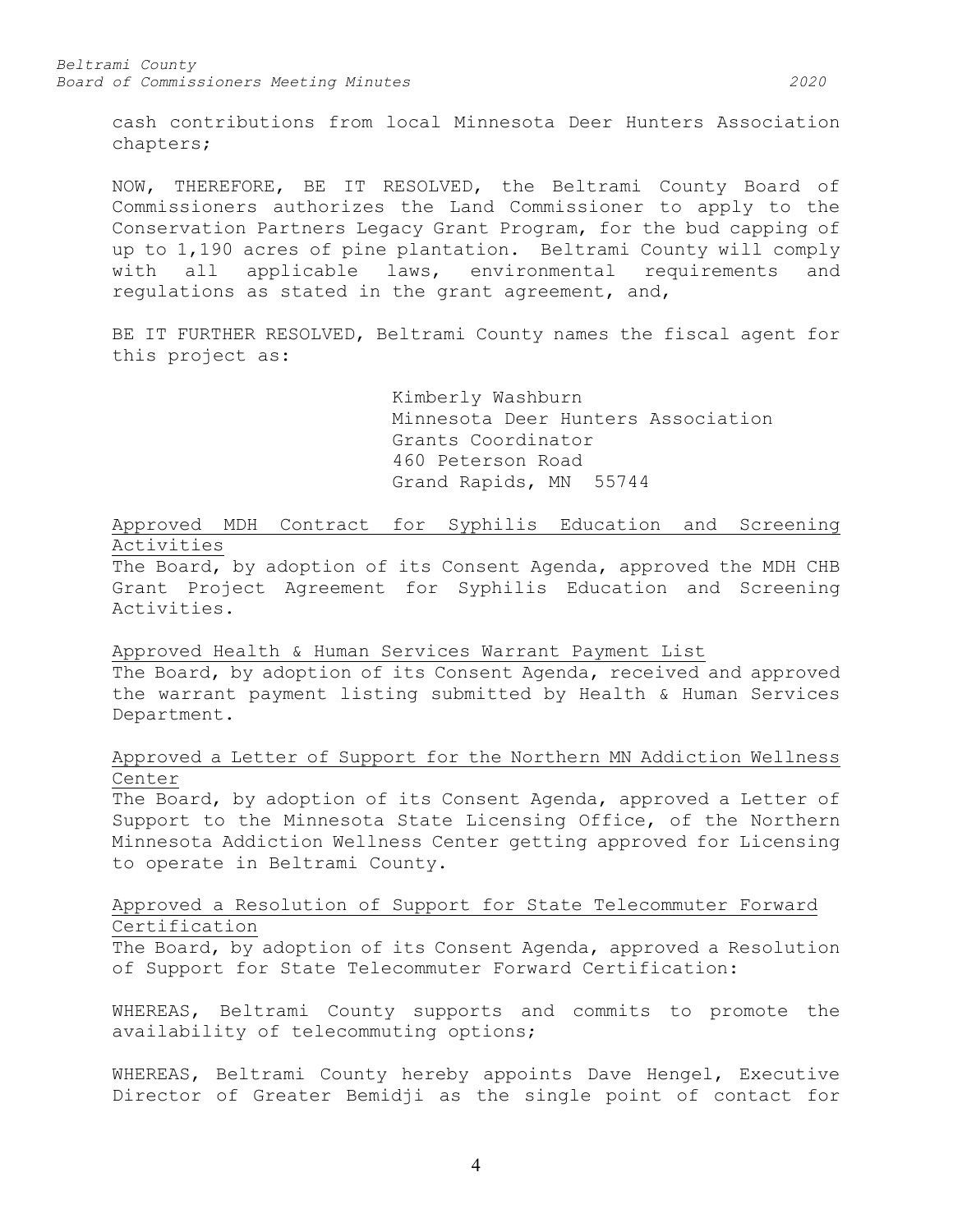cash contributions from local Minnesota Deer Hunters Association chapters;

NOW, THEREFORE, BE IT RESOLVED, the Beltrami County Board of Commissioners authorizes the Land Commissioner to apply to the Conservation Partners Legacy Grant Program, for the bud capping of up to 1,190 acres of pine plantation. Beltrami County will comply with all applicable laws, environmental requirements and regulations as stated in the grant agreement, and,

BE IT FURTHER RESOLVED, Beltrami County names the fiscal agent for this project as:

> Kimberly Washburn
> Minnesota Deer Hunters Association
> Grants Coordinator
> 460 Peterson Road
> Grand Rapids, MN 55744

<u>Approved MDH Contract for Syphilis Education and Screening Activities</u>

The Board, by adoption of its Consent Agenda, approved the MDH CHB Grant Project Agreement for Syphilis Education and Screening Activities.

<u>Approved Health & Human Services Warrant Payment List</u>

The Board, by adoption of its Consent Agenda, received and approved the warrant payment listing submitted by Health & Human Services Department.

<u>Approved a Letter of Support for the Northern MN Addiction Wellness Center</u>

The Board, by adoption of its Consent Agenda, approved a Letter of Support to the Minnesota State Licensing Office, of the Northern Minnesota Addiction Wellness Center getting approved for Licensing to operate in Beltrami County.

<u>Approved a Resolution of Support for State Telecommuter Forward Certification</u>

The Board, by adoption of its Consent Agenda, approved a Resolution of Support for State Telecommuter Forward Certification:

WHEREAS, Beltrami County supports and commits to promote the availability of telecommuting options;

WHEREAS, Beltrami County hereby appoints Dave Hengel, Executive Director of Greater Bemidji as the single point of contact for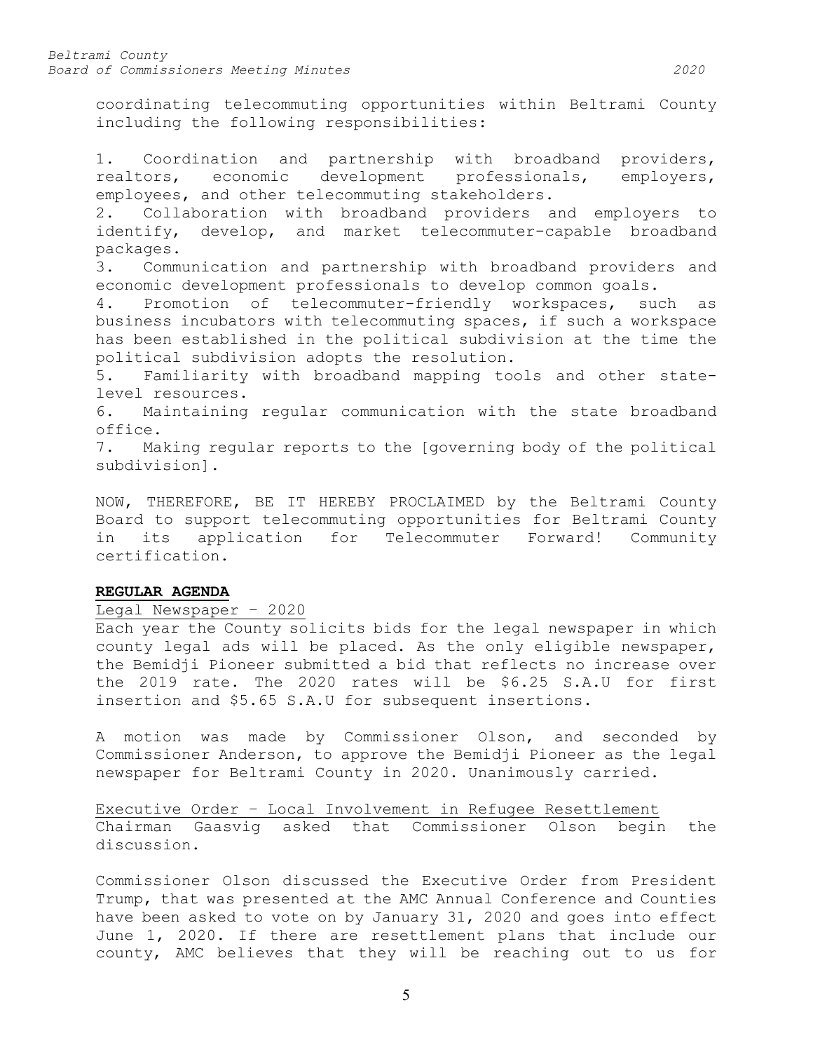coordinating telecommuting opportunities within Beltrami County including the following responsibilities:

1. Coordination and partnership with broadband providers, realtors, economic development professionals, employers, employees, and other telecommuting stakeholders.
2. Collaboration with broadband providers and employers to identify, develop, and market telecommuter-capable broadband packages.
3. Communication and partnership with broadband providers and economic development professionals to develop common goals.
4. Promotion of telecommuter-friendly workspaces, such as business incubators with telecommuting spaces, if such a workspace has been established in the political subdivision at the time the political subdivision adopts the resolution.
5. Familiarity with broadband mapping tools and other state-level resources.
6. Maintaining regular communication with the state broadband office.
7. Making regular reports to the [governing body of the political subdivision].

NOW, THEREFORE, BE IT HEREBY PROCLAIMED by the Beltrami County Board to support telecommuting opportunities for Beltrami County in its application for Telecommuter Forward! Community certification.

**REGULAR AGENDA**

Legal Newspaper – 2020

Each year the County solicits bids for the legal newspaper in which county legal ads will be placed. As the only eligible newspaper, the Bemidji Pioneer submitted a bid that reflects no increase over the 2019 rate. The 2020 rates will be $6.25 S.A.U for first insertion and $5.65 S.A.U for subsequent insertions.

A motion was made by Commissioner Olson, and seconded by Commissioner Anderson, to approve the Bemidji Pioneer as the legal newspaper for Beltrami County in 2020. Unanimously carried.

Executive Order – Local Involvement in Refugee Resettlement

Chairman Gaasvig asked that Commissioner Olson begin the discussion.

Commissioner Olson discussed the Executive Order from President Trump, that was presented at the AMC Annual Conference and Counties have been asked to vote on by January 31, 2020 and goes into effect June 1, 2020. If there are resettlement plans that include our county, AMC believes that they will be reaching out to us for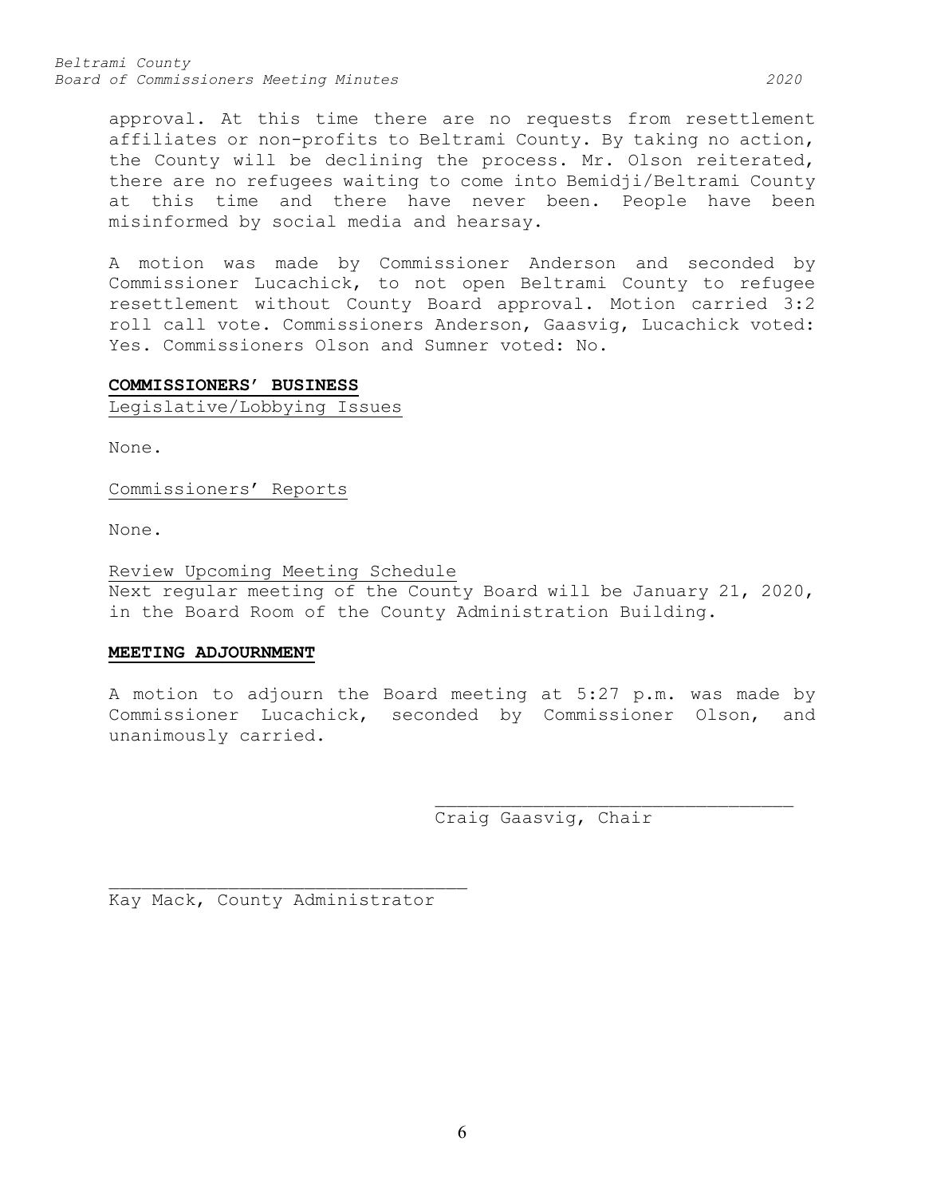approval. At this time there are no requests from resettlement affiliates or non-profits to Beltrami County. By taking no action, the County will be declining the process. Mr. Olson reiterated, there are no refugees waiting to come into Bemidji/Beltrami County at this time and there have never been. People have been misinformed by social media and hearsay.

A motion was made by Commissioner Anderson and seconded by Commissioner Lucachick, to not open Beltrami County to refugee resettlement without County Board approval. Motion carried 3:2 roll call vote. Commissioners Anderson, Gaasvig, Lucachick voted: Yes. Commissioners Olson and Sumner voted: No.

**COMMISSIONERS' BUSINESS**

Legislative/Lobbying Issues

None.

Commissioners' Reports

None.

Review Upcoming Meeting Schedule

Next regular meeting of the County Board will be January 21, 2020, in the Board Room of the County Administration Building.

**MEETING ADJOURNMENT**

A motion to adjourn the Board meeting at 5:27 p.m. was made by Commissioner Lucachick, seconded by Commissioner Olson, and unanimously carried.

\_\_\_\_\_\_\_\_\_\_\_\_\_\_\_\_\_\_\_\_\_\_\_\_\_\_\_\_\_\_\_\_\_\_\_
Craig Gaasvig, Chair

\_\_\_\_\_\_\_\_\_\_\_\_\_\_\_\_\_\_\_\_\_\_\_\_\_\_\_\_\_\_\_\_\_\_\_
Kay Mack, County Administrator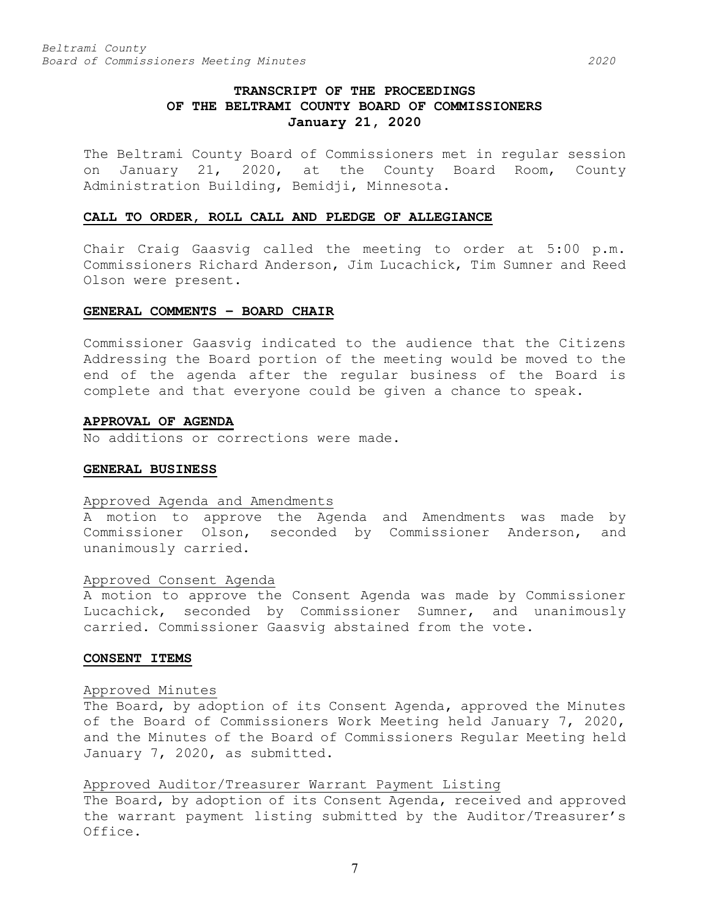# TRANSCRIPT OF THE PROCEEDINGS OF THE BELTRAMI COUNTY BOARD OF COMMISSIONERS January 21, 2020

The Beltrami County Board of Commissioners met in regular session on January 21, 2020, at the County Board Room, County Administration Building, Bemidji, Minnesota.

## CALL TO ORDER, ROLL CALL AND PLEDGE OF ALLEGIANCE

Chair Craig Gaasvig called the meeting to order at 5:00 p.m. Commissioners Richard Anderson, Jim Lucachick, Tim Sumner and Reed Olson were present.

## GENERAL COMMENTS – BOARD CHAIR

Commissioner Gaasvig indicated to the audience that the Citizens Addressing the Board portion of the meeting would be moved to the end of the agenda after the regular business of the Board is complete and that everyone could be given a chance to speak.

## APPROVAL OF AGENDA

No additions or corrections were made.

## GENERAL BUSINESS

### Approved Agenda and Amendments

A motion to approve the Agenda and Amendments was made by Commissioner Olson, seconded by Commissioner Anderson, and unanimously carried.

### Approved Consent Agenda

A motion to approve the Consent Agenda was made by Commissioner Lucachick, seconded by Commissioner Sumner, and unanimously carried. Commissioner Gaasvig abstained from the vote.

## CONSENT ITEMS

### Approved Minutes

The Board, by adoption of its Consent Agenda, approved the Minutes of the Board of Commissioners Work Meeting held January 7, 2020, and the Minutes of the Board of Commissioners Regular Meeting held January 7, 2020, as submitted.

### Approved Auditor/Treasurer Warrant Payment Listing

The Board, by adoption of its Consent Agenda, received and approved the warrant payment listing submitted by the Auditor/Treasurer's Office.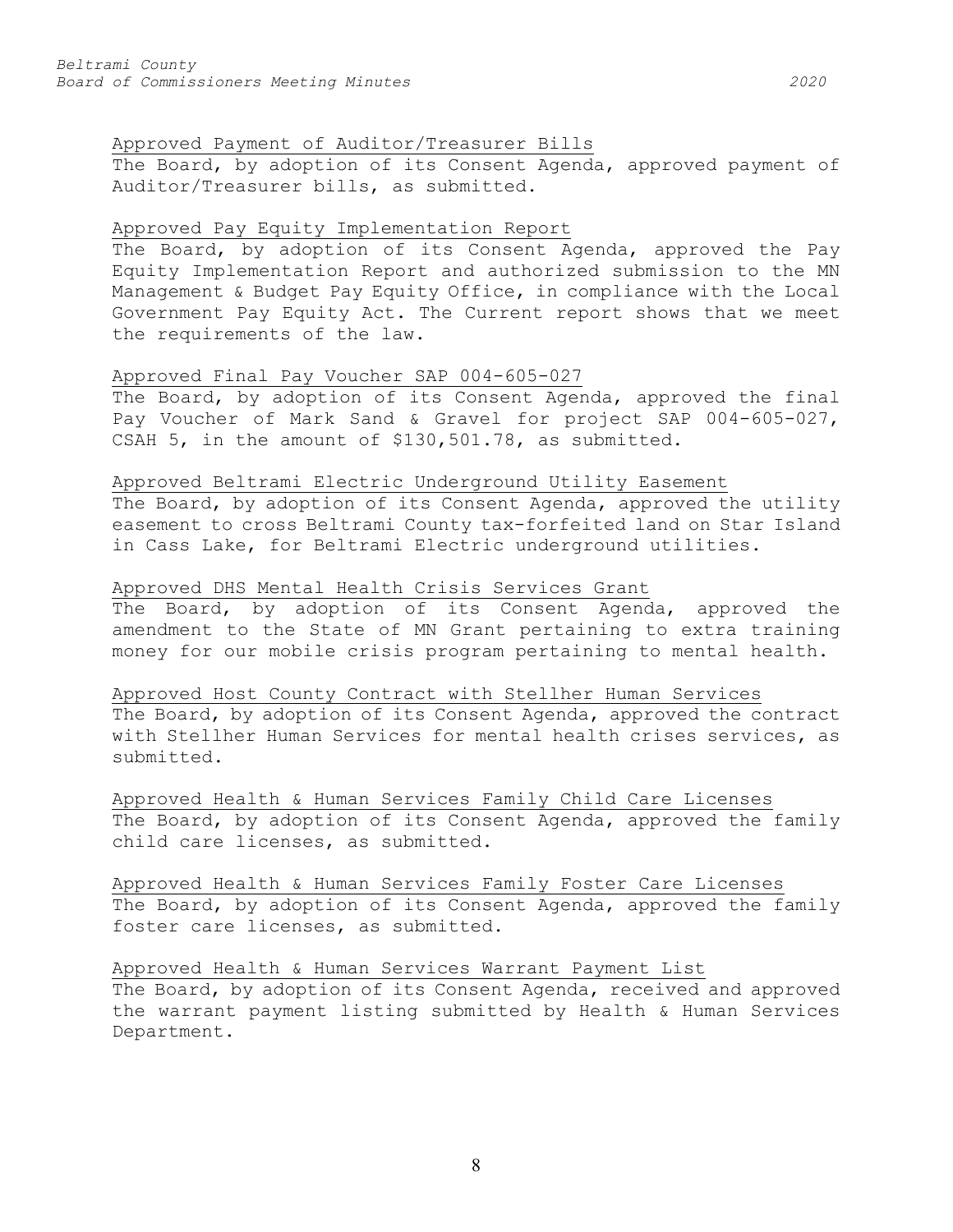Approved Payment of Auditor/Treasurer Bills

The Board, by adoption of its Consent Agenda, approved payment of Auditor/Treasurer bills, as submitted.

Approved Pay Equity Implementation Report

The Board, by adoption of its Consent Agenda, approved the Pay Equity Implementation Report and authorized submission to the MN Management & Budget Pay Equity Office, in compliance with the Local Government Pay Equity Act. The Current report shows that we meet the requirements of the law.

Approved Final Pay Voucher SAP 004-605-027

The Board, by adoption of its Consent Agenda, approved the final Pay Voucher of Mark Sand & Gravel for project SAP 004-605-027, CSAH 5, in the amount of $130,501.78, as submitted.

Approved Beltrami Electric Underground Utility Easement

The Board, by adoption of its Consent Agenda, approved the utility easement to cross Beltrami County tax-forfeited land on Star Island in Cass Lake, for Beltrami Electric underground utilities.

Approved DHS Mental Health Crisis Services Grant

The Board, by adoption of its Consent Agenda, approved the amendment to the State of MN Grant pertaining to extra training money for our mobile crisis program pertaining to mental health.

Approved Host County Contract with Stellher Human Services

The Board, by adoption of its Consent Agenda, approved the contract with Stellher Human Services for mental health crises services, as submitted.

Approved Health & Human Services Family Child Care Licenses

The Board, by adoption of its Consent Agenda, approved the family child care licenses, as submitted.

Approved Health & Human Services Family Foster Care Licenses

The Board, by adoption of its Consent Agenda, approved the family foster care licenses, as submitted.

Approved Health & Human Services Warrant Payment List

The Board, by adoption of its Consent Agenda, received and approved the warrant payment listing submitted by Health & Human Services Department.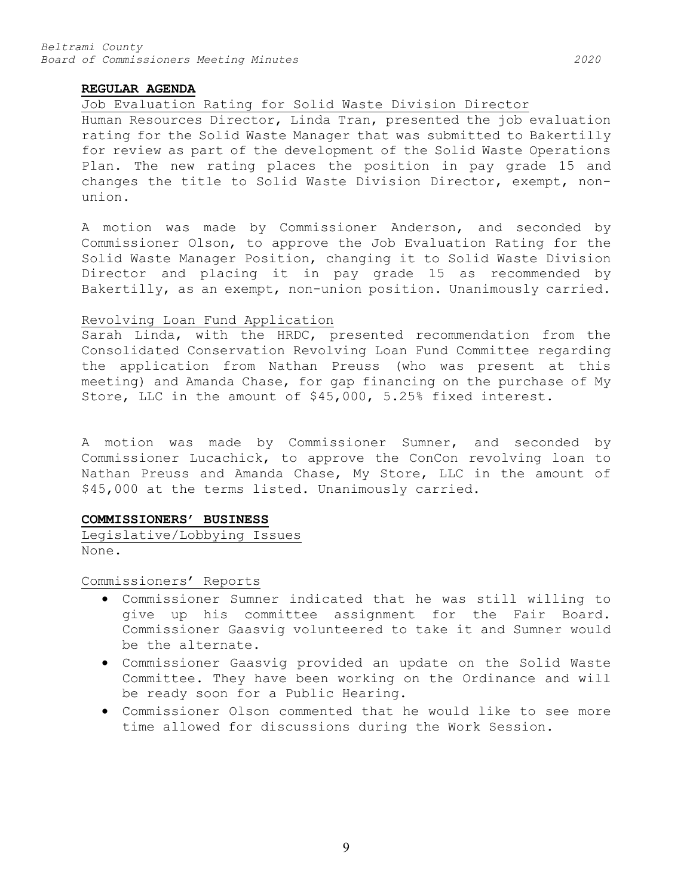**REGULAR AGENDA**

Job Evaluation Rating for Solid Waste Division Director

Human Resources Director, Linda Tran, presented the job evaluation rating for the Solid Waste Manager that was submitted to Bakertilly for review as part of the development of the Solid Waste Operations Plan. The new rating places the position in pay grade 15 and changes the title to Solid Waste Division Director, exempt, non-union.

A motion was made by Commissioner Anderson, and seconded by Commissioner Olson, to approve the Job Evaluation Rating for the Solid Waste Manager Position, changing it to Solid Waste Division Director and placing it in pay grade 15 as recommended by Bakertilly, as an exempt, non-union position. Unanimously carried.

Revolving Loan Fund Application

Sarah Linda, with the HRDC, presented recommendation from the Consolidated Conservation Revolving Loan Fund Committee regarding the application from Nathan Preuss (who was present at this meeting) and Amanda Chase, for gap financing on the purchase of My Store, LLC in the amount of $45,000, 5.25% fixed interest.

A motion was made by Commissioner Sumner, and seconded by Commissioner Lucachick, to approve the ConCon revolving loan to Nathan Preuss and Amanda Chase, My Store, LLC in the amount of $45,000 at the terms listed. Unanimously carried.

**COMMISSIONERS' BUSINESS**

Legislative/Lobbying Issues

None.

Commissioners' Reports

- Commissioner Sumner indicated that he was still willing to give up his committee assignment for the Fair Board. Commissioner Gaasvig volunteered to take it and Sumner would be the alternate.
- Commissioner Gaasvig provided an update on the Solid Waste Committee. They have been working on the Ordinance and will be ready soon for a Public Hearing.
- Commissioner Olson commented that he would like to see more time allowed for discussions during the Work Session.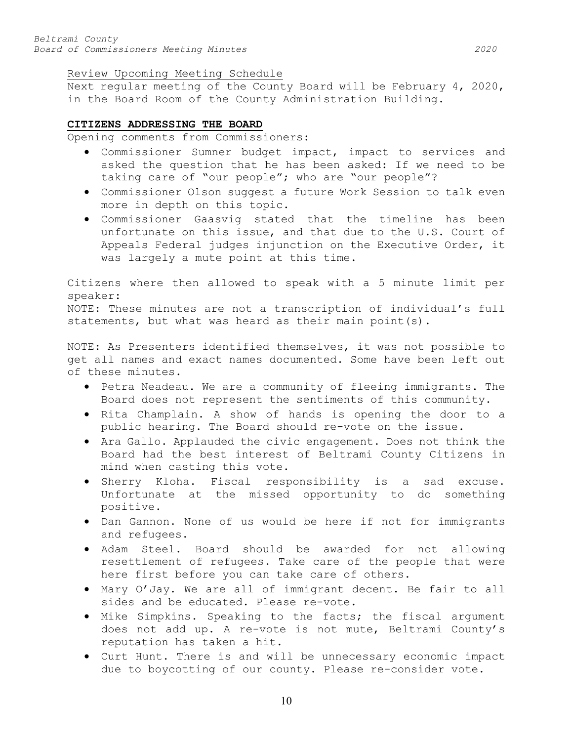Review Upcoming Meeting Schedule

Next regular meeting of the County Board will be February 4, 2020, in the Board Room of the County Administration Building.

## CITIZENS ADDRESSING THE BOARD

Opening comments from Commissioners:

- Commissioner Sumner budget impact, impact to services and asked the question that he has been asked: If we need to be taking care of "our people"; who are "our people"?
- Commissioner Olson suggest a future Work Session to talk even more in depth on this topic.
- Commissioner Gaasvig stated that the timeline has been unfortunate on this issue, and that due to the U.S. Court of Appeals Federal judges injunction on the Executive Order, it was largely a mute point at this time.

Citizens where then allowed to speak with a 5 minute limit per speaker:

NOTE: These minutes are not a transcription of individual's full statements, but what was heard as their main point(s).

NOTE: As Presenters identified themselves, it was not possible to get all names and exact names documented. Some have been left out of these minutes.

- Petra Neadeau. We are a community of fleeing immigrants. The Board does not represent the sentiments of this community.
- Rita Champlain. A show of hands is opening the door to a public hearing. The Board should re-vote on the issue.
- Ara Gallo. Applauded the civic engagement. Does not think the Board had the best interest of Beltrami County Citizens in mind when casting this vote.
- Sherry Kloha. Fiscal responsibility is a sad excuse. Unfortunate at the missed opportunity to do something positive.
- Dan Gannon. None of us would be here if not for immigrants and refugees.
- Adam Steel. Board should be awarded for not allowing resettlement of refugees. Take care of the people that were here first before you can take care of others.
- Mary O'Jay. We are all of immigrant decent. Be fair to all sides and be educated. Please re-vote.
- Mike Simpkins. Speaking to the facts; the fiscal argument does not add up. A re-vote is not mute, Beltrami County's reputation has taken a hit.
- Curt Hunt. There is and will be unnecessary economic impact due to boycotting of our county. Please re-consider vote.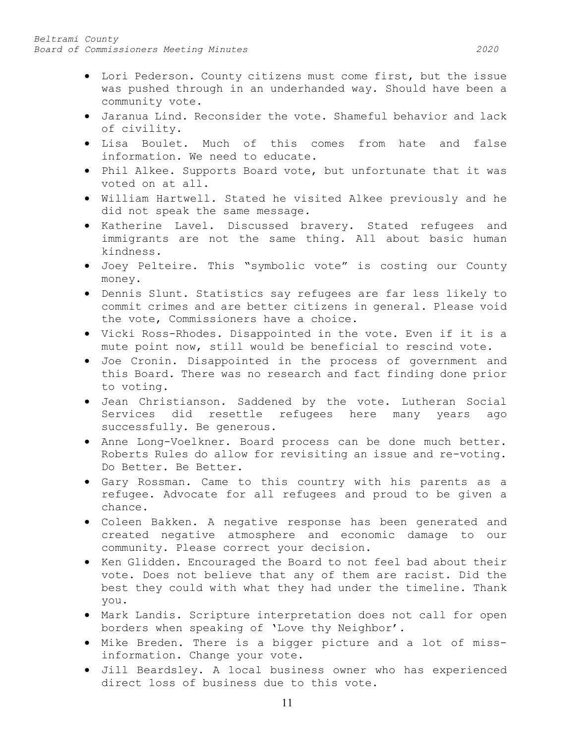- Lori Pederson. County citizens must come first, but the issue was pushed through in an underhanded way. Should have been a community vote.
- Jaranua Lind. Reconsider the vote. Shameful behavior and lack of civility.
- Lisa Boulet. Much of this comes from hate and false information. We need to educate.
- Phil Alkee. Supports Board vote, but unfortunate that it was voted on at all.
- William Hartwell. Stated he visited Alkee previously and he did not speak the same message.
- Katherine Lavel. Discussed bravery. Stated refugees and immigrants are not the same thing. All about basic human kindness.
- Joey Pelteire. This "symbolic vote" is costing our County money.
- Dennis Slunt. Statistics say refugees are far less likely to commit crimes and are better citizens in general. Please void the vote, Commissioners have a choice.
- Vicki Ross-Rhodes. Disappointed in the vote. Even if it is a mute point now, still would be beneficial to rescind vote.
- Joe Cronin. Disappointed in the process of government and this Board. There was no research and fact finding done prior to voting.
- Jean Christianson. Saddened by the vote. Lutheran Social Services did resettle refugees here many years ago successfully. Be generous.
- Anne Long-Voelkner. Board process can be done much better. Roberts Rules do allow for revisiting an issue and re-voting. Do Better. Be Better.
- Gary Rossman. Came to this country with his parents as a refugee. Advocate for all refugees and proud to be given a chance.
- Coleen Bakken. A negative response has been generated and created negative atmosphere and economic damage to our community. Please correct your decision.
- Ken Glidden. Encouraged the Board to not feel bad about their vote. Does not believe that any of them are racist. Did the best they could with what they had under the timeline. Thank you.
- Mark Landis. Scripture interpretation does not call for open borders when speaking of 'Love thy Neighbor'.
- Mike Breden. There is a bigger picture and a lot of miss-information. Change your vote.
- Jill Beardsley. A local business owner who has experienced direct loss of business due to this vote.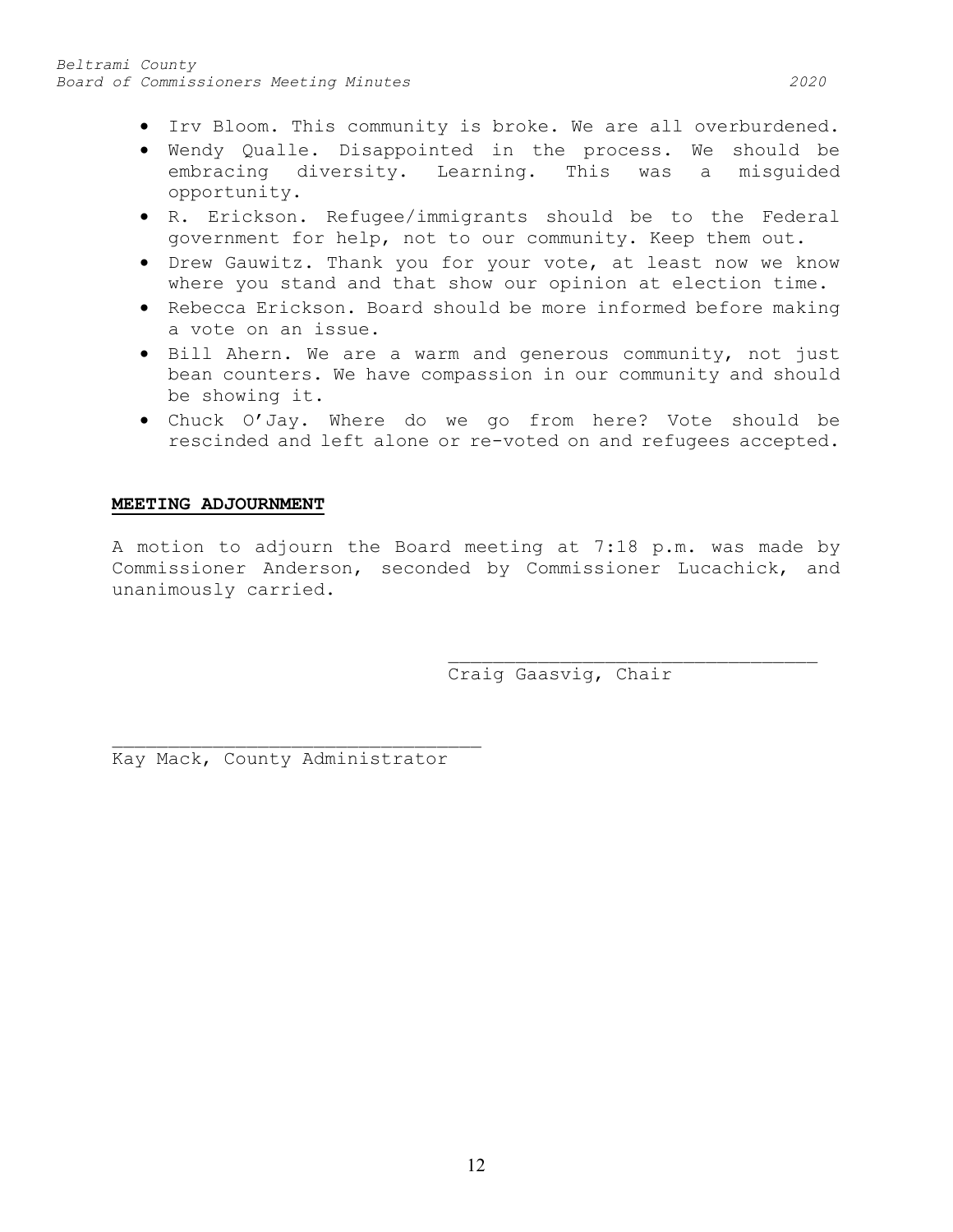- Irv Bloom. This community is broke. We are all overburdened.
- Wendy Qualle. Disappointed in the process. We should be embracing diversity. Learning. This was a misguided opportunity.
- R. Erickson. Refugee/immigrants should be to the Federal government for help, not to our community. Keep them out.
- Drew Gauwitz. Thank you for your vote, at least now we know where you stand and that show our opinion at election time.
- Rebecca Erickson. Board should be more informed before making a vote on an issue.
- Bill Ahern. We are a warm and generous community, not just bean counters. We have compassion in our community and should be showing it.
- Chuck O'Jay. Where do we go from here? Vote should be rescinded and left alone or re-voted on and refugees accepted.

**MEETING ADJOURNMENT**

A motion to adjourn the Board meeting at 7:18 p.m. was made by Commissioner Anderson, seconded by Commissioner Lucachick, and unanimously carried.

\_\_\_\_\_\_\_\_\_\_\_\_\_\_\_\_\_\_\_\_\_\_\_\_\_\_\_\_\_\_\_\_\_\_\_\_
Craig Gaasvig, Chair

\_\_\_\_\_\_\_\_\_\_\_\_\_\_\_\_\_\_\_\_\_\_\_\_\_\_\_\_\_\_\_\_\_\_\_\_
Kay Mack, County Administrator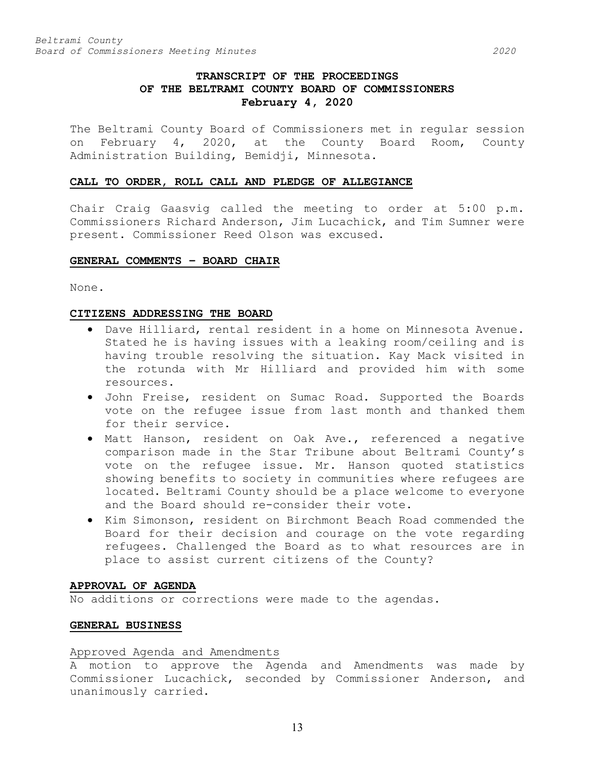## TRANSCRIPT OF THE PROCEEDINGS OF THE BELTRAMI COUNTY BOARD OF COMMISSIONERS February 4, 2020

The Beltrami County Board of Commissioners met in regular session on February 4, 2020, at the County Board Room, County Administration Building, Bemidji, Minnesota.

### CALL TO ORDER, ROLL CALL AND PLEDGE OF ALLEGIANCE

Chair Craig Gaasvig called the meeting to order at 5:00 p.m. Commissioners Richard Anderson, Jim Lucachick, and Tim Sumner were present. Commissioner Reed Olson was excused.

### GENERAL COMMENTS – BOARD CHAIR

None.

### CITIZENS ADDRESSING THE BOARD

- Dave Hilliard, rental resident in a home on Minnesota Avenue. Stated he is having issues with a leaking room/ceiling and is having trouble resolving the situation. Kay Mack visited in the rotunda with Mr Hilliard and provided him with some resources.
- John Freise, resident on Sumac Road. Supported the Boards vote on the refugee issue from last month and thanked them for their service.
- Matt Hanson, resident on Oak Ave., referenced a negative comparison made in the Star Tribune about Beltrami County's vote on the refugee issue. Mr. Hanson quoted statistics showing benefits to society in communities where refugees are located. Beltrami County should be a place welcome to everyone and the Board should re-consider their vote.
- Kim Simonson, resident on Birchmont Beach Road commended the Board for their decision and courage on the vote regarding refugees. Challenged the Board as to what resources are in place to assist current citizens of the County?

### APPROVAL OF AGENDA

No additions or corrections were made to the agendas.

### GENERAL BUSINESS

Approved Agenda and Amendments

A motion to approve the Agenda and Amendments was made by Commissioner Lucachick, seconded by Commissioner Anderson, and unanimously carried.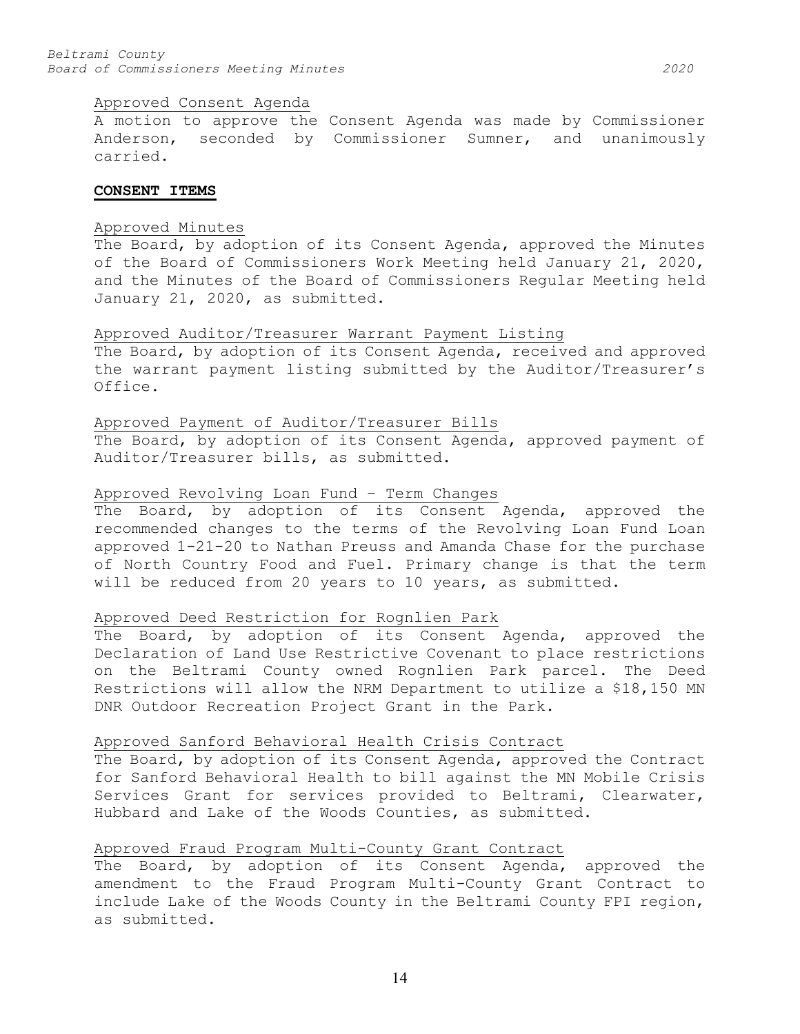Approved Consent Agenda

A motion to approve the Consent Agenda was made by Commissioner Anderson, seconded by Commissioner Sumner, and unanimously carried.

**CONSENT ITEMS**

Approved Minutes

The Board, by adoption of its Consent Agenda, approved the Minutes of the Board of Commissioners Work Meeting held January 21, 2020, and the Minutes of the Board of Commissioners Regular Meeting held January 21, 2020, as submitted.

Approved Auditor/Treasurer Warrant Payment Listing

The Board, by adoption of its Consent Agenda, received and approved the warrant payment listing submitted by the Auditor/Treasurer's Office.

Approved Payment of Auditor/Treasurer Bills

The Board, by adoption of its Consent Agenda, approved payment of Auditor/Treasurer bills, as submitted.

Approved Revolving Loan Fund – Term Changes

The Board, by adoption of its Consent Agenda, approved the recommended changes to the terms of the Revolving Loan Fund Loan approved 1-21-20 to Nathan Preuss and Amanda Chase for the purchase of North Country Food and Fuel. Primary change is that the term will be reduced from 20 years to 10 years, as submitted.

Approved Deed Restriction for Rognlien Park

The Board, by adoption of its Consent Agenda, approved the Declaration of Land Use Restrictive Covenant to place restrictions on the Beltrami County owned Rognlien Park parcel. The Deed Restrictions will allow the NRM Department to utilize a $18,150 MN DNR Outdoor Recreation Project Grant in the Park.

Approved Sanford Behavioral Health Crisis Contract

The Board, by adoption of its Consent Agenda, approved the Contract for Sanford Behavioral Health to bill against the MN Mobile Crisis Services Grant for services provided to Beltrami, Clearwater, Hubbard and Lake of the Woods Counties, as submitted.

Approved Fraud Program Multi-County Grant Contract

The Board, by adoption of its Consent Agenda, approved the amendment to the Fraud Program Multi-County Grant Contract to include Lake of the Woods County in the Beltrami County FPI region, as submitted.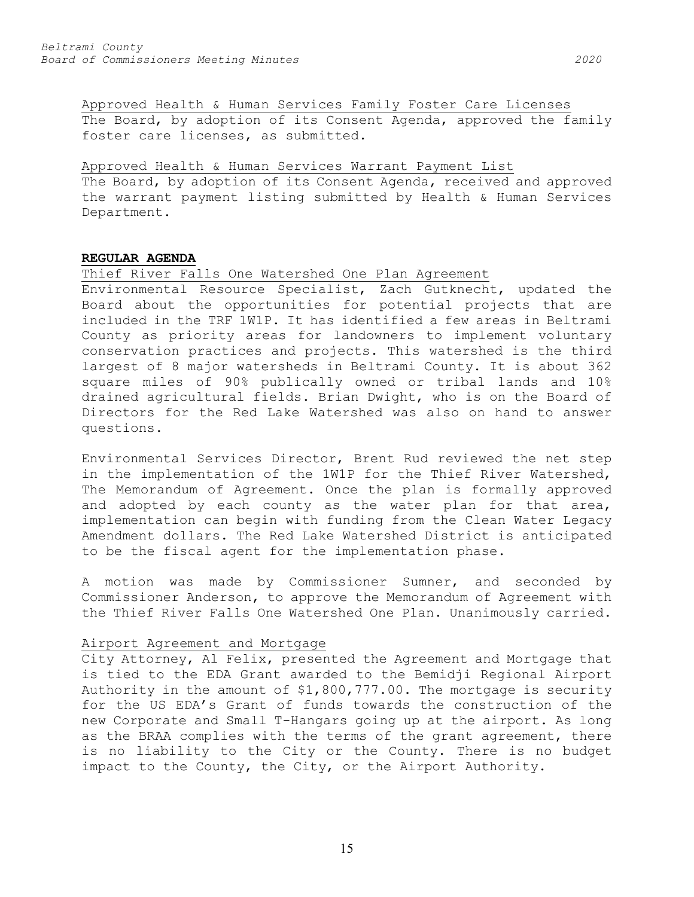Approved Health & Human Services Family Foster Care Licenses

The Board, by adoption of its Consent Agenda, approved the family foster care licenses, as submitted.

Approved Health & Human Services Warrant Payment List

The Board, by adoption of its Consent Agenda, received and approved the warrant payment listing submitted by Health & Human Services Department.

**REGULAR AGENDA**

Thief River Falls One Watershed One Plan Agreement

Environmental Resource Specialist, Zach Gutknecht, updated the Board about the opportunities for potential projects that are included in the TRF 1W1P. It has identified a few areas in Beltrami County as priority areas for landowners to implement voluntary conservation practices and projects. This watershed is the third largest of 8 major watersheds in Beltrami County. It is about 362 square miles of 90% publically owned or tribal lands and 10% drained agricultural fields. Brian Dwight, who is on the Board of Directors for the Red Lake Watershed was also on hand to answer questions.

Environmental Services Director, Brent Rud reviewed the net step in the implementation of the 1W1P for the Thief River Watershed, The Memorandum of Agreement. Once the plan is formally approved and adopted by each county as the water plan for that area, implementation can begin with funding from the Clean Water Legacy Amendment dollars. The Red Lake Watershed District is anticipated to be the fiscal agent for the implementation phase.

A motion was made by Commissioner Sumner, and seconded by Commissioner Anderson, to approve the Memorandum of Agreement with the Thief River Falls One Watershed One Plan. Unanimously carried.

Airport Agreement and Mortgage

City Attorney, Al Felix, presented the Agreement and Mortgage that is tied to the EDA Grant awarded to the Bemidji Regional Airport Authority in the amount of $1,800,777.00. The mortgage is security for the US EDA's Grant of funds towards the construction of the new Corporate and Small T-Hangars going up at the airport. As long as the BRAA complies with the terms of the grant agreement, there is no liability to the City or the County. There is no budget impact to the County, the City, or the Airport Authority.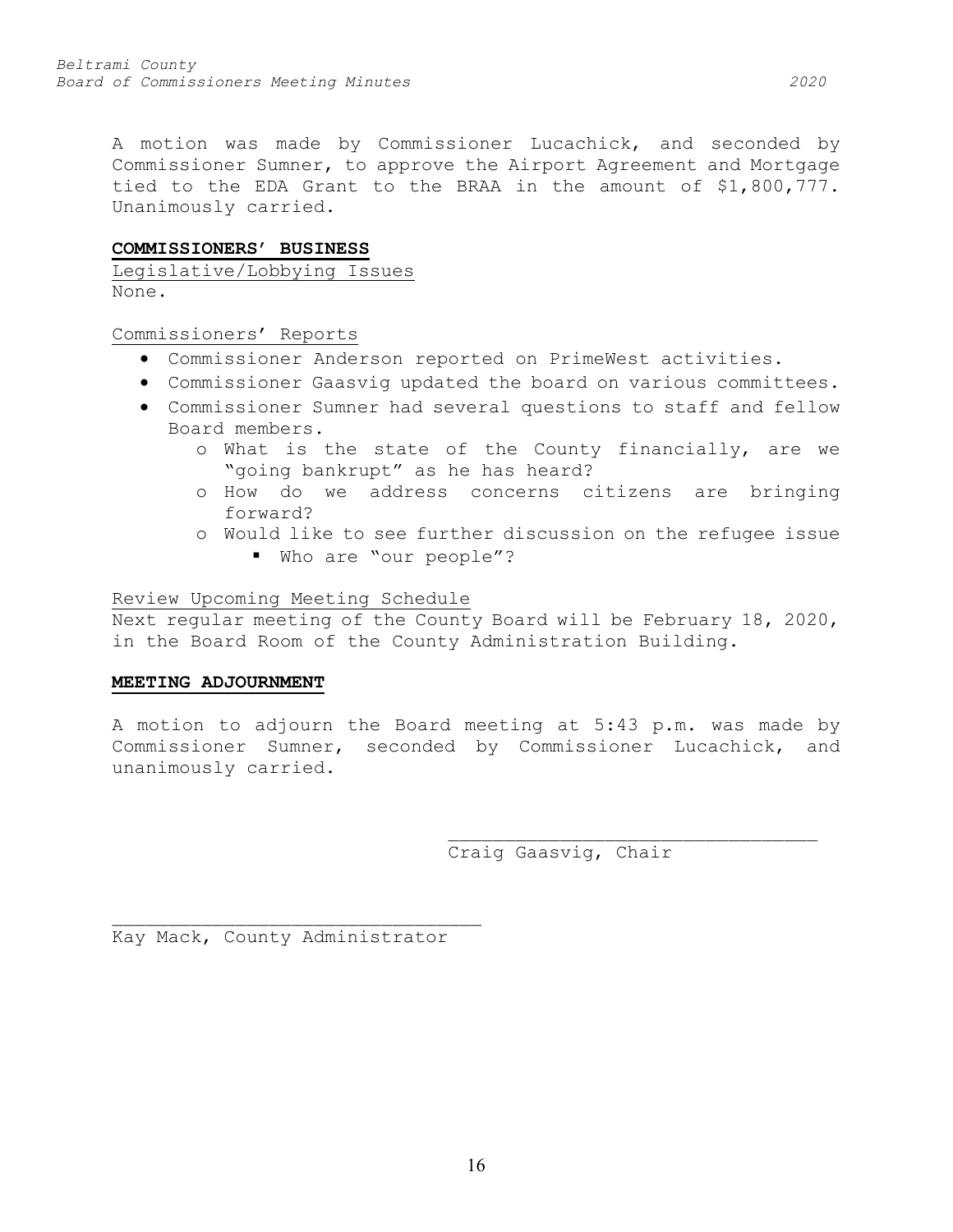A motion was made by Commissioner Lucachick, and seconded by Commissioner Sumner, to approve the Airport Agreement and Mortgage tied to the EDA Grant to the BRAA in the amount of $1,800,777. Unanimously carried.

**COMMISSIONERS' BUSINESS**

Legislative/Lobbying Issues

None.

Commissioners' Reports

- Commissioner Anderson reported on PrimeWest activities.
- Commissioner Gaasvig updated the board on various committees.
- Commissioner Sumner had several questions to staff and fellow Board members.
  - What is the state of the County financially, are we "going bankrupt" as he has heard?
  - How do we address concerns citizens are bringing forward?
  - Would like to see further discussion on the refugee issue
    - Who are "our people"?

Review Upcoming Meeting Schedule

Next regular meeting of the County Board will be February 18, 2020, in the Board Room of the County Administration Building.

**MEETING ADJOURNMENT**

A motion to adjourn the Board meeting at 5:43 p.m. was made by Commissioner Sumner, seconded by Commissioner Lucachick, and unanimously carried.

\_\_\_\_\_\_\_\_\_\_\_\_\_\_\_\_\_\_\_\_\_\_\_\_\_\_\_\_\_\_\_\_\_\_\_

Craig Gaasvig, Chair

\_\_\_\_\_\_\_\_\_\_\_\_\_\_\_\_\_\_\_\_\_\_\_\_\_\_\_\_\_\_\_\_\_\_\_

Kay Mack, County Administrator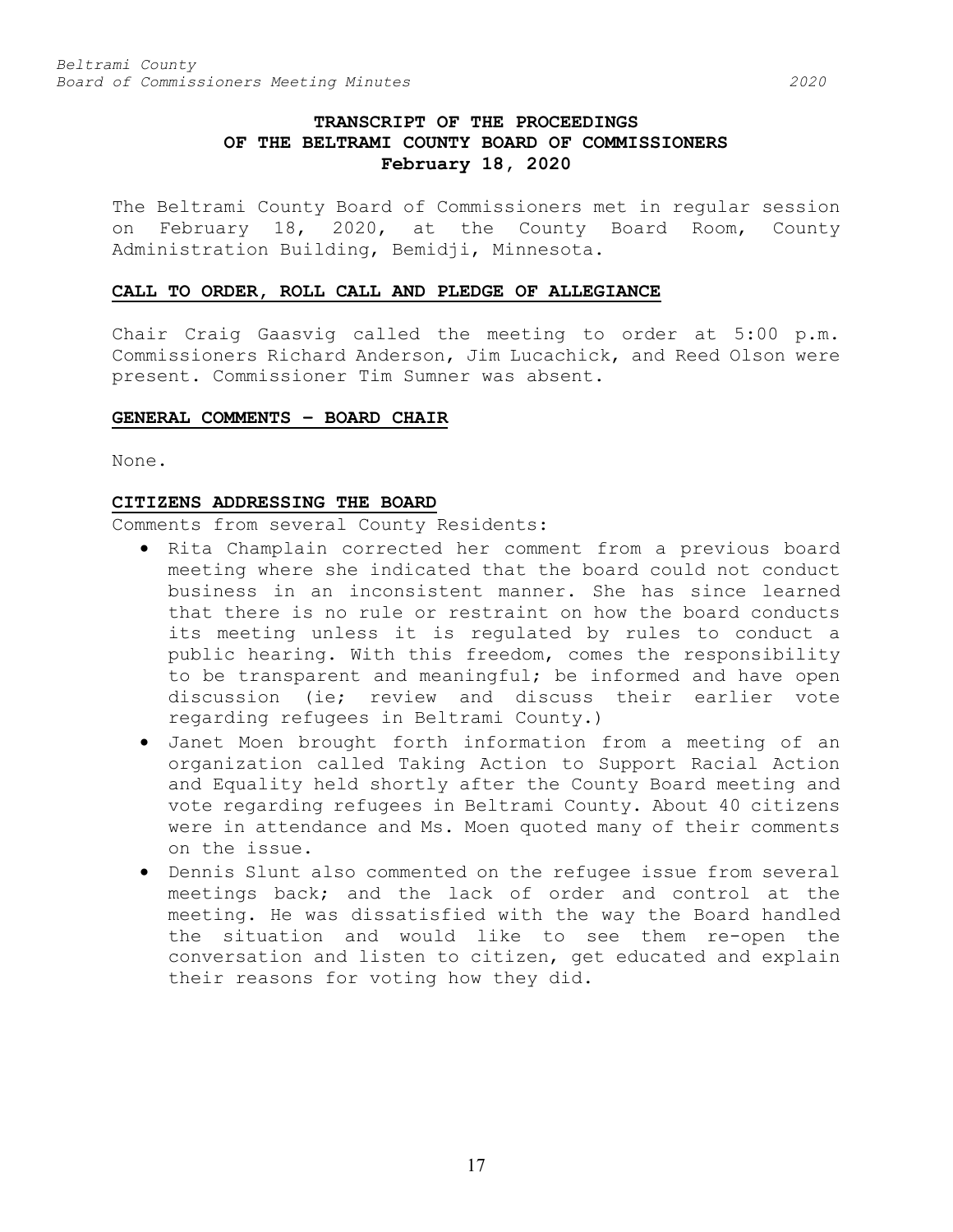# TRANSCRIPT OF THE PROCEEDINGS OF THE BELTRAMI COUNTY BOARD OF COMMISSIONERS February 18, 2020

The Beltrami County Board of Commissioners met in regular session on February 18, 2020, at the County Board Room, County Administration Building, Bemidji, Minnesota.

## CALL TO ORDER, ROLL CALL AND PLEDGE OF ALLEGIANCE

Chair Craig Gaasvig called the meeting to order at 5:00 p.m. Commissioners Richard Anderson, Jim Lucachick, and Reed Olson were present. Commissioner Tim Sumner was absent.

## GENERAL COMMENTS – BOARD CHAIR

None.

## CITIZENS ADDRESSING THE BOARD

Comments from several County Residents:

- Rita Champlain corrected her comment from a previous board meeting where she indicated that the board could not conduct business in an inconsistent manner. She has since learned that there is no rule or restraint on how the board conducts its meeting unless it is regulated by rules to conduct a public hearing. With this freedom, comes the responsibility to be transparent and meaningful; be informed and have open discussion (ie; review and discuss their earlier vote regarding refugees in Beltrami County.)
- Janet Moen brought forth information from a meeting of an organization called Taking Action to Support Racial Action and Equality held shortly after the County Board meeting and vote regarding refugees in Beltrami County. About 40 citizens were in attendance and Ms. Moen quoted many of their comments on the issue.
- Dennis Slunt also commented on the refugee issue from several meetings back; and the lack of order and control at the meeting. He was dissatisfied with the way the Board handled the situation and would like to see them re-open the conversation and listen to citizen, get educated and explain their reasons for voting how they did.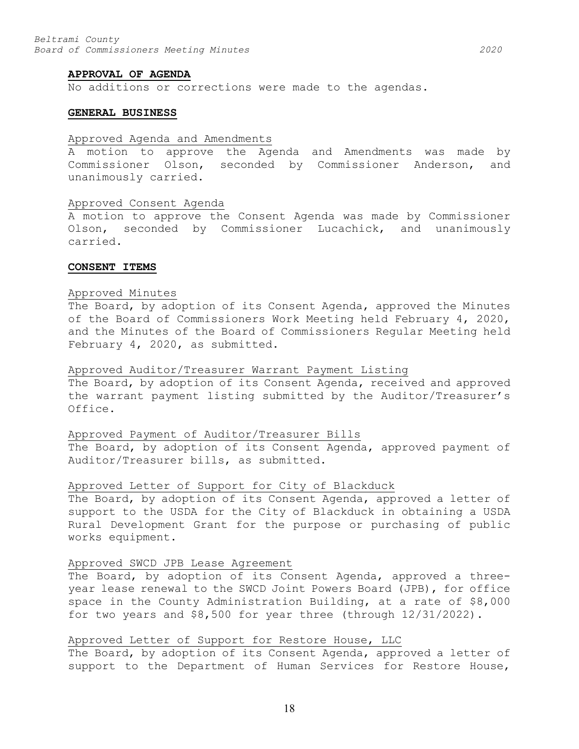**APPROVAL OF AGENDA**

No additions or corrections were made to the agendas.

**GENERAL BUSINESS**

Approved Agenda and Amendments

A motion to approve the Agenda and Amendments was made by Commissioner Olson, seconded by Commissioner Anderson, and unanimously carried.

Approved Consent Agenda

A motion to approve the Consent Agenda was made by Commissioner Olson, seconded by Commissioner Lucachick, and unanimously carried.

**CONSENT ITEMS**

Approved Minutes

The Board, by adoption of its Consent Agenda, approved the Minutes of the Board of Commissioners Work Meeting held February 4, 2020, and the Minutes of the Board of Commissioners Regular Meeting held February 4, 2020, as submitted.

Approved Auditor/Treasurer Warrant Payment Listing

The Board, by adoption of its Consent Agenda, received and approved the warrant payment listing submitted by the Auditor/Treasurer's Office.

Approved Payment of Auditor/Treasurer Bills

The Board, by adoption of its Consent Agenda, approved payment of Auditor/Treasurer bills, as submitted.

Approved Letter of Support for City of Blackduck

The Board, by adoption of its Consent Agenda, approved a letter of support to the USDA for the City of Blackduck in obtaining a USDA Rural Development Grant for the purpose or purchasing of public works equipment.

Approved SWCD JPB Lease Agreement

The Board, by adoption of its Consent Agenda, approved a three-year lease renewal to the SWCD Joint Powers Board (JPB), for office space in the County Administration Building, at a rate of $8,000 for two years and $8,500 for year three (through 12/31/2022).

Approved Letter of Support for Restore House, LLC

The Board, by adoption of its Consent Agenda, approved a letter of support to the Department of Human Services for Restore House,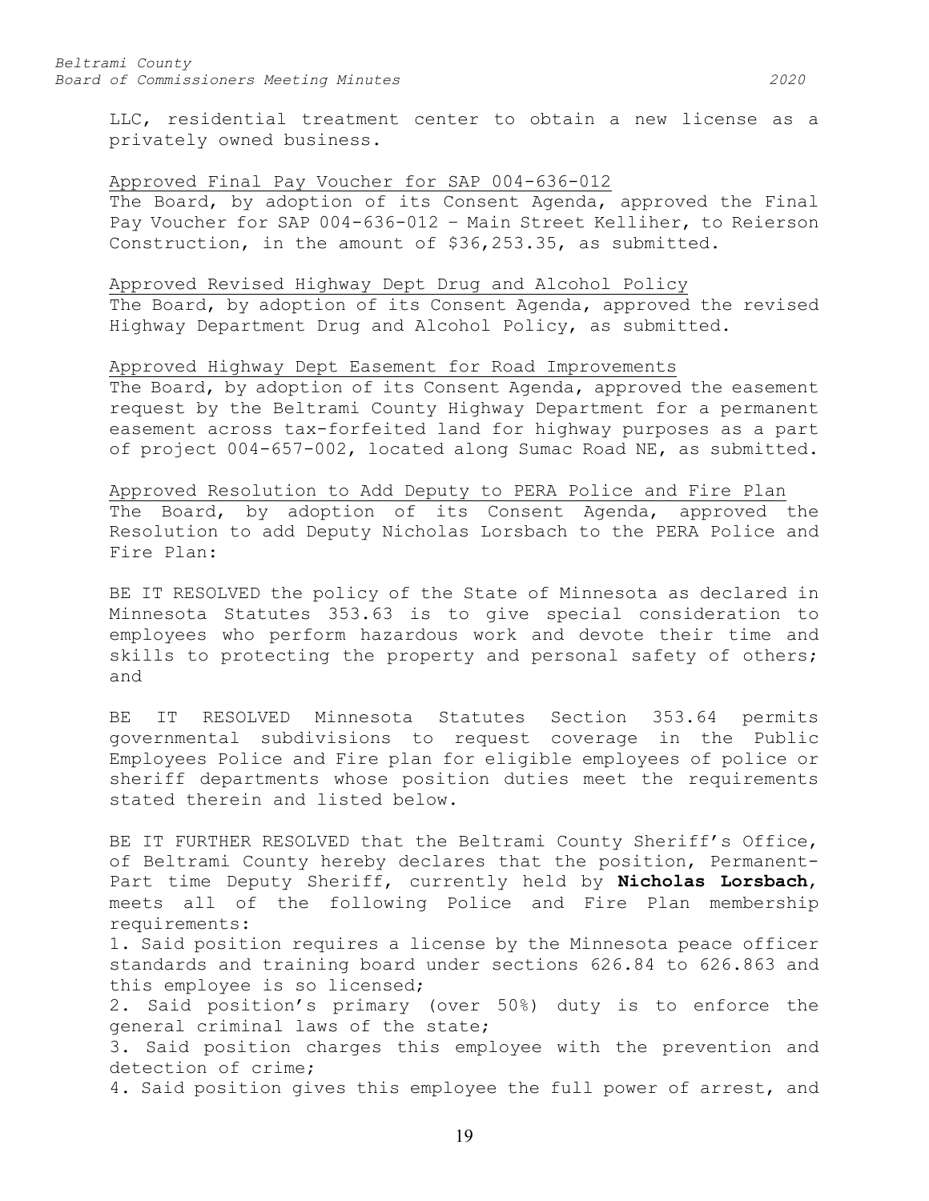LLC, residential treatment center to obtain a new license as a privately owned business.

Approved Final Pay Voucher for SAP 004-636-012

The Board, by adoption of its Consent Agenda, approved the Final Pay Voucher for SAP 004-636-012 – Main Street Kelliher, to Reierson Construction, in the amount of $36,253.35, as submitted.

Approved Revised Highway Dept Drug and Alcohol Policy

The Board, by adoption of its Consent Agenda, approved the revised Highway Department Drug and Alcohol Policy, as submitted.

Approved Highway Dept Easement for Road Improvements

The Board, by adoption of its Consent Agenda, approved the easement request by the Beltrami County Highway Department for a permanent easement across tax-forfeited land for highway purposes as a part of project 004-657-002, located along Sumac Road NE, as submitted.

Approved Resolution to Add Deputy to PERA Police and Fire Plan

The Board, by adoption of its Consent Agenda, approved the Resolution to add Deputy Nicholas Lorsbach to the PERA Police and Fire Plan:

BE IT RESOLVED the policy of the State of Minnesota as declared in Minnesota Statutes 353.63 is to give special consideration to employees who perform hazardous work and devote their time and skills to protecting the property and personal safety of others; and

BE IT RESOLVED Minnesota Statutes Section 353.64 permits governmental subdivisions to request coverage in the Public Employees Police and Fire plan for eligible employees of police or sheriff departments whose position duties meet the requirements stated therein and listed below.

BE IT FURTHER RESOLVED that the Beltrami County Sheriff's Office, of Beltrami County hereby declares that the position, Permanent-Part time Deputy Sheriff, currently held by **Nicholas Lorsbach**, meets all of the following Police and Fire Plan membership requirements:

1. Said position requires a license by the Minnesota peace officer standards and training board under sections 626.84 to 626.863 and this employee is so licensed;
2. Said position's primary (over 50%) duty is to enforce the general criminal laws of the state;
3. Said position charges this employee with the prevention and detection of crime;
4. Said position gives this employee the full power of arrest, and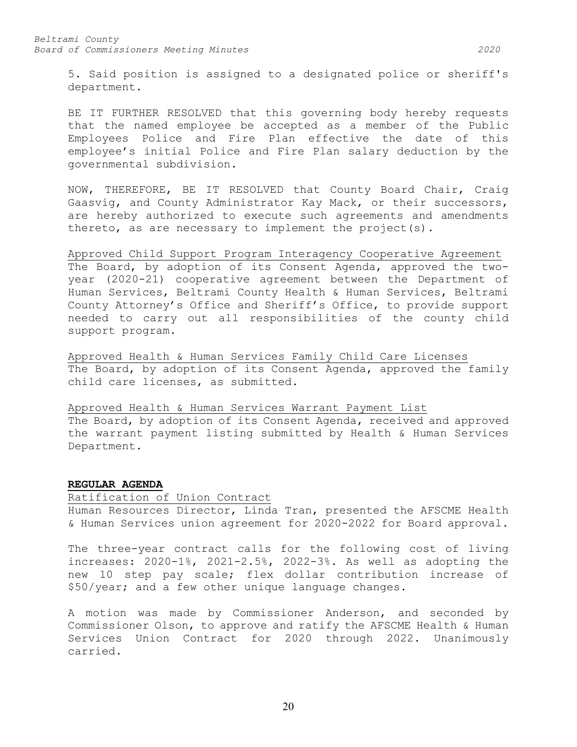5. Said position is assigned to a designated police or sheriff's department.

BE IT FURTHER RESOLVED that this governing body hereby requests that the named employee be accepted as a member of the Public Employees Police and Fire Plan effective the date of this employee's initial Police and Fire Plan salary deduction by the governmental subdivision.

NOW, THEREFORE, BE IT RESOLVED that County Board Chair, Craig Gaasvig, and County Administrator Kay Mack, or their successors, are hereby authorized to execute such agreements and amendments thereto, as are necessary to implement the project(s).

Approved Child Support Program Interagency Cooperative Agreement
The Board, by adoption of its Consent Agenda, approved the two-year (2020-21) cooperative agreement between the Department of Human Services, Beltrami County Health & Human Services, Beltrami County Attorney's Office and Sheriff's Office, to provide support needed to carry out all responsibilities of the county child support program.

Approved Health & Human Services Family Child Care Licenses
The Board, by adoption of its Consent Agenda, approved the family child care licenses, as submitted.

Approved Health & Human Services Warrant Payment List
The Board, by adoption of its Consent Agenda, received and approved the warrant payment listing submitted by Health & Human Services Department.

**REGULAR AGENDA**

Ratification of Union Contract
Human Resources Director, Linda Tran, presented the AFSCME Health & Human Services union agreement for 2020-2022 for Board approval.

The three-year contract calls for the following cost of living increases: 2020-1%, 2021-2.5%, 2022-3%. As well as adopting the new 10 step pay scale; flex dollar contribution increase of $50/year; and a few other unique language changes.

A motion was made by Commissioner Anderson, and seconded by Commissioner Olson, to approve and ratify the AFSCME Health & Human Services Union Contract for 2020 through 2022. Unanimously carried.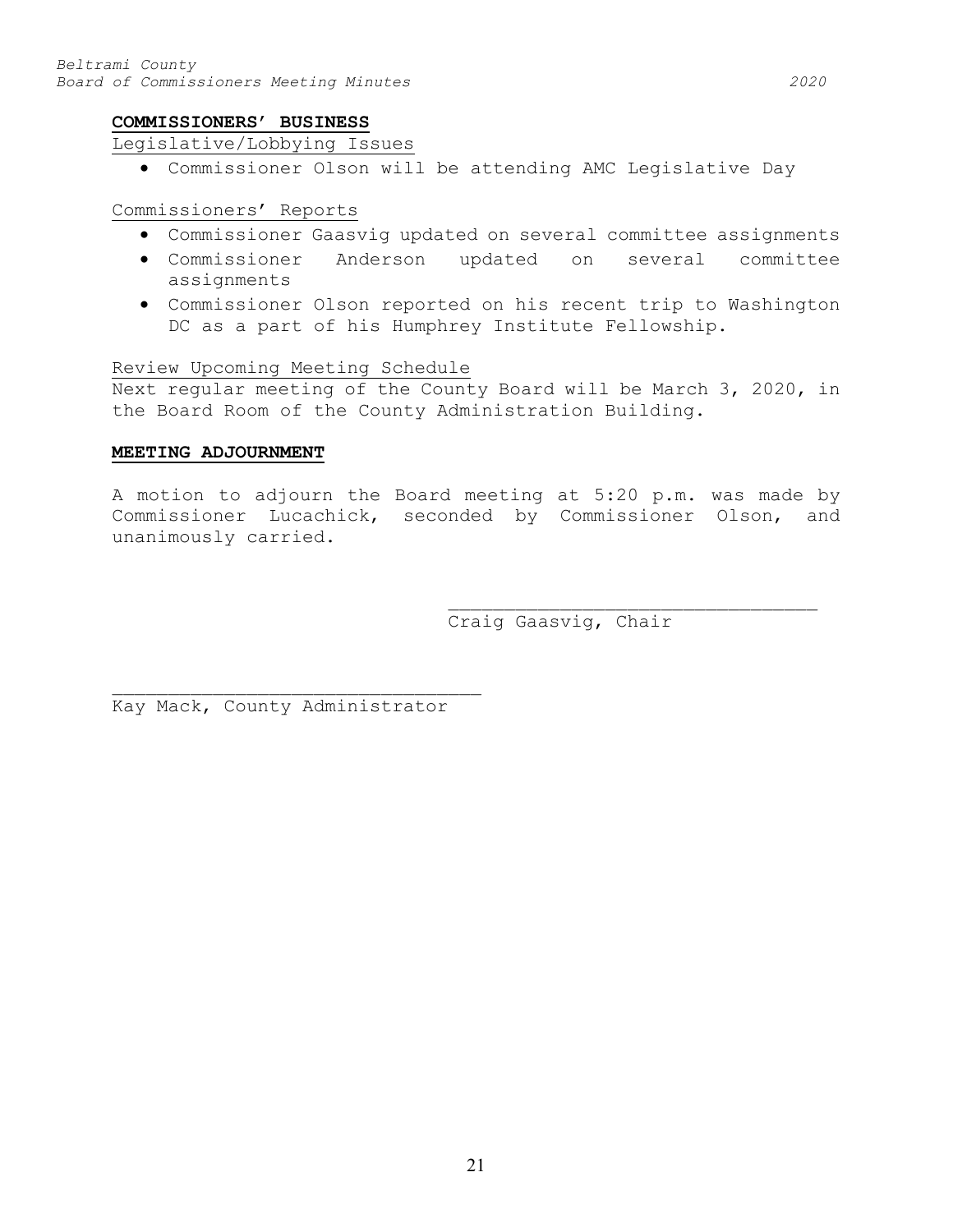**COMMISSIONERS' BUSINESS**

Legislative/Lobbying Issues

- Commissioner Olson will be attending AMC Legislative Day

Commissioners' Reports

- Commissioner Gaasvig updated on several committee assignments
- Commissioner Anderson updated on several committee assignments
- Commissioner Olson reported on his recent trip to Washington DC as a part of his Humphrey Institute Fellowship.

Review Upcoming Meeting Schedule

Next regular meeting of the County Board will be March 3, 2020, in the Board Room of the County Administration Building.

**MEETING ADJOURNMENT**

A motion to adjourn the Board meeting at 5:20 p.m. was made by Commissioner Lucachick, seconded by Commissioner Olson, and unanimously carried.

\_\_\_\_\_\_\_\_\_\_\_\_\_\_\_\_\_\_\_\_\_\_\_\_\_\_\_\_\_\_\_\_\_\_

Craig Gaasvig, Chair

\_\_\_\_\_\_\_\_\_\_\_\_\_\_\_\_\_\_\_\_\_\_\_\_\_\_\_\_\_\_\_\_\_\_

Kay Mack, County Administrator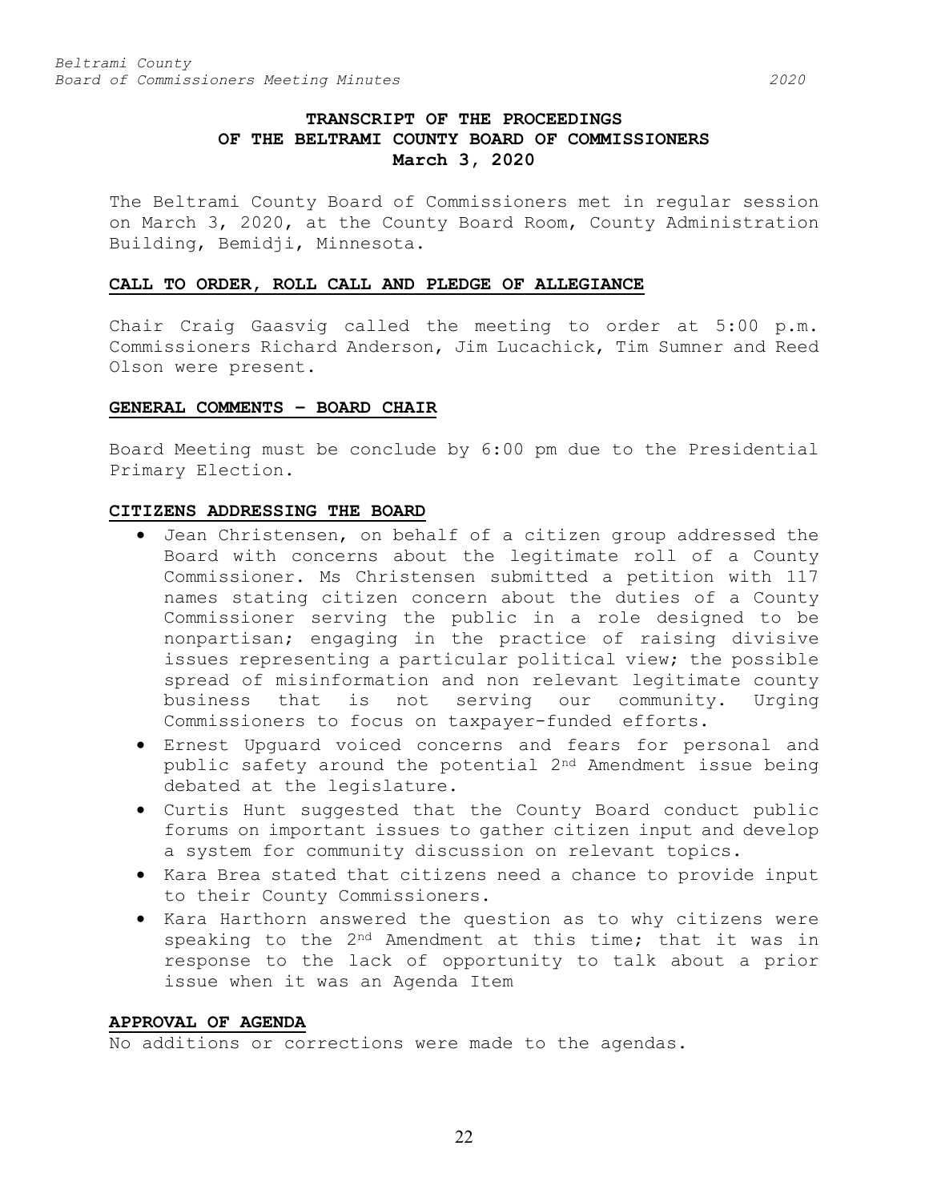# TRANSCRIPT OF THE PROCEEDINGS OF THE BELTRAMI COUNTY BOARD OF COMMISSIONERS March 3, 2020

The Beltrami County Board of Commissioners met in regular session on March 3, 2020, at the County Board Room, County Administration Building, Bemidji, Minnesota.

## CALL TO ORDER, ROLL CALL AND PLEDGE OF ALLEGIANCE

Chair Craig Gaasvig called the meeting to order at 5:00 p.m. Commissioners Richard Anderson, Jim Lucachick, Tim Sumner and Reed Olson were present.

## GENERAL COMMENTS – BOARD CHAIR

Board Meeting must be conclude by 6:00 pm due to the Presidential Primary Election.

## CITIZENS ADDRESSING THE BOARD

- Jean Christensen, on behalf of a citizen group addressed the Board with concerns about the legitimate roll of a County Commissioner. Ms Christensen submitted a petition with 117 names stating citizen concern about the duties of a County Commissioner serving the public in a role designed to be nonpartisan; engaging in the practice of raising divisive issues representing a particular political view; the possible spread of misinformation and non relevant legitimate county business that is not serving our community. Urging Commissioners to focus on taxpayer-funded efforts.
- Ernest Upguard voiced concerns and fears for personal and public safety around the potential 2nd Amendment issue being debated at the legislature.
- Curtis Hunt suggested that the County Board conduct public forums on important issues to gather citizen input and develop a system for community discussion on relevant topics.
- Kara Brea stated that citizens need a chance to provide input to their County Commissioners.
- Kara Harthorn answered the question as to why citizens were speaking to the 2nd Amendment at this time; that it was in response to the lack of opportunity to talk about a prior issue when it was an Agenda Item

## APPROVAL OF AGENDA

No additions or corrections were made to the agendas.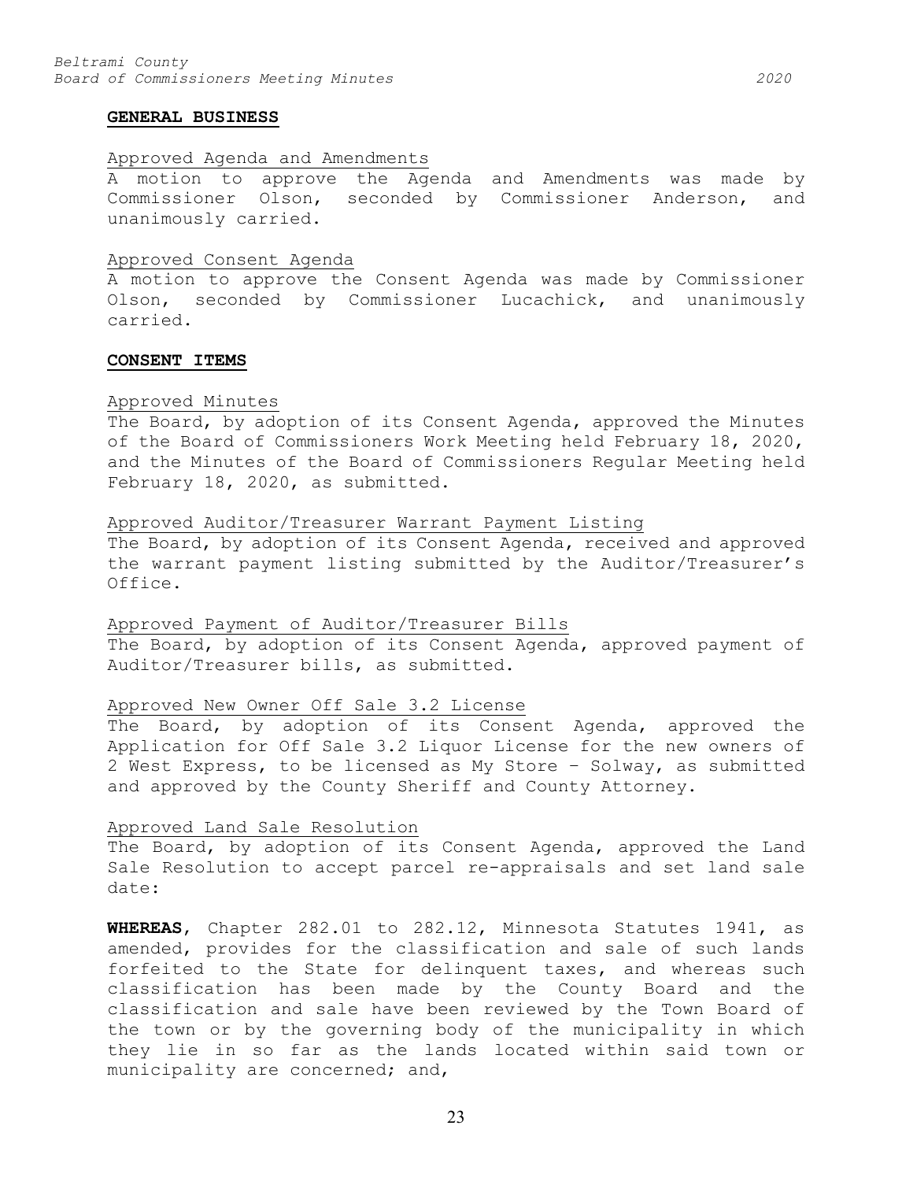**GENERAL BUSINESS**

Approved Agenda and Amendments

A motion to approve the Agenda and Amendments was made by Commissioner Olson, seconded by Commissioner Anderson, and unanimously carried.

Approved Consent Agenda

A motion to approve the Consent Agenda was made by Commissioner Olson, seconded by Commissioner Lucachick, and unanimously carried.

**CONSENT ITEMS**

Approved Minutes

The Board, by adoption of its Consent Agenda, approved the Minutes of the Board of Commissioners Work Meeting held February 18, 2020, and the Minutes of the Board of Commissioners Regular Meeting held February 18, 2020, as submitted.

Approved Auditor/Treasurer Warrant Payment Listing

The Board, by adoption of its Consent Agenda, received and approved the warrant payment listing submitted by the Auditor/Treasurer's Office.

Approved Payment of Auditor/Treasurer Bills

The Board, by adoption of its Consent Agenda, approved payment of Auditor/Treasurer bills, as submitted.

Approved New Owner Off Sale 3.2 License

The Board, by adoption of its Consent Agenda, approved the Application for Off Sale 3.2 Liquor License for the new owners of 2 West Express, to be licensed as My Store – Solway, as submitted and approved by the County Sheriff and County Attorney.

Approved Land Sale Resolution

The Board, by adoption of its Consent Agenda, approved the Land Sale Resolution to accept parcel re-appraisals and set land sale date:

**WHEREAS**, Chapter 282.01 to 282.12, Minnesota Statutes 1941, as amended, provides for the classification and sale of such lands forfeited to the State for delinquent taxes, and whereas such classification has been made by the County Board and the classification and sale have been reviewed by the Town Board of the town or by the governing body of the municipality in which they lie in so far as the lands located within said town or municipality are concerned; and,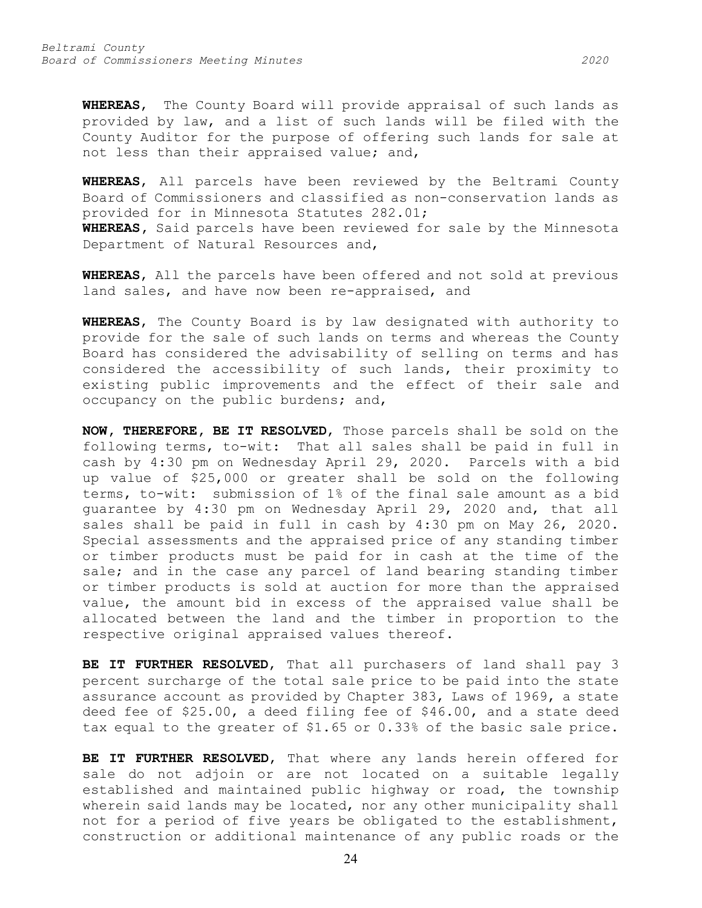**WHEREAS**, The County Board will provide appraisal of such lands as provided by law, and a list of such lands will be filed with the County Auditor for the purpose of offering such lands for sale at not less than their appraised value; and,

**WHEREAS**, All parcels have been reviewed by the Beltrami County Board of Commissioners and classified as non-conservation lands as provided for in Minnesota Statutes 282.01;
**WHEREAS**, Said parcels have been reviewed for sale by the Minnesota Department of Natural Resources and,

**WHEREAS**, All the parcels have been offered and not sold at previous land sales, and have now been re-appraised, and

**WHEREAS**, The County Board is by law designated with authority to provide for the sale of such lands on terms and whereas the County Board has considered the advisability of selling on terms and has considered the accessibility of such lands, their proximity to existing public improvements and the effect of their sale and occupancy on the public burdens; and,

**NOW, THEREFORE, BE IT RESOLVED**, Those parcels shall be sold on the following terms, to-wit: That all sales shall be paid in full in cash by 4:30 pm on Wednesday April 29, 2020. Parcels with a bid up value of $25,000 or greater shall be sold on the following terms, to-wit: submission of 1% of the final sale amount as a bid guarantee by 4:30 pm on Wednesday April 29, 2020 and, that all sales shall be paid in full in cash by 4:30 pm on May 26, 2020. Special assessments and the appraised price of any standing timber or timber products must be paid for in cash at the time of the sale; and in the case any parcel of land bearing standing timber or timber products is sold at auction for more than the appraised value, the amount bid in excess of the appraised value shall be allocated between the land and the timber in proportion to the respective original appraised values thereof.

**BE IT FURTHER RESOLVED**, That all purchasers of land shall pay 3 percent surcharge of the total sale price to be paid into the state assurance account as provided by Chapter 383, Laws of 1969, a state deed fee of $25.00, a deed filing fee of $46.00, and a state deed tax equal to the greater of $1.65 or 0.33% of the basic sale price.

**BE IT FURTHER RESOLVED**, That where any lands herein offered for sale do not adjoin or are not located on a suitable legally established and maintained public highway or road, the township wherein said lands may be located, nor any other municipality shall not for a period of five years be obligated to the establishment, construction or additional maintenance of any public roads or the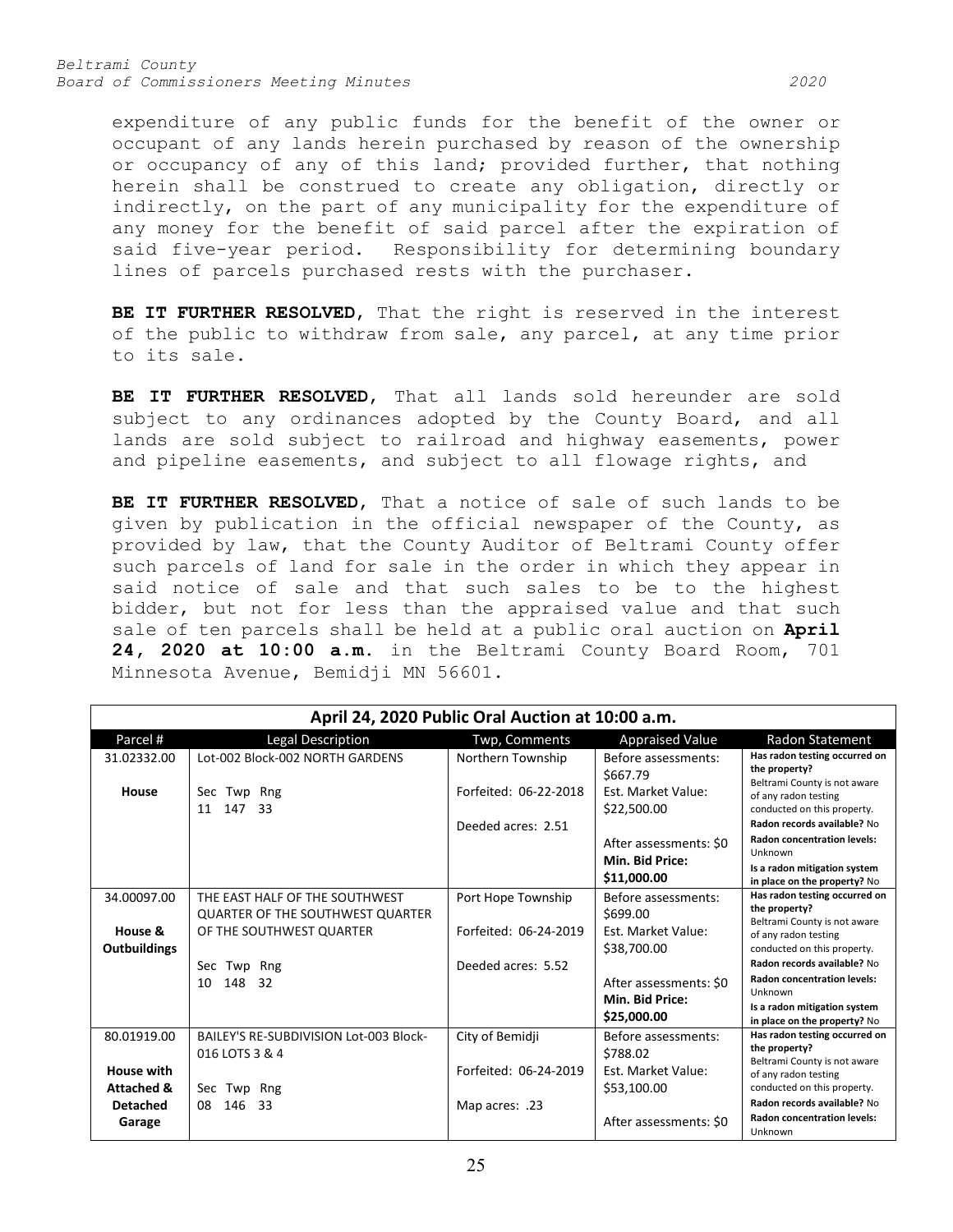expenditure of any public funds for the benefit of the owner or occupant of any lands herein purchased by reason of the ownership or occupancy of any of this land; provided further, that nothing herein shall be construed to create any obligation, directly or indirectly, on the part of any municipality for the expenditure of any money for the benefit of said parcel after the expiration of said five-year period. Responsibility for determining boundary lines of parcels purchased rests with the purchaser.

**BE IT FURTHER RESOLVED**, That the right is reserved in the interest of the public to withdraw from sale, any parcel, at any time prior to its sale.

**BE IT FURTHER RESOLVED**, That all lands sold hereunder are sold subject to any ordinances adopted by the County Board, and all lands are sold subject to railroad and highway easements, power and pipeline easements, and subject to all flowage rights, and

**BE IT FURTHER RESOLVED**, That a notice of sale of such lands to be given by publication in the official newspaper of the County, as provided by law, that the County Auditor of Beltrami County offer such parcels of land for sale in the order in which they appear in said notice of sale and that such sales to be to the highest bidder, but not for less than the appraised value and that such sale of ten parcels shall be held at a public oral auction on **April 24, 2020 at 10:00 a.m.** in the Beltrami County Board Room, 701 Minnesota Avenue, Bemidji MN 56601.

| April 24, 2020 Public Oral Auction at 10:00 a.m. | | | | |
|---|---|---|---|---|
| Parcel # | Legal Description | Twp, Comments | Appraised Value | Radon Statement |
| 31.02332.00<br><br>**House** | Lot-002 Block-002 NORTH GARDENS<br><br>Sec Twp Rng<br>11 147 33 | Northern Township<br><br>Forfeited: 06-22-2018<br><br>Deeded acres: 2.51 | Before assessments: $667.79<br>Est. Market Value: $22,500.00<br><br>After assessments: $0<br>**Min. Bid Price: $11,000.00** | **Has radon testing occurred on the property?** Beltrami County is not aware of any radon testing conducted on this property.<br>**Radon records available?** No<br>**Radon concentration levels:** Unknown<br>**Is a radon mitigation system in place on the property?** No |
| 34.00097.00<br><br>**House & Outbuildings** | THE EAST HALF OF THE SOUTHWEST QUARTER OF THE SOUTHWEST QUARTER OF THE SOUTHWEST QUARTER<br><br>Sec Twp Rng<br>10 148 32 | Port Hope Township<br><br>Forfeited: 06-24-2019<br><br>Deeded acres: 5.52 | Before assessments: $699.00<br>Est. Market Value: $38,700.00<br><br>After assessments: $0<br>**Min. Bid Price: $25,000.00** | **Has radon testing occurred on the property?** Beltrami County is not aware of any radon testing conducted on this property.<br>**Radon records available?** No<br>**Radon concentration levels:** Unknown<br>**Is a radon mitigation system in place on the property?** No |
| 80.01919.00<br><br>**House with Attached & Detached Garage** | BAILEY'S RE-SUBDIVISION Lot-003 Block-016 LOTS 3 & 4<br><br>Sec Twp Rng<br>08 146 33 | City of Bemidji<br><br>Forfeited: 06-24-2019<br><br>Map acres: .23 | Before assessments: $788.02<br>Est. Market Value: $53,100.00<br><br>After assessments: $0 | **Has radon testing occurred on the property?** Beltrami County is not aware of any radon testing conducted on this property.<br>**Radon records available?** No<br>**Radon concentration levels:** Unknown |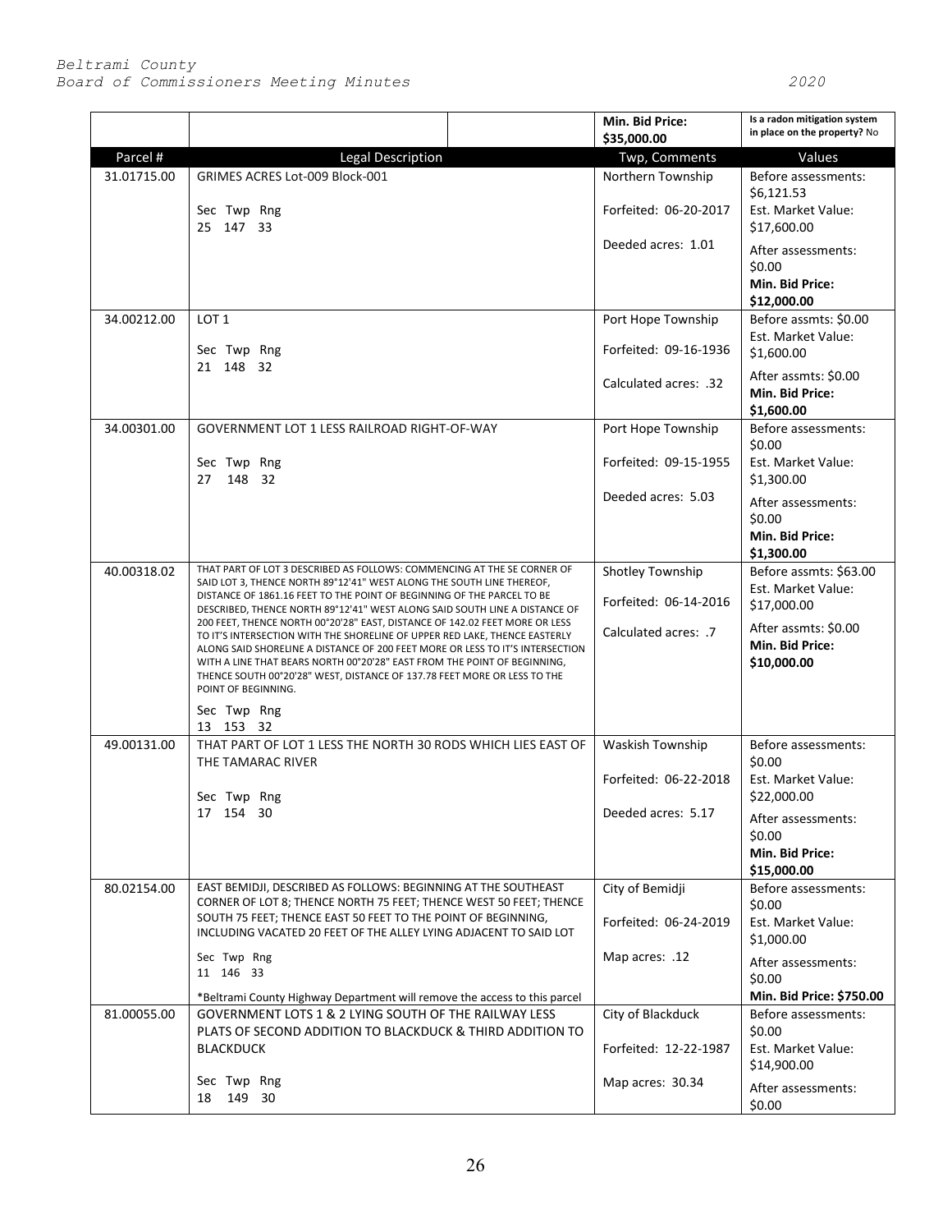| | | | Min. Bid Price: $35,000.00 | Is a radon mitigation system in place on the property? No |
|---|---|---|---|---|
| Parcel # | Legal Description | | Twp, Comments | Values |
| 31.01715.00 | GRIMES ACRES Lot-009 Block-001<br><br>Sec Twp Rng<br>25 147 33 | | Northern Township<br><br>Forfeited: 06-20-2017<br><br>Deeded acres: 1.01 | Before assessments: $6,121.53<br>Est. Market Value: $17,600.00<br>After assessments: $0.00<br>**Min. Bid Price: $12,000.00** |
| 34.00212.00 | LOT 1<br><br>Sec Twp Rng<br>21 148 32 | | Port Hope Township<br><br>Forfeited: 09-16-1936<br><br>Calculated acres: .32 | Before assmts: $0.00<br>Est. Market Value: $1,600.00<br>After assmts: $0.00<br>**Min. Bid Price: $1,600.00** |
| 34.00301.00 | GOVERNMENT LOT 1 LESS RAILROAD RIGHT-OF-WAY<br><br>Sec Twp Rng<br>27 148 32 | | Port Hope Township<br><br>Forfeited: 09-15-1955<br><br>Deeded acres: 5.03 | Before assessments: $0.00<br>Est. Market Value: $1,300.00<br>After assessments: $0.00<br>**Min. Bid Price: $1,300.00** |
| 40.00318.02 | THAT PART OF LOT 3 DESCRIBED AS FOLLOWS: COMMENCING AT THE SE CORNER OF SAID LOT 3, THENCE NORTH 89°12'41" WEST ALONG THE SOUTH LINE THEREOF, DISTANCE OF 1861.16 FEET TO THE POINT OF BEGINNING OF THE PARCEL TO BE DESCRIBED, THENCE NORTH 89°12'41" WEST ALONG SAID SOUTH LINE A DISTANCE OF 200 FEET, THENCE NORTH 00°20'28" EAST, DISTANCE OF 142.02 FEET MORE OR LESS TO IT'S INTERSECTION WITH THE SHORELINE OF UPPER RED LAKE, THENCE EASTERLY ALONG SAID SHORELINE A DISTANCE OF 200 FEET MORE OR LESS TO IT'S INTERSECTION WITH A LINE THAT BEARS NORTH 00°20'28" EAST FROM THE POINT OF BEGINNING, THENCE SOUTH 00°20'28" WEST, DISTANCE OF 137.78 FEET MORE OR LESS TO THE POINT OF BEGINNING.<br><br>Sec Twp Rng<br>13 153 32 | | Shotley Township<br><br>Forfeited: 06-14-2016<br><br>Calculated acres: .7 | Before assmts: $63.00<br>Est. Market Value: $17,000.00<br>After assmts: $0.00<br>**Min. Bid Price: $10,000.00** |
| 49.00131.00 | THAT PART OF LOT 1 LESS THE NORTH 30 RODS WHICH LIES EAST OF THE TAMARAC RIVER<br><br>Sec Twp Rng<br>17 154 30 | | Waskish Township<br><br>Forfeited: 06-22-2018<br><br>Deeded acres: 5.17 | Before assessments: $0.00<br>Est. Market Value: $22,000.00<br>After assessments: $0.00<br>**Min. Bid Price: $15,000.00** |
| 80.02154.00 | EAST BEMIDJI, DESCRIBED AS FOLLOWS: BEGINNING AT THE SOUTHEAST CORNER OF LOT 8; THENCE NORTH 75 FEET; THENCE WEST 50 FEET; THENCE SOUTH 75 FEET; THENCE EAST 50 FEET TO THE POINT OF BEGINNING, INCLUDING VACATED 20 FEET OF THE ALLEY LYING ADJACENT TO SAID LOT<br><br>Sec Twp Rng<br>11 146 33<br><br>*Beltrami County Highway Department will remove the access to this parcel | | City of Bemidji<br><br>Forfeited: 06-24-2019<br><br>Map acres: .12 | Before assessments: $0.00<br>Est. Market Value: $1,000.00<br>After assessments: $0.00<br>**Min. Bid Price: $750.00** |
| 81.00055.00 | GOVERNMENT LOTS 1 & 2 LYING SOUTH OF THE RAILWAY LESS PLATS OF SECOND ADDITION TO BLACKDUCK & THIRD ADDITION TO BLACKDUCK<br><br>Sec Twp Rng<br>18 149 30 | | City of Blackduck<br><br>Forfeited: 12-22-1987<br><br>Map acres: 30.34 | Before assessments: $0.00<br>Est. Market Value: $14,900.00<br>After assessments: $0.00 |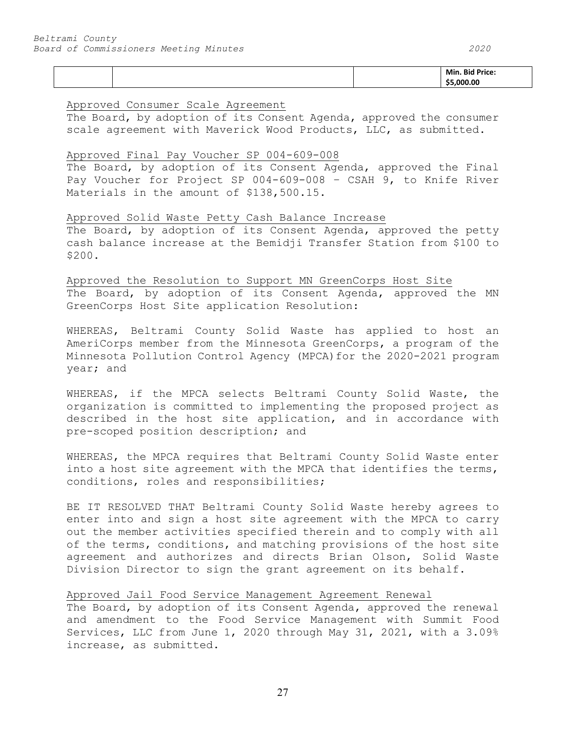|  |  |  | Min. Bid Price: $5,000.00 |
|---|---|---|---|

Approved Consumer Scale Agreement

The Board, by adoption of its Consent Agenda, approved the consumer scale agreement with Maverick Wood Products, LLC, as submitted.

Approved Final Pay Voucher SP 004-609-008

The Board, by adoption of its Consent Agenda, approved the Final Pay Voucher for Project SP 004-609-008 – CSAH 9, to Knife River Materials in the amount of $138,500.15.

Approved Solid Waste Petty Cash Balance Increase

The Board, by adoption of its Consent Agenda, approved the petty cash balance increase at the Bemidji Transfer Station from $100 to $200.

Approved the Resolution to Support MN GreenCorps Host Site

The Board, by adoption of its Consent Agenda, approved the MN GreenCorps Host Site application Resolution:

WHEREAS, Beltrami County Solid Waste has applied to host an AmeriCorps member from the Minnesota GreenCorps, a program of the Minnesota Pollution Control Agency (MPCA)for the 2020-2021 program year; and

WHEREAS, if the MPCA selects Beltrami County Solid Waste, the organization is committed to implementing the proposed project as described in the host site application, and in accordance with pre-scoped position description; and

WHEREAS, the MPCA requires that Beltrami County Solid Waste enter into a host site agreement with the MPCA that identifies the terms, conditions, roles and responsibilities;

BE IT RESOLVED THAT Beltrami County Solid Waste hereby agrees to enter into and sign a host site agreement with the MPCA to carry out the member activities specified therein and to comply with all of the terms, conditions, and matching provisions of the host site agreement and authorizes and directs Brian Olson, Solid Waste Division Director to sign the grant agreement on its behalf.

Approved Jail Food Service Management Agreement Renewal

The Board, by adoption of its Consent Agenda, approved the renewal and amendment to the Food Service Management with Summit Food Services, LLC from June 1, 2020 through May 31, 2021, with a 3.09% increase, as submitted.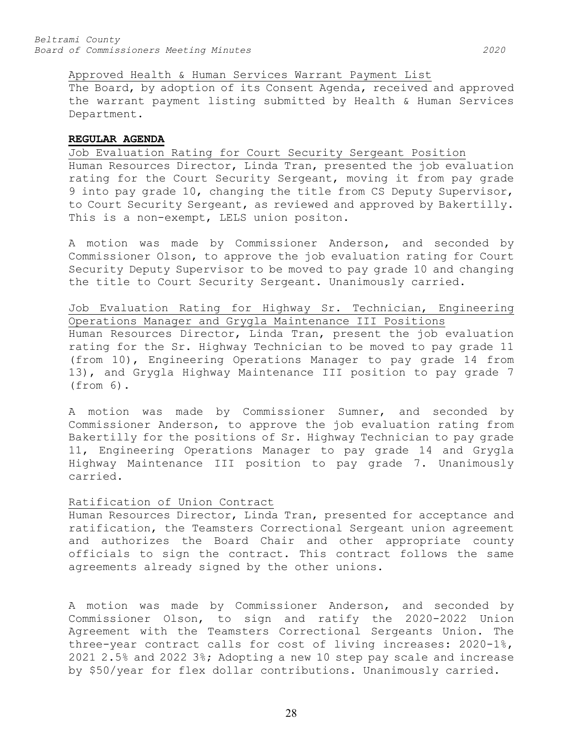Approved Health & Human Services Warrant Payment List

The Board, by adoption of its Consent Agenda, received and approved the warrant payment listing submitted by Health & Human Services Department.

**REGULAR AGENDA**

Job Evaluation Rating for Court Security Sergeant Position

Human Resources Director, Linda Tran, presented the job evaluation rating for the Court Security Sergeant, moving it from pay grade 9 into pay grade 10, changing the title from CS Deputy Supervisor, to Court Security Sergeant, as reviewed and approved by Bakertilly. This is a non-exempt, LELS union positon.

A motion was made by Commissioner Anderson, and seconded by Commissioner Olson, to approve the job evaluation rating for Court Security Deputy Supervisor to be moved to pay grade 10 and changing the title to Court Security Sergeant. Unanimously carried.

Job Evaluation Rating for Highway Sr. Technician, Engineering Operations Manager and Grygla Maintenance III Positions

Human Resources Director, Linda Tran, present the job evaluation rating for the Sr. Highway Technician to be moved to pay grade 11 (from 10), Engineering Operations Manager to pay grade 14 from 13), and Grygla Highway Maintenance III position to pay grade 7 (from 6).

A motion was made by Commissioner Sumner, and seconded by Commissioner Anderson, to approve the job evaluation rating from Bakertilly for the positions of Sr. Highway Technician to pay grade 11, Engineering Operations Manager to pay grade 14 and Grygla Highway Maintenance III position to pay grade 7. Unanimously carried.

Ratification of Union Contract

Human Resources Director, Linda Tran, presented for acceptance and ratification, the Teamsters Correctional Sergeant union agreement and authorizes the Board Chair and other appropriate county officials to sign the contract. This contract follows the same agreements already signed by the other unions.

A motion was made by Commissioner Anderson, and seconded by Commissioner Olson, to sign and ratify the 2020-2022 Union Agreement with the Teamsters Correctional Sergeants Union. The three-year contract calls for cost of living increases: 2020-1%, 2021 2.5% and 2022 3%; Adopting a new 10 step pay scale and increase by $50/year for flex dollar contributions. Unanimously carried.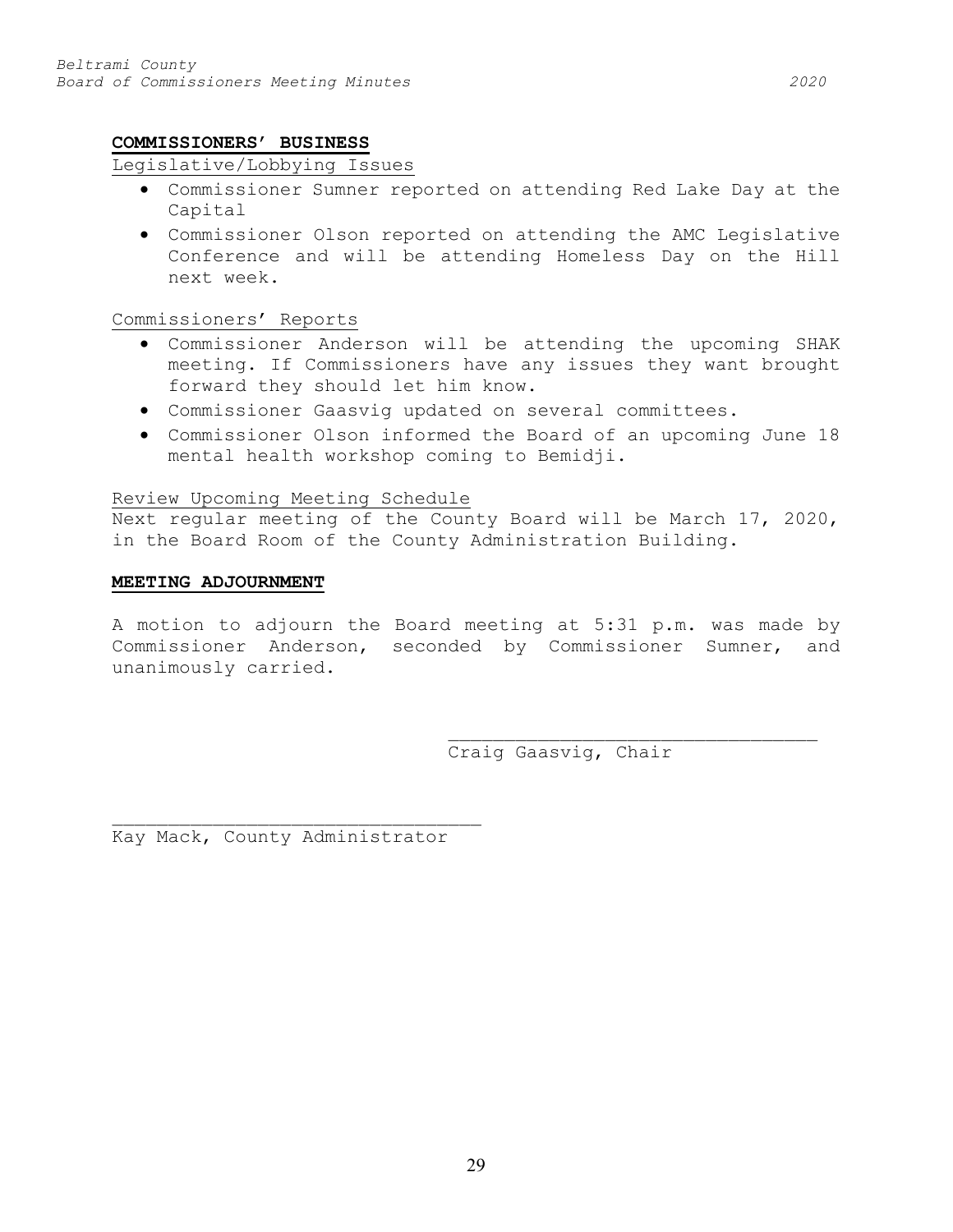**COMMISSIONERS' BUSINESS**

Legislative/Lobbying Issues

- Commissioner Sumner reported on attending Red Lake Day at the Capital
- Commissioner Olson reported on attending the AMC Legislative Conference and will be attending Homeless Day on the Hill next week.

Commissioners' Reports

- Commissioner Anderson will be attending the upcoming SHAK meeting. If Commissioners have any issues they want brought forward they should let him know.
- Commissioner Gaasvig updated on several committees.
- Commissioner Olson informed the Board of an upcoming June 18 mental health workshop coming to Bemidji.

Review Upcoming Meeting Schedule

Next regular meeting of the County Board will be March 17, 2020, in the Board Room of the County Administration Building.

**MEETING ADJOURNMENT**

A motion to adjourn the Board meeting at 5:31 p.m. was made by Commissioner Anderson, seconded by Commissioner Sumner, and unanimously carried.

_________________________________
Craig Gaasvig, Chair

_________________________________
Kay Mack, County Administrator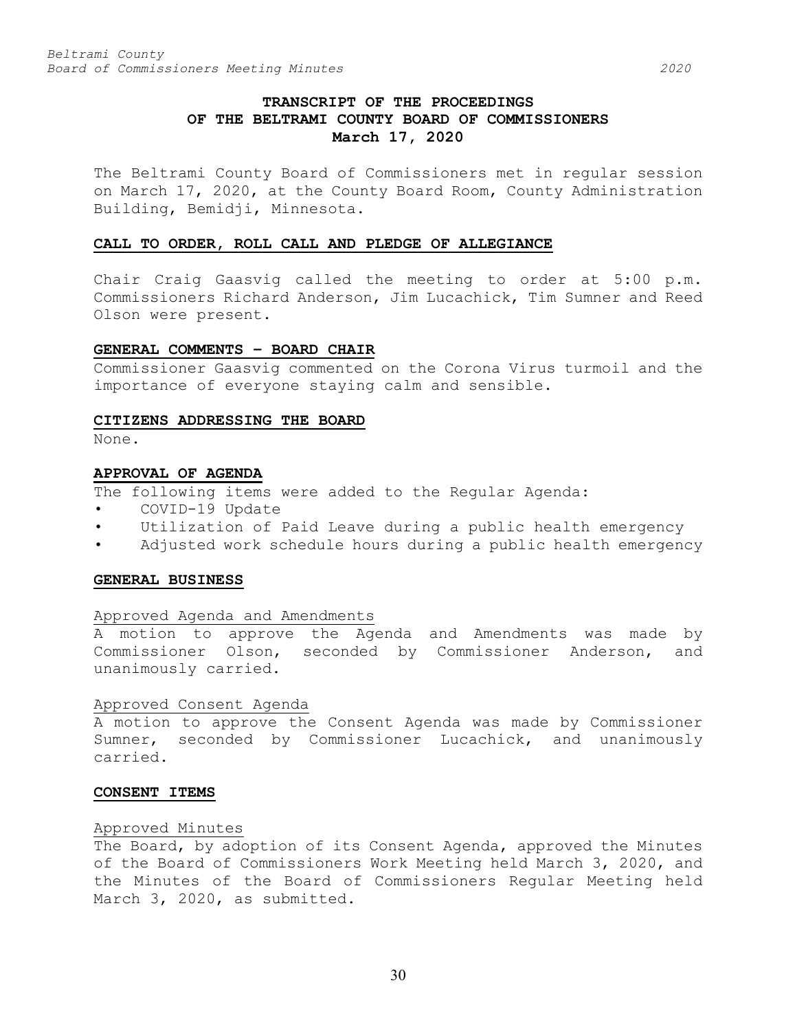# TRANSCRIPT OF THE PROCEEDINGS OF THE BELTRAMI COUNTY BOARD OF COMMISSIONERS
## March 17, 2020

The Beltrami County Board of Commissioners met in regular session on March 17, 2020, at the County Board Room, County Administration Building, Bemidji, Minnesota.

### CALL TO ORDER, ROLL CALL AND PLEDGE OF ALLEGIANCE

Chair Craig Gaasvig called the meeting to order at 5:00 p.m. Commissioners Richard Anderson, Jim Lucachick, Tim Sumner and Reed Olson were present.

### GENERAL COMMENTS – BOARD CHAIR

Commissioner Gaasvig commented on the Corona Virus turmoil and the importance of everyone staying calm and sensible.

### CITIZENS ADDRESSING THE BOARD

None.

### APPROVAL OF AGENDA

The following items were added to the Regular Agenda:

- COVID-19 Update
- Utilization of Paid Leave during a public health emergency
- Adjusted work schedule hours during a public health emergency

### GENERAL BUSINESS

#### Approved Agenda and Amendments

A motion to approve the Agenda and Amendments was made by Commissioner Olson, seconded by Commissioner Anderson, and unanimously carried.

#### Approved Consent Agenda

A motion to approve the Consent Agenda was made by Commissioner Sumner, seconded by Commissioner Lucachick, and unanimously carried.

### CONSENT ITEMS

#### Approved Minutes

The Board, by adoption of its Consent Agenda, approved the Minutes of the Board of Commissioners Work Meeting held March 3, 2020, and the Minutes of the Board of Commissioners Regular Meeting held March 3, 2020, as submitted.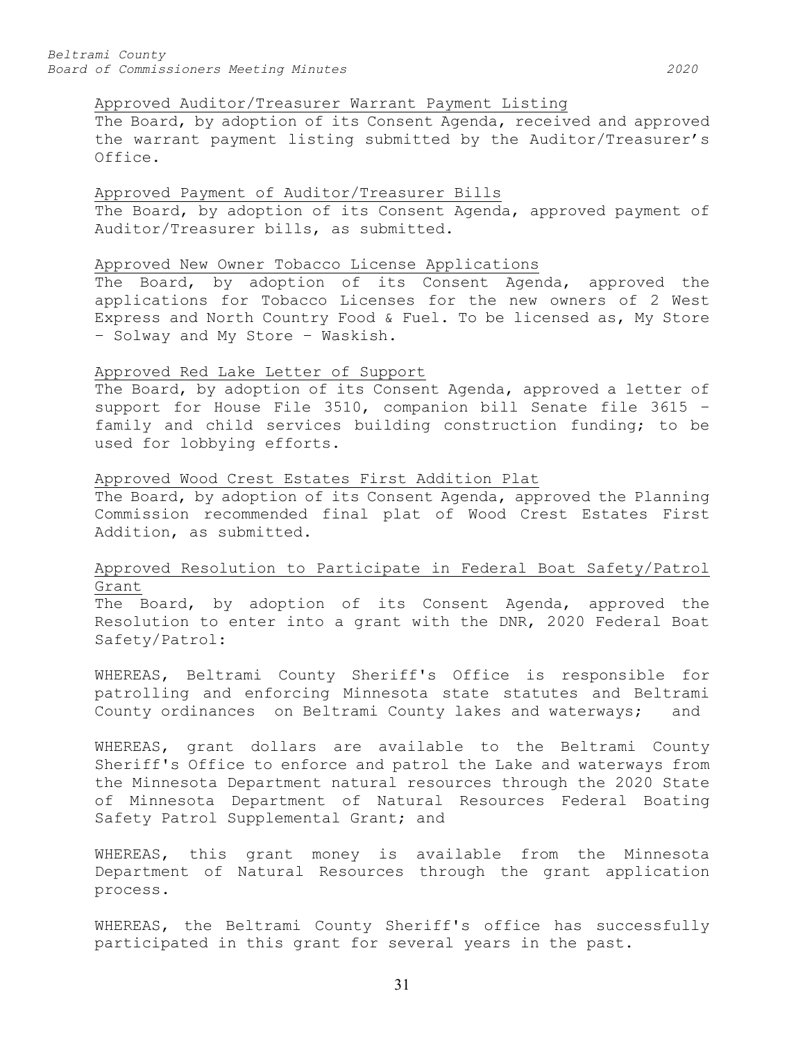Approved Auditor/Treasurer Warrant Payment Listing

The Board, by adoption of its Consent Agenda, received and approved the warrant payment listing submitted by the Auditor/Treasurer's Office.

Approved Payment of Auditor/Treasurer Bills

The Board, by adoption of its Consent Agenda, approved payment of Auditor/Treasurer bills, as submitted.

Approved New Owner Tobacco License Applications

The Board, by adoption of its Consent Agenda, approved the applications for Tobacco Licenses for the new owners of 2 West Express and North Country Food & Fuel. To be licensed as, My Store – Solway and My Store – Waskish.

Approved Red Lake Letter of Support

The Board, by adoption of its Consent Agenda, approved a letter of support for House File 3510, companion bill Senate file 3615 – family and child services building construction funding; to be used for lobbying efforts.

Approved Wood Crest Estates First Addition Plat

The Board, by adoption of its Consent Agenda, approved the Planning Commission recommended final plat of Wood Crest Estates First Addition, as submitted.

Approved Resolution to Participate in Federal Boat Safety/Patrol Grant

The Board, by adoption of its Consent Agenda, approved the Resolution to enter into a grant with the DNR, 2020 Federal Boat Safety/Patrol:

WHEREAS, Beltrami County Sheriff's Office is responsible for patrolling and enforcing Minnesota state statutes and Beltrami County ordinances on Beltrami County lakes and waterways; and

WHEREAS, grant dollars are available to the Beltrami County Sheriff's Office to enforce and patrol the Lake and waterways from the Minnesota Department natural resources through the 2020 State of Minnesota Department of Natural Resources Federal Boating Safety Patrol Supplemental Grant; and

WHEREAS, this grant money is available from the Minnesota Department of Natural Resources through the grant application process.

WHEREAS, the Beltrami County Sheriff's office has successfully participated in this grant for several years in the past.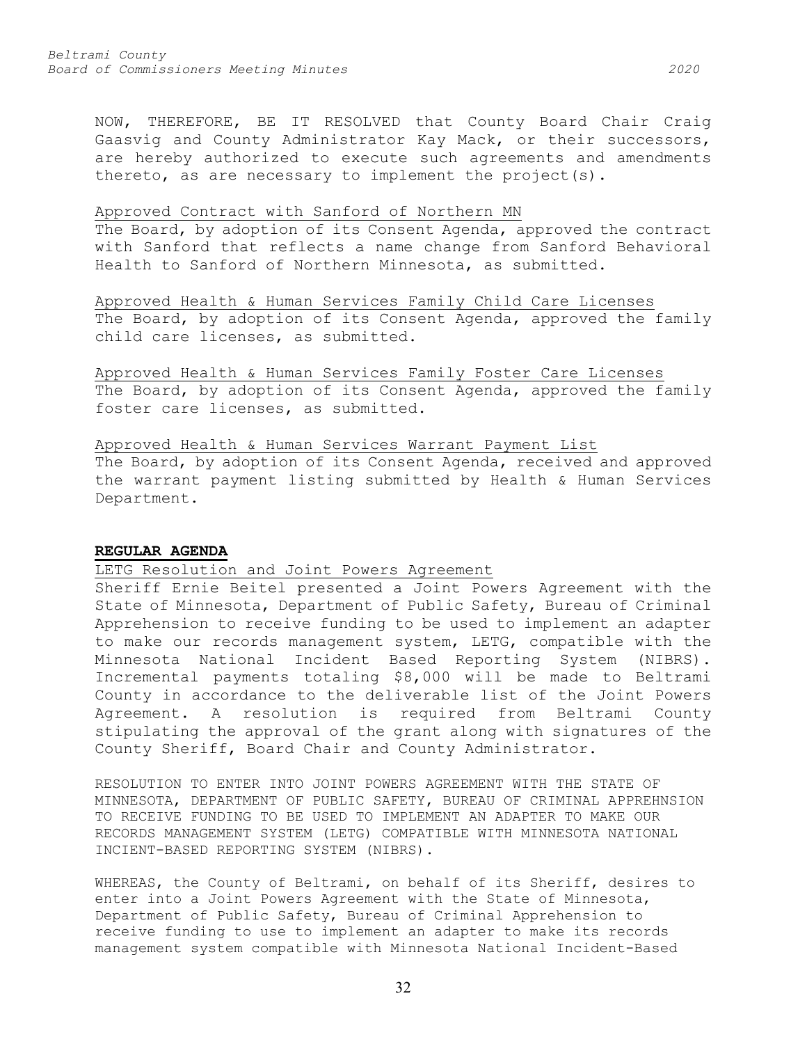NOW, THEREFORE, BE IT RESOLVED that County Board Chair Craig Gaasvig and County Administrator Kay Mack, or their successors, are hereby authorized to execute such agreements and amendments thereto, as are necessary to implement the project(s).

Approved Contract with Sanford of Northern MN

The Board, by adoption of its Consent Agenda, approved the contract with Sanford that reflects a name change from Sanford Behavioral Health to Sanford of Northern Minnesota, as submitted.

Approved Health & Human Services Family Child Care Licenses

The Board, by adoption of its Consent Agenda, approved the family child care licenses, as submitted.

Approved Health & Human Services Family Foster Care Licenses

The Board, by adoption of its Consent Agenda, approved the family foster care licenses, as submitted.

Approved Health & Human Services Warrant Payment List

The Board, by adoption of its Consent Agenda, received and approved the warrant payment listing submitted by Health & Human Services Department.

**REGULAR AGENDA**

LETG Resolution and Joint Powers Agreement

Sheriff Ernie Beitel presented a Joint Powers Agreement with the State of Minnesota, Department of Public Safety, Bureau of Criminal Apprehension to receive funding to be used to implement an adapter to make our records management system, LETG, compatible with the Minnesota National Incident Based Reporting System (NIBRS). Incremental payments totaling $8,000 will be made to Beltrami County in accordance to the deliverable list of the Joint Powers Agreement. A resolution is required from Beltrami County stipulating the approval of the grant along with signatures of the County Sheriff, Board Chair and County Administrator.

RESOLUTION TO ENTER INTO JOINT POWERS AGREEMENT WITH THE STATE OF MINNESOTA, DEPARTMENT OF PUBLIC SAFETY, BUREAU OF CRIMINAL APPREHNSION TO RECEIVE FUNDING TO BE USED TO IMPLEMENT AN ADAPTER TO MAKE OUR RECORDS MANAGEMENT SYSTEM (LETG) COMPATIBLE WITH MINNESOTA NATIONAL INCIENT-BASED REPORTING SYSTEM (NIBRS).

WHEREAS, the County of Beltrami, on behalf of its Sheriff, desires to enter into a Joint Powers Agreement with the State of Minnesota, Department of Public Safety, Bureau of Criminal Apprehension to receive funding to use to implement an adapter to make its records management system compatible with Minnesota National Incident-Based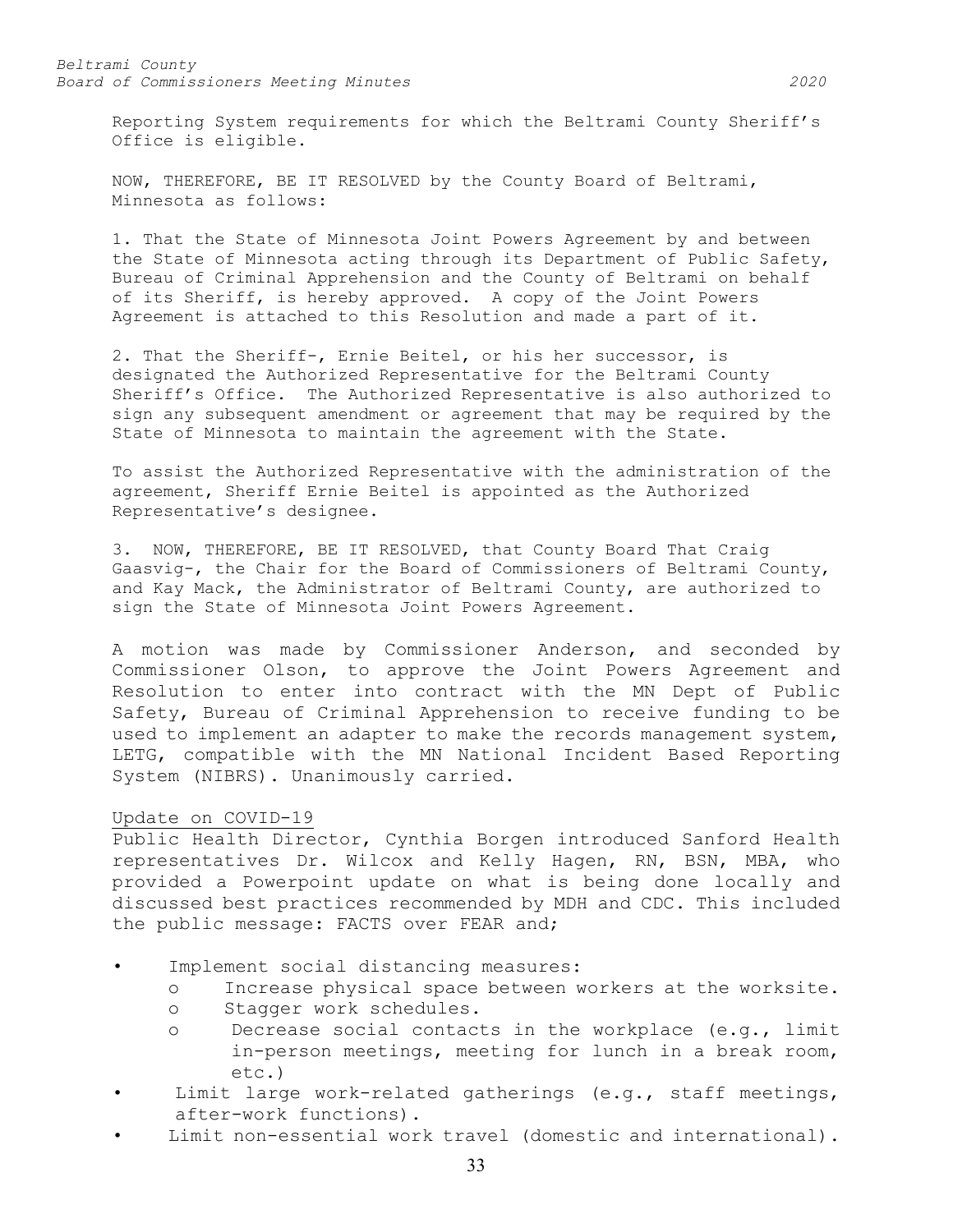Reporting System requirements for which the Beltrami County Sheriff's Office is eligible.

NOW, THEREFORE, BE IT RESOLVED by the County Board of Beltrami, Minnesota as follows:

1. That the State of Minnesota Joint Powers Agreement by and between the State of Minnesota acting through its Department of Public Safety, Bureau of Criminal Apprehension and the County of Beltrami on behalf of its Sheriff, is hereby approved. A copy of the Joint Powers Agreement is attached to this Resolution and made a part of it.

2. That the Sheriff-, Ernie Beitel, or his her successor, is designated the Authorized Representative for the Beltrami County Sheriff's Office. The Authorized Representative is also authorized to sign any subsequent amendment or agreement that may be required by the State of Minnesota to maintain the agreement with the State.

To assist the Authorized Representative with the administration of the agreement, Sheriff Ernie Beitel is appointed as the Authorized Representative's designee.

3. NOW, THEREFORE, BE IT RESOLVED, that County Board That Craig Gaasvig-, the Chair for the Board of Commissioners of Beltrami County, and Kay Mack, the Administrator of Beltrami County, are authorized to sign the State of Minnesota Joint Powers Agreement.

A motion was made by Commissioner Anderson, and seconded by Commissioner Olson, to approve the Joint Powers Agreement and Resolution to enter into contract with the MN Dept of Public Safety, Bureau of Criminal Apprehension to receive funding to be used to implement an adapter to make the records management system, LETG, compatible with the MN National Incident Based Reporting System (NIBRS). Unanimously carried.

Update on COVID-19

Public Health Director, Cynthia Borgen introduced Sanford Health representatives Dr. Wilcox and Kelly Hagen, RN, BSN, MBA, who provided a Powerpoint update on what is being done locally and discussed best practices recommended by MDH and CDC. This included the public message: FACTS over FEAR and;

- Implement social distancing measures:
  - Increase physical space between workers at the worksite.
  - Stagger work schedules.
  - Decrease social contacts in the workplace (e.g., limit in-person meetings, meeting for lunch in a break room, etc.)
- Limit large work-related gatherings (e.g., staff meetings, after-work functions).
- Limit non-essential work travel (domestic and international).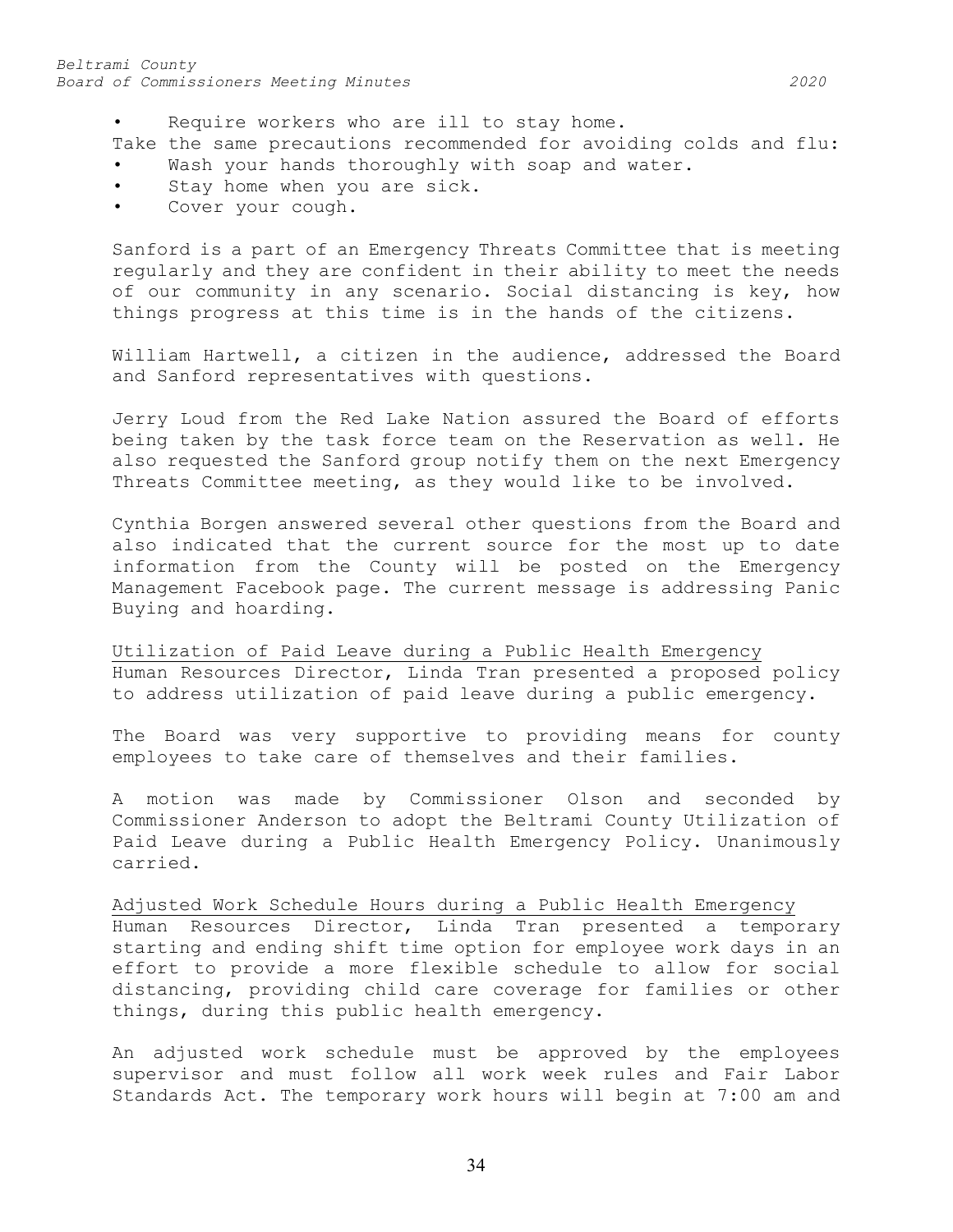- Require workers who are ill to stay home.

Take the same precautions recommended for avoiding colds and flu:

- Wash your hands thoroughly with soap and water.
- Stay home when you are sick.
- Cover your cough.

Sanford is a part of an Emergency Threats Committee that is meeting regularly and they are confident in their ability to meet the needs of our community in any scenario. Social distancing is key, how things progress at this time is in the hands of the citizens.

William Hartwell, a citizen in the audience, addressed the Board and Sanford representatives with questions.

Jerry Loud from the Red Lake Nation assured the Board of efforts being taken by the task force team on the Reservation as well. He also requested the Sanford group notify them on the next Emergency Threats Committee meeting, as they would like to be involved.

Cynthia Borgen answered several other questions from the Board and also indicated that the current source for the most up to date information from the County will be posted on the Emergency Management Facebook page. The current message is addressing Panic Buying and hoarding.

<u>Utilization of Paid Leave during a Public Health Emergency</u>

Human Resources Director, Linda Tran presented a proposed policy to address utilization of paid leave during a public emergency.

The Board was very supportive to providing means for county employees to take care of themselves and their families.

A motion was made by Commissioner Olson and seconded by Commissioner Anderson to adopt the Beltrami County Utilization of Paid Leave during a Public Health Emergency Policy. Unanimously carried.

<u>Adjusted Work Schedule Hours during a Public Health Emergency</u>

Human Resources Director, Linda Tran presented a temporary starting and ending shift time option for employee work days in an effort to provide a more flexible schedule to allow for social distancing, providing child care coverage for families or other things, during this public health emergency.

An adjusted work schedule must be approved by the employees supervisor and must follow all work week rules and Fair Labor Standards Act. The temporary work hours will begin at 7:00 am and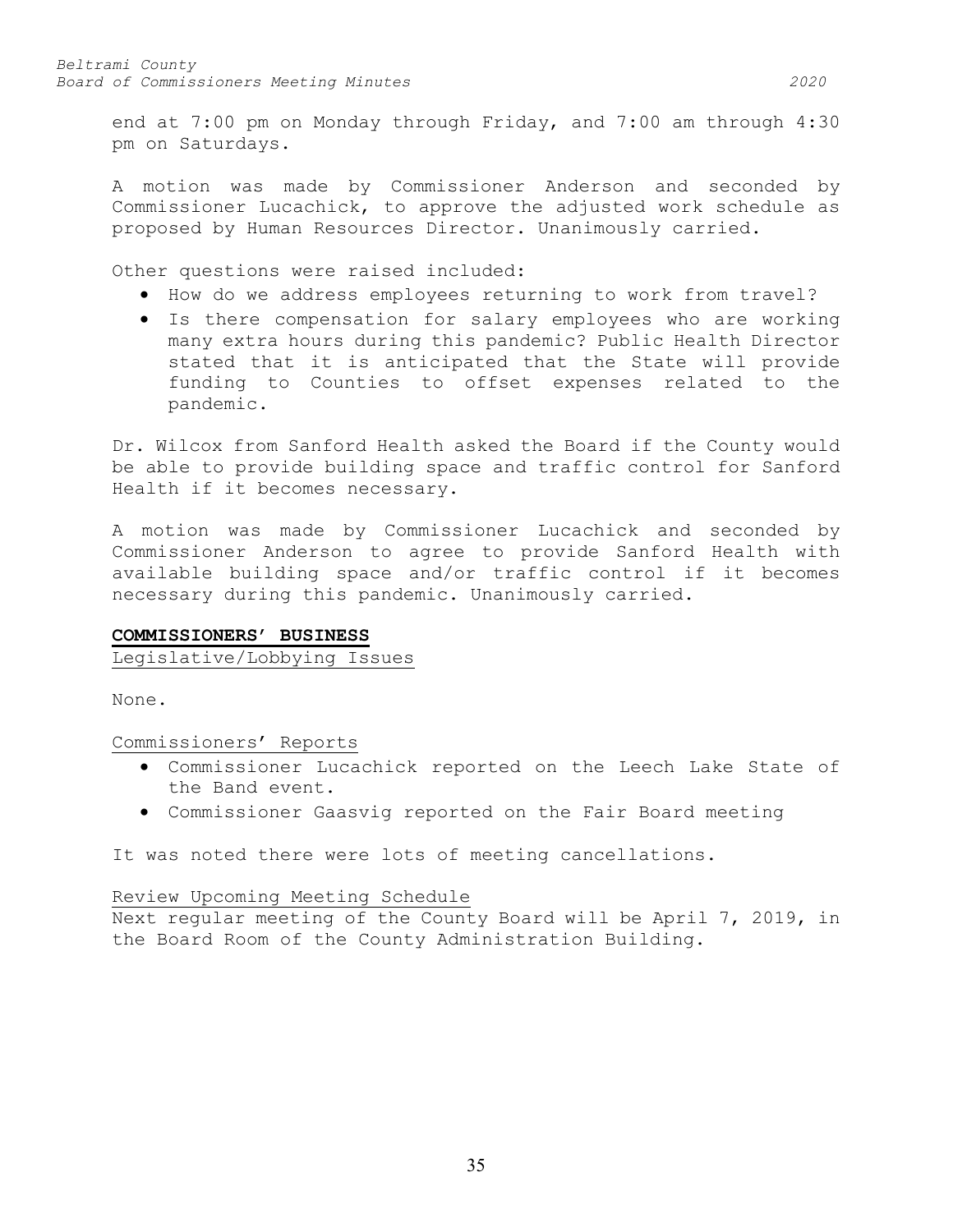end at 7:00 pm on Monday through Friday, and 7:00 am through 4:30 pm on Saturdays.

A motion was made by Commissioner Anderson and seconded by Commissioner Lucachick, to approve the adjusted work schedule as proposed by Human Resources Director. Unanimously carried.

Other questions were raised included:

- How do we address employees returning to work from travel?
- Is there compensation for salary employees who are working many extra hours during this pandemic? Public Health Director stated that it is anticipated that the State will provide funding to Counties to offset expenses related to the pandemic.

Dr. Wilcox from Sanford Health asked the Board if the County would be able to provide building space and traffic control for Sanford Health if it becomes necessary.

A motion was made by Commissioner Lucachick and seconded by Commissioner Anderson to agree to provide Sanford Health with available building space and/or traffic control if it becomes necessary during this pandemic. Unanimously carried.

## COMMISSIONERS' BUSINESS

Legislative/Lobbying Issues

None.

Commissioners' Reports

- Commissioner Lucachick reported on the Leech Lake State of the Band event.
- Commissioner Gaasvig reported on the Fair Board meeting

It was noted there were lots of meeting cancellations.

Review Upcoming Meeting Schedule

Next regular meeting of the County Board will be April 7, 2019, in the Board Room of the County Administration Building.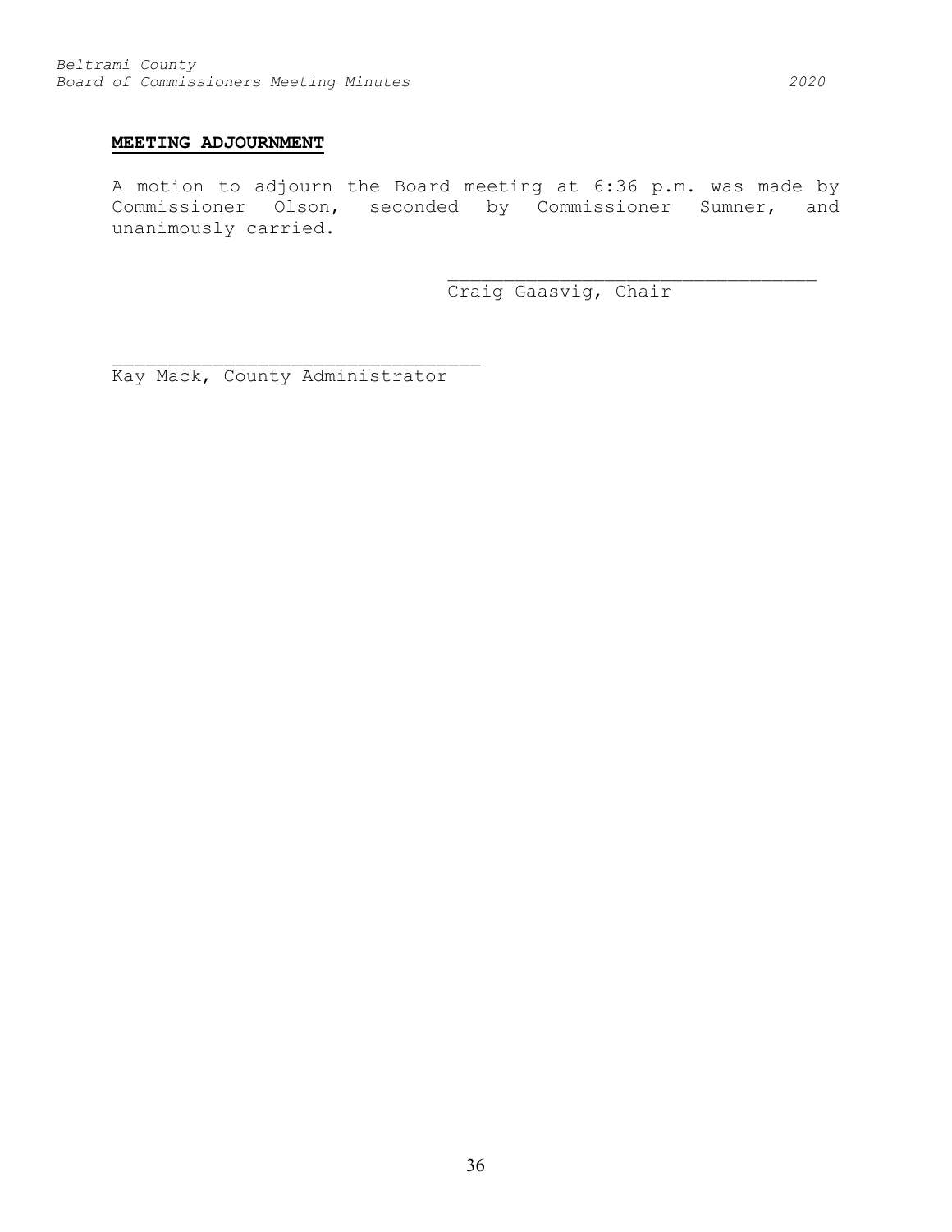## MEETING ADJOURNMENT

A motion to adjourn the Board meeting at 6:36 p.m. was made by Commissioner Olson, seconded by Commissioner Sumner, and unanimously carried.

\_\_\_\_\_\_\_\_\_\_\_\_\_\_\_\_\_\_\_\_\_\_\_\_\_\_\_\_\_\_\_\_\_\_
Craig Gaasvig, Chair

\_\_\_\_\_\_\_\_\_\_\_\_\_\_\_\_\_\_\_\_\_\_\_\_\_\_\_\_\_\_\_\_\_\_
Kay Mack, County Administrator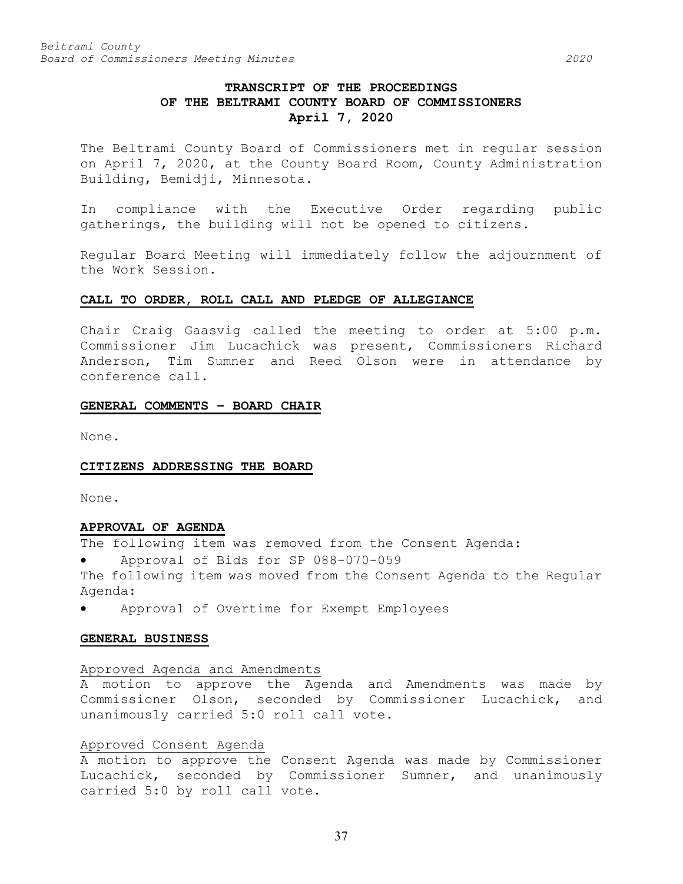**TRANSCRIPT OF THE PROCEEDINGS**
**OF THE BELTRAMI COUNTY BOARD OF COMMISSIONERS**
**April 7, 2020**

The Beltrami County Board of Commissioners met in regular session on April 7, 2020, at the County Board Room, County Administration Building, Bemidji, Minnesota.

In compliance with the Executive Order regarding public gatherings, the building will not be opened to citizens.

Regular Board Meeting will immediately follow the adjournment of the Work Session.

## CALL TO ORDER, ROLL CALL AND PLEDGE OF ALLEGIANCE

Chair Craig Gaasvig called the meeting to order at 5:00 p.m. Commissioner Jim Lucachick was present, Commissioners Richard Anderson, Tim Sumner and Reed Olson were in attendance by conference call.

## GENERAL COMMENTS – BOARD CHAIR

None.

## CITIZENS ADDRESSING THE BOARD

None.

## APPROVAL OF AGENDA

The following item was removed from the Consent Agenda:

- Approval of Bids for SP 088-070-059

The following item was moved from the Consent Agenda to the Regular Agenda:

- Approval of Overtime for Exempt Employees

## GENERAL BUSINESS

### Approved Agenda and Amendments

A motion to approve the Agenda and Amendments was made by Commissioner Olson, seconded by Commissioner Lucachick, and unanimously carried 5:0 roll call vote.

### Approved Consent Agenda

A motion to approve the Consent Agenda was made by Commissioner Lucachick, seconded by Commissioner Sumner, and unanimously carried 5:0 by roll call vote.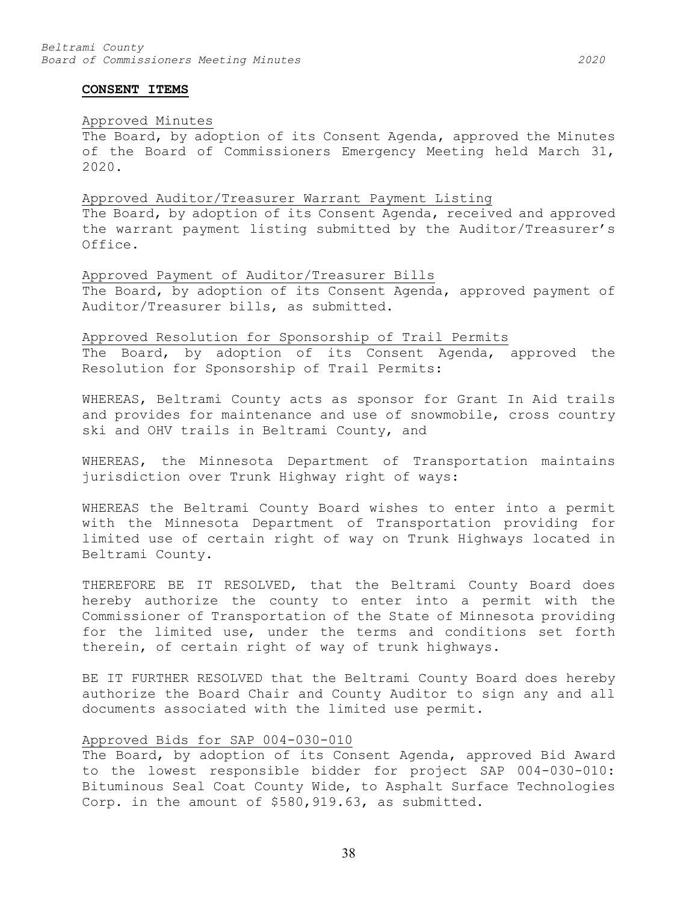**CONSENT ITEMS**

Approved Minutes

The Board, by adoption of its Consent Agenda, approved the Minutes of the Board of Commissioners Emergency Meeting held March 31, 2020.

Approved Auditor/Treasurer Warrant Payment Listing

The Board, by adoption of its Consent Agenda, received and approved the warrant payment listing submitted by the Auditor/Treasurer's Office.

Approved Payment of Auditor/Treasurer Bills

The Board, by adoption of its Consent Agenda, approved payment of Auditor/Treasurer bills, as submitted.

Approved Resolution for Sponsorship of Trail Permits

The Board, by adoption of its Consent Agenda, approved the Resolution for Sponsorship of Trail Permits:

WHEREAS, Beltrami County acts as sponsor for Grant In Aid trails and provides for maintenance and use of snowmobile, cross country ski and OHV trails in Beltrami County, and

WHEREAS, the Minnesota Department of Transportation maintains jurisdiction over Trunk Highway right of ways:

WHEREAS the Beltrami County Board wishes to enter into a permit with the Minnesota Department of Transportation providing for limited use of certain right of way on Trunk Highways located in Beltrami County.

THEREFORE BE IT RESOLVED, that the Beltrami County Board does hereby authorize the county to enter into a permit with the Commissioner of Transportation of the State of Minnesota providing for the limited use, under the terms and conditions set forth therein, of certain right of way of trunk highways.

BE IT FURTHER RESOLVED that the Beltrami County Board does hereby authorize the Board Chair and County Auditor to sign any and all documents associated with the limited use permit.

Approved Bids for SAP 004-030-010

The Board, by adoption of its Consent Agenda, approved Bid Award to the lowest responsible bidder for project SAP 004-030-010: Bituminous Seal Coat County Wide, to Asphalt Surface Technologies Corp. in the amount of $580,919.63, as submitted.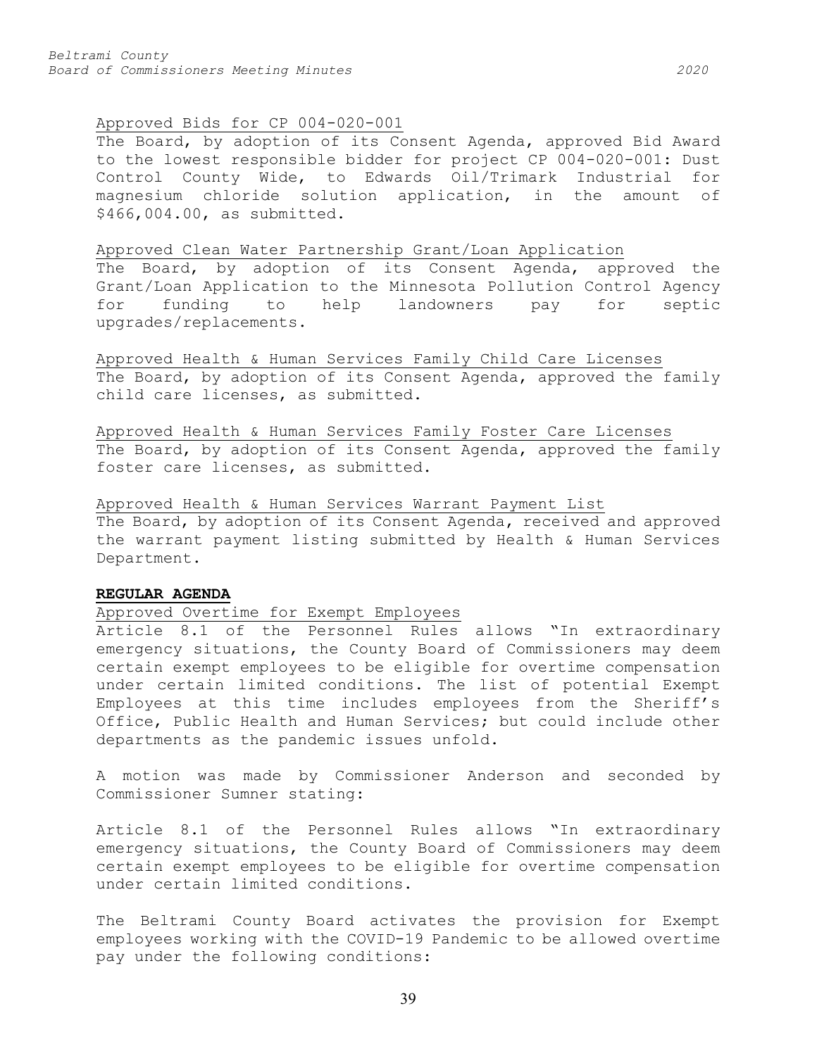Approved Bids for CP 004-020-001

The Board, by adoption of its Consent Agenda, approved Bid Award to the lowest responsible bidder for project CP 004-020-001: Dust Control County Wide, to Edwards Oil/Trimark Industrial for magnesium chloride solution application, in the amount of $466,004.00, as submitted.

Approved Clean Water Partnership Grant/Loan Application

The Board, by adoption of its Consent Agenda, approved the Grant/Loan Application to the Minnesota Pollution Control Agency for funding to help landowners pay for septic upgrades/replacements.

Approved Health & Human Services Family Child Care Licenses

The Board, by adoption of its Consent Agenda, approved the family child care licenses, as submitted.

Approved Health & Human Services Family Foster Care Licenses

The Board, by adoption of its Consent Agenda, approved the family foster care licenses, as submitted.

Approved Health & Human Services Warrant Payment List

The Board, by adoption of its Consent Agenda, received and approved the warrant payment listing submitted by Health & Human Services Department.

**REGULAR AGENDA**

Approved Overtime for Exempt Employees

Article 8.1 of the Personnel Rules allows "In extraordinary emergency situations, the County Board of Commissioners may deem certain exempt employees to be eligible for overtime compensation under certain limited conditions. The list of potential Exempt Employees at this time includes employees from the Sheriff's Office, Public Health and Human Services; but could include other departments as the pandemic issues unfold.

A motion was made by Commissioner Anderson and seconded by Commissioner Sumner stating:

Article 8.1 of the Personnel Rules allows "In extraordinary emergency situations, the County Board of Commissioners may deem certain exempt employees to be eligible for overtime compensation under certain limited conditions.

The Beltrami County Board activates the provision for Exempt employees working with the COVID-19 Pandemic to be allowed overtime pay under the following conditions: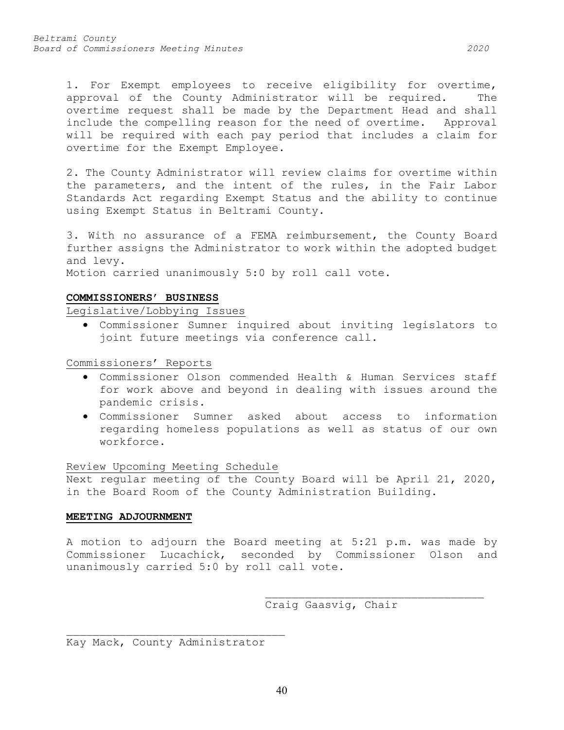1. For Exempt employees to receive eligibility for overtime, approval of the County Administrator will be required. The overtime request shall be made by the Department Head and shall include the compelling reason for the need of overtime. Approval will be required with each pay period that includes a claim for overtime for the Exempt Employee.

2. The County Administrator will review claims for overtime within the parameters, and the intent of the rules, in the Fair Labor Standards Act regarding Exempt Status and the ability to continue using Exempt Status in Beltrami County.

3. With no assurance of a FEMA reimbursement, the County Board further assigns the Administrator to work within the adopted budget and levy.

Motion carried unanimously 5:0 by roll call vote.

**COMMISSIONERS' BUSINESS**

Legislative/Lobbying Issues

- Commissioner Sumner inquired about inviting legislators to joint future meetings via conference call.

Commissioners' Reports

- Commissioner Olson commended Health & Human Services staff for work above and beyond in dealing with issues around the pandemic crisis.
- Commissioner Sumner asked about access to information regarding homeless populations as well as status of our own workforce.

Review Upcoming Meeting Schedule

Next regular meeting of the County Board will be April 21, 2020, in the Board Room of the County Administration Building.

**MEETING ADJOURNMENT**

A motion to adjourn the Board meeting at 5:21 p.m. was made by Commissioner Lucachick, seconded by Commissioner Olson and unanimously carried 5:0 by roll call vote.

\_\_\_\_\_\_\_\_\_\_\_\_\_\_\_\_\_\_\_\_\_\_\_\_\_\_\_\_\_\_\_\_\_\_
Craig Gaasvig, Chair

\_\_\_\_\_\_\_\_\_\_\_\_\_\_\_\_\_\_\_\_\_\_\_\_\_\_\_\_\_\_\_\_\_\_
Kay Mack, County Administrator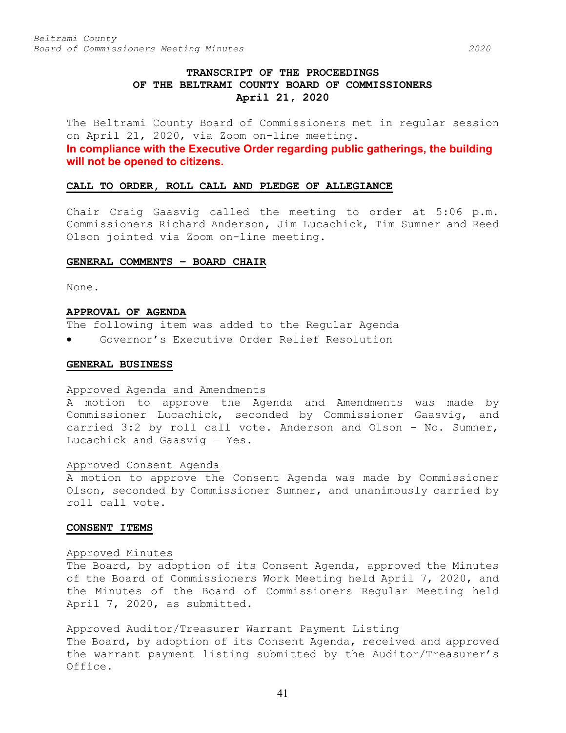# TRANSCRIPT OF THE PROCEEDINGS OF THE BELTRAMI COUNTY BOARD OF COMMISSIONERS April 21, 2020

The Beltrami County Board of Commissioners met in regular session on April 21, 2020, via Zoom on-line meeting.

**In compliance with the Executive Order regarding public gatherings, the building will not be opened to citizens.**

## CALL TO ORDER, ROLL CALL AND PLEDGE OF ALLEGIANCE

Chair Craig Gaasvig called the meeting to order at 5:06 p.m. Commissioners Richard Anderson, Jim Lucachick, Tim Sumner and Reed Olson jointed via Zoom on-line meeting.

## GENERAL COMMENTS – BOARD CHAIR

None.

## APPROVAL OF AGENDA

The following item was added to the Regular Agenda

- Governor's Executive Order Relief Resolution

## GENERAL BUSINESS

Approved Agenda and Amendments

A motion to approve the Agenda and Amendments was made by Commissioner Lucachick, seconded by Commissioner Gaasvig, and carried 3:2 by roll call vote. Anderson and Olson - No. Sumner, Lucachick and Gaasvig – Yes.

Approved Consent Agenda

A motion to approve the Consent Agenda was made by Commissioner Olson, seconded by Commissioner Sumner, and unanimously carried by roll call vote.

## CONSENT ITEMS

Approved Minutes

The Board, by adoption of its Consent Agenda, approved the Minutes of the Board of Commissioners Work Meeting held April 7, 2020, and the Minutes of the Board of Commissioners Regular Meeting held April 7, 2020, as submitted.

Approved Auditor/Treasurer Warrant Payment Listing

The Board, by adoption of its Consent Agenda, received and approved the warrant payment listing submitted by the Auditor/Treasurer's Office.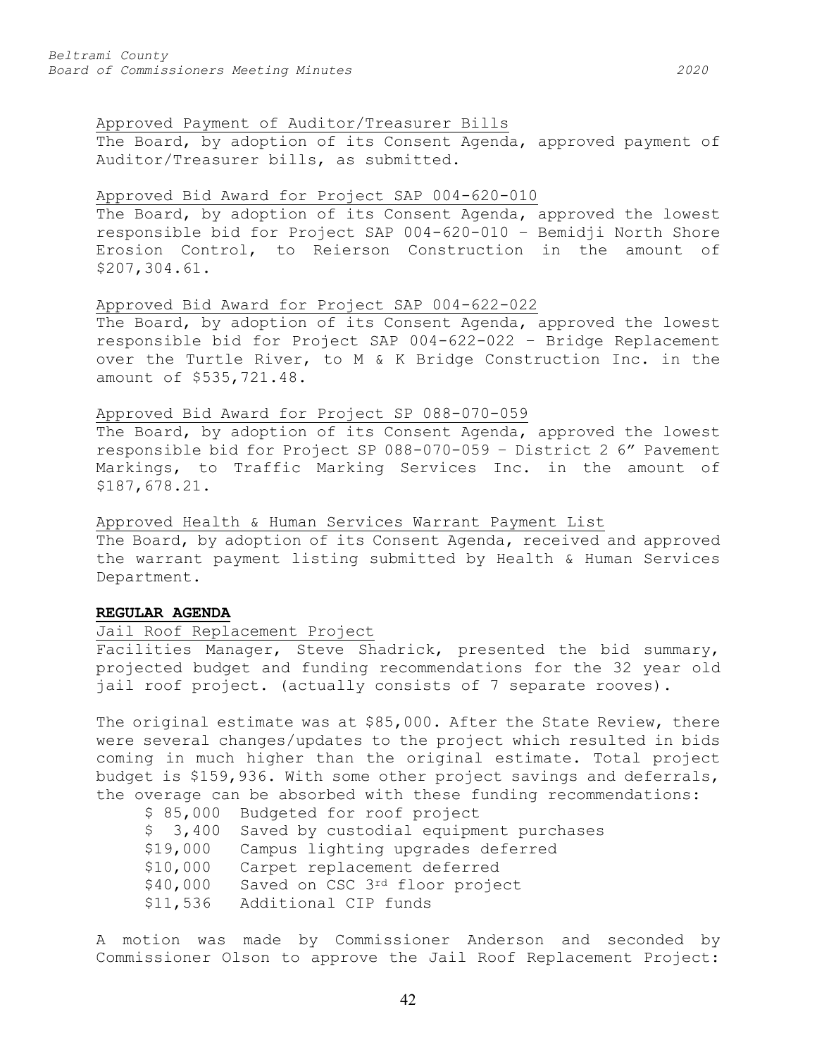Approved Payment of Auditor/Treasurer Bills

The Board, by adoption of its Consent Agenda, approved payment of Auditor/Treasurer bills, as submitted.

Approved Bid Award for Project SAP 004-620-010

The Board, by adoption of its Consent Agenda, approved the lowest responsible bid for Project SAP 004-620-010 – Bemidji North Shore Erosion Control, to Reierson Construction in the amount of $207,304.61.

Approved Bid Award for Project SAP 004-622-022

The Board, by adoption of its Consent Agenda, approved the lowest responsible bid for Project SAP 004-622-022 – Bridge Replacement over the Turtle River, to M & K Bridge Construction Inc. in the amount of $535,721.48.

Approved Bid Award for Project SP 088-070-059

The Board, by adoption of its Consent Agenda, approved the lowest responsible bid for Project SP 088-070-059 – District 2 6" Pavement Markings, to Traffic Marking Services Inc. in the amount of $187,678.21.

Approved Health & Human Services Warrant Payment List

The Board, by adoption of its Consent Agenda, received and approved the warrant payment listing submitted by Health & Human Services Department.

**REGULAR AGENDA**

Jail Roof Replacement Project

Facilities Manager, Steve Shadrick, presented the bid summary, projected budget and funding recommendations for the 32 year old jail roof project. (actually consists of 7 separate rooves).

The original estimate was at $85,000. After the State Review, there were several changes/updates to the project which resulted in bids coming in much higher than the original estimate. Total project budget is $159,936. With some other project savings and deferrals, the overage can be absorbed with these funding recommendations:

| | |
|---|---|
| $ 85,000 | Budgeted for roof project |
| $ 3,400 | Saved by custodial equipment purchases |
| $19,000 | Campus lighting upgrades deferred |
| $10,000 | Carpet replacement deferred |
| $40,000 | Saved on CSC 3rd floor project |
| $11,536 | Additional CIP funds |

A motion was made by Commissioner Anderson and seconded by Commissioner Olson to approve the Jail Roof Replacement Project: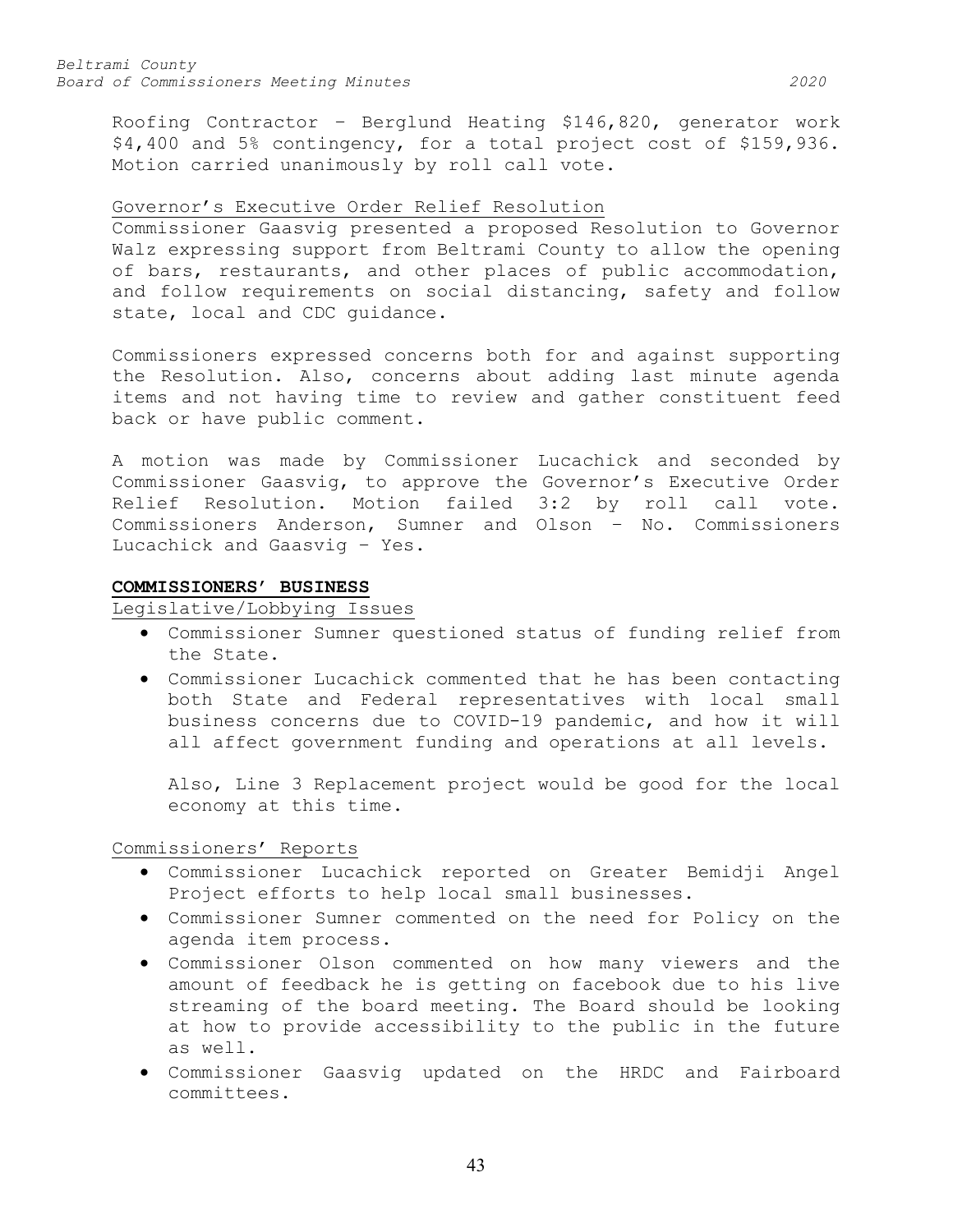Roofing Contractor – Berglund Heating $146,820, generator work $4,400 and 5% contingency, for a total project cost of $159,936. Motion carried unanimously by roll call vote.

Governor's Executive Order Relief Resolution

Commissioner Gaasvig presented a proposed Resolution to Governor Walz expressing support from Beltrami County to allow the opening of bars, restaurants, and other places of public accommodation, and follow requirements on social distancing, safety and follow state, local and CDC guidance.

Commissioners expressed concerns both for and against supporting the Resolution. Also, concerns about adding last minute agenda items and not having time to review and gather constituent feed back or have public comment.

A motion was made by Commissioner Lucachick and seconded by Commissioner Gaasvig, to approve the Governor's Executive Order Relief Resolution. Motion failed 3:2 by roll call vote. Commissioners Anderson, Sumner and Olson – No. Commissioners Lucachick and Gaasvig – Yes.

## COMMISSIONERS' BUSINESS

Legislative/Lobbying Issues

- Commissioner Sumner questioned status of funding relief from the State.
- Commissioner Lucachick commented that he has been contacting both State and Federal representatives with local small business concerns due to COVID-19 pandemic, and how it will all affect government funding and operations at all levels.

  Also, Line 3 Replacement project would be good for the local economy at this time.

Commissioners' Reports

- Commissioner Lucachick reported on Greater Bemidji Angel Project efforts to help local small businesses.
- Commissioner Sumner commented on the need for Policy on the agenda item process.
- Commissioner Olson commented on how many viewers and the amount of feedback he is getting on facebook due to his live streaming of the board meeting. The Board should be looking at how to provide accessibility to the public in the future as well.
- Commissioner Gaasvig updated on the HRDC and Fairboard committees.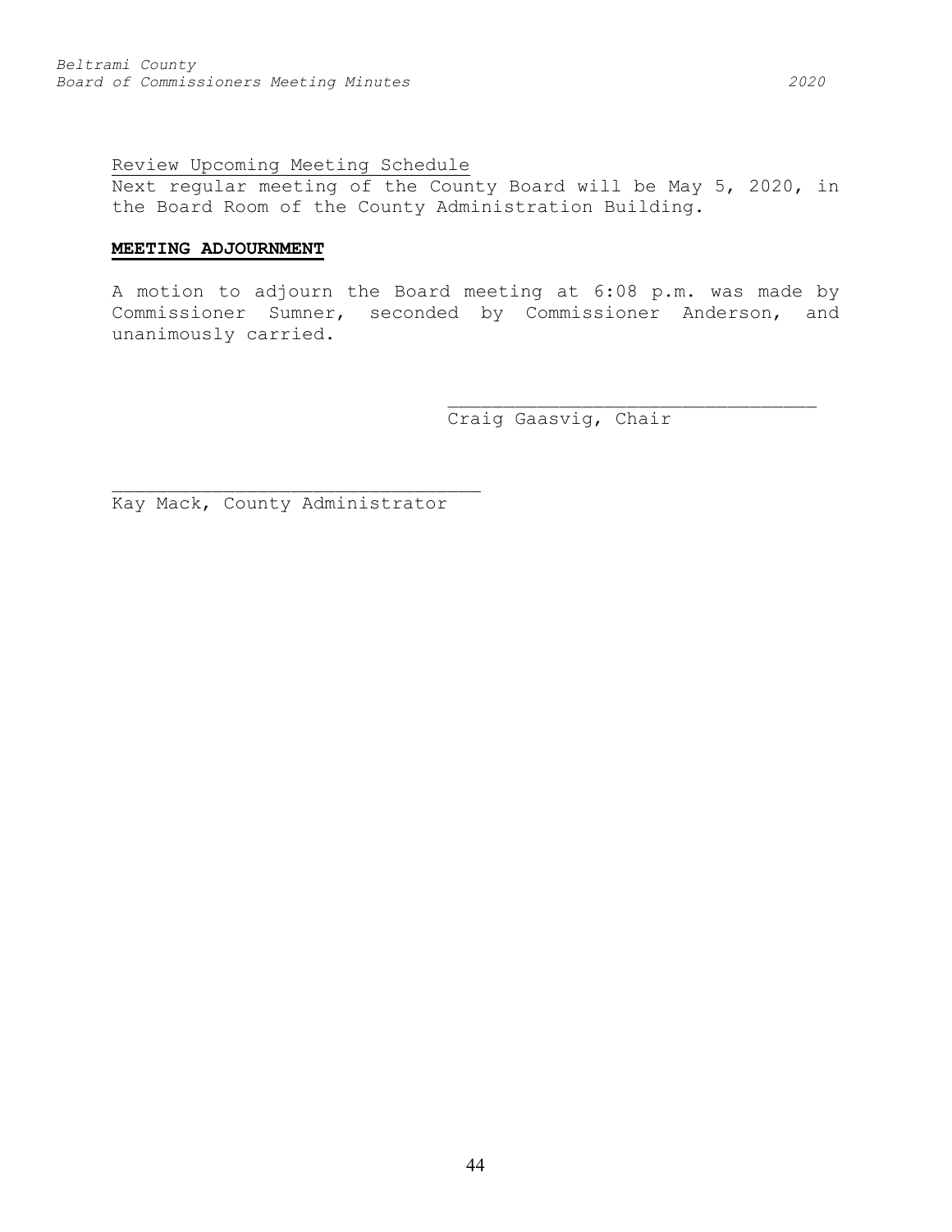Review Upcoming Meeting Schedule

Next regular meeting of the County Board will be May 5, 2020, in the Board Room of the County Administration Building.

**MEETING ADJOURNMENT**

A motion to adjourn the Board meeting at 6:08 p.m. was made by Commissioner Sumner, seconded by Commissioner Anderson, and unanimously carried.

\_\_\_\_\_\_\_\_\_\_\_\_\_\_\_\_\_\_\_\_\_\_\_\_\_\_\_\_\_\_\_\_\_\_

Craig Gaasvig, Chair

\_\_\_\_\_\_\_\_\_\_\_\_\_\_\_\_\_\_\_\_\_\_\_\_\_\_\_\_\_\_\_\_\_\_

Kay Mack, County Administrator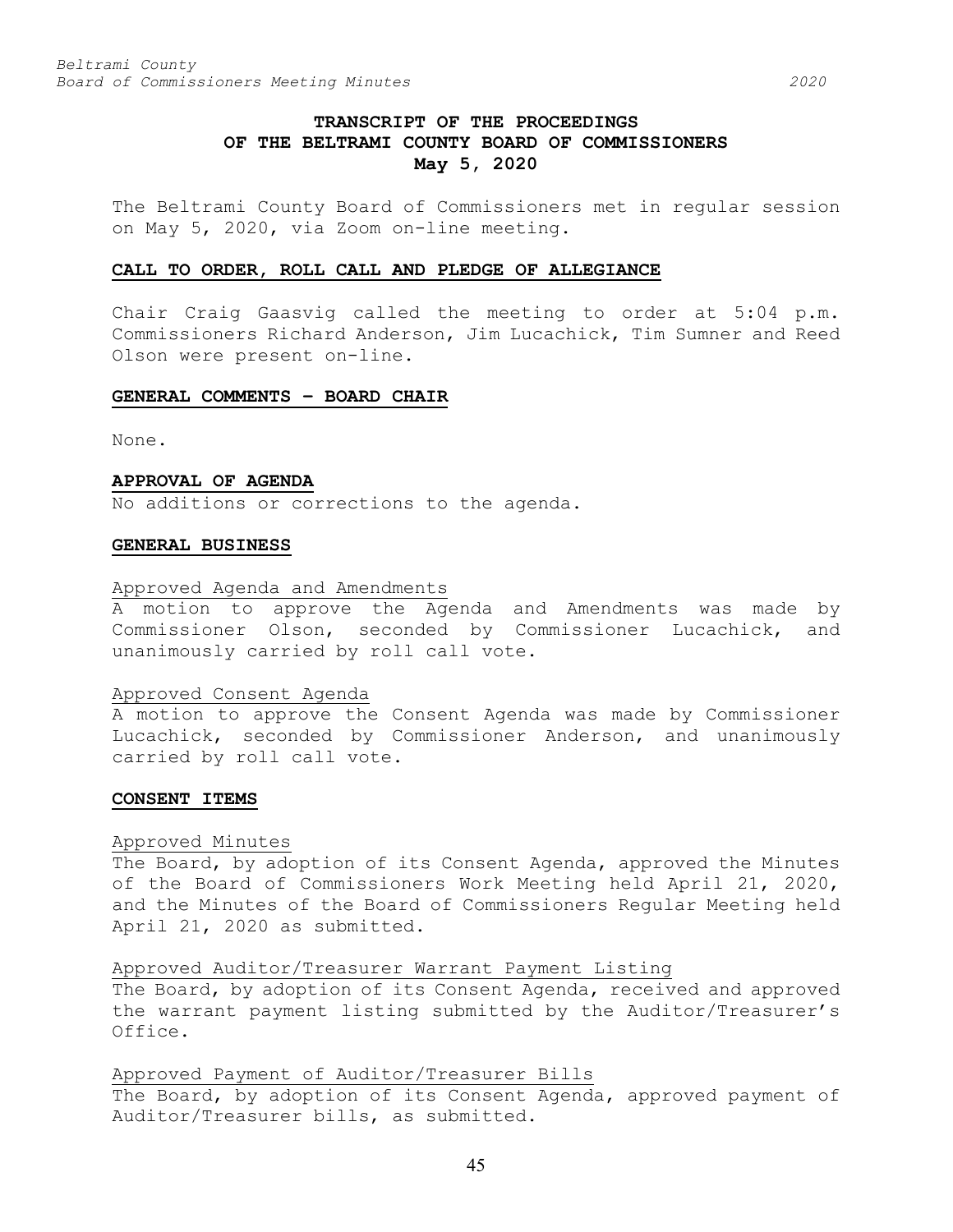# TRANSCRIPT OF THE PROCEEDINGS OF THE BELTRAMI COUNTY BOARD OF COMMISSIONERS

**May 5, 2020**

The Beltrami County Board of Commissioners met in regular session on May 5, 2020, via Zoom on-line meeting.

## CALL TO ORDER, ROLL CALL AND PLEDGE OF ALLEGIANCE

Chair Craig Gaasvig called the meeting to order at 5:04 p.m. Commissioners Richard Anderson, Jim Lucachick, Tim Sumner and Reed Olson were present on-line.

## GENERAL COMMENTS – BOARD CHAIR

None.

## APPROVAL OF AGENDA

No additions or corrections to the agenda.

## GENERAL BUSINESS

### Approved Agenda and Amendments

A motion to approve the Agenda and Amendments was made by Commissioner Olson, seconded by Commissioner Lucachick, and unanimously carried by roll call vote.

### Approved Consent Agenda

A motion to approve the Consent Agenda was made by Commissioner Lucachick, seconded by Commissioner Anderson, and unanimously carried by roll call vote.

## CONSENT ITEMS

### Approved Minutes

The Board, by adoption of its Consent Agenda, approved the Minutes of the Board of Commissioners Work Meeting held April 21, 2020, and the Minutes of the Board of Commissioners Regular Meeting held April 21, 2020 as submitted.

### Approved Auditor/Treasurer Warrant Payment Listing

The Board, by adoption of its Consent Agenda, received and approved the warrant payment listing submitted by the Auditor/Treasurer's Office.

### Approved Payment of Auditor/Treasurer Bills

The Board, by adoption of its Consent Agenda, approved payment of Auditor/Treasurer bills, as submitted.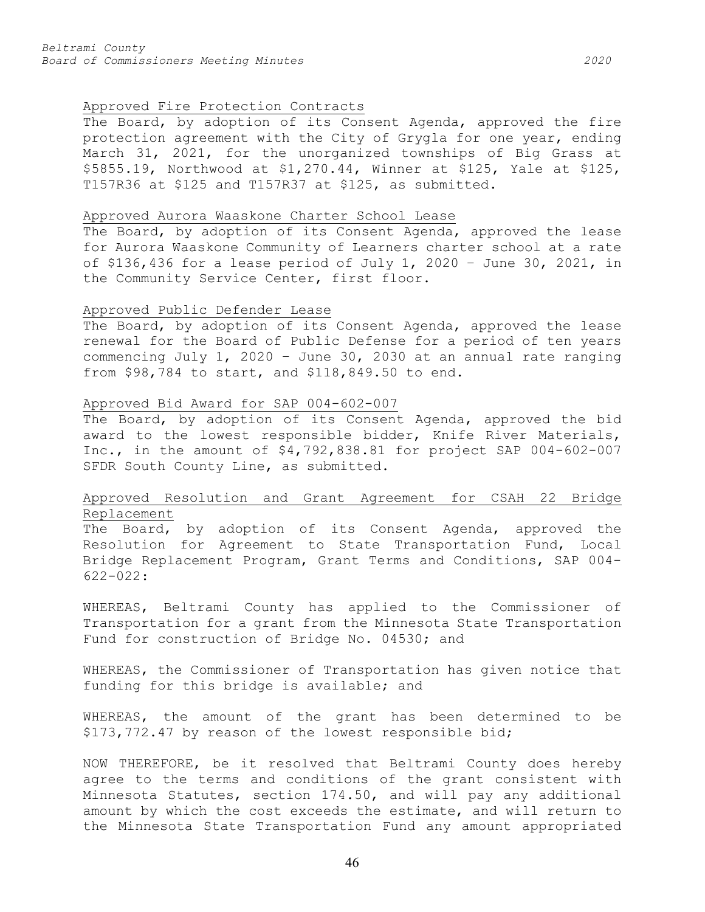Approved Fire Protection Contracts

The Board, by adoption of its Consent Agenda, approved the fire protection agreement with the City of Grygla for one year, ending March 31, 2021, for the unorganized townships of Big Grass at $5855.19, Northwood at $1,270.44, Winner at $125, Yale at $125, T157R36 at $125 and T157R37 at $125, as submitted.

Approved Aurora Waaskone Charter School Lease

The Board, by adoption of its Consent Agenda, approved the lease for Aurora Waaskone Community of Learners charter school at a rate of $136,436 for a lease period of July 1, 2020 – June 30, 2021, in the Community Service Center, first floor.

Approved Public Defender Lease

The Board, by adoption of its Consent Agenda, approved the lease renewal for the Board of Public Defense for a period of ten years commencing July 1, 2020 – June 30, 2030 at an annual rate ranging from $98,784 to start, and $118,849.50 to end.

Approved Bid Award for SAP 004-602-007

The Board, by adoption of its Consent Agenda, approved the bid award to the lowest responsible bidder, Knife River Materials, Inc., in the amount of $4,792,838.81 for project SAP 004-602-007 SFDR South County Line, as submitted.

Approved Resolution and Grant Agreement for CSAH 22 Bridge Replacement

The Board, by adoption of its Consent Agenda, approved the Resolution for Agreement to State Transportation Fund, Local Bridge Replacement Program, Grant Terms and Conditions, SAP 004-622-022:

WHEREAS, Beltrami County has applied to the Commissioner of Transportation for a grant from the Minnesota State Transportation Fund for construction of Bridge No. 04530; and

WHEREAS, the Commissioner of Transportation has given notice that funding for this bridge is available; and

WHEREAS, the amount of the grant has been determined to be $173,772.47 by reason of the lowest responsible bid;

NOW THEREFORE, be it resolved that Beltrami County does hereby agree to the terms and conditions of the grant consistent with Minnesota Statutes, section 174.50, and will pay any additional amount by which the cost exceeds the estimate, and will return to the Minnesota State Transportation Fund any amount appropriated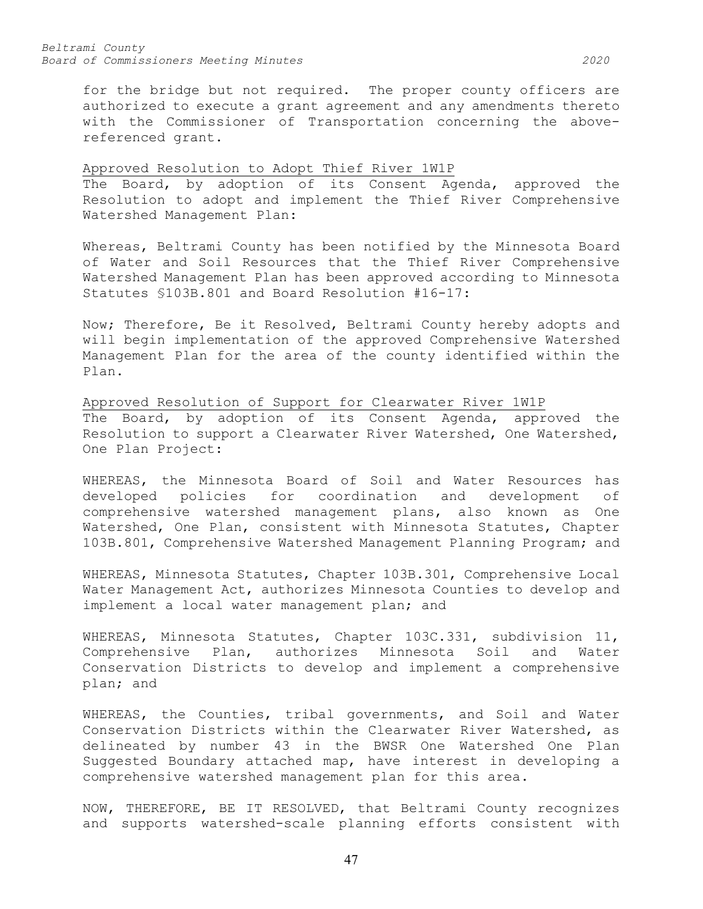for the bridge but not required. The proper county officers are authorized to execute a grant agreement and any amendments thereto with the Commissioner of Transportation concerning the above-referenced grant.

Approved Resolution to Adopt Thief River 1W1P

The Board, by adoption of its Consent Agenda, approved the Resolution to adopt and implement the Thief River Comprehensive Watershed Management Plan:

Whereas, Beltrami County has been notified by the Minnesota Board of Water and Soil Resources that the Thief River Comprehensive Watershed Management Plan has been approved according to Minnesota Statutes §103B.801 and Board Resolution #16-17:

Now; Therefore, Be it Resolved, Beltrami County hereby adopts and will begin implementation of the approved Comprehensive Watershed Management Plan for the area of the county identified within the Plan.

Approved Resolution of Support for Clearwater River 1W1P

The Board, by adoption of its Consent Agenda, approved the Resolution to support a Clearwater River Watershed, One Watershed, One Plan Project:

WHEREAS, the Minnesota Board of Soil and Water Resources has developed policies for coordination and development of comprehensive watershed management plans, also known as One Watershed, One Plan, consistent with Minnesota Statutes, Chapter 103B.801, Comprehensive Watershed Management Planning Program; and

WHEREAS, Minnesota Statutes, Chapter 103B.301, Comprehensive Local Water Management Act, authorizes Minnesota Counties to develop and implement a local water management plan; and

WHEREAS, Minnesota Statutes, Chapter 103C.331, subdivision 11, Comprehensive Plan, authorizes Minnesota Soil and Water Conservation Districts to develop and implement a comprehensive plan; and

WHEREAS, the Counties, tribal governments, and Soil and Water Conservation Districts within the Clearwater River Watershed, as delineated by number 43 in the BWSR One Watershed One Plan Suggested Boundary attached map, have interest in developing a comprehensive watershed management plan for this area.

NOW, THEREFORE, BE IT RESOLVED, that Beltrami County recognizes and supports watershed-scale planning efforts consistent with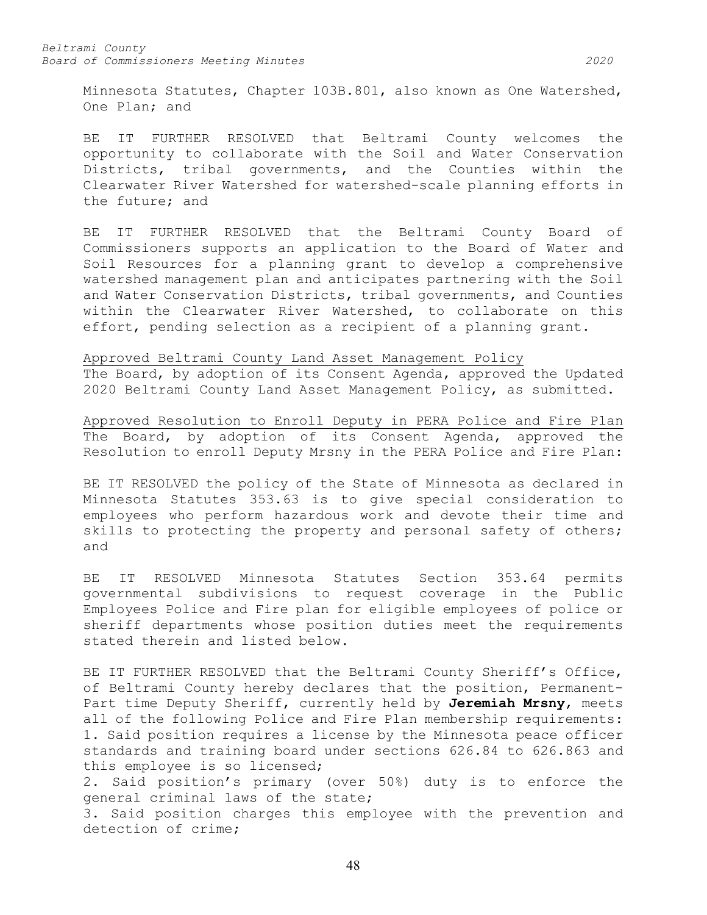Minnesota Statutes, Chapter 103B.801, also known as One Watershed, One Plan; and

BE IT FURTHER RESOLVED that Beltrami County welcomes the opportunity to collaborate with the Soil and Water Conservation Districts, tribal governments, and the Counties within the Clearwater River Watershed for watershed-scale planning efforts in the future; and

BE IT FURTHER RESOLVED that the Beltrami County Board of Commissioners supports an application to the Board of Water and Soil Resources for a planning grant to develop a comprehensive watershed management plan and anticipates partnering with the Soil and Water Conservation Districts, tribal governments, and Counties within the Clearwater River Watershed, to collaborate on this effort, pending selection as a recipient of a planning grant.

<u>Approved Beltrami County Land Asset Management Policy</u>
The Board, by adoption of its Consent Agenda, approved the Updated 2020 Beltrami County Land Asset Management Policy, as submitted.

<u>Approved Resolution to Enroll Deputy in PERA Police and Fire Plan</u>
The Board, by adoption of its Consent Agenda, approved the Resolution to enroll Deputy Mrsny in the PERA Police and Fire Plan:

BE IT RESOLVED the policy of the State of Minnesota as declared in Minnesota Statutes 353.63 is to give special consideration to employees who perform hazardous work and devote their time and skills to protecting the property and personal safety of others; and

BE IT RESOLVED Minnesota Statutes Section 353.64 permits governmental subdivisions to request coverage in the Public Employees Police and Fire plan for eligible employees of police or sheriff departments whose position duties meet the requirements stated therein and listed below.

BE IT FURTHER RESOLVED that the Beltrami County Sheriff's Office, of Beltrami County hereby declares that the position, Permanent-Part time Deputy Sheriff, currently held by **Jeremiah Mrsny**, meets all of the following Police and Fire Plan membership requirements:

1. Said position requires a license by the Minnesota peace officer standards and training board under sections 626.84 to 626.863 and this employee is so licensed;
2. Said position's primary (over 50%) duty is to enforce the general criminal laws of the state;
3. Said position charges this employee with the prevention and detection of crime;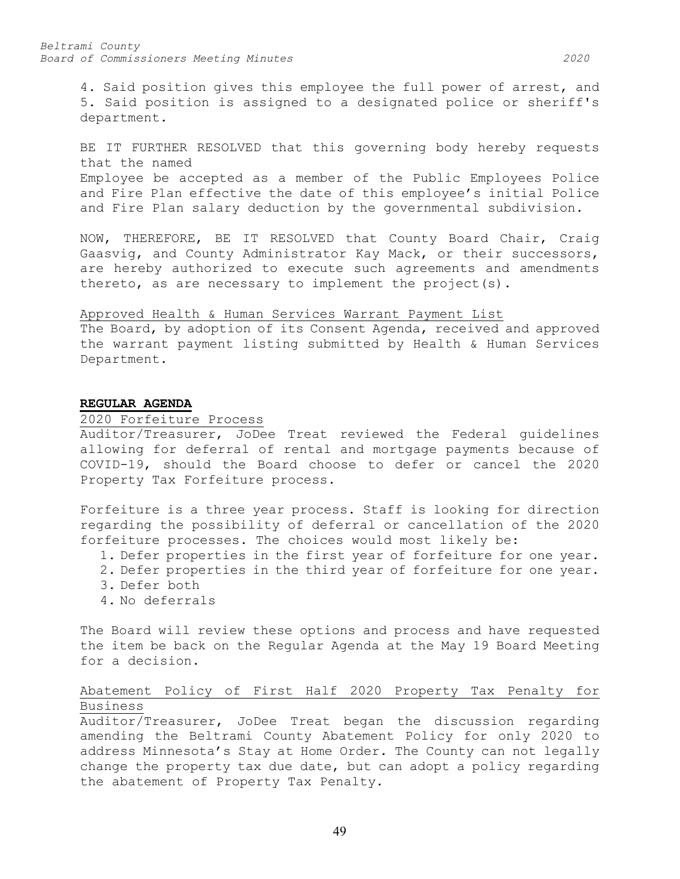4. Said position gives this employee the full power of arrest, and
5. Said position is assigned to a designated police or sheriff's department.

BE IT FURTHER RESOLVED that this governing body hereby requests that the named
Employee be accepted as a member of the Public Employees Police and Fire Plan effective the date of this employee's initial Police and Fire Plan salary deduction by the governmental subdivision.

NOW, THEREFORE, BE IT RESOLVED that County Board Chair, Craig Gaasvig, and County Administrator Kay Mack, or their successors, are hereby authorized to execute such agreements and amendments thereto, as are necessary to implement the project(s).

Approved Health & Human Services Warrant Payment List

The Board, by adoption of its Consent Agenda, received and approved the warrant payment listing submitted by Health & Human Services Department.

**REGULAR AGENDA**

2020 Forfeiture Process

Auditor/Treasurer, JoDee Treat reviewed the Federal guidelines allowing for deferral of rental and mortgage payments because of COVID-19, should the Board choose to defer or cancel the 2020 Property Tax Forfeiture process.

Forfeiture is a three year process. Staff is looking for direction regarding the possibility of deferral or cancellation of the 2020 forfeiture processes. The choices would most likely be:

1. Defer properties in the first year of forfeiture for one year.
2. Defer properties in the third year of forfeiture for one year.
3. Defer both
4. No deferrals

The Board will review these options and process and have requested the item be back on the Regular Agenda at the May 19 Board Meeting for a decision.

Abatement Policy of First Half 2020 Property Tax Penalty for Business

Auditor/Treasurer, JoDee Treat began the discussion regarding amending the Beltrami County Abatement Policy for only 2020 to address Minnesota's Stay at Home Order. The County can not legally change the property tax due date, but can adopt a policy regarding the abatement of Property Tax Penalty.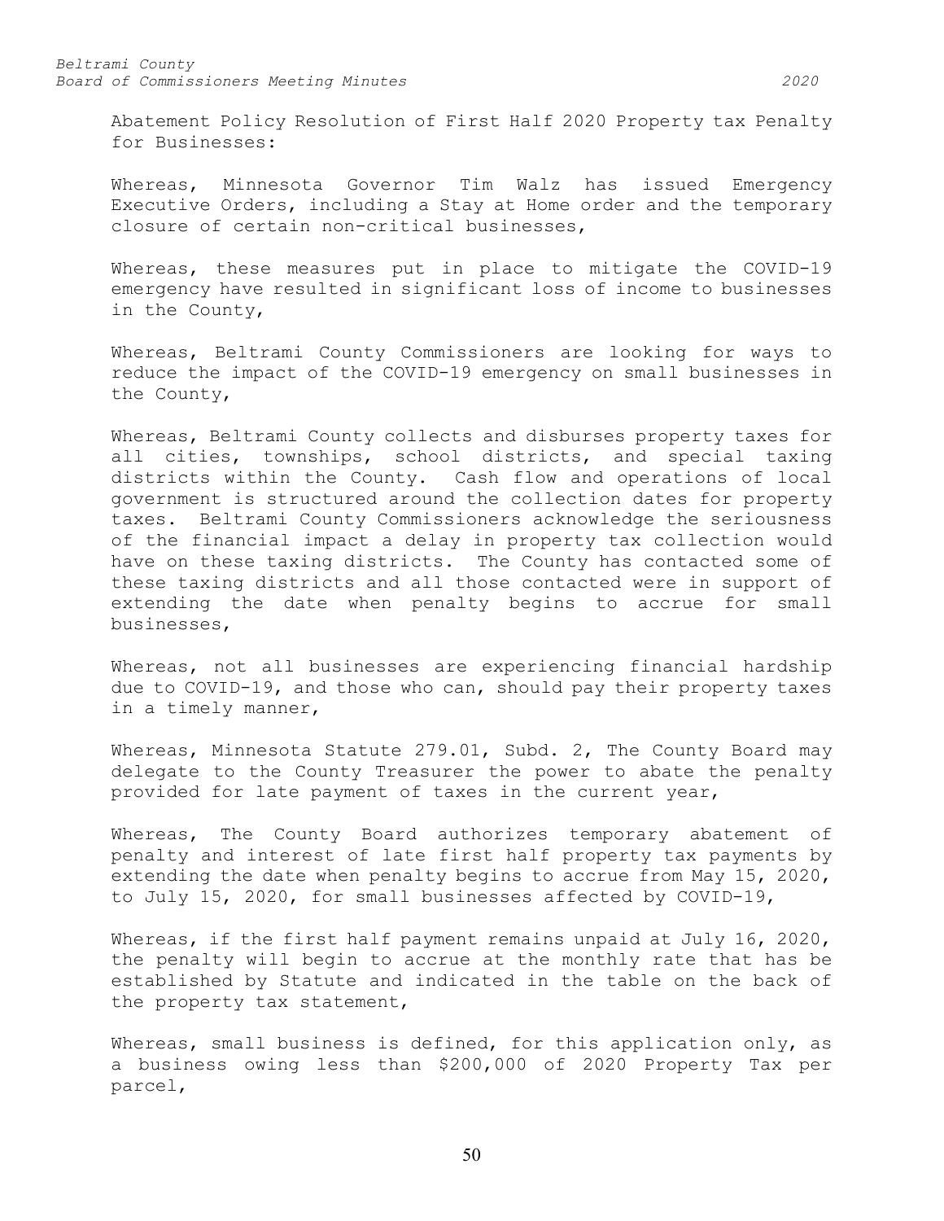Abatement Policy Resolution of First Half 2020 Property tax Penalty for Businesses:

Whereas, Minnesota Governor Tim Walz has issued Emergency Executive Orders, including a Stay at Home order and the temporary closure of certain non-critical businesses,

Whereas, these measures put in place to mitigate the COVID-19 emergency have resulted in significant loss of income to businesses in the County,

Whereas, Beltrami County Commissioners are looking for ways to reduce the impact of the COVID-19 emergency on small businesses in the County,

Whereas, Beltrami County collects and disburses property taxes for all cities, townships, school districts, and special taxing districts within the County. Cash flow and operations of local government is structured around the collection dates for property taxes. Beltrami County Commissioners acknowledge the seriousness of the financial impact a delay in property tax collection would have on these taxing districts. The County has contacted some of these taxing districts and all those contacted were in support of extending the date when penalty begins to accrue for small businesses,

Whereas, not all businesses are experiencing financial hardship due to COVID-19, and those who can, should pay their property taxes in a timely manner,

Whereas, Minnesota Statute 279.01, Subd. 2, The County Board may delegate to the County Treasurer the power to abate the penalty provided for late payment of taxes in the current year,

Whereas, The County Board authorizes temporary abatement of penalty and interest of late first half property tax payments by extending the date when penalty begins to accrue from May 15, 2020, to July 15, 2020, for small businesses affected by COVID-19,

Whereas, if the first half payment remains unpaid at July 16, 2020, the penalty will begin to accrue at the monthly rate that has be established by Statute and indicated in the table on the back of the property tax statement,

Whereas, small business is defined, for this application only, as a business owing less than $200,000 of 2020 Property Tax per parcel,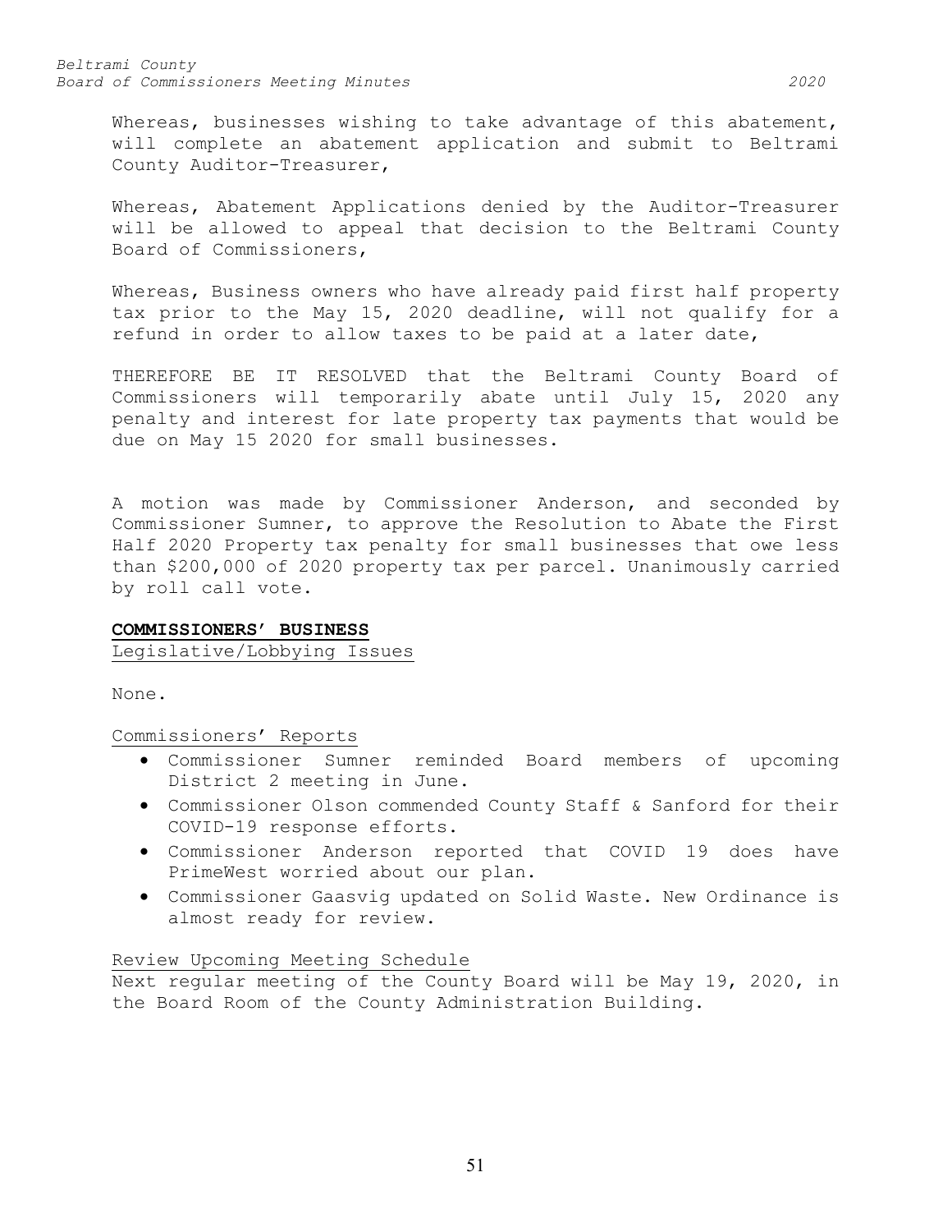Whereas, businesses wishing to take advantage of this abatement, will complete an abatement application and submit to Beltrami County Auditor-Treasurer,

Whereas, Abatement Applications denied by the Auditor-Treasurer will be allowed to appeal that decision to the Beltrami County Board of Commissioners,

Whereas, Business owners who have already paid first half property tax prior to the May 15, 2020 deadline, will not qualify for a refund in order to allow taxes to be paid at a later date,

THEREFORE BE IT RESOLVED that the Beltrami County Board of Commissioners will temporarily abate until July 15, 2020 any penalty and interest for late property tax payments that would be due on May 15 2020 for small businesses.

A motion was made by Commissioner Anderson, and seconded by Commissioner Sumner, to approve the Resolution to Abate the First Half 2020 Property tax penalty for small businesses that owe less than $200,000 of 2020 property tax per parcel. Unanimously carried by roll call vote.

**COMMISSIONERS' BUSINESS**

Legislative/Lobbying Issues

None.

Commissioners' Reports

- Commissioner Sumner reminded Board members of upcoming District 2 meeting in June.
- Commissioner Olson commended County Staff & Sanford for their COVID-19 response efforts.
- Commissioner Anderson reported that COVID 19 does have PrimeWest worried about our plan.
- Commissioner Gaasvig updated on Solid Waste. New Ordinance is almost ready for review.

Review Upcoming Meeting Schedule

Next regular meeting of the County Board will be May 19, 2020, in the Board Room of the County Administration Building.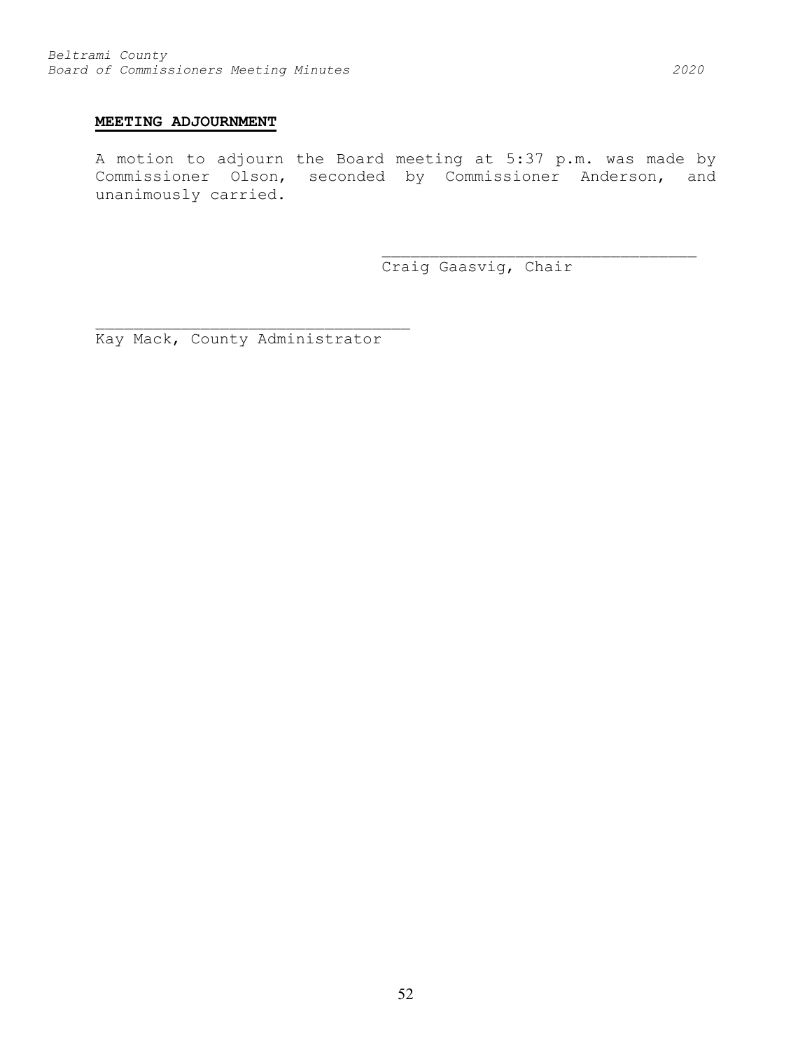**MEETING ADJOURNMENT**

A motion to adjourn the Board meeting at 5:37 p.m. was made by Commissioner Olson, seconded by Commissioner Anderson, and unanimously carried.

\_\_\_\_\_\_\_\_\_\_\_\_\_\_\_\_\_\_\_\_\_\_\_\_\_\_\_\_\_\_\_\_\_\_
Craig Gaasvig, Chair

\_\_\_\_\_\_\_\_\_\_\_\_\_\_\_\_\_\_\_\_\_\_\_\_\_\_\_\_\_\_\_\_\_\_
Kay Mack, County Administrator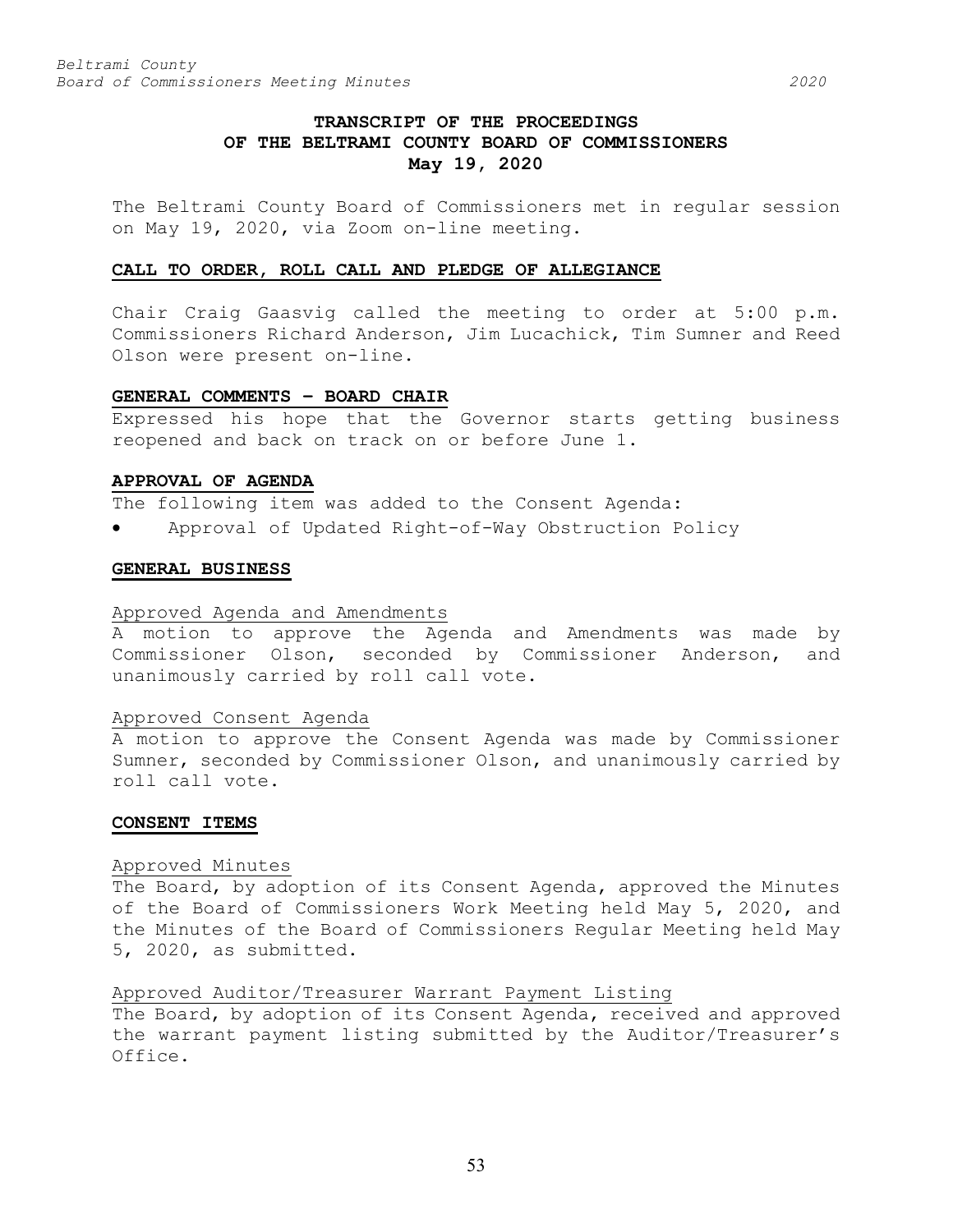# TRANSCRIPT OF THE PROCEEDINGS OF THE BELTRAMI COUNTY BOARD OF COMMISSIONERS
## May 19, 2020

The Beltrami County Board of Commissioners met in regular session on May 19, 2020, via Zoom on-line meeting.

### CALL TO ORDER, ROLL CALL AND PLEDGE OF ALLEGIANCE

Chair Craig Gaasvig called the meeting to order at 5:00 p.m. Commissioners Richard Anderson, Jim Lucachick, Tim Sumner and Reed Olson were present on-line.

### GENERAL COMMENTS – BOARD CHAIR

Expressed his hope that the Governor starts getting business reopened and back on track on or before June 1.

### APPROVAL OF AGENDA

The following item was added to the Consent Agenda:

- Approval of Updated Right-of-Way Obstruction Policy

### GENERAL BUSINESS

Approved Agenda and Amendments

A motion to approve the Agenda and Amendments was made by Commissioner Olson, seconded by Commissioner Anderson, and unanimously carried by roll call vote.

Approved Consent Agenda

A motion to approve the Consent Agenda was made by Commissioner Sumner, seconded by Commissioner Olson, and unanimously carried by roll call vote.

### CONSENT ITEMS

Approved Minutes

The Board, by adoption of its Consent Agenda, approved the Minutes of the Board of Commissioners Work Meeting held May 5, 2020, and the Minutes of the Board of Commissioners Regular Meeting held May 5, 2020, as submitted.

Approved Auditor/Treasurer Warrant Payment Listing

The Board, by adoption of its Consent Agenda, received and approved the warrant payment listing submitted by the Auditor/Treasurer's Office.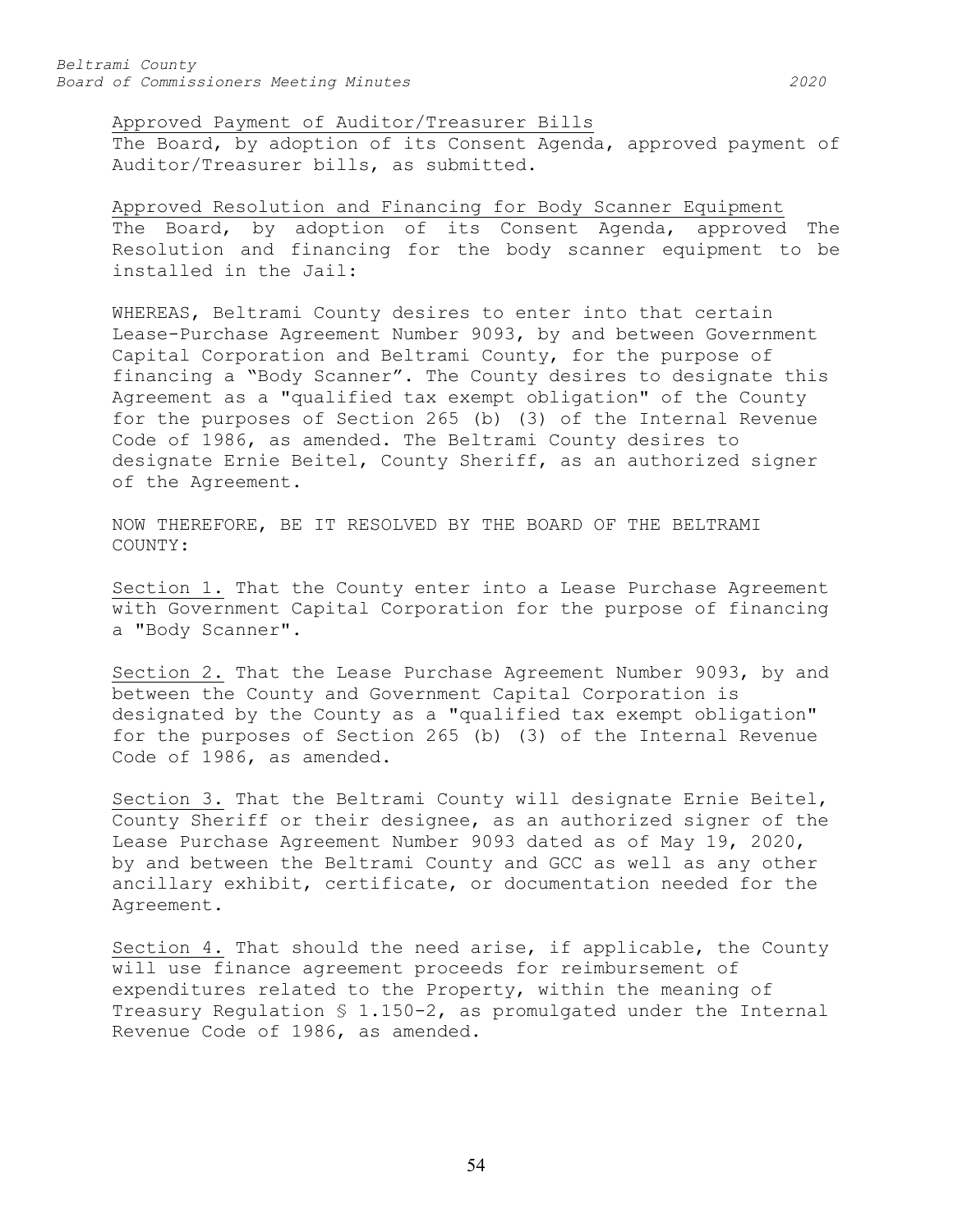Approved Payment of Auditor/Treasurer Bills

The Board, by adoption of its Consent Agenda, approved payment of Auditor/Treasurer bills, as submitted.

Approved Resolution and Financing for Body Scanner Equipment

The Board, by adoption of its Consent Agenda, approved The Resolution and financing for the body scanner equipment to be installed in the Jail:

WHEREAS, Beltrami County desires to enter into that certain Lease-Purchase Agreement Number 9093, by and between Government Capital Corporation and Beltrami County, for the purpose of financing a “Body Scanner”. The County desires to designate this Agreement as a "qualified tax exempt obligation" of the County for the purposes of Section 265 (b) (3) of the Internal Revenue Code of 1986, as amended. The Beltrami County desires to designate Ernie Beitel, County Sheriff, as an authorized signer of the Agreement.

NOW THEREFORE, BE IT RESOLVED BY THE BOARD OF THE BELTRAMI COUNTY:

Section 1. That the County enter into a Lease Purchase Agreement with Government Capital Corporation for the purpose of financing a "Body Scanner".

Section 2. That the Lease Purchase Agreement Number 9093, by and between the County and Government Capital Corporation is designated by the County as a "qualified tax exempt obligation" for the purposes of Section 265 (b) (3) of the Internal Revenue Code of 1986, as amended.

Section 3. That the Beltrami County will designate Ernie Beitel, County Sheriff or their designee, as an authorized signer of the Lease Purchase Agreement Number 9093 dated as of May 19, 2020, by and between the Beltrami County and GCC as well as any other ancillary exhibit, certificate, or documentation needed for the Agreement.

Section 4. That should the need arise, if applicable, the County will use finance agreement proceeds for reimbursement of expenditures related to the Property, within the meaning of Treasury Regulation § 1.150-2, as promulgated under the Internal Revenue Code of 1986, as amended.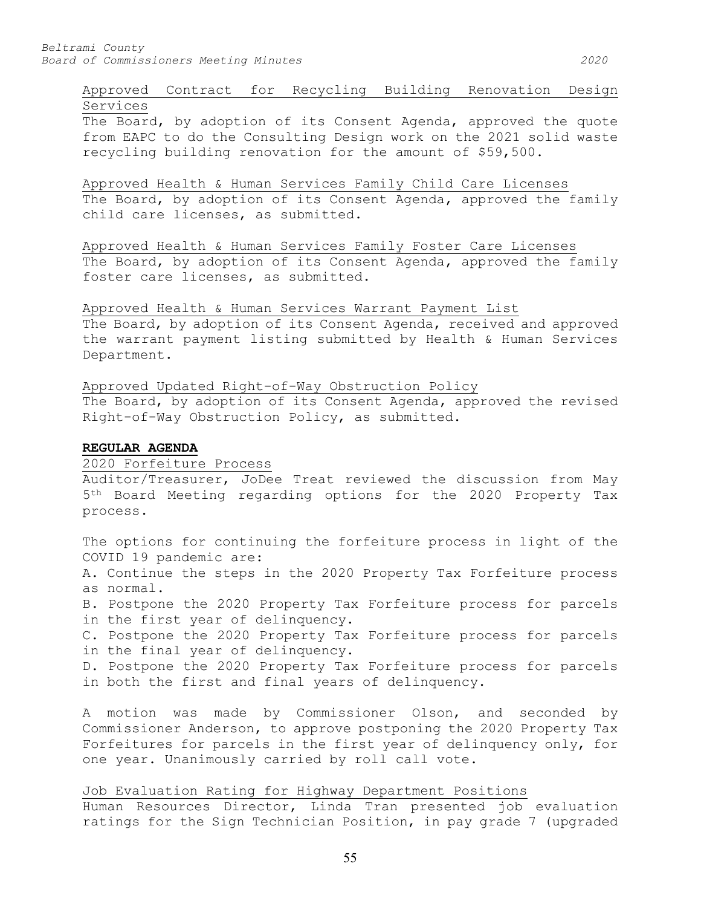Approved Contract for Recycling Building Renovation Design Services

The Board, by adoption of its Consent Agenda, approved the quote from EAPC to do the Consulting Design work on the 2021 solid waste recycling building renovation for the amount of $59,500.

Approved Health & Human Services Family Child Care Licenses

The Board, by adoption of its Consent Agenda, approved the family child care licenses, as submitted.

Approved Health & Human Services Family Foster Care Licenses

The Board, by adoption of its Consent Agenda, approved the family foster care licenses, as submitted.

Approved Health & Human Services Warrant Payment List

The Board, by adoption of its Consent Agenda, received and approved the warrant payment listing submitted by Health & Human Services Department.

Approved Updated Right-of-Way Obstruction Policy

The Board, by adoption of its Consent Agenda, approved the revised Right-of-Way Obstruction Policy, as submitted.

**REGULAR AGENDA**

2020 Forfeiture Process

Auditor/Treasurer, JoDee Treat reviewed the discussion from May 5th Board Meeting regarding options for the 2020 Property Tax process.

The options for continuing the forfeiture process in light of the COVID 19 pandemic are:

A. Continue the steps in the 2020 Property Tax Forfeiture process as normal.

B. Postpone the 2020 Property Tax Forfeiture process for parcels in the first year of delinquency.

C. Postpone the 2020 Property Tax Forfeiture process for parcels in the final year of delinquency.

D. Postpone the 2020 Property Tax Forfeiture process for parcels in both the first and final years of delinquency.

A motion was made by Commissioner Olson, and seconded by Commissioner Anderson, to approve postponing the 2020 Property Tax Forfeitures for parcels in the first year of delinquency only, for one year. Unanimously carried by roll call vote.

Job Evaluation Rating for Highway Department Positions

Human Resources Director, Linda Tran presented job evaluation ratings for the Sign Technician Position, in pay grade 7 (upgraded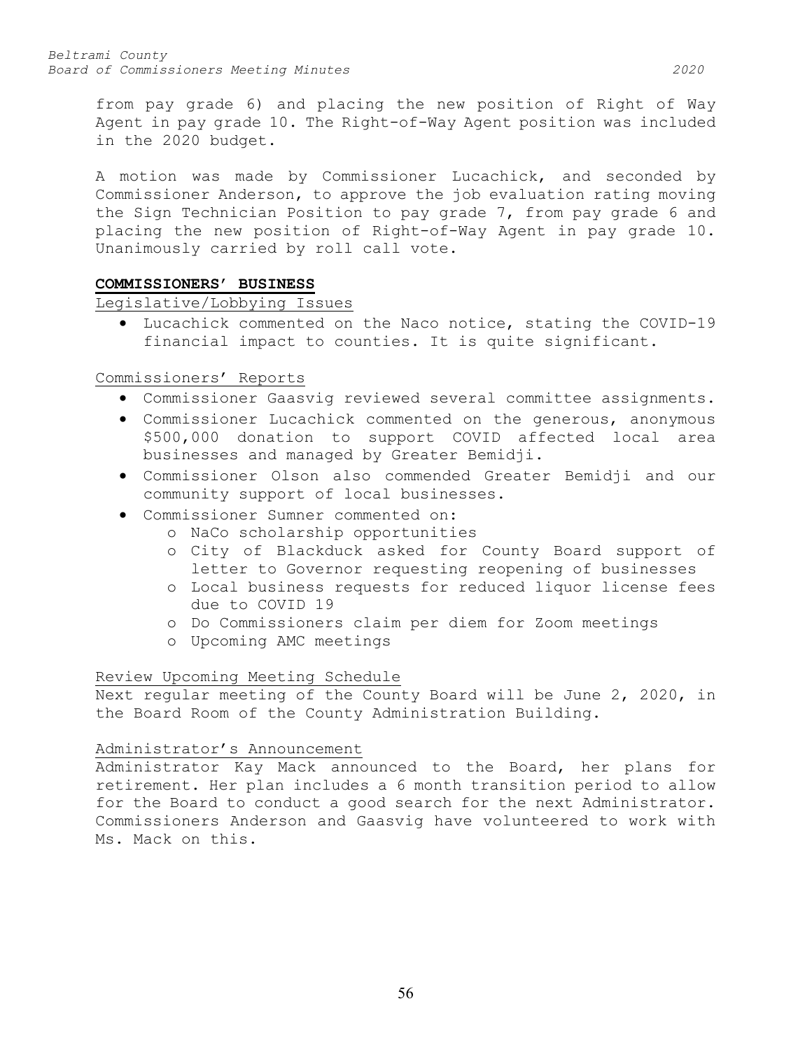from pay grade 6) and placing the new position of Right of Way Agent in pay grade 10. The Right-of-Way Agent position was included in the 2020 budget.

A motion was made by Commissioner Lucachick, and seconded by Commissioner Anderson, to approve the job evaluation rating moving the Sign Technician Position to pay grade 7, from pay grade 6 and placing the new position of Right-of-Way Agent in pay grade 10. Unanimously carried by roll call vote.

**COMMISSIONERS' BUSINESS**

Legislative/Lobbying Issues

- Lucachick commented on the Naco notice, stating the COVID-19 financial impact to counties. It is quite significant.

Commissioners' Reports

- Commissioner Gaasvig reviewed several committee assignments.
- Commissioner Lucachick commented on the generous, anonymous $500,000 donation to support COVID affected local area businesses and managed by Greater Bemidji.
- Commissioner Olson also commended Greater Bemidji and our community support of local businesses.
- Commissioner Sumner commented on:
    - NaCo scholarship opportunities
    - City of Blackduck asked for County Board support of letter to Governor requesting reopening of businesses
    - Local business requests for reduced liquor license fees due to COVID 19
    - Do Commissioners claim per diem for Zoom meetings
    - Upcoming AMC meetings

Review Upcoming Meeting Schedule

Next regular meeting of the County Board will be June 2, 2020, in the Board Room of the County Administration Building.

Administrator's Announcement

Administrator Kay Mack announced to the Board, her plans for retirement. Her plan includes a 6 month transition period to allow for the Board to conduct a good search for the next Administrator. Commissioners Anderson and Gaasvig have volunteered to work with Ms. Mack on this.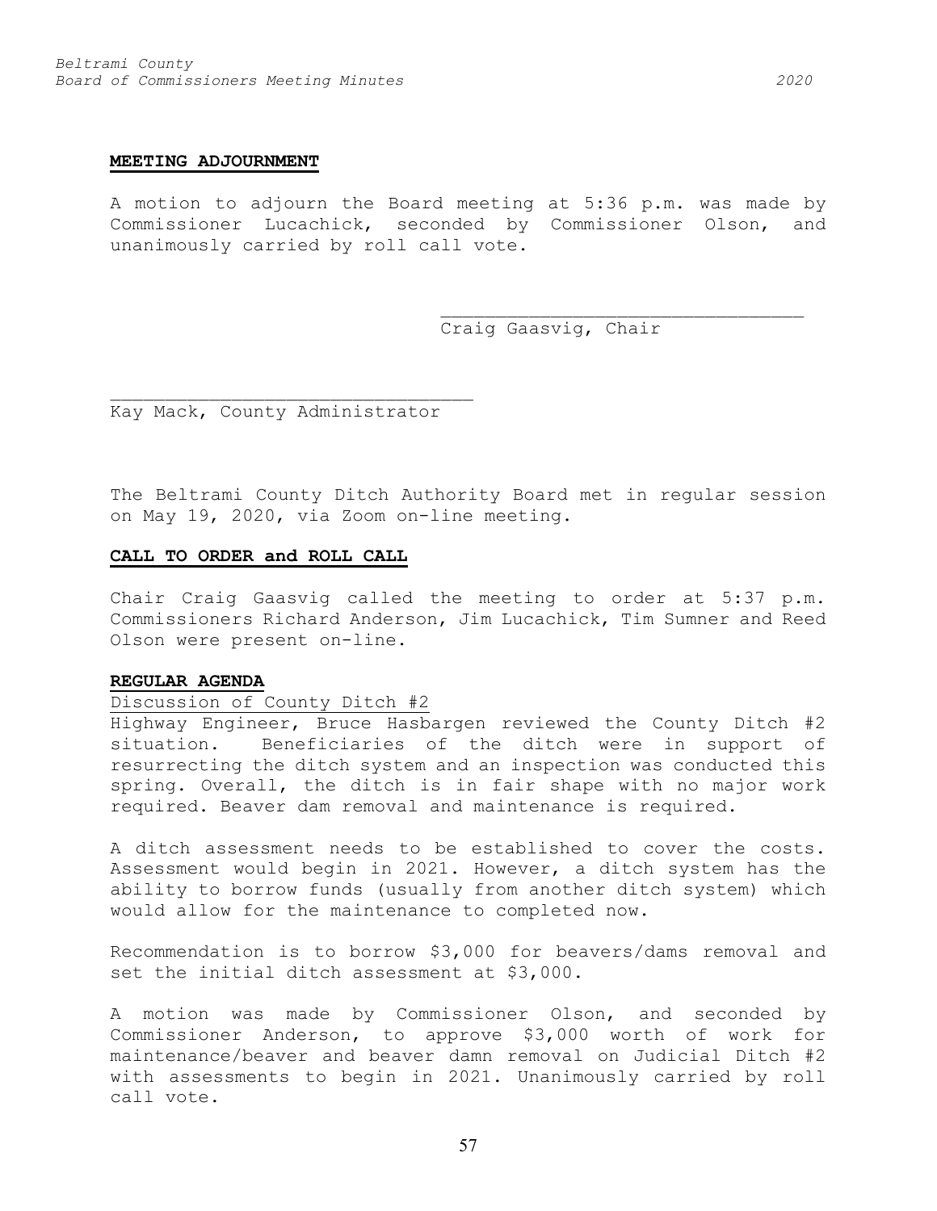**MEETING ADJOURNMENT**

A motion to adjourn the Board meeting at 5:36 p.m. was made by Commissioner Lucachick, seconded by Commissioner Olson, and unanimously carried by roll call vote.

\_\_\_\_\_\_\_\_\_\_\_\_\_\_\_\_\_\_\_\_\_\_\_\_\_\_\_\_\_\_\_\_\_
Craig Gaasvig, Chair

\_\_\_\_\_\_\_\_\_\_\_\_\_\_\_\_\_\_\_\_\_\_\_\_\_\_\_\_\_\_\_\_\_
Kay Mack, County Administrator

The Beltrami County Ditch Authority Board met in regular session on May 19, 2020, via Zoom on-line meeting.

**CALL TO ORDER and ROLL CALL**

Chair Craig Gaasvig called the meeting to order at 5:37 p.m. Commissioners Richard Anderson, Jim Lucachick, Tim Sumner and Reed Olson were present on-line.

**REGULAR AGENDA**

Discussion of County Ditch #2

Highway Engineer, Bruce Hasbargen reviewed the County Ditch #2 situation. Beneficiaries of the ditch were in support of resurrecting the ditch system and an inspection was conducted this spring. Overall, the ditch is in fair shape with no major work required. Beaver dam removal and maintenance is required.

A ditch assessment needs to be established to cover the costs. Assessment would begin in 2021. However, a ditch system has the ability to borrow funds (usually from another ditch system) which would allow for the maintenance to completed now.

Recommendation is to borrow $3,000 for beavers/dams removal and set the initial ditch assessment at $3,000.

A motion was made by Commissioner Olson, and seconded by Commissioner Anderson, to approve $3,000 worth of work for maintenance/beaver and beaver damn removal on Judicial Ditch #2 with assessments to begin in 2021. Unanimously carried by roll call vote.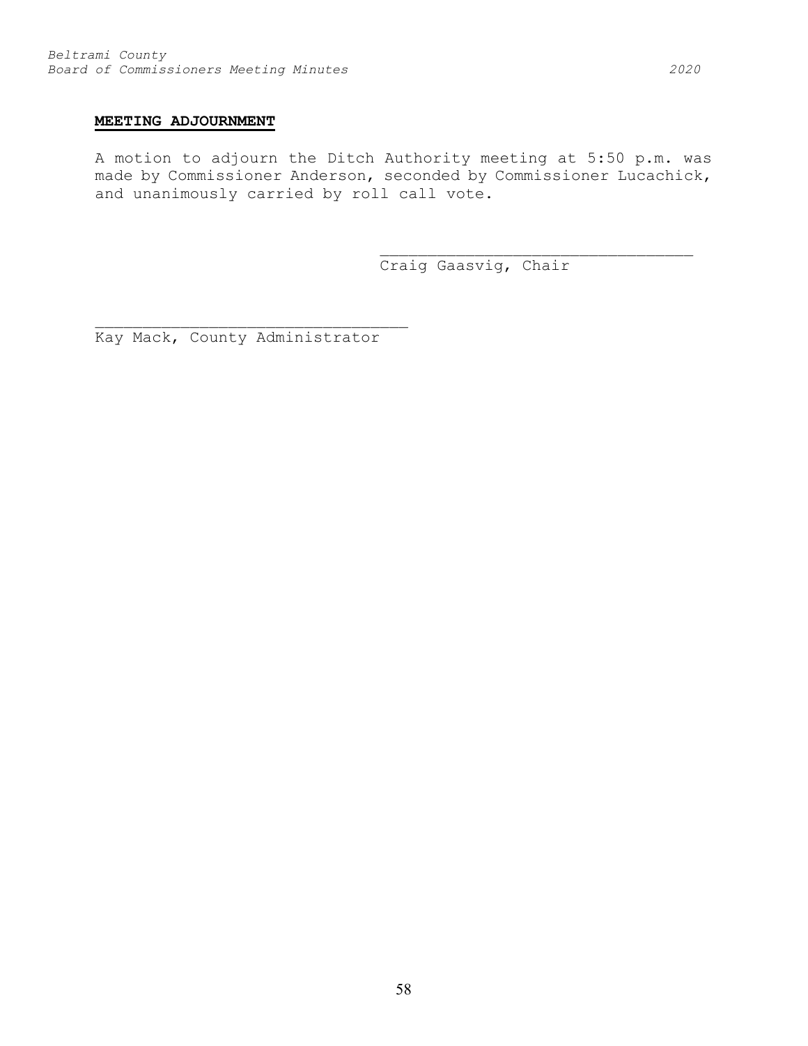**MEETING ADJOURNMENT**

A motion to adjourn the Ditch Authority meeting at 5:50 p.m. was made by Commissioner Anderson, seconded by Commissioner Lucachick, and unanimously carried by roll call vote.

\_\_\_\_\_\_\_\_\_\_\_\_\_\_\_\_\_\_\_\_\_\_\_\_\_\_\_\_\_\_\_\_\_\_
Craig Gaasvig, Chair

\_\_\_\_\_\_\_\_\_\_\_\_\_\_\_\_\_\_\_\_\_\_\_\_\_\_\_\_\_\_\_\_\_\_
Kay Mack, County Administrator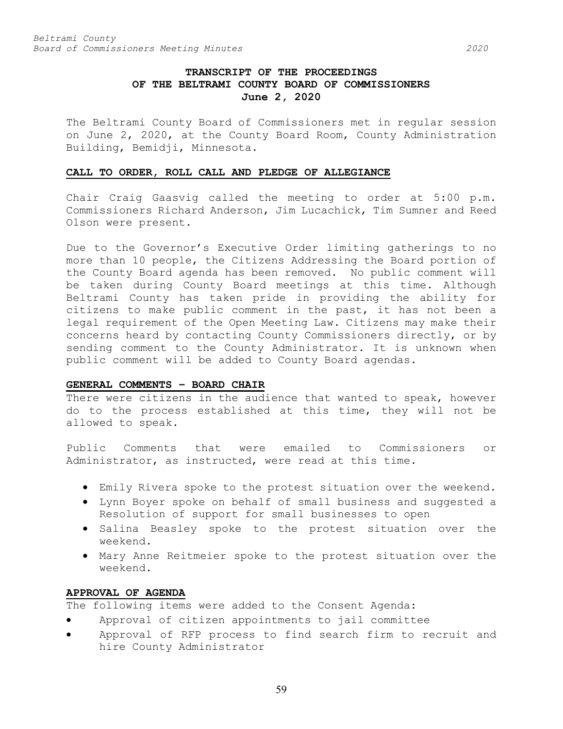# TRANSCRIPT OF THE PROCEEDINGS OF THE BELTRAMI COUNTY BOARD OF COMMISSIONERS

**June 2, 2020**

The Beltrami County Board of Commissioners met in regular session on June 2, 2020, at the County Board Room, County Administration Building, Bemidji, Minnesota.

## CALL TO ORDER, ROLL CALL AND PLEDGE OF ALLEGIANCE

Chair Craig Gaasvig called the meeting to order at 5:00 p.m. Commissioners Richard Anderson, Jim Lucachick, Tim Sumner and Reed Olson were present.

Due to the Governor's Executive Order limiting gatherings to no more than 10 people, the Citizens Addressing the Board portion of the County Board agenda has been removed. No public comment will be taken during County Board meetings at this time. Although Beltrami County has taken pride in providing the ability for citizens to make public comment in the past, it has not been a legal requirement of the Open Meeting Law. Citizens may make their concerns heard by contacting County Commissioners directly, or by sending comment to the County Administrator. It is unknown when public comment will be added to County Board agendas.

## GENERAL COMMENTS – BOARD CHAIR

There were citizens in the audience that wanted to speak, however do to the process established at this time, they will not be allowed to speak.

Public Comments that were emailed to Commissioners or Administrator, as instructed, were read at this time.

- Emily Rivera spoke to the protest situation over the weekend.
- Lynn Boyer spoke on behalf of small business and suggested a Resolution of support for small businesses to open
- Salina Beasley spoke to the protest situation over the weekend.
- Mary Anne Reitmeier spoke to the protest situation over the weekend.

## APPROVAL OF AGENDA

The following items were added to the Consent Agenda:

- Approval of citizen appointments to jail committee
- Approval of RFP process to find search firm to recruit and hire County Administrator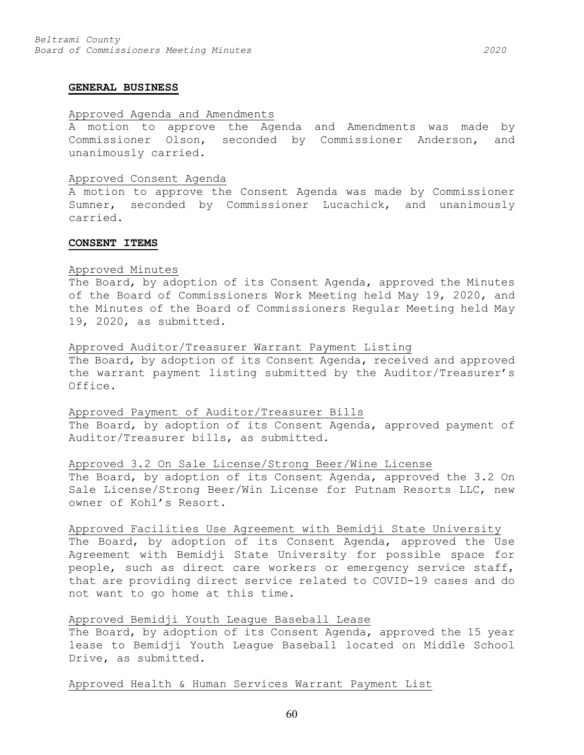## GENERAL BUSINESS

Approved Agenda and Amendments

A motion to approve the Agenda and Amendments was made by Commissioner Olson, seconded by Commissioner Anderson, and unanimously carried.

Approved Consent Agenda

A motion to approve the Consent Agenda was made by Commissioner Sumner, seconded by Commissioner Lucachick, and unanimously carried.

## CONSENT ITEMS

Approved Minutes

The Board, by adoption of its Consent Agenda, approved the Minutes of the Board of Commissioners Work Meeting held May 19, 2020, and the Minutes of the Board of Commissioners Regular Meeting held May 19, 2020, as submitted.

Approved Auditor/Treasurer Warrant Payment Listing

The Board, by adoption of its Consent Agenda, received and approved the warrant payment listing submitted by the Auditor/Treasurer's Office.

Approved Payment of Auditor/Treasurer Bills

The Board, by adoption of its Consent Agenda, approved payment of Auditor/Treasurer bills, as submitted.

Approved 3.2 On Sale License/Strong Beer/Wine License

The Board, by adoption of its Consent Agenda, approved the 3.2 On Sale License/Strong Beer/Win License for Putnam Resorts LLC, new owner of Kohl's Resort.

Approved Facilities Use Agreement with Bemidji State University

The Board, by adoption of its Consent Agenda, approved the Use Agreement with Bemidji State University for possible space for people, such as direct care workers or emergency service staff, that are providing direct service related to COVID-19 cases and do not want to go home at this time.

Approved Bemidji Youth League Baseball Lease

The Board, by adoption of its Consent Agenda, approved the 15 year lease to Bemidji Youth League Baseball located on Middle School Drive, as submitted.

Approved Health & Human Services Warrant Payment List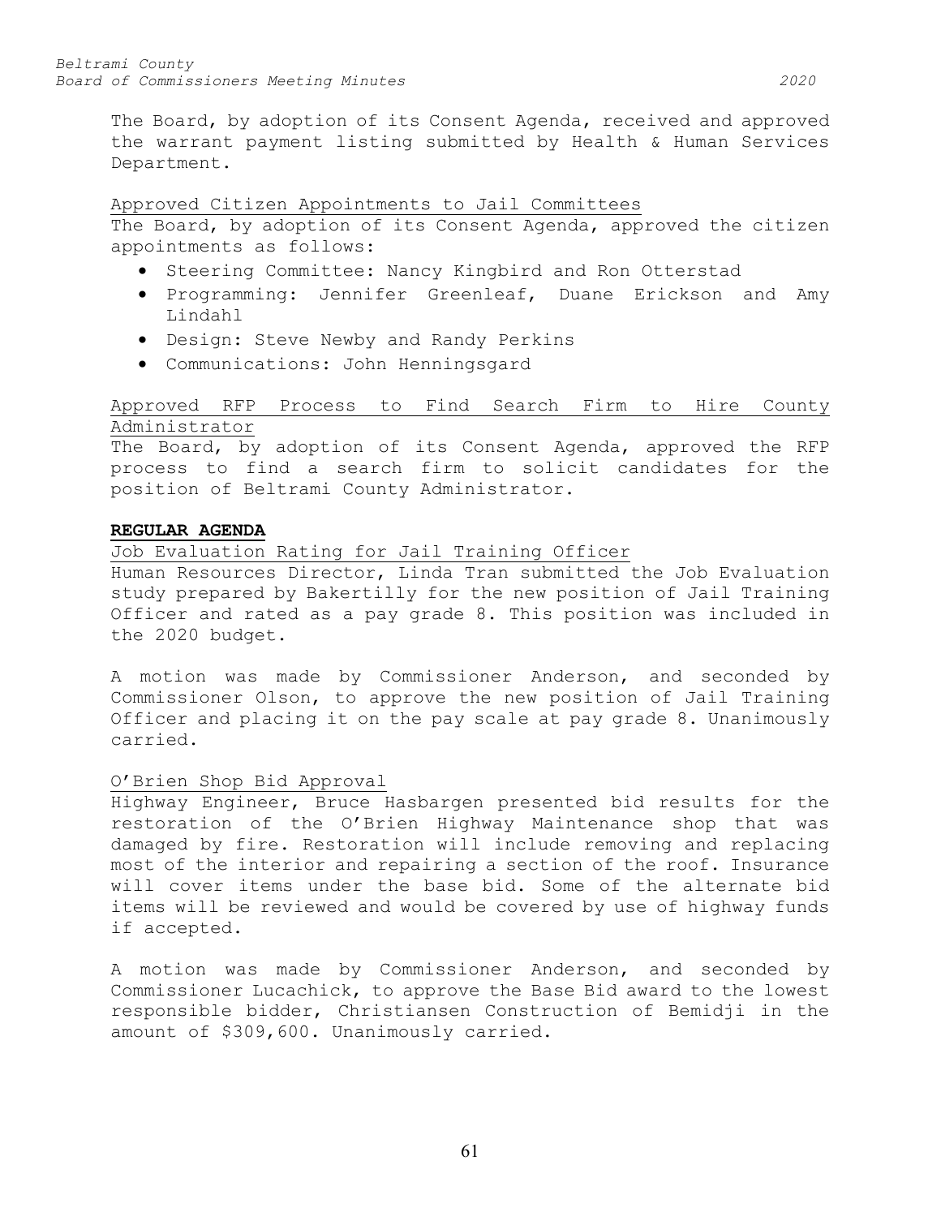The Board, by adoption of its Consent Agenda, received and approved the warrant payment listing submitted by Health & Human Services Department.

Approved Citizen Appointments to Jail Committees

The Board, by adoption of its Consent Agenda, approved the citizen appointments as follows:

- Steering Committee: Nancy Kingbird and Ron Otterstad
- Programming: Jennifer Greenleaf, Duane Erickson and Amy Lindahl
- Design: Steve Newby and Randy Perkins
- Communications: John Henningsgard

Approved RFP Process to Find Search Firm to Hire County Administrator

The Board, by adoption of its Consent Agenda, approved the RFP process to find a search firm to solicit candidates for the position of Beltrami County Administrator.

**REGULAR AGENDA**

Job Evaluation Rating for Jail Training Officer

Human Resources Director, Linda Tran submitted the Job Evaluation study prepared by Bakertilly for the new position of Jail Training Officer and rated as a pay grade 8. This position was included in the 2020 budget.

A motion was made by Commissioner Anderson, and seconded by Commissioner Olson, to approve the new position of Jail Training Officer and placing it on the pay scale at pay grade 8. Unanimously carried.

O'Brien Shop Bid Approval

Highway Engineer, Bruce Hasbargen presented bid results for the restoration of the O'Brien Highway Maintenance shop that was damaged by fire. Restoration will include removing and replacing most of the interior and repairing a section of the roof. Insurance will cover items under the base bid. Some of the alternate bid items will be reviewed and would be covered by use of highway funds if accepted.

A motion was made by Commissioner Anderson, and seconded by Commissioner Lucachick, to approve the Base Bid award to the lowest responsible bidder, Christiansen Construction of Bemidji in the amount of $309,600. Unanimously carried.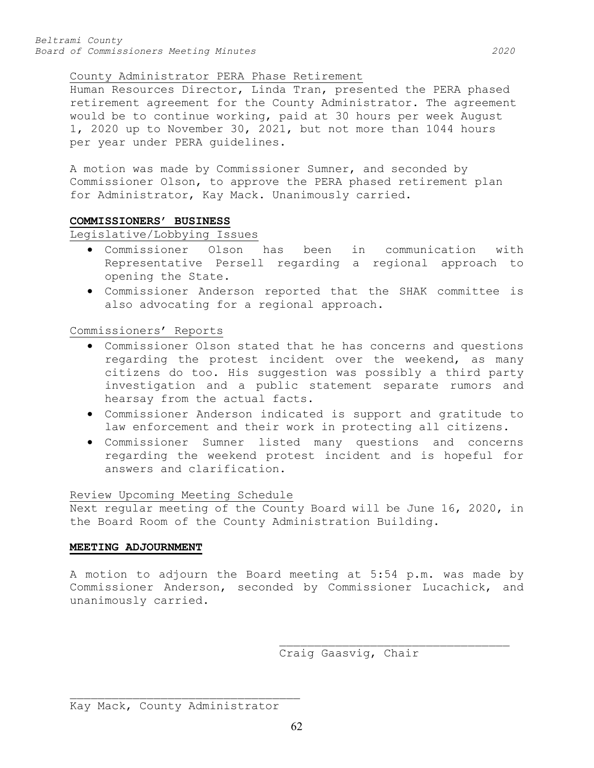County Administrator PERA Phase Retirement

Human Resources Director, Linda Tran, presented the PERA phased retirement agreement for the County Administrator. The agreement would be to continue working, paid at 30 hours per week August 1, 2020 up to November 30, 2021, but not more than 1044 hours per year under PERA guidelines.

A motion was made by Commissioner Sumner, and seconded by Commissioner Olson, to approve the PERA phased retirement plan for Administrator, Kay Mack. Unanimously carried.

## COMMISSIONERS' BUSINESS

Legislative/Lobbying Issues

- Commissioner Olson has been in communication with Representative Persell regarding a regional approach to opening the State.
- Commissioner Anderson reported that the SHAK committee is also advocating for a regional approach.

Commissioners' Reports

- Commissioner Olson stated that he has concerns and questions regarding the protest incident over the weekend, as many citizens do too. His suggestion was possibly a third party investigation and a public statement separate rumors and hearsay from the actual facts.
- Commissioner Anderson indicated is support and gratitude to law enforcement and their work in protecting all citizens.
- Commissioner Sumner listed many questions and concerns regarding the weekend protest incident and is hopeful for answers and clarification.

Review Upcoming Meeting Schedule

Next regular meeting of the County Board will be June 16, 2020, in the Board Room of the County Administration Building.

## MEETING ADJOURNMENT

A motion to adjourn the Board meeting at 5:54 p.m. was made by Commissioner Anderson, seconded by Commissioner Lucachick, and unanimously carried.

___________________________________
Craig Gaasvig, Chair

___________________________________
Kay Mack, County Administrator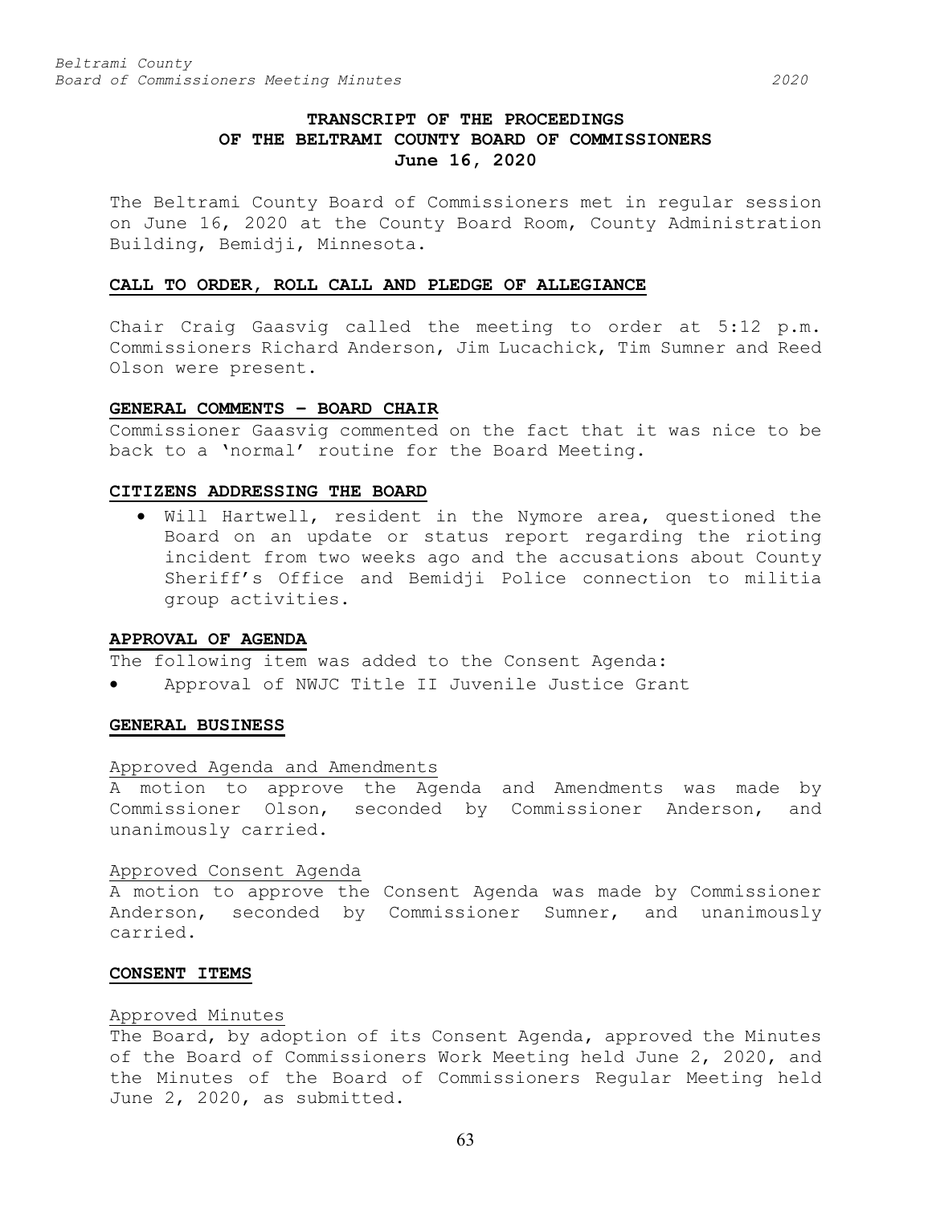# TRANSCRIPT OF THE PROCEEDINGS OF THE BELTRAMI COUNTY BOARD OF COMMISSIONERS June 16, 2020

The Beltrami County Board of Commissioners met in regular session on June 16, 2020 at the County Board Room, County Administration Building, Bemidji, Minnesota.

## CALL TO ORDER, ROLL CALL AND PLEDGE OF ALLEGIANCE

Chair Craig Gaasvig called the meeting to order at 5:12 p.m. Commissioners Richard Anderson, Jim Lucachick, Tim Sumner and Reed Olson were present.

## GENERAL COMMENTS – BOARD CHAIR

Commissioner Gaasvig commented on the fact that it was nice to be back to a 'normal' routine for the Board Meeting.

## CITIZENS ADDRESSING THE BOARD

- Will Hartwell, resident in the Nymore area, questioned the Board on an update or status report regarding the rioting incident from two weeks ago and the accusations about County Sheriff's Office and Bemidji Police connection to militia group activities.

## APPROVAL OF AGENDA

The following item was added to the Consent Agenda:

- Approval of NWJC Title II Juvenile Justice Grant

## GENERAL BUSINESS

### Approved Agenda and Amendments

A motion to approve the Agenda and Amendments was made by Commissioner Olson, seconded by Commissioner Anderson, and unanimously carried.

### Approved Consent Agenda

A motion to approve the Consent Agenda was made by Commissioner Anderson, seconded by Commissioner Sumner, and unanimously carried.

## CONSENT ITEMS

### Approved Minutes

The Board, by adoption of its Consent Agenda, approved the Minutes of the Board of Commissioners Work Meeting held June 2, 2020, and the Minutes of the Board of Commissioners Regular Meeting held June 2, 2020, as submitted.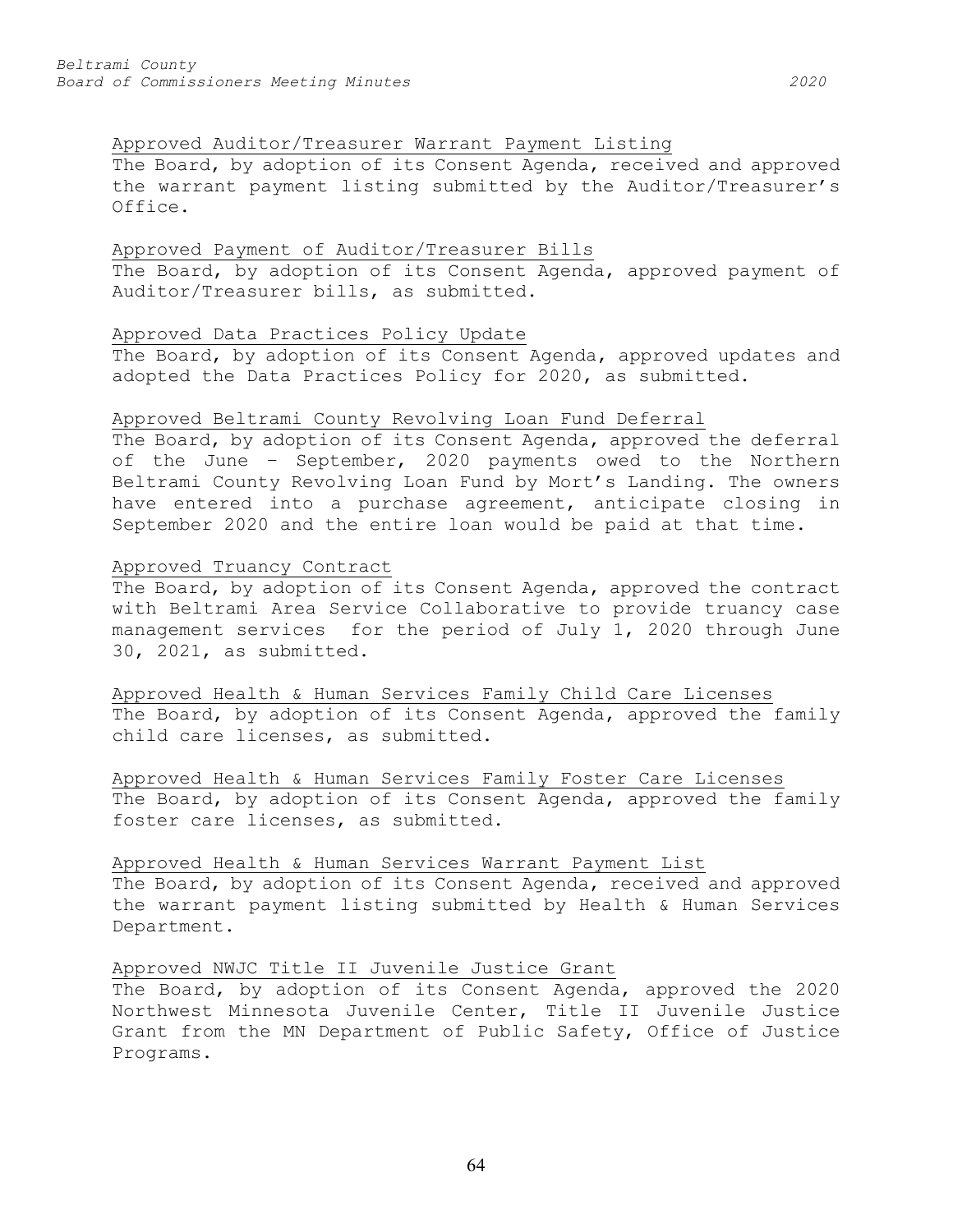Approved Auditor/Treasurer Warrant Payment Listing

The Board, by adoption of its Consent Agenda, received and approved the warrant payment listing submitted by the Auditor/Treasurer's Office.

Approved Payment of Auditor/Treasurer Bills

The Board, by adoption of its Consent Agenda, approved payment of Auditor/Treasurer bills, as submitted.

Approved Data Practices Policy Update

The Board, by adoption of its Consent Agenda, approved updates and adopted the Data Practices Policy for 2020, as submitted.

Approved Beltrami County Revolving Loan Fund Deferral

The Board, by adoption of its Consent Agenda, approved the deferral of the June – September, 2020 payments owed to the Northern Beltrami County Revolving Loan Fund by Mort's Landing. The owners have entered into a purchase agreement, anticipate closing in September 2020 and the entire loan would be paid at that time.

Approved Truancy Contract

The Board, by adoption of its Consent Agenda, approved the contract with Beltrami Area Service Collaborative to provide truancy case management services for the period of July 1, 2020 through June 30, 2021, as submitted.

Approved Health & Human Services Family Child Care Licenses

The Board, by adoption of its Consent Agenda, approved the family child care licenses, as submitted.

Approved Health & Human Services Family Foster Care Licenses

The Board, by adoption of its Consent Agenda, approved the family foster care licenses, as submitted.

Approved Health & Human Services Warrant Payment List

The Board, by adoption of its Consent Agenda, received and approved the warrant payment listing submitted by Health & Human Services Department.

Approved NWJC Title II Juvenile Justice Grant

The Board, by adoption of its Consent Agenda, approved the 2020 Northwest Minnesota Juvenile Center, Title II Juvenile Justice Grant from the MN Department of Public Safety, Office of Justice Programs.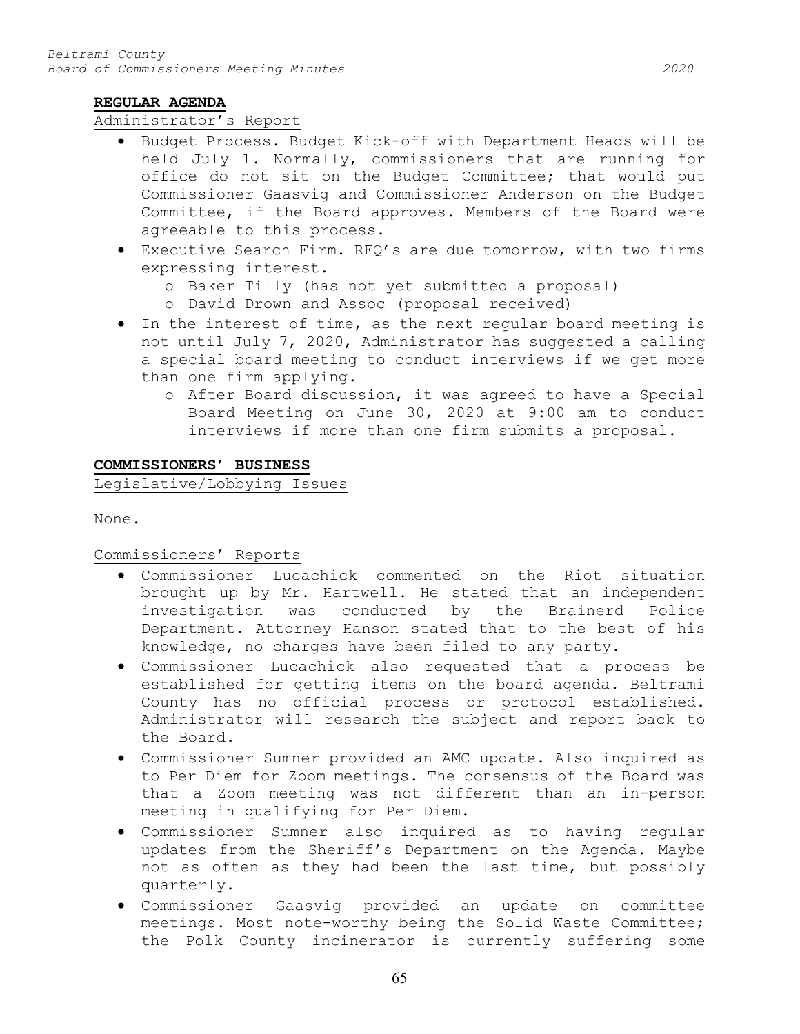**REGULAR AGENDA**

Administrator's Report

- Budget Process. Budget Kick-off with Department Heads will be held July 1. Normally, commissioners that are running for office do not sit on the Budget Committee; that would put Commissioner Gaasvig and Commissioner Anderson on the Budget Committee, if the Board approves. Members of the Board were agreeable to this process.
- Executive Search Firm. RFQ's are due tomorrow, with two firms expressing interest.
  - Baker Tilly (has not yet submitted a proposal)
  - David Drown and Assoc (proposal received)
- In the interest of time, as the next regular board meeting is not until July 7, 2020, Administrator has suggested a calling a special board meeting to conduct interviews if we get more than one firm applying.
  - After Board discussion, it was agreed to have a Special Board Meeting on June 30, 2020 at 9:00 am to conduct interviews if more than one firm submits a proposal.

**COMMISSIONERS' BUSINESS**

Legislative/Lobbying Issues

None.

Commissioners' Reports

- Commissioner Lucachick commented on the Riot situation brought up by Mr. Hartwell. He stated that an independent investigation was conducted by the Brainerd Police Department. Attorney Hanson stated that to the best of his knowledge, no charges have been filed to any party.
- Commissioner Lucachick also requested that a process be established for getting items on the board agenda. Beltrami County has no official process or protocol established. Administrator will research the subject and report back to the Board.
- Commissioner Sumner provided an AMC update. Also inquired as to Per Diem for Zoom meetings. The consensus of the Board was that a Zoom meeting was not different than an in-person meeting in qualifying for Per Diem.
- Commissioner Sumner also inquired as to having regular updates from the Sheriff's Department on the Agenda. Maybe not as often as they had been the last time, but possibly quarterly.
- Commissioner Gaasvig provided an update on committee meetings. Most note-worthy being the Solid Waste Committee; the Polk County incinerator is currently suffering some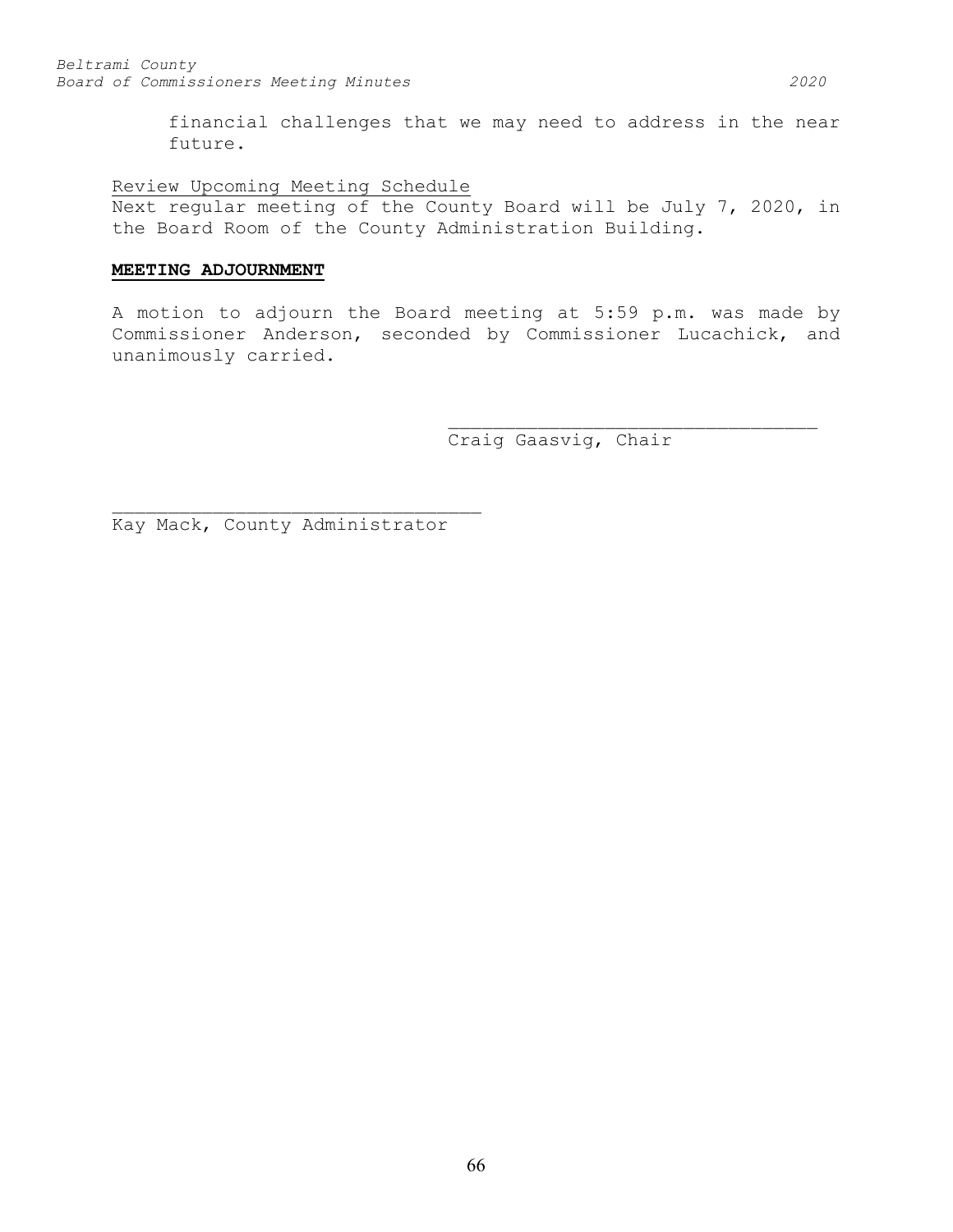financial challenges that we may need to address in the near future.

Review Upcoming Meeting Schedule
Next regular meeting of the County Board will be July 7, 2020, in the Board Room of the County Administration Building.

## **MEETING ADJOURNMENT**

A motion to adjourn the Board meeting at 5:59 p.m. was made by Commissioner Anderson, seconded by Commissioner Lucachick, and unanimously carried.

\_\_\_\_\_\_\_\_\_\_\_\_\_\_\_\_\_\_\_\_\_\_\_\_\_\_\_\_\_\_\_\_\_\_\_
Craig Gaasvig, Chair

\_\_\_\_\_\_\_\_\_\_\_\_\_\_\_\_\_\_\_\_\_\_\_\_\_\_\_\_\_\_\_\_\_\_\_
Kay Mack, County Administrator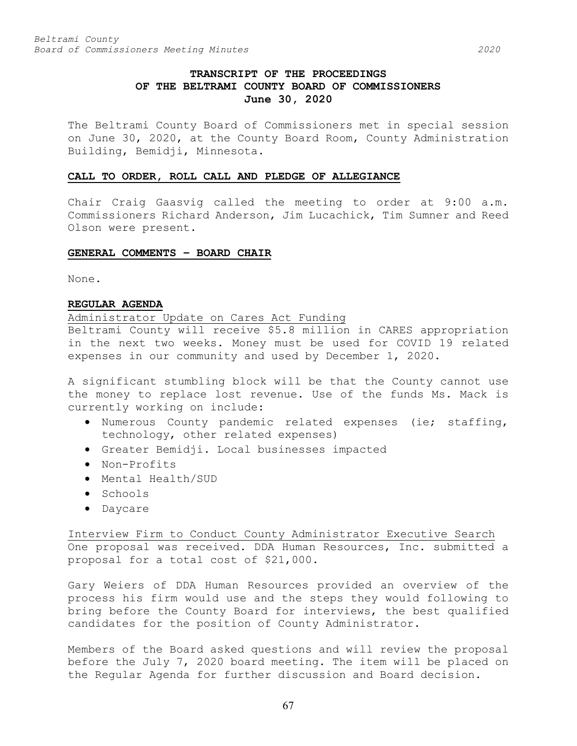# TRANSCRIPT OF THE PROCEEDINGS OF THE BELTRAMI COUNTY BOARD OF COMMISSIONERS
**June 30, 2020**

The Beltrami County Board of Commissioners met in special session on June 30, 2020, at the County Board Room, County Administration Building, Bemidji, Minnesota.

## CALL TO ORDER, ROLL CALL AND PLEDGE OF ALLEGIANCE

Chair Craig Gaasvig called the meeting to order at 9:00 a.m. Commissioners Richard Anderson, Jim Lucachick, Tim Sumner and Reed Olson were present.

## GENERAL COMMENTS – BOARD CHAIR

None.

## REGULAR AGENDA

### Administrator Update on Cares Act Funding

Beltrami County will receive $5.8 million in CARES appropriation in the next two weeks. Money must be used for COVID 19 related expenses in our community and used by December 1, 2020.

A significant stumbling block will be that the County cannot use the money to replace lost revenue. Use of the funds Ms. Mack is currently working on include:

- Numerous County pandemic related expenses (ie; staffing, technology, other related expenses)
- Greater Bemidji. Local businesses impacted
- Non-Profits
- Mental Health/SUD
- Schools
- Daycare

### Interview Firm to Conduct County Administrator Executive Search

One proposal was received. DDA Human Resources, Inc. submitted a proposal for a total cost of $21,000.

Gary Weiers of DDA Human Resources provided an overview of the process his firm would use and the steps they would following to bring before the County Board for interviews, the best qualified candidates for the position of County Administrator.

Members of the Board asked questions and will review the proposal before the July 7, 2020 board meeting. The item will be placed on the Regular Agenda for further discussion and Board decision.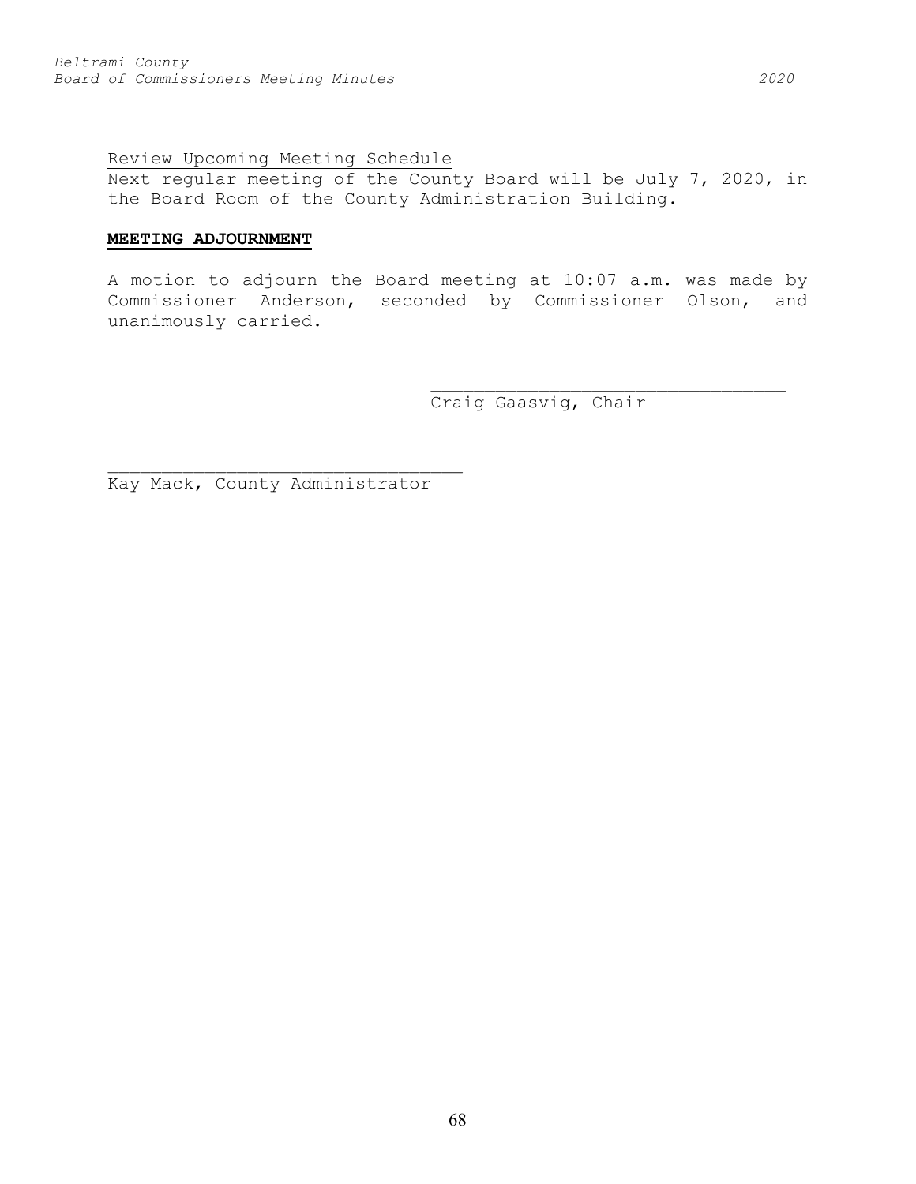Review Upcoming Meeting Schedule

Next regular meeting of the County Board will be July 7, 2020, in the Board Room of the County Administration Building.

**MEETING ADJOURNMENT**

A motion to adjourn the Board meeting at 10:07 a.m. was made by Commissioner Anderson, seconded by Commissioner Olson, and unanimously carried.

\_\_\_\_\_\_\_\_\_\_\_\_\_\_\_\_\_\_\_\_\_\_\_\_\_\_\_\_\_\_\_\_\_\_

Craig Gaasvig, Chair

\_\_\_\_\_\_\_\_\_\_\_\_\_\_\_\_\_\_\_\_\_\_\_\_\_\_\_\_\_\_\_\_\_\_

Kay Mack, County Administrator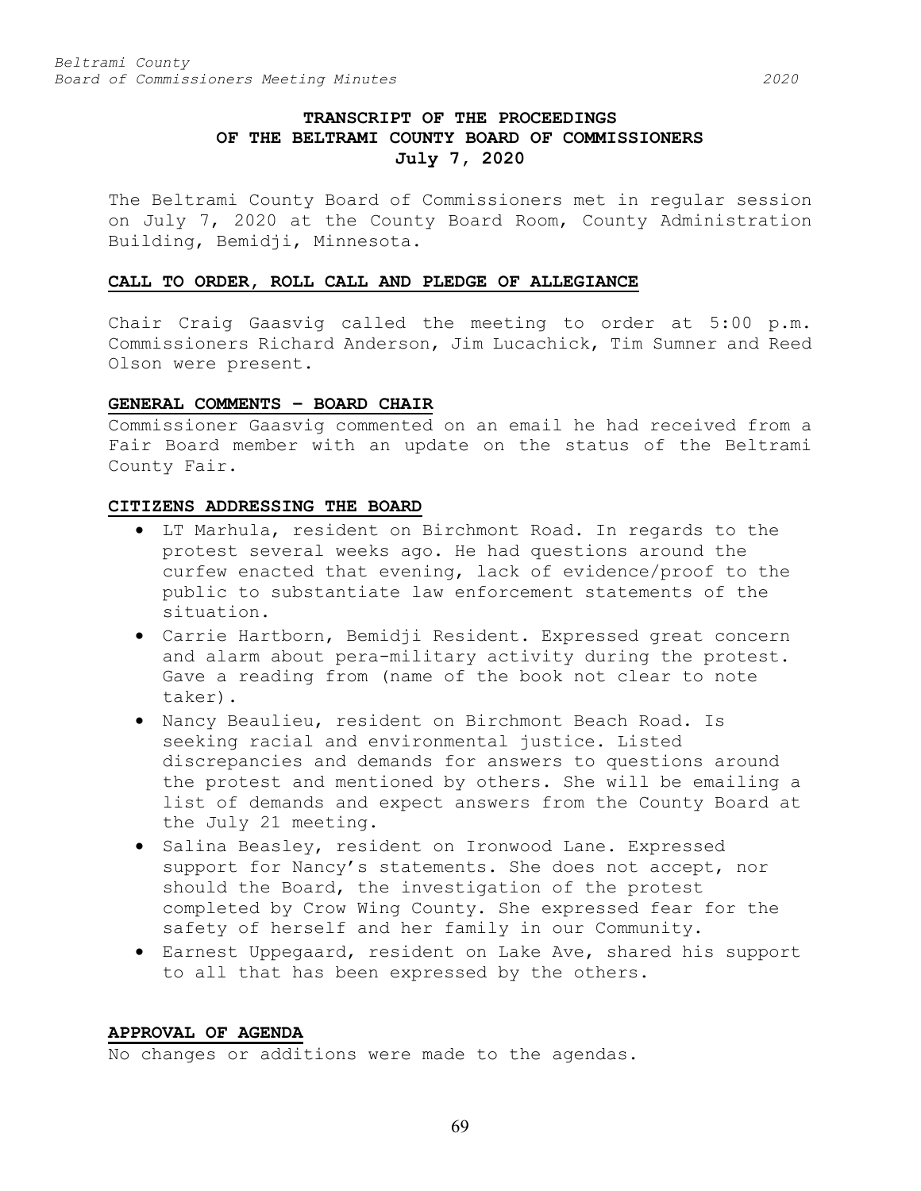# TRANSCRIPT OF THE PROCEEDINGS OF THE BELTRAMI COUNTY BOARD OF COMMISSIONERS

**July 7, 2020**

The Beltrami County Board of Commissioners met in regular session on July 7, 2020 at the County Board Room, County Administration Building, Bemidji, Minnesota.

## CALL TO ORDER, ROLL CALL AND PLEDGE OF ALLEGIANCE

Chair Craig Gaasvig called the meeting to order at 5:00 p.m. Commissioners Richard Anderson, Jim Lucachick, Tim Sumner and Reed Olson were present.

## GENERAL COMMENTS – BOARD CHAIR

Commissioner Gaasvig commented on an email he had received from a Fair Board member with an update on the status of the Beltrami County Fair.

## CITIZENS ADDRESSING THE BOARD

- LT Marhula, resident on Birchmont Road. In regards to the protest several weeks ago. He had questions around the curfew enacted that evening, lack of evidence/proof to the public to substantiate law enforcement statements of the situation.
- Carrie Hartborn, Bemidji Resident. Expressed great concern and alarm about pera-military activity during the protest. Gave a reading from (name of the book not clear to note taker).
- Nancy Beaulieu, resident on Birchmont Beach Road. Is seeking racial and environmental justice. Listed discrepancies and demands for answers to questions around the protest and mentioned by others. She will be emailing a list of demands and expect answers from the County Board at the July 21 meeting.
- Salina Beasley, resident on Ironwood Lane. Expressed support for Nancy's statements. She does not accept, nor should the Board, the investigation of the protest completed by Crow Wing County. She expressed fear for the safety of herself and her family in our Community.
- Earnest Uppegaard, resident on Lake Ave, shared his support to all that has been expressed by the others.

## APPROVAL OF AGENDA

No changes or additions were made to the agendas.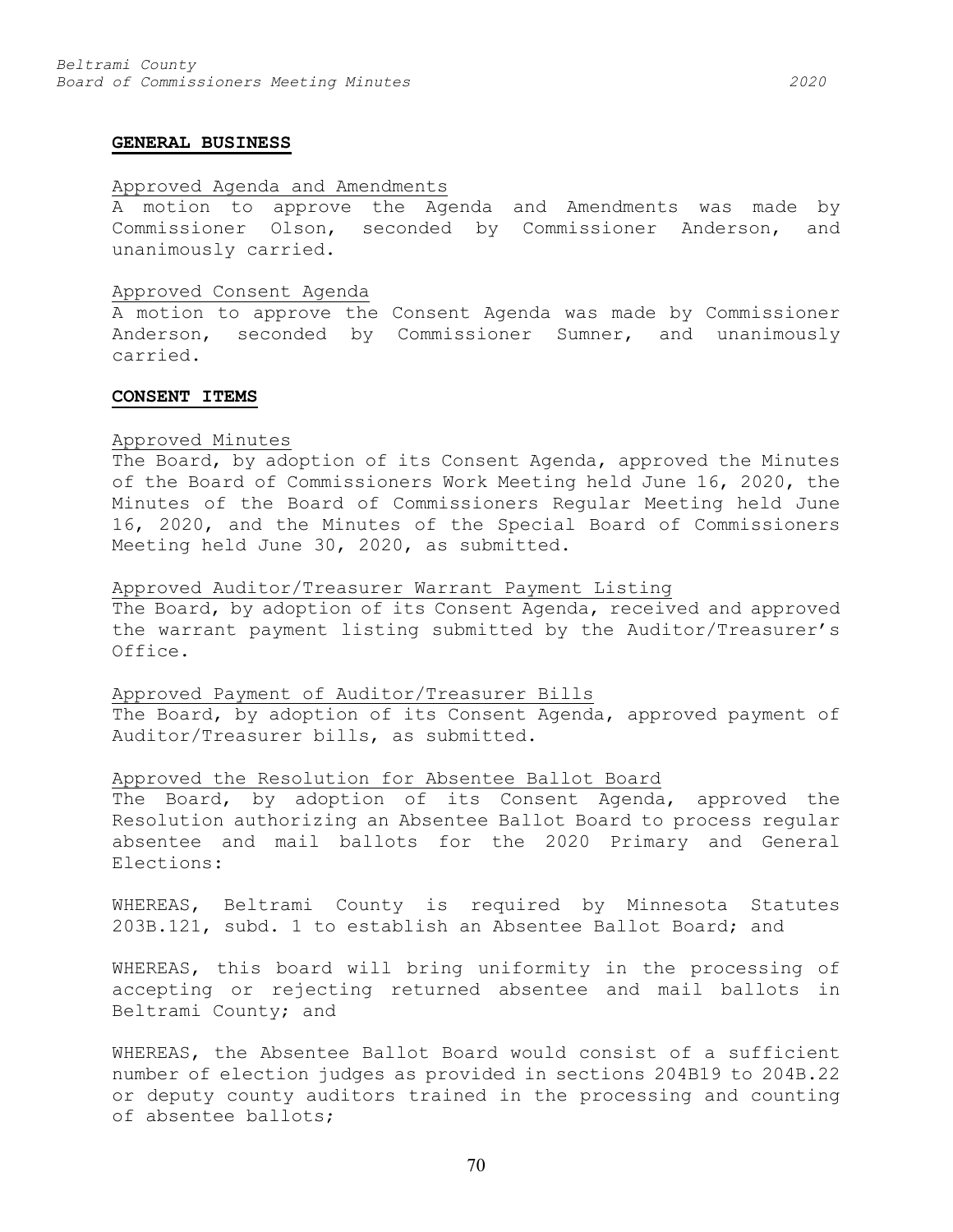**GENERAL BUSINESS**

Approved Agenda and Amendments

A motion to approve the Agenda and Amendments was made by Commissioner Olson, seconded by Commissioner Anderson, and unanimously carried.

Approved Consent Agenda

A motion to approve the Consent Agenda was made by Commissioner Anderson, seconded by Commissioner Sumner, and unanimously carried.

**CONSENT ITEMS**

Approved Minutes

The Board, by adoption of its Consent Agenda, approved the Minutes of the Board of Commissioners Work Meeting held June 16, 2020, the Minutes of the Board of Commissioners Regular Meeting held June 16, 2020, and the Minutes of the Special Board of Commissioners Meeting held June 30, 2020, as submitted.

Approved Auditor/Treasurer Warrant Payment Listing

The Board, by adoption of its Consent Agenda, received and approved the warrant payment listing submitted by the Auditor/Treasurer's Office.

Approved Payment of Auditor/Treasurer Bills

The Board, by adoption of its Consent Agenda, approved payment of Auditor/Treasurer bills, as submitted.

Approved the Resolution for Absentee Ballot Board

The Board, by adoption of its Consent Agenda, approved the Resolution authorizing an Absentee Ballot Board to process regular absentee and mail ballots for the 2020 Primary and General Elections:

WHEREAS, Beltrami County is required by Minnesota Statutes 203B.121, subd. 1 to establish an Absentee Ballot Board; and

WHEREAS, this board will bring uniformity in the processing of accepting or rejecting returned absentee and mail ballots in Beltrami County; and

WHEREAS, the Absentee Ballot Board would consist of a sufficient number of election judges as provided in sections 204B19 to 204B.22 or deputy county auditors trained in the processing and counting of absentee ballots;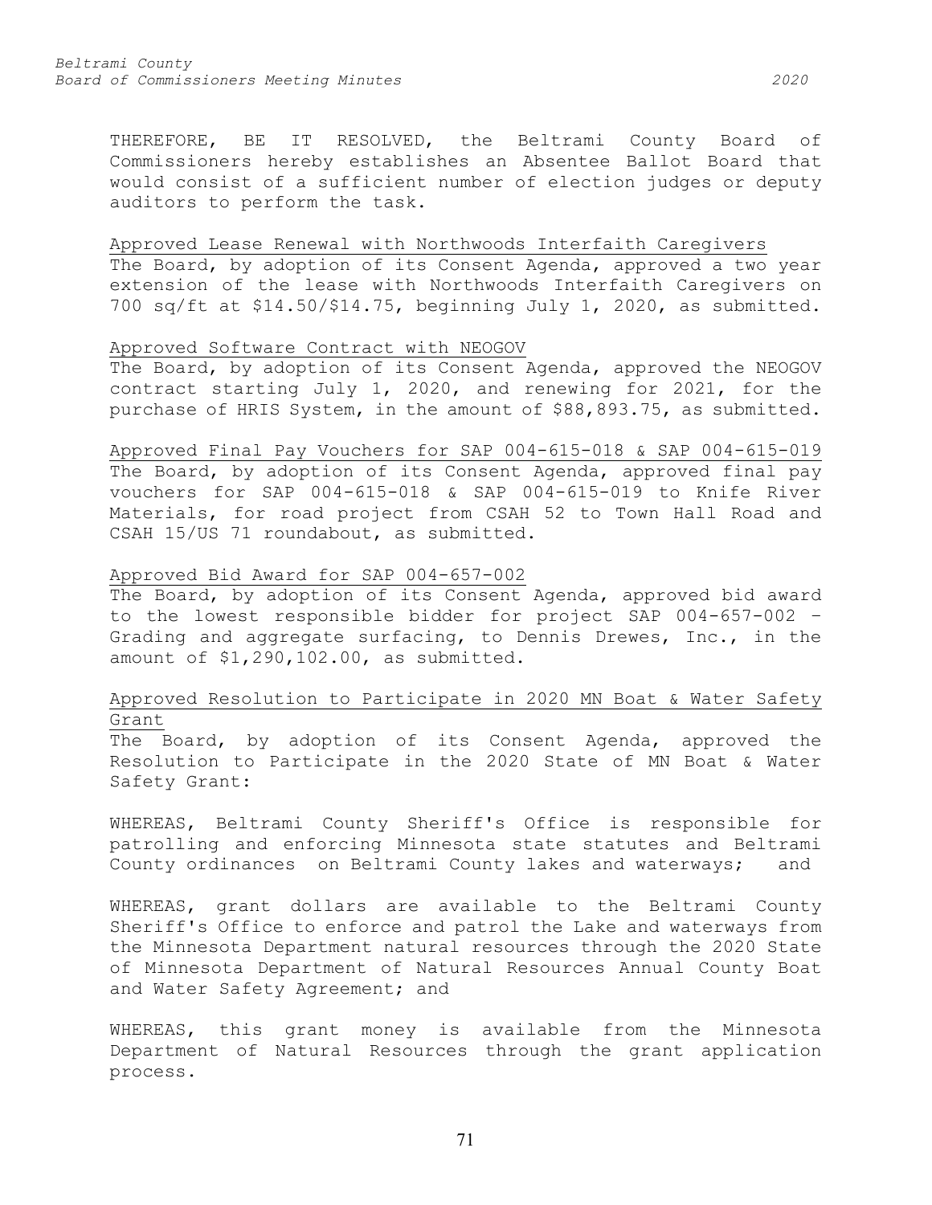THEREFORE, BE IT RESOLVED, the Beltrami County Board of Commissioners hereby establishes an Absentee Ballot Board that would consist of a sufficient number of election judges or deputy auditors to perform the task.

<u>Approved Lease Renewal with Northwoods Interfaith Caregivers</u>
The Board, by adoption of its Consent Agenda, approved a two year extension of the lease with Northwoods Interfaith Caregivers on 700 sq/ft at $14.50/$14.75, beginning July 1, 2020, as submitted.

<u>Approved Software Contract with NEOGOV</u>
The Board, by adoption of its Consent Agenda, approved the NEOGOV contract starting July 1, 2020, and renewing for 2021, for the purchase of HRIS System, in the amount of $88,893.75, as submitted.

<u>Approved Final Pay Vouchers for SAP 004-615-018 & SAP 004-615-019</u>
The Board, by adoption of its Consent Agenda, approved final pay vouchers for SAP 004-615-018 & SAP 004-615-019 to Knife River Materials, for road project from CSAH 52 to Town Hall Road and CSAH 15/US 71 roundabout, as submitted.

<u>Approved Bid Award for SAP 004-657-002</u>
The Board, by adoption of its Consent Agenda, approved bid award to the lowest responsible bidder for project SAP 004-657-002 – Grading and aggregate surfacing, to Dennis Drewes, Inc., in the amount of $1,290,102.00, as submitted.

<u>Approved Resolution to Participate in 2020 MN Boat & Water Safety Grant</u>
The Board, by adoption of its Consent Agenda, approved the Resolution to Participate in the 2020 State of MN Boat & Water Safety Grant:

WHEREAS, Beltrami County Sheriff's Office is responsible for patrolling and enforcing Minnesota state statutes and Beltrami County ordinances on Beltrami County lakes and waterways; and

WHEREAS, grant dollars are available to the Beltrami County Sheriff's Office to enforce and patrol the Lake and waterways from the Minnesota Department natural resources through the 2020 State of Minnesota Department of Natural Resources Annual County Boat and Water Safety Agreement; and

WHEREAS, this grant money is available from the Minnesota Department of Natural Resources through the grant application process.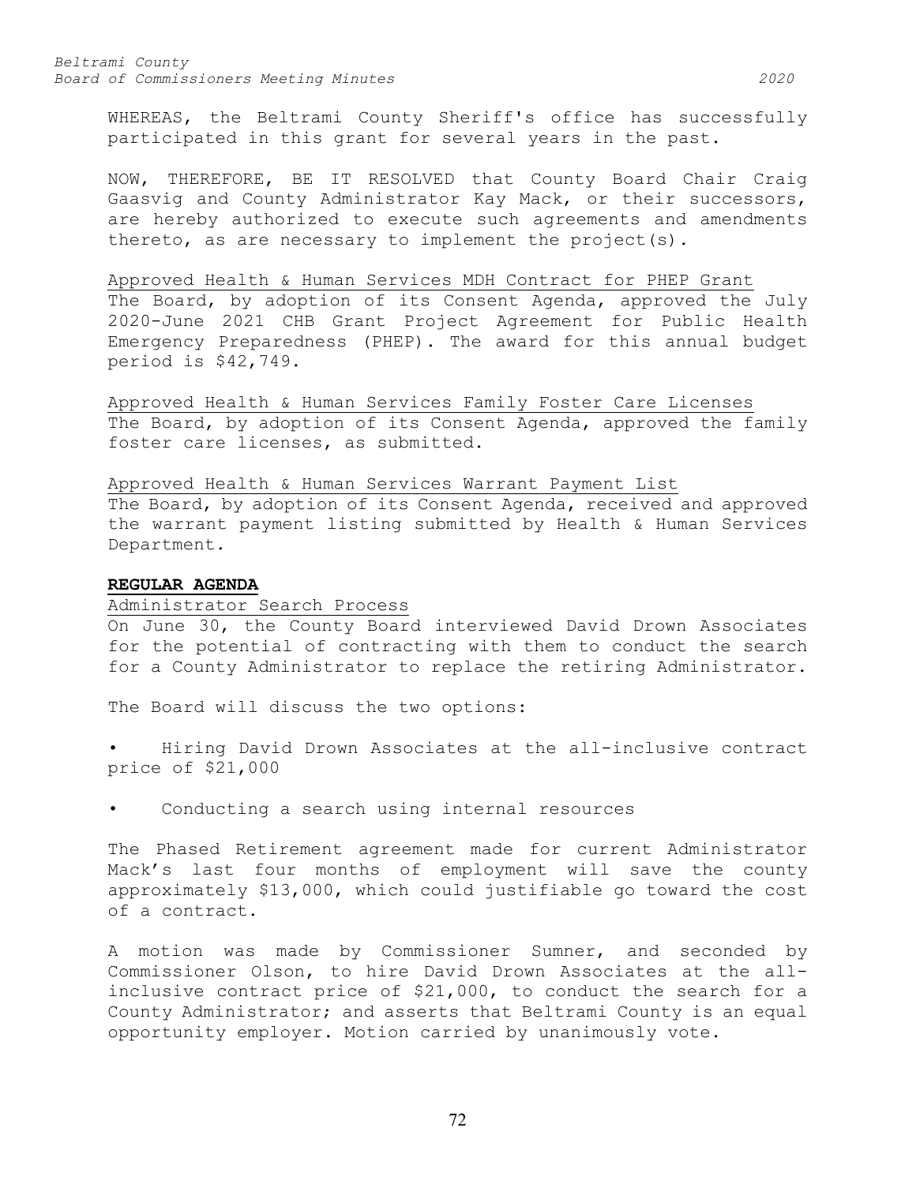WHEREAS, the Beltrami County Sheriff's office has successfully participated in this grant for several years in the past.

NOW, THEREFORE, BE IT RESOLVED that County Board Chair Craig Gaasvig and County Administrator Kay Mack, or their successors, are hereby authorized to execute such agreements and amendments thereto, as are necessary to implement the project(s).

Approved Health & Human Services MDH Contract for PHEP Grant

The Board, by adoption of its Consent Agenda, approved the July 2020-June 2021 CHB Grant Project Agreement for Public Health Emergency Preparedness (PHEP). The award for this annual budget period is $42,749.

Approved Health & Human Services Family Foster Care Licenses

The Board, by adoption of its Consent Agenda, approved the family foster care licenses, as submitted.

Approved Health & Human Services Warrant Payment List

The Board, by adoption of its Consent Agenda, received and approved the warrant payment listing submitted by Health & Human Services Department.

**REGULAR AGENDA**

Administrator Search Process

On June 30, the County Board interviewed David Drown Associates for the potential of contracting with them to conduct the search for a County Administrator to replace the retiring Administrator.

The Board will discuss the two options:

- Hiring David Drown Associates at the all-inclusive contract price of $21,000
- Conducting a search using internal resources

The Phased Retirement agreement made for current Administrator Mack's last four months of employment will save the county approximately $13,000, which could justifiable go toward the cost of a contract.

A motion was made by Commissioner Sumner, and seconded by Commissioner Olson, to hire David Drown Associates at the all-inclusive contract price of $21,000, to conduct the search for a County Administrator; and asserts that Beltrami County is an equal opportunity employer. Motion carried by unanimously vote.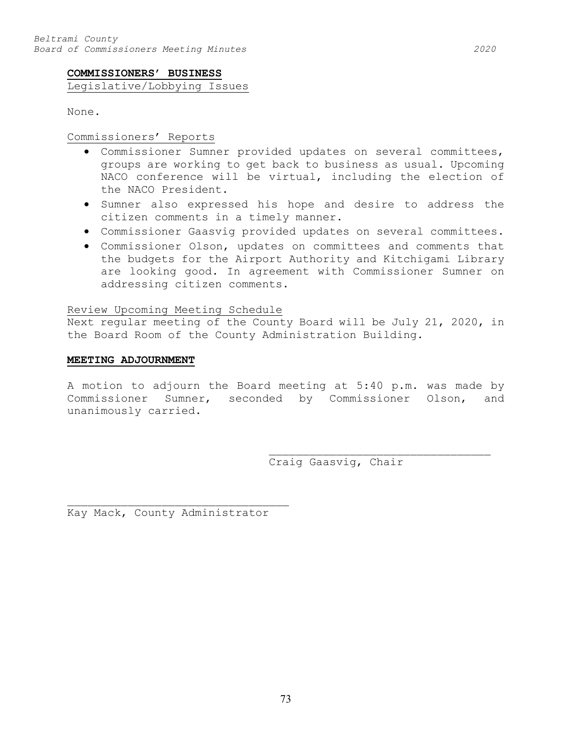**COMMISSIONERS' BUSINESS**

Legislative/Lobbying Issues

None.

Commissioners' Reports

- Commissioner Sumner provided updates on several committees, groups are working to get back to business as usual. Upcoming NACO conference will be virtual, including the election of the NACO President.
- Sumner also expressed his hope and desire to address the citizen comments in a timely manner.
- Commissioner Gaasvig provided updates on several committees.
- Commissioner Olson, updates on committees and comments that the budgets for the Airport Authority and Kitchigami Library are looking good. In agreement with Commissioner Sumner on addressing citizen comments.

Review Upcoming Meeting Schedule

Next regular meeting of the County Board will be July 21, 2020, in the Board Room of the County Administration Building.

**MEETING ADJOURNMENT**

A motion to adjourn the Board meeting at 5:40 p.m. was made by Commissioner Sumner, seconded by Commissioner Olson, and unanimously carried.

\_\_\_\_\_\_\_\_\_\_\_\_\_\_\_\_\_\_\_\_\_\_\_\_\_\_\_\_\_\_\_\_\_\_
Craig Gaasvig, Chair

\_\_\_\_\_\_\_\_\_\_\_\_\_\_\_\_\_\_\_\_\_\_\_\_\_\_\_\_\_\_\_\_\_\_
Kay Mack, County Administrator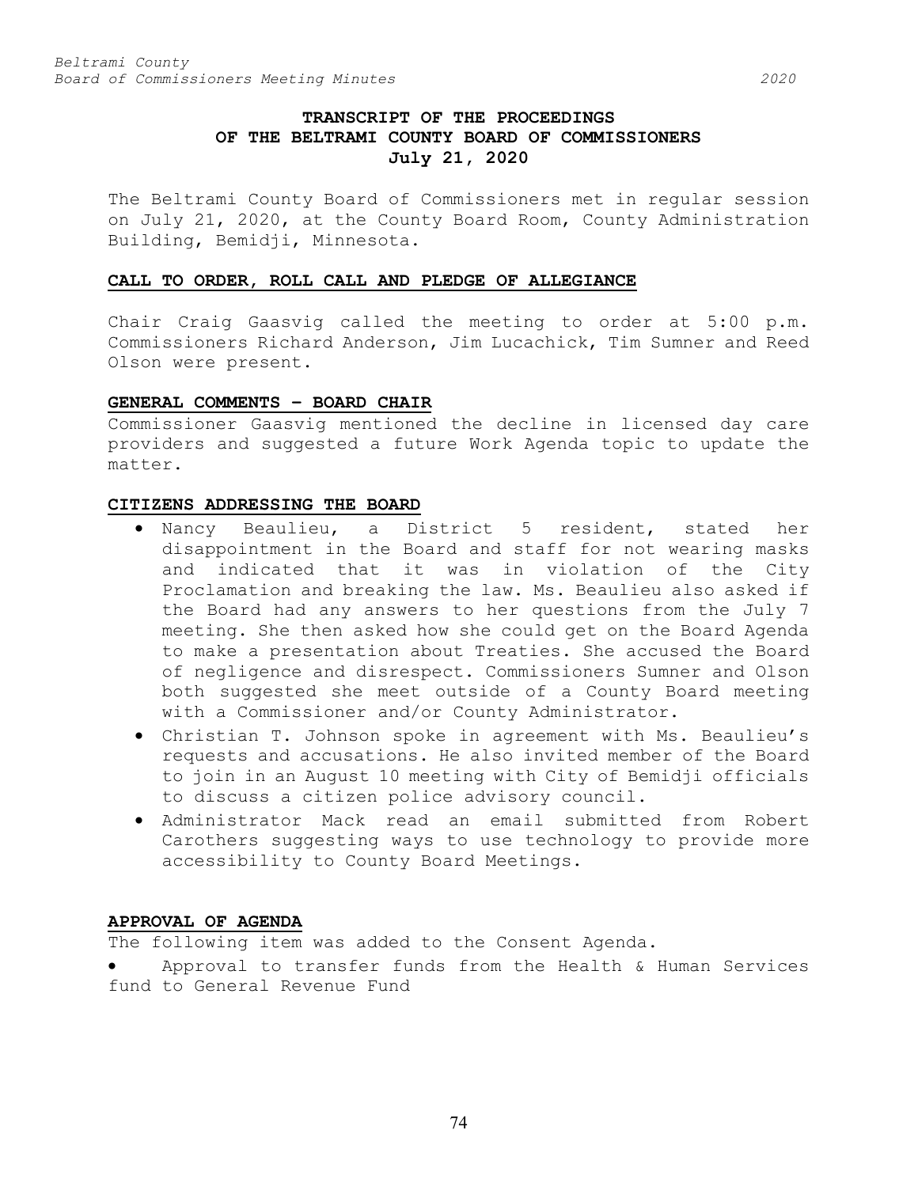# TRANSCRIPT OF THE PROCEEDINGS OF THE BELTRAMI COUNTY BOARD OF COMMISSIONERS
## July 21, 2020

The Beltrami County Board of Commissioners met in regular session on July 21, 2020, at the County Board Room, County Administration Building, Bemidji, Minnesota.

### CALL TO ORDER, ROLL CALL AND PLEDGE OF ALLEGIANCE

Chair Craig Gaasvig called the meeting to order at 5:00 p.m. Commissioners Richard Anderson, Jim Lucachick, Tim Sumner and Reed Olson were present.

### GENERAL COMMENTS – BOARD CHAIR

Commissioner Gaasvig mentioned the decline in licensed day care providers and suggested a future Work Agenda topic to update the matter.

### CITIZENS ADDRESSING THE BOARD

- Nancy Beaulieu, a District 5 resident, stated her disappointment in the Board and staff for not wearing masks and indicated that it was in violation of the City Proclamation and breaking the law. Ms. Beaulieu also asked if the Board had any answers to her questions from the July 7 meeting. She then asked how she could get on the Board Agenda to make a presentation about Treaties. She accused the Board of negligence and disrespect. Commissioners Sumner and Olson both suggested she meet outside of a County Board meeting with a Commissioner and/or County Administrator.
- Christian T. Johnson spoke in agreement with Ms. Beaulieu's requests and accusations. He also invited member of the Board to join in an August 10 meeting with City of Bemidji officials to discuss a citizen police advisory council.
- Administrator Mack read an email submitted from Robert Carothers suggesting ways to use technology to provide more accessibility to County Board Meetings.

### APPROVAL OF AGENDA

The following item was added to the Consent Agenda.

- Approval to transfer funds from the Health & Human Services fund to General Revenue Fund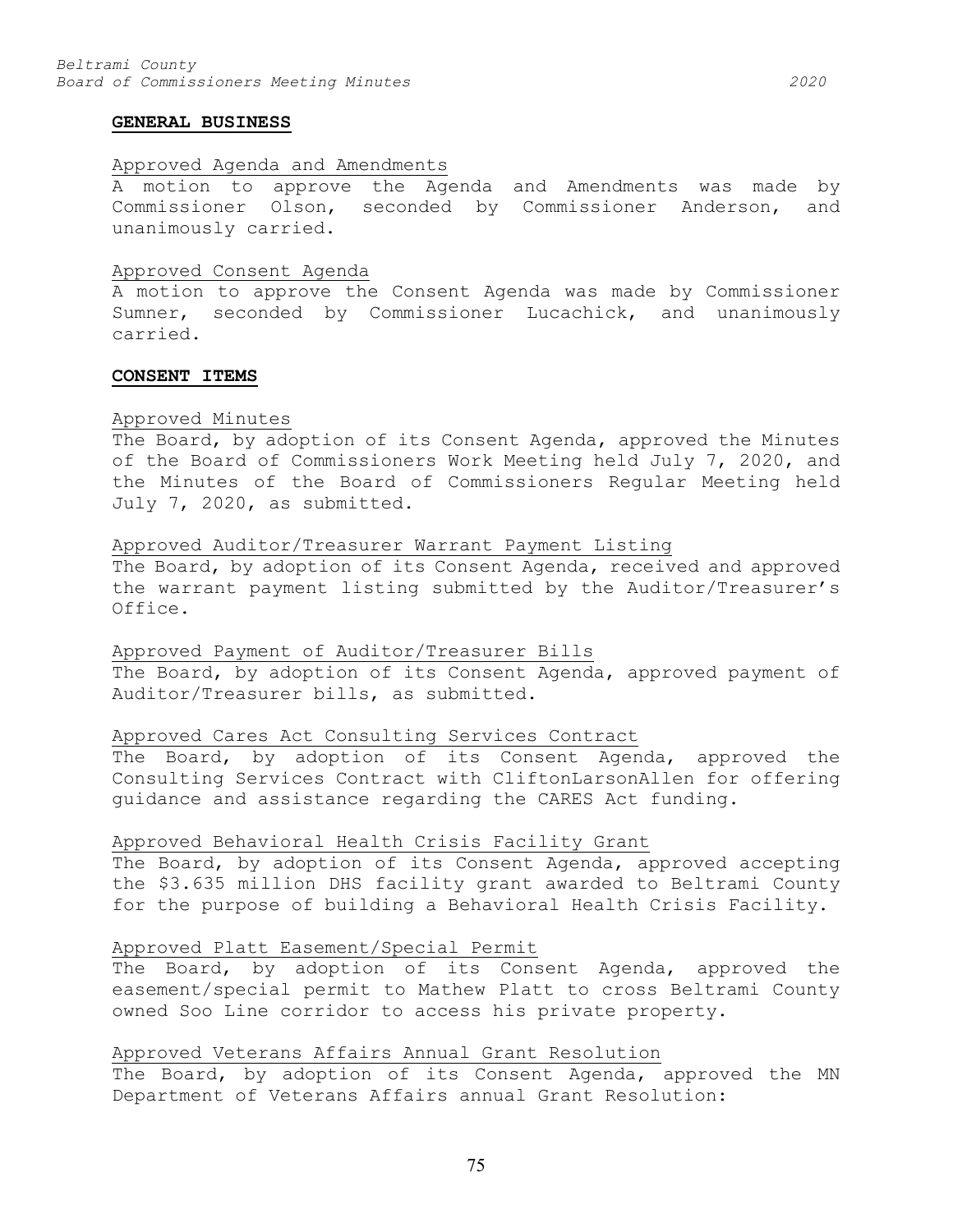## GENERAL BUSINESS

Approved Agenda and Amendments

A motion to approve the Agenda and Amendments was made by Commissioner Olson, seconded by Commissioner Anderson, and unanimously carried.

Approved Consent Agenda

A motion to approve the Consent Agenda was made by Commissioner Sumner, seconded by Commissioner Lucachick, and unanimously carried.

## CONSENT ITEMS

Approved Minutes

The Board, by adoption of its Consent Agenda, approved the Minutes of the Board of Commissioners Work Meeting held July 7, 2020, and the Minutes of the Board of Commissioners Regular Meeting held July 7, 2020, as submitted.

Approved Auditor/Treasurer Warrant Payment Listing

The Board, by adoption of its Consent Agenda, received and approved the warrant payment listing submitted by the Auditor/Treasurer's Office.

Approved Payment of Auditor/Treasurer Bills

The Board, by adoption of its Consent Agenda, approved payment of Auditor/Treasurer bills, as submitted.

Approved Cares Act Consulting Services Contract

The Board, by adoption of its Consent Agenda, approved the Consulting Services Contract with CliftonLarsonAllen for offering guidance and assistance regarding the CARES Act funding.

Approved Behavioral Health Crisis Facility Grant

The Board, by adoption of its Consent Agenda, approved accepting the $3.635 million DHS facility grant awarded to Beltrami County for the purpose of building a Behavioral Health Crisis Facility.

Approved Platt Easement/Special Permit

The Board, by adoption of its Consent Agenda, approved the easement/special permit to Mathew Platt to cross Beltrami County owned Soo Line corridor to access his private property.

Approved Veterans Affairs Annual Grant Resolution

The Board, by adoption of its Consent Agenda, approved the MN Department of Veterans Affairs annual Grant Resolution: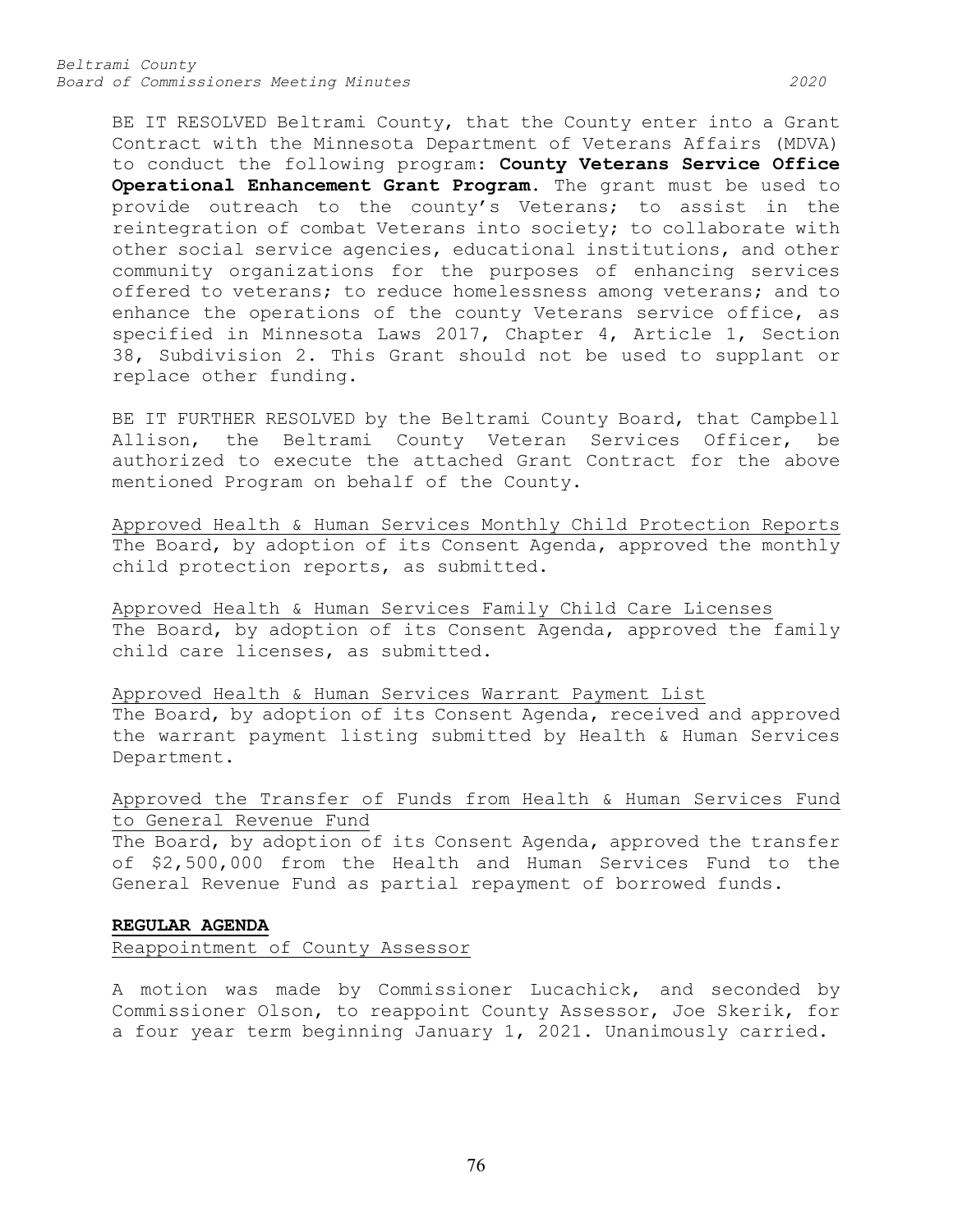BE IT RESOLVED Beltrami County, that the County enter into a Grant Contract with the Minnesota Department of Veterans Affairs (MDVA) to conduct the following program: **County Veterans Service Office Operational Enhancement Grant Program**. The grant must be used to provide outreach to the county's Veterans; to assist in the reintegration of combat Veterans into society; to collaborate with other social service agencies, educational institutions, and other community organizations for the purposes of enhancing services offered to veterans; to reduce homelessness among veterans; and to enhance the operations of the county Veterans service office, as specified in Minnesota Laws 2017, Chapter 4, Article 1, Section 38, Subdivision 2. This Grant should not be used to supplant or replace other funding.

BE IT FURTHER RESOLVED by the Beltrami County Board, that Campbell Allison, the Beltrami County Veteran Services Officer, be authorized to execute the attached Grant Contract for the above mentioned Program on behalf of the County.

Approved Health & Human Services Monthly Child Protection Reports
The Board, by adoption of its Consent Agenda, approved the monthly child protection reports, as submitted.

Approved Health & Human Services Family Child Care Licenses
The Board, by adoption of its Consent Agenda, approved the family child care licenses, as submitted.

Approved Health & Human Services Warrant Payment List
The Board, by adoption of its Consent Agenda, received and approved the warrant payment listing submitted by Health & Human Services Department.

Approved the Transfer of Funds from Health & Human Services Fund to General Revenue Fund
The Board, by adoption of its Consent Agenda, approved the transfer of $2,500,000 from the Health and Human Services Fund to the General Revenue Fund as partial repayment of borrowed funds.

**REGULAR AGENDA**

Reappointment of County Assessor

A motion was made by Commissioner Lucachick, and seconded by Commissioner Olson, to reappoint County Assessor, Joe Skerik, for a four year term beginning January 1, 2021. Unanimously carried.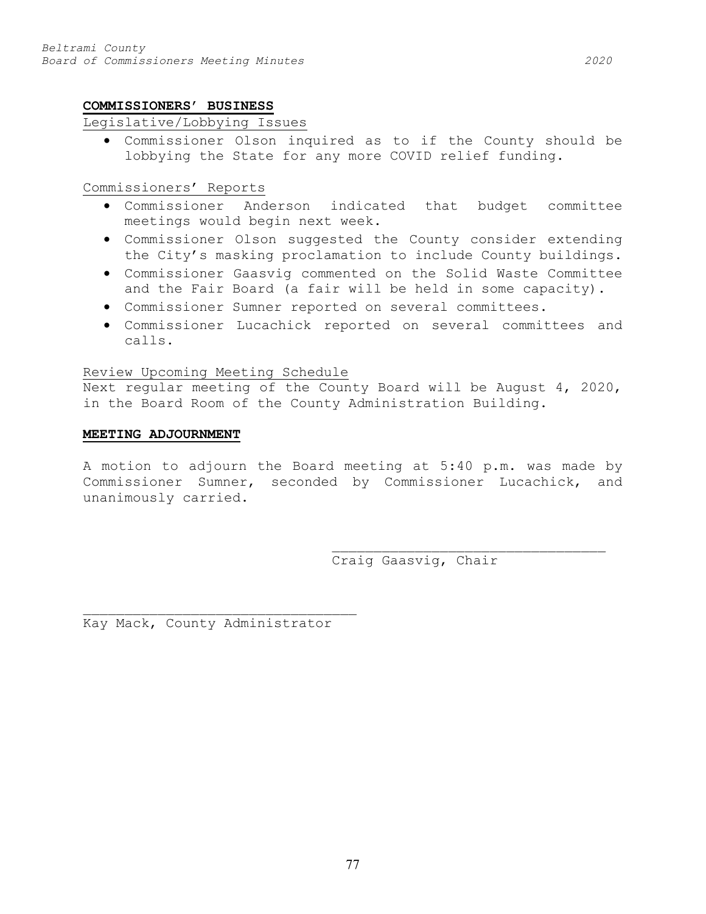**COMMISSIONERS' BUSINESS**

Legislative/Lobbying Issues

- Commissioner Olson inquired as to if the County should be lobbying the State for any more COVID relief funding.

Commissioners' Reports

- Commissioner Anderson indicated that budget committee meetings would begin next week.
- Commissioner Olson suggested the County consider extending the City's masking proclamation to include County buildings.
- Commissioner Gaasvig commented on the Solid Waste Committee and the Fair Board (a fair will be held in some capacity).
- Commissioner Sumner reported on several committees.
- Commissioner Lucachick reported on several committees and calls.

Review Upcoming Meeting Schedule

Next regular meeting of the County Board will be August 4, 2020, in the Board Room of the County Administration Building.

**MEETING ADJOURNMENT**

A motion to adjourn the Board meeting at 5:40 p.m. was made by Commissioner Sumner, seconded by Commissioner Lucachick, and unanimously carried.

\_\_\_\_\_\_\_\_\_\_\_\_\_\_\_\_\_\_\_\_\_\_\_\_\_\_\_\_\_\_\_\_\_\_\_
Craig Gaasvig, Chair

\_\_\_\_\_\_\_\_\_\_\_\_\_\_\_\_\_\_\_\_\_\_\_\_\_\_\_\_\_\_\_\_\_\_\_
Kay Mack, County Administrator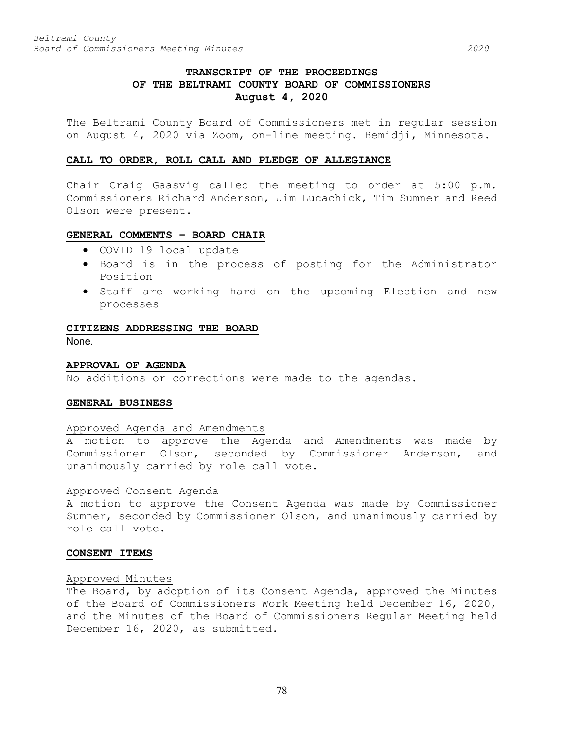# TRANSCRIPT OF THE PROCEEDINGS OF THE BELTRAMI COUNTY BOARD OF COMMISSIONERS August 4, 2020

The Beltrami County Board of Commissioners met in regular session on August 4, 2020 via Zoom, on-line meeting. Bemidji, Minnesota.

## CALL TO ORDER, ROLL CALL AND PLEDGE OF ALLEGIANCE

Chair Craig Gaasvig called the meeting to order at 5:00 p.m. Commissioners Richard Anderson, Jim Lucachick, Tim Sumner and Reed Olson were present.

## GENERAL COMMENTS – BOARD CHAIR

- COVID 19 local update
- Board is in the process of posting for the Administrator Position
- Staff are working hard on the upcoming Election and new processes

## CITIZENS ADDRESSING THE BOARD

None.

## APPROVAL OF AGENDA

No additions or corrections were made to the agendas.

## GENERAL BUSINESS

### Approved Agenda and Amendments

A motion to approve the Agenda and Amendments was made by Commissioner Olson, seconded by Commissioner Anderson, and unanimously carried by role call vote.

### Approved Consent Agenda

A motion to approve the Consent Agenda was made by Commissioner Sumner, seconded by Commissioner Olson, and unanimously carried by role call vote.

## CONSENT ITEMS

### Approved Minutes

The Board, by adoption of its Consent Agenda, approved the Minutes of the Board of Commissioners Work Meeting held December 16, 2020, and the Minutes of the Board of Commissioners Regular Meeting held December 16, 2020, as submitted.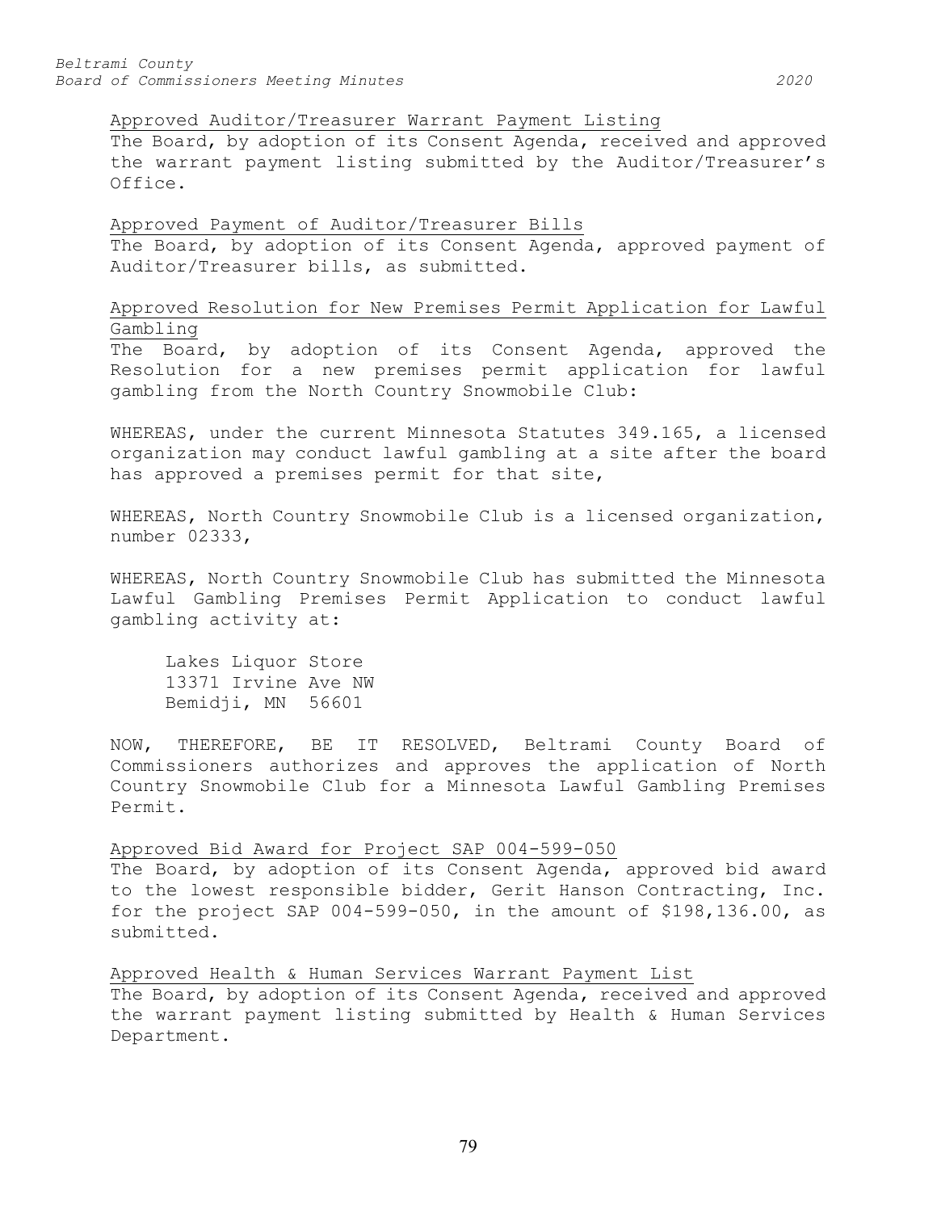Approved Auditor/Treasurer Warrant Payment Listing

The Board, by adoption of its Consent Agenda, received and approved the warrant payment listing submitted by the Auditor/Treasurer's Office.

Approved Payment of Auditor/Treasurer Bills

The Board, by adoption of its Consent Agenda, approved payment of Auditor/Treasurer bills, as submitted.

Approved Resolution for New Premises Permit Application for Lawful Gambling

The Board, by adoption of its Consent Agenda, approved the Resolution for a new premises permit application for lawful gambling from the North Country Snowmobile Club:

WHEREAS, under the current Minnesota Statutes 349.165, a licensed organization may conduct lawful gambling at a site after the board has approved a premises permit for that site,

WHEREAS, North Country Snowmobile Club is a licensed organization, number 02333,

WHEREAS, North Country Snowmobile Club has submitted the Minnesota Lawful Gambling Premises Permit Application to conduct lawful gambling activity at:

Lakes Liquor Store
13371 Irvine Ave NW
Bemidji, MN 56601

NOW, THEREFORE, BE IT RESOLVED, Beltrami County Board of Commissioners authorizes and approves the application of North Country Snowmobile Club for a Minnesota Lawful Gambling Premises Permit.

Approved Bid Award for Project SAP 004-599-050

The Board, by adoption of its Consent Agenda, approved bid award to the lowest responsible bidder, Gerit Hanson Contracting, Inc. for the project SAP 004-599-050, in the amount of $198,136.00, as submitted.

Approved Health & Human Services Warrant Payment List

The Board, by adoption of its Consent Agenda, received and approved the warrant payment listing submitted by Health & Human Services Department.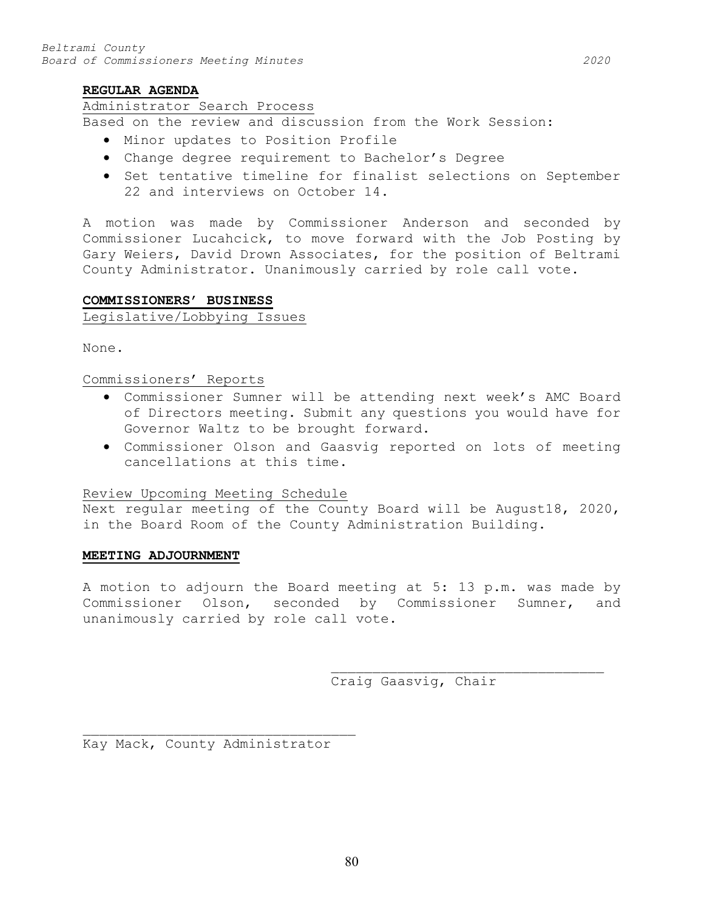**REGULAR AGENDA**

Administrator Search Process

Based on the review and discussion from the Work Session:

- Minor updates to Position Profile
- Change degree requirement to Bachelor's Degree
- Set tentative timeline for finalist selections on September 22 and interviews on October 14.

A motion was made by Commissioner Anderson and seconded by Commissioner Lucahcick, to move forward with the Job Posting by Gary Weiers, David Drown Associates, for the position of Beltrami County Administrator. Unanimously carried by role call vote.

**COMMISSIONERS' BUSINESS**

Legislative/Lobbying Issues

None.

Commissioners' Reports

- Commissioner Sumner will be attending next week's AMC Board of Directors meeting. Submit any questions you would have for Governor Waltz to be brought forward.
- Commissioner Olson and Gaasvig reported on lots of meeting cancellations at this time.

Review Upcoming Meeting Schedule

Next regular meeting of the County Board will be August18, 2020, in the Board Room of the County Administration Building.

**MEETING ADJOURNMENT**

A motion to adjourn the Board meeting at 5: 13 p.m. was made by Commissioner Olson, seconded by Commissioner Sumner, and unanimously carried by role call vote.

\_\_\_\_\_\_\_\_\_\_\_\_\_\_\_\_\_\_\_\_\_\_\_\_\_\_\_\_\_\_\_\_\_\_
Craig Gaasvig, Chair

\_\_\_\_\_\_\_\_\_\_\_\_\_\_\_\_\_\_\_\_\_\_\_\_\_\_\_\_\_\_\_\_\_\_
Kay Mack, County Administrator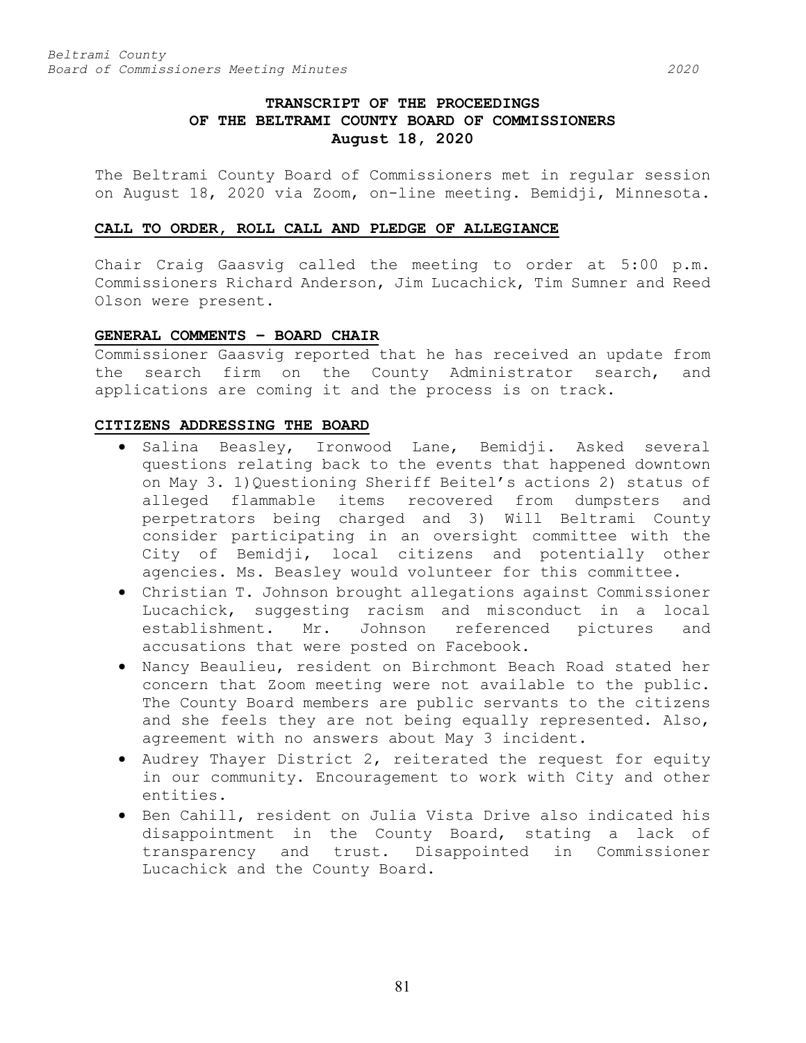# TRANSCRIPT OF THE PROCEEDINGS OF THE BELTRAMI COUNTY BOARD OF COMMISSIONERS August 18, 2020

The Beltrami County Board of Commissioners met in regular session on August 18, 2020 via Zoom, on-line meeting. Bemidji, Minnesota.

## CALL TO ORDER, ROLL CALL AND PLEDGE OF ALLEGIANCE

Chair Craig Gaasvig called the meeting to order at 5:00 p.m. Commissioners Richard Anderson, Jim Lucachick, Tim Sumner and Reed Olson were present.

## GENERAL COMMENTS – BOARD CHAIR

Commissioner Gaasvig reported that he has received an update from the search firm on the County Administrator search, and applications are coming it and the process is on track.

## CITIZENS ADDRESSING THE BOARD

- Salina Beasley, Ironwood Lane, Bemidji. Asked several questions relating back to the events that happened downtown on May 3. 1)Questioning Sheriff Beitel's actions 2) status of alleged flammable items recovered from dumpsters and perpetrators being charged and 3) Will Beltrami County consider participating in an oversight committee with the City of Bemidji, local citizens and potentially other agencies. Ms. Beasley would volunteer for this committee.
- Christian T. Johnson brought allegations against Commissioner Lucachick, suggesting racism and misconduct in a local establishment. Mr. Johnson referenced pictures and accusations that were posted on Facebook.
- Nancy Beaulieu, resident on Birchmont Beach Road stated her concern that Zoom meeting were not available to the public. The County Board members are public servants to the citizens and she feels they are not being equally represented. Also, agreement with no answers about May 3 incident.
- Audrey Thayer District 2, reiterated the request for equity in our community. Encouragement to work with City and other entities.
- Ben Cahill, resident on Julia Vista Drive also indicated his disappointment in the County Board, stating a lack of transparency and trust. Disappointed in Commissioner Lucachick and the County Board.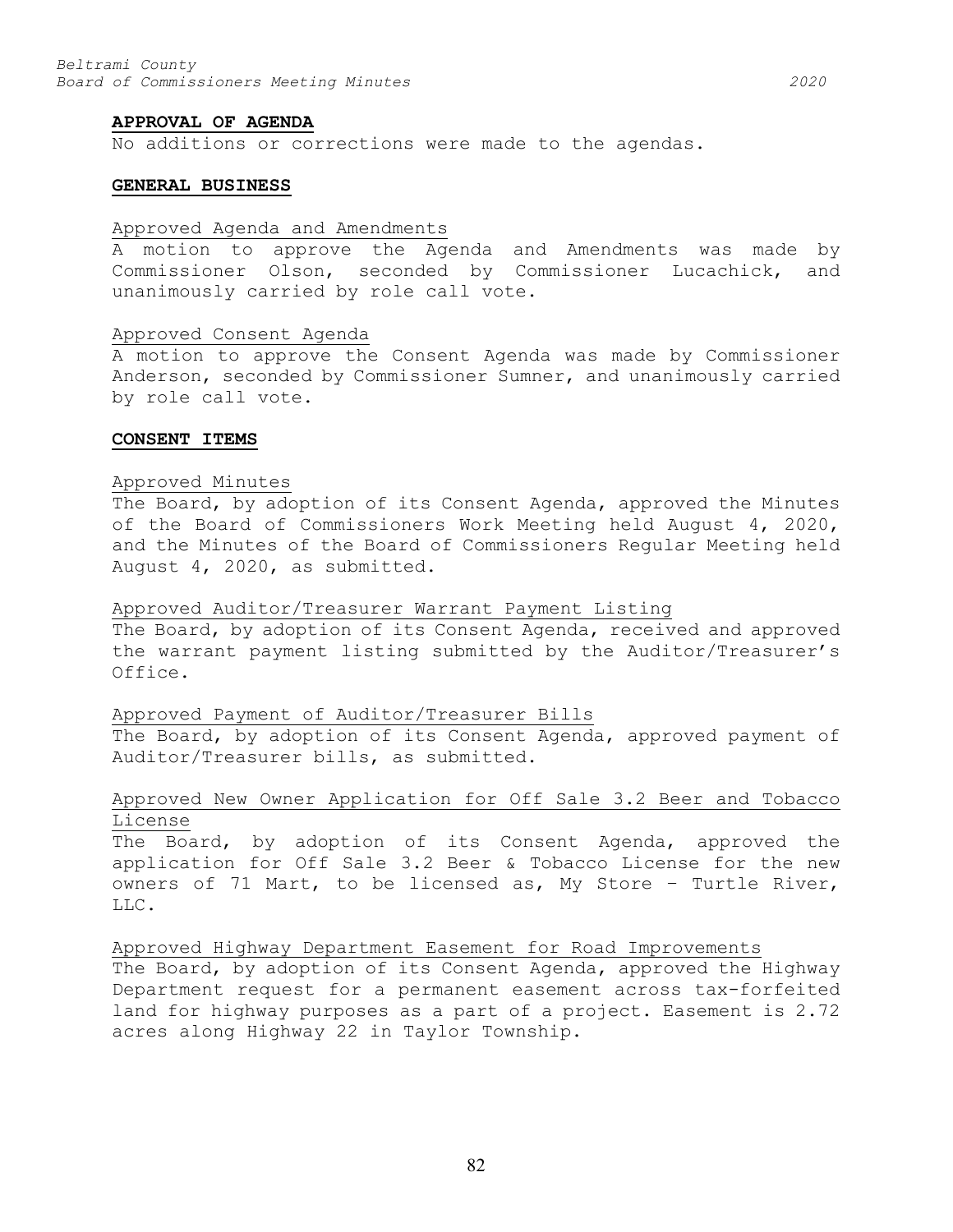## APPROVAL OF AGENDA

No additions or corrections were made to the agendas.

## GENERAL BUSINESS

### Approved Agenda and Amendments

A motion to approve the Agenda and Amendments was made by Commissioner Olson, seconded by Commissioner Lucachick, and unanimously carried by role call vote.

### Approved Consent Agenda

A motion to approve the Consent Agenda was made by Commissioner Anderson, seconded by Commissioner Sumner, and unanimously carried by role call vote.

## CONSENT ITEMS

### Approved Minutes

The Board, by adoption of its Consent Agenda, approved the Minutes of the Board of Commissioners Work Meeting held August 4, 2020, and the Minutes of the Board of Commissioners Regular Meeting held August 4, 2020, as submitted.

### Approved Auditor/Treasurer Warrant Payment Listing

The Board, by adoption of its Consent Agenda, received and approved the warrant payment listing submitted by the Auditor/Treasurer's Office.

### Approved Payment of Auditor/Treasurer Bills

The Board, by adoption of its Consent Agenda, approved payment of Auditor/Treasurer bills, as submitted.

### Approved New Owner Application for Off Sale 3.2 Beer and Tobacco License

The Board, by adoption of its Consent Agenda, approved the application for Off Sale 3.2 Beer & Tobacco License for the new owners of 71 Mart, to be licensed as, My Store – Turtle River, LLC.

### Approved Highway Department Easement for Road Improvements

The Board, by adoption of its Consent Agenda, approved the Highway Department request for a permanent easement across tax-forfeited land for highway purposes as a part of a project. Easement is 2.72 acres along Highway 22 in Taylor Township.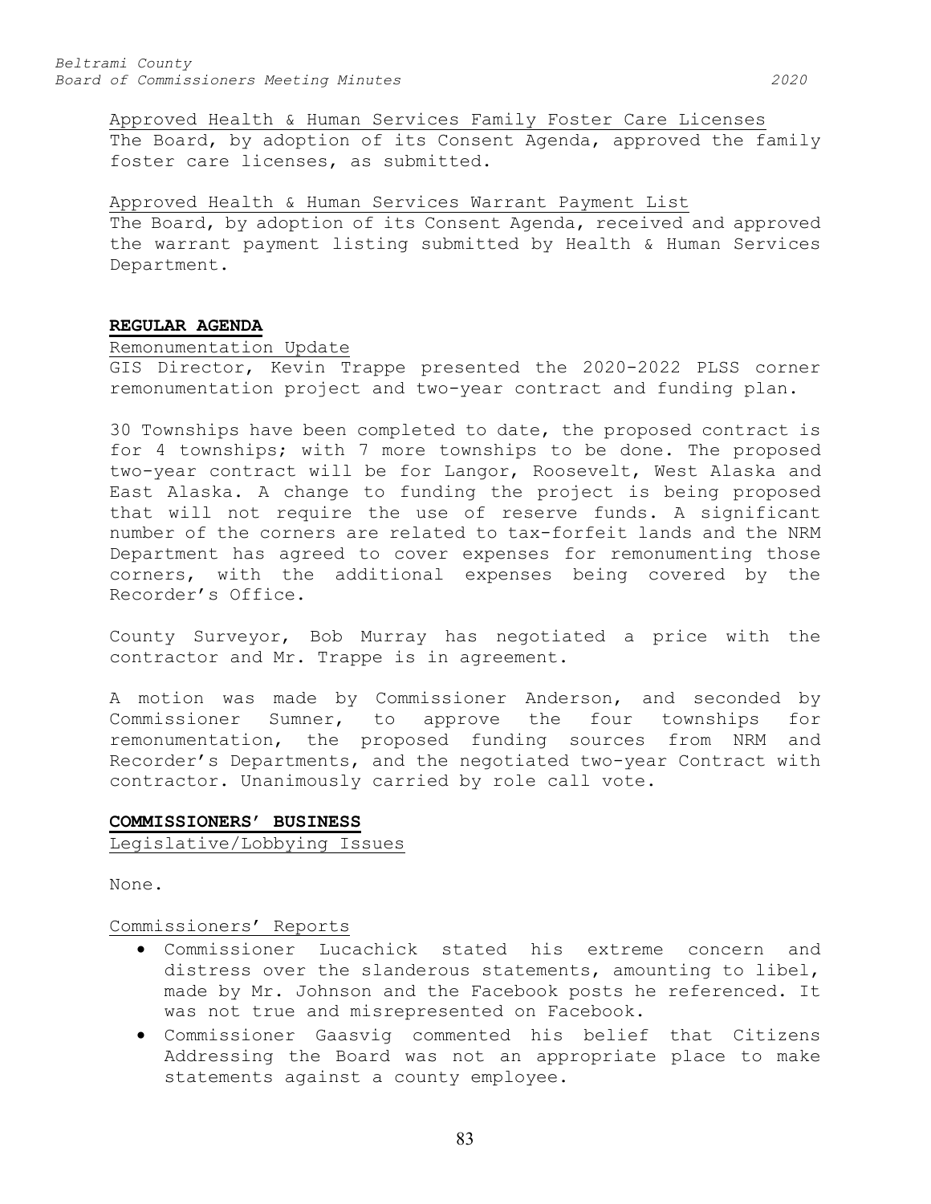Approved Health & Human Services Family Foster Care Licenses

The Board, by adoption of its Consent Agenda, approved the family foster care licenses, as submitted.

Approved Health & Human Services Warrant Payment List

The Board, by adoption of its Consent Agenda, received and approved the warrant payment listing submitted by Health & Human Services Department.

**REGULAR AGENDA**

Remonumentation Update

GIS Director, Kevin Trappe presented the 2020-2022 PLSS corner remonumentation project and two-year contract and funding plan.

30 Townships have been completed to date, the proposed contract is for 4 townships; with 7 more townships to be done. The proposed two-year contract will be for Langor, Roosevelt, West Alaska and East Alaska. A change to funding the project is being proposed that will not require the use of reserve funds. A significant number of the corners are related to tax-forfeit lands and the NRM Department has agreed to cover expenses for remonumenting those corners, with the additional expenses being covered by the Recorder's Office.

County Surveyor, Bob Murray has negotiated a price with the contractor and Mr. Trappe is in agreement.

A motion was made by Commissioner Anderson, and seconded by Commissioner Sumner, to approve the four townships for remonumentation, the proposed funding sources from NRM and Recorder's Departments, and the negotiated two-year Contract with contractor. Unanimously carried by role call vote.

**COMMISSIONERS' BUSINESS**

Legislative/Lobbying Issues

None.

Commissioners' Reports

- Commissioner Lucachick stated his extreme concern and distress over the slanderous statements, amounting to libel, made by Mr. Johnson and the Facebook posts he referenced. It was not true and misrepresented on Facebook.
- Commissioner Gaasvig commented his belief that Citizens Addressing the Board was not an appropriate place to make statements against a county employee.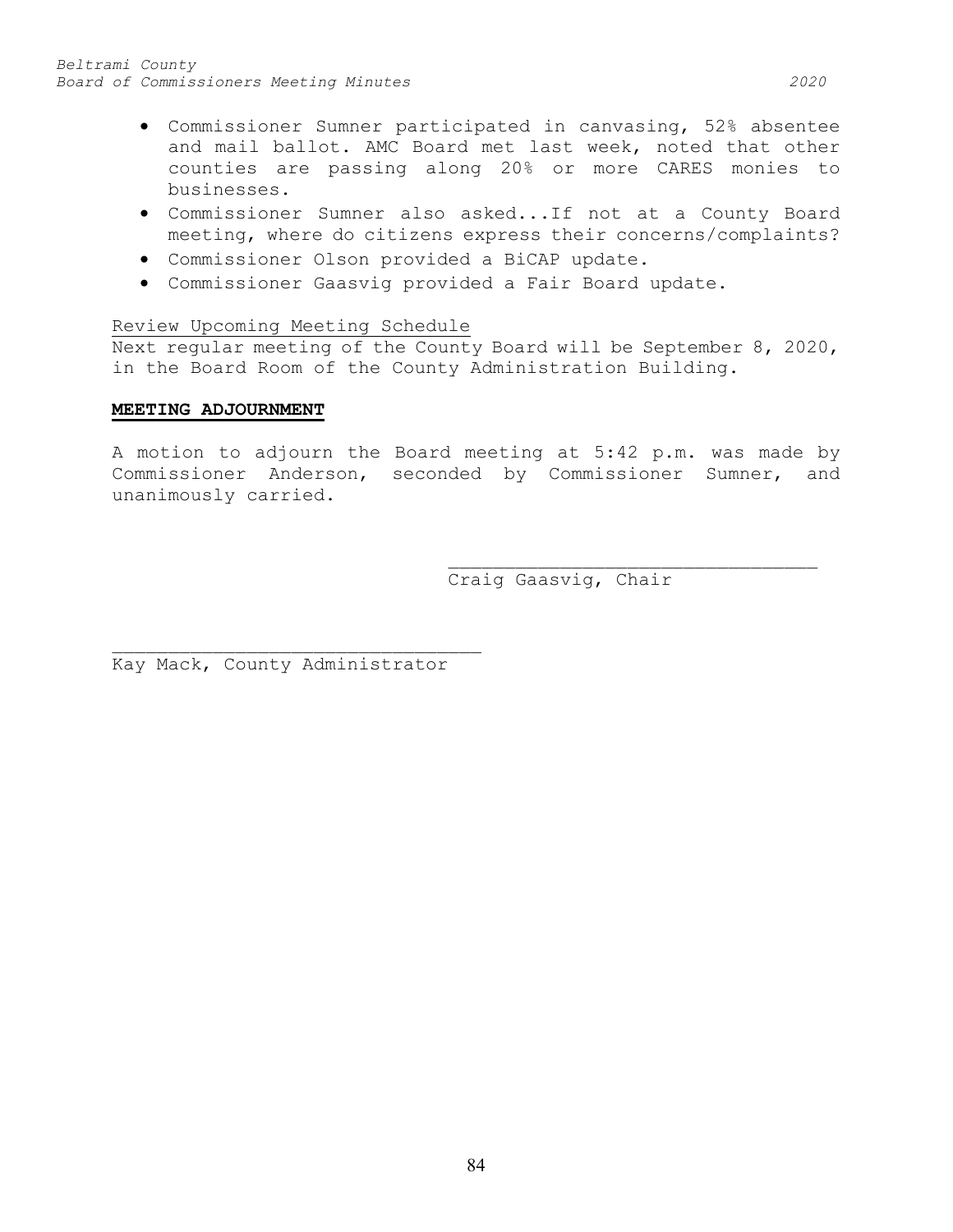- Commissioner Sumner participated in canvasing, 52% absentee and mail ballot. AMC Board met last week, noted that other counties are passing along 20% or more CARES monies to businesses.
- Commissioner Sumner also asked...If not at a County Board meeting, where do citizens express their concerns/complaints?
- Commissioner Olson provided a BiCAP update.
- Commissioner Gaasvig provided a Fair Board update.

Review Upcoming Meeting Schedule

Next regular meeting of the County Board will be September 8, 2020, in the Board Room of the County Administration Building.

**MEETING ADJOURNMENT**

A motion to adjourn the Board meeting at 5:42 p.m. was made by Commissioner Anderson, seconded by Commissioner Sumner, and unanimously carried.

\_\_\_\_\_\_\_\_\_\_\_\_\_\_\_\_\_\_\_\_\_\_\_\_\_\_\_\_\_\_\_\_\_\_

Craig Gaasvig, Chair

\_\_\_\_\_\_\_\_\_\_\_\_\_\_\_\_\_\_\_\_\_\_\_\_\_\_\_\_\_\_\_\_\_\_

Kay Mack, County Administrator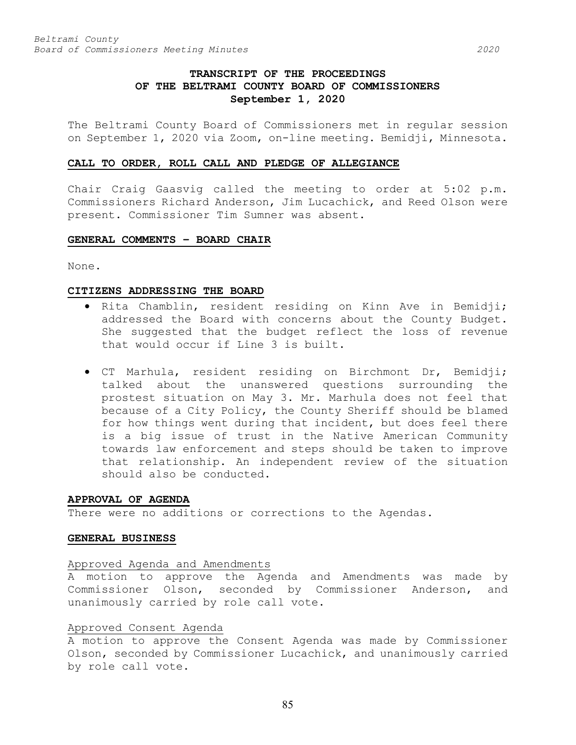# TRANSCRIPT OF THE PROCEEDINGS OF THE BELTRAMI COUNTY BOARD OF COMMISSIONERS September 1, 2020

The Beltrami County Board of Commissioners met in regular session on September 1, 2020 via Zoom, on-line meeting. Bemidji, Minnesota.

## CALL TO ORDER, ROLL CALL AND PLEDGE OF ALLEGIANCE

Chair Craig Gaasvig called the meeting to order at 5:02 p.m. Commissioners Richard Anderson, Jim Lucachick, and Reed Olson were present. Commissioner Tim Sumner was absent.

## GENERAL COMMENTS – BOARD CHAIR

None.

## CITIZENS ADDRESSING THE BOARD

- Rita Chamblin, resident residing on Kinn Ave in Bemidji; addressed the Board with concerns about the County Budget. She suggested that the budget reflect the loss of revenue that would occur if Line 3 is built.
- CT Marhula, resident residing on Birchmont Dr, Bemidji; talked about the unanswered questions surrounding the prostest situation on May 3. Mr. Marhula does not feel that because of a City Policy, the County Sheriff should be blamed for how things went during that incident, but does feel there is a big issue of trust in the Native American Community towards law enforcement and steps should be taken to improve that relationship. An independent review of the situation should also be conducted.

## APPROVAL OF AGENDA

There were no additions or corrections to the Agendas.

## GENERAL BUSINESS

### Approved Agenda and Amendments

A motion to approve the Agenda and Amendments was made by Commissioner Olson, seconded by Commissioner Anderson, and unanimously carried by role call vote.

### Approved Consent Agenda

A motion to approve the Consent Agenda was made by Commissioner Olson, seconded by Commissioner Lucachick, and unanimously carried by role call vote.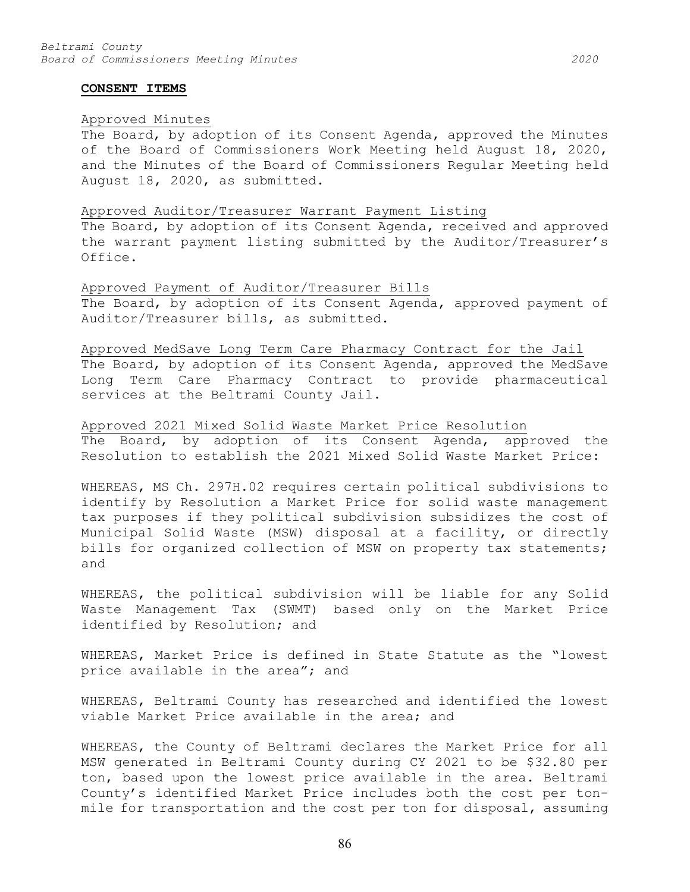**CONSENT ITEMS**

Approved Minutes

The Board, by adoption of its Consent Agenda, approved the Minutes of the Board of Commissioners Work Meeting held August 18, 2020, and the Minutes of the Board of Commissioners Regular Meeting held August 18, 2020, as submitted.

Approved Auditor/Treasurer Warrant Payment Listing

The Board, by adoption of its Consent Agenda, received and approved the warrant payment listing submitted by the Auditor/Treasurer's Office.

Approved Payment of Auditor/Treasurer Bills

The Board, by adoption of its Consent Agenda, approved payment of Auditor/Treasurer bills, as submitted.

Approved MedSave Long Term Care Pharmacy Contract for the Jail

The Board, by adoption of its Consent Agenda, approved the MedSave Long Term Care Pharmacy Contract to provide pharmaceutical services at the Beltrami County Jail.

Approved 2021 Mixed Solid Waste Market Price Resolution

The Board, by adoption of its Consent Agenda, approved the Resolution to establish the 2021 Mixed Solid Waste Market Price:

WHEREAS, MS Ch. 297H.02 requires certain political subdivisions to identify by Resolution a Market Price for solid waste management tax purposes if they political subdivision subsidizes the cost of Municipal Solid Waste (MSW) disposal at a facility, or directly bills for organized collection of MSW on property tax statements; and

WHEREAS, the political subdivision will be liable for any Solid Waste Management Tax (SWMT) based only on the Market Price identified by Resolution; and

WHEREAS, Market Price is defined in State Statute as the "lowest price available in the area"; and

WHEREAS, Beltrami County has researched and identified the lowest viable Market Price available in the area; and

WHEREAS, the County of Beltrami declares the Market Price for all MSW generated in Beltrami County during CY 2021 to be $32.80 per ton, based upon the lowest price available in the area. Beltrami County's identified Market Price includes both the cost per ton-mile for transportation and the cost per ton for disposal, assuming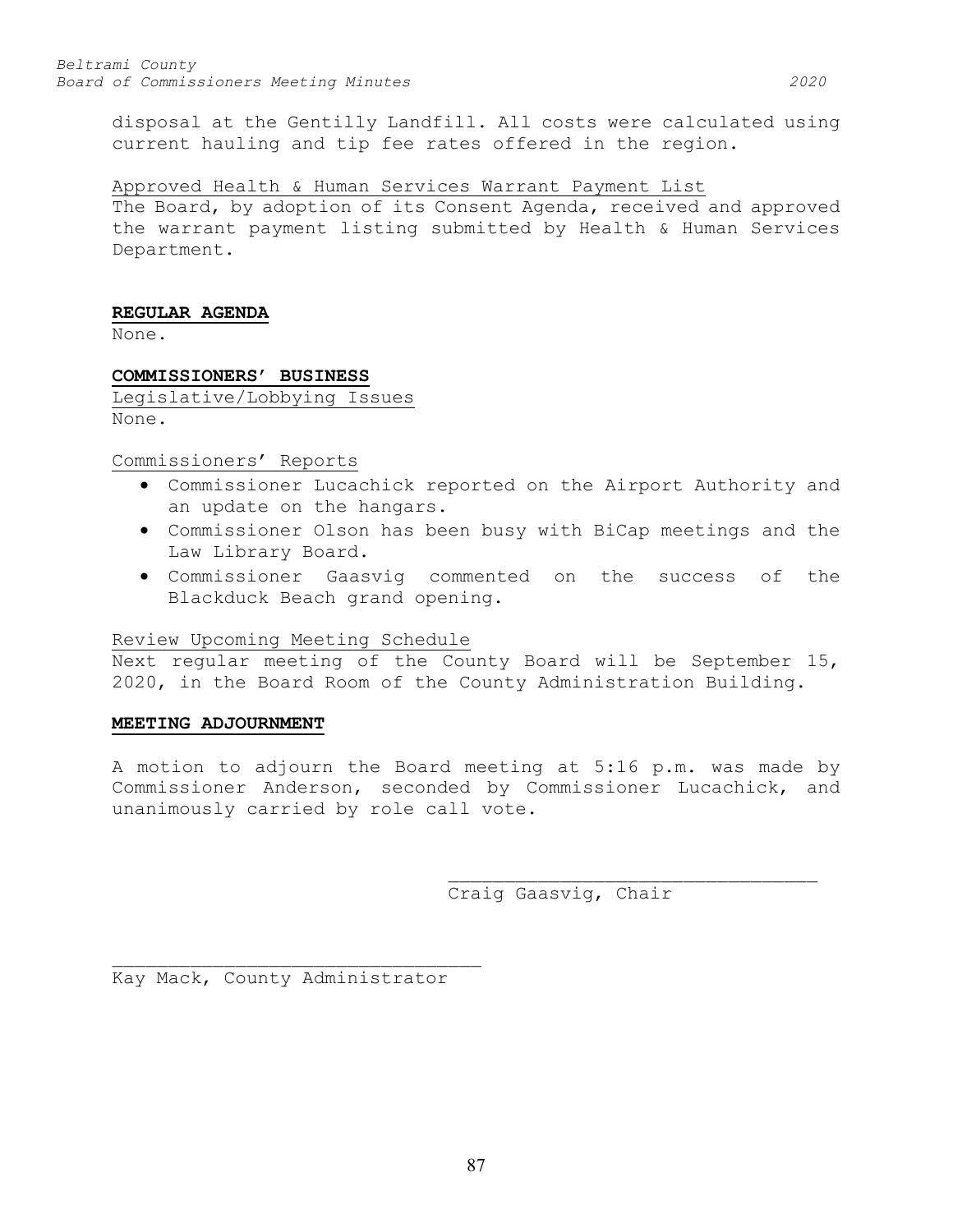disposal at the Gentilly Landfill. All costs were calculated using current hauling and tip fee rates offered in the region.

Approved Health & Human Services Warrant Payment List

The Board, by adoption of its Consent Agenda, received and approved the warrant payment listing submitted by Health & Human Services Department.

**REGULAR AGENDA**

None.

**COMMISSIONERS' BUSINESS**

Legislative/Lobbying Issues

None.

Commissioners' Reports

- Commissioner Lucachick reported on the Airport Authority and an update on the hangars.
- Commissioner Olson has been busy with BiCap meetings and the Law Library Board.
- Commissioner Gaasvig commented on the success of the Blackduck Beach grand opening.

Review Upcoming Meeting Schedule

Next regular meeting of the County Board will be September 15, 2020, in the Board Room of the County Administration Building.

**MEETING ADJOURNMENT**

A motion to adjourn the Board meeting at 5:16 p.m. was made by Commissioner Anderson, seconded by Commissioner Lucachick, and unanimously carried by role call vote.

_________________________________
Craig Gaasvig, Chair

_________________________________
Kay Mack, County Administrator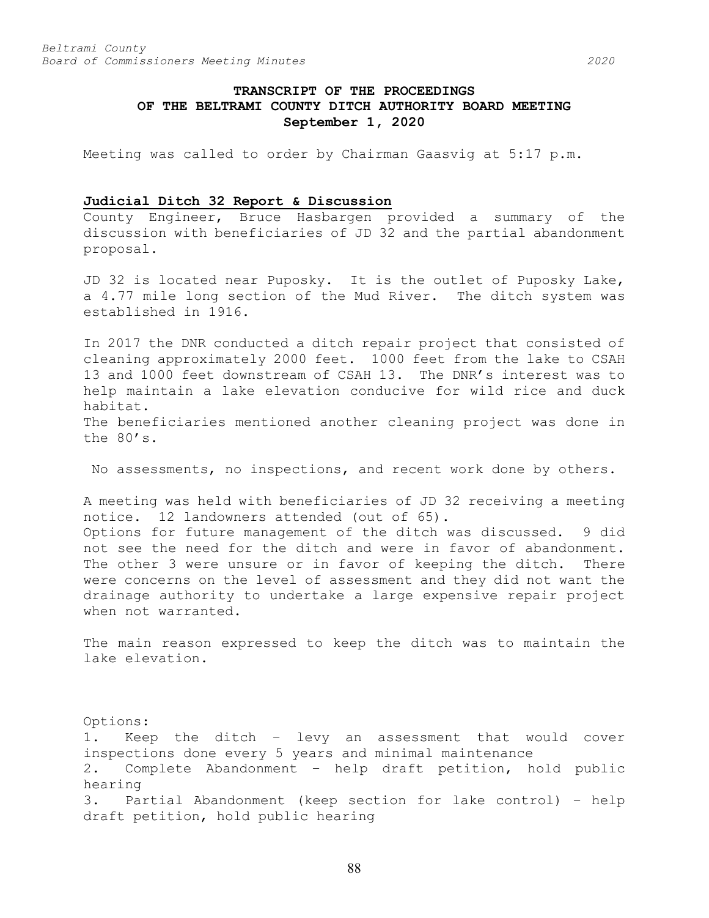**TRANSCRIPT OF THE PROCEEDINGS OF THE BELTRAMI COUNTY DITCH AUTHORITY BOARD MEETING September 1, 2020**

Meeting was called to order by Chairman Gaasvig at 5:17 p.m.

## Judicial Ditch 32 Report & Discussion

County Engineer, Bruce Hasbargen provided a summary of the discussion with beneficiaries of JD 32 and the partial abandonment proposal.

JD 32 is located near Puposky. It is the outlet of Puposky Lake, a 4.77 mile long section of the Mud River. The ditch system was established in 1916.

In 2017 the DNR conducted a ditch repair project that consisted of cleaning approximately 2000 feet. 1000 feet from the lake to CSAH 13 and 1000 feet downstream of CSAH 13. The DNR's interest was to help maintain a lake elevation conducive for wild rice and duck habitat.
The beneficiaries mentioned another cleaning project was done in the 80's.

No assessments, no inspections, and recent work done by others.

A meeting was held with beneficiaries of JD 32 receiving a meeting notice. 12 landowners attended (out of 65).
Options for future management of the ditch was discussed. 9 did not see the need for the ditch and were in favor of abandonment. The other 3 were unsure or in favor of keeping the ditch. There were concerns on the level of assessment and they did not want the drainage authority to undertake a large expensive repair project when not warranted.

The main reason expressed to keep the ditch was to maintain the lake elevation.

Options:
1. Keep the ditch – levy an assessment that would cover inspections done every 5 years and minimal maintenance
2. Complete Abandonment – help draft petition, hold public hearing
3. Partial Abandonment (keep section for lake control) – help draft petition, hold public hearing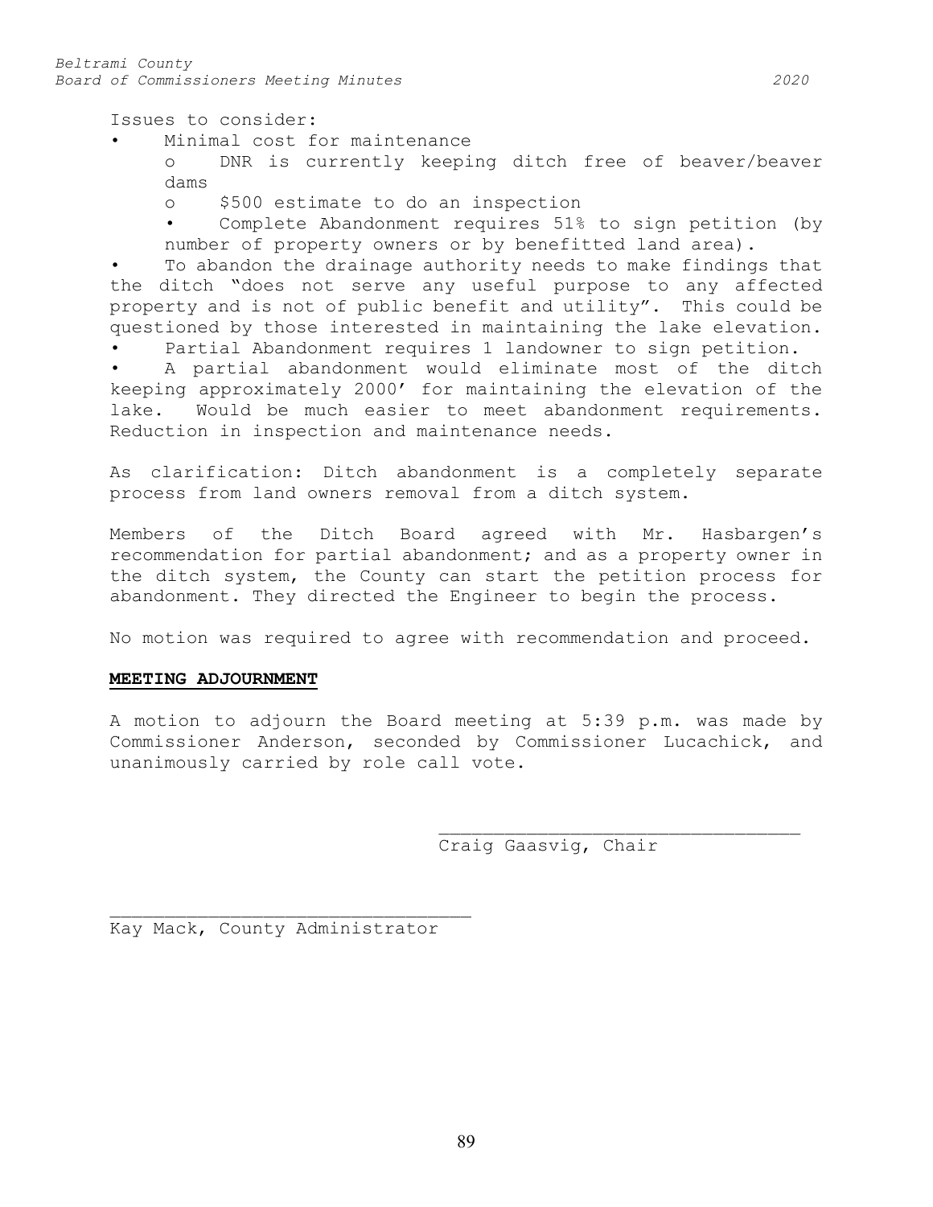Issues to consider:

- Minimal cost for maintenance
  - o DNR is currently keeping ditch free of beaver/beaver dams
  - o $500 estimate to do an inspection
  - Complete Abandonment requires 51% to sign petition (by number of property owners or by benefitted land area).
- To abandon the drainage authority needs to make findings that the ditch "does not serve any useful purpose to any affected property and is not of public benefit and utility". This could be questioned by those interested in maintaining the lake elevation.
- Partial Abandonment requires 1 landowner to sign petition.
- A partial abandonment would eliminate most of the ditch keeping approximately 2000' for maintaining the elevation of the lake. Would be much easier to meet abandonment requirements. Reduction in inspection and maintenance needs.

As clarification: Ditch abandonment is a completely separate process from land owners removal from a ditch system.

Members of the Ditch Board agreed with Mr. Hasbargen's recommendation for partial abandonment; and as a property owner in the ditch system, the County can start the petition process for abandonment. They directed the Engineer to begin the process.

No motion was required to agree with recommendation and proceed.

**MEETING ADJOURNMENT**

A motion to adjourn the Board meeting at 5:39 p.m. was made by Commissioner Anderson, seconded by Commissioner Lucachick, and unanimously carried by role call vote.

\_\_\_\_\_\_\_\_\_\_\_\_\_\_\_\_\_\_\_\_\_\_\_\_\_\_\_\_\_\_\_\_\_\_
Craig Gaasvig, Chair

\_\_\_\_\_\_\_\_\_\_\_\_\_\_\_\_\_\_\_\_\_\_\_\_\_\_\_\_\_\_\_\_\_\_
Kay Mack, County Administrator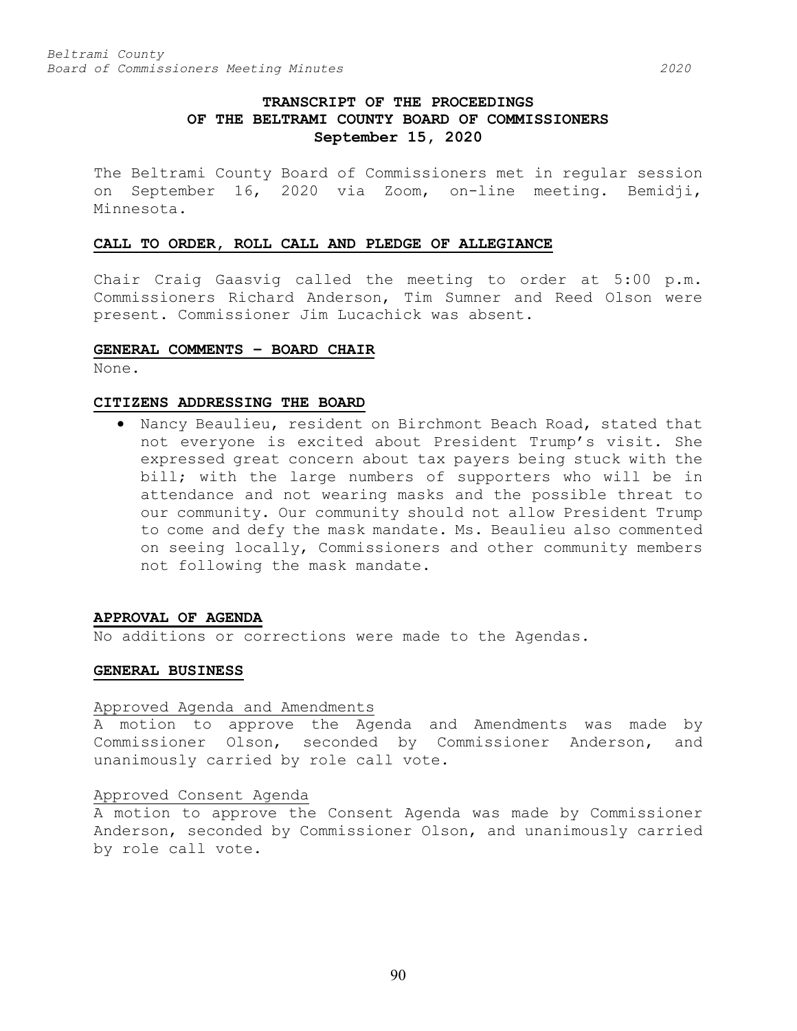# TRANSCRIPT OF THE PROCEEDINGS OF THE BELTRAMI COUNTY BOARD OF COMMISSIONERS September 15, 2020

The Beltrami County Board of Commissioners met in regular session on September 16, 2020 via Zoom, on-line meeting. Bemidji, Minnesota.

## CALL TO ORDER, ROLL CALL AND PLEDGE OF ALLEGIANCE

Chair Craig Gaasvig called the meeting to order at 5:00 p.m. Commissioners Richard Anderson, Tim Sumner and Reed Olson were present. Commissioner Jim Lucachick was absent.

## GENERAL COMMENTS – BOARD CHAIR

None.

## CITIZENS ADDRESSING THE BOARD

- Nancy Beaulieu, resident on Birchmont Beach Road, stated that not everyone is excited about President Trump's visit. She expressed great concern about tax payers being stuck with the bill; with the large numbers of supporters who will be in attendance and not wearing masks and the possible threat to our community. Our community should not allow President Trump to come and defy the mask mandate. Ms. Beaulieu also commented on seeing locally, Commissioners and other community members not following the mask mandate.

## APPROVAL OF AGENDA

No additions or corrections were made to the Agendas.

## GENERAL BUSINESS

### Approved Agenda and Amendments

A motion to approve the Agenda and Amendments was made by Commissioner Olson, seconded by Commissioner Anderson, and unanimously carried by role call vote.

### Approved Consent Agenda

A motion to approve the Consent Agenda was made by Commissioner Anderson, seconded by Commissioner Olson, and unanimously carried by role call vote.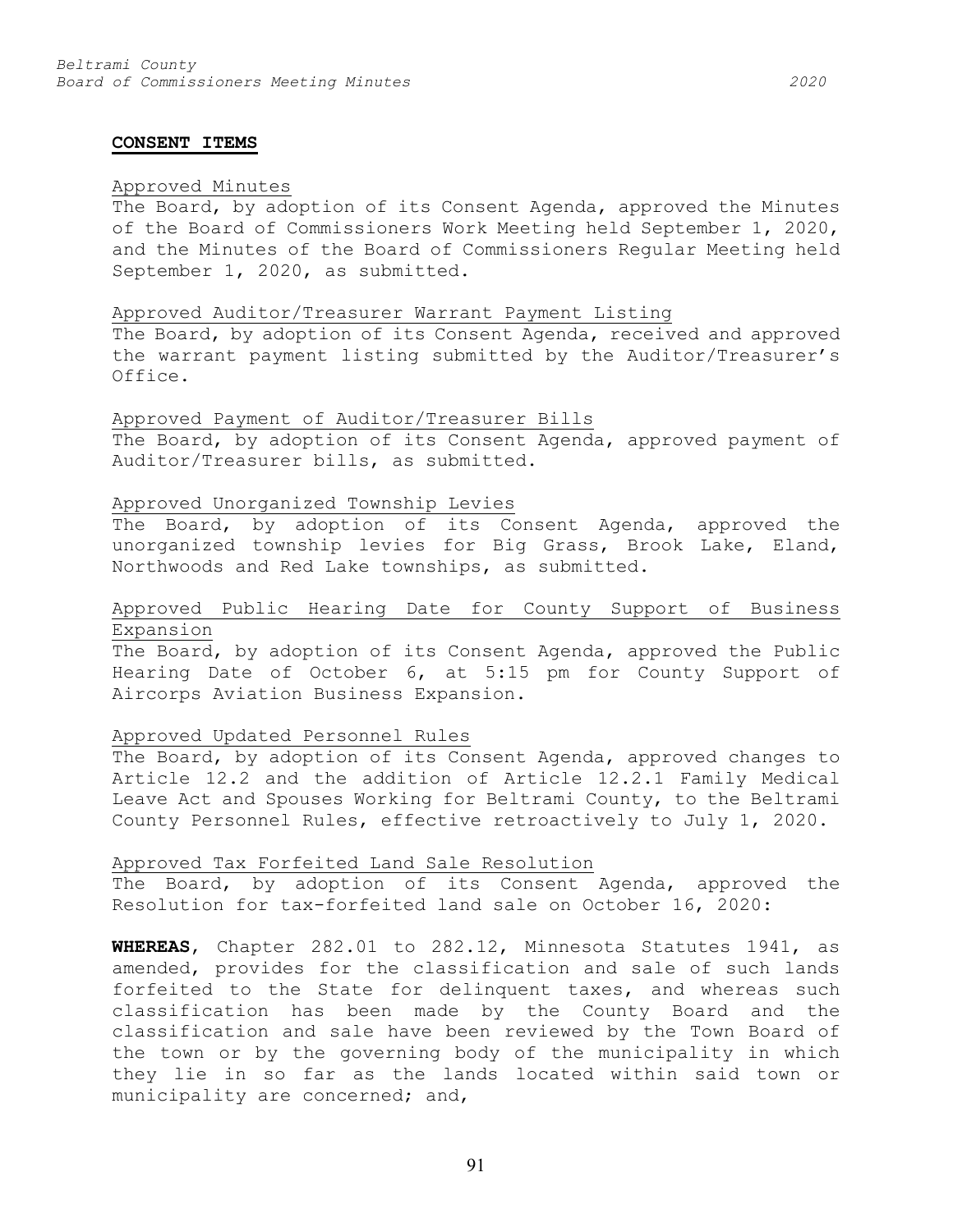**CONSENT ITEMS**

Approved Minutes

The Board, by adoption of its Consent Agenda, approved the Minutes of the Board of Commissioners Work Meeting held September 1, 2020, and the Minutes of the Board of Commissioners Regular Meeting held September 1, 2020, as submitted.

Approved Auditor/Treasurer Warrant Payment Listing

The Board, by adoption of its Consent Agenda, received and approved the warrant payment listing submitted by the Auditor/Treasurer's Office.

Approved Payment of Auditor/Treasurer Bills

The Board, by adoption of its Consent Agenda, approved payment of Auditor/Treasurer bills, as submitted.

Approved Unorganized Township Levies

The Board, by adoption of its Consent Agenda, approved the unorganized township levies for Big Grass, Brook Lake, Eland, Northwoods and Red Lake townships, as submitted.

Approved Public Hearing Date for County Support of Business Expansion

The Board, by adoption of its Consent Agenda, approved the Public Hearing Date of October 6, at 5:15 pm for County Support of Aircorps Aviation Business Expansion.

Approved Updated Personnel Rules

The Board, by adoption of its Consent Agenda, approved changes to Article 12.2 and the addition of Article 12.2.1 Family Medical Leave Act and Spouses Working for Beltrami County, to the Beltrami County Personnel Rules, effective retroactively to July 1, 2020.

Approved Tax Forfeited Land Sale Resolution

The Board, by adoption of its Consent Agenda, approved the Resolution for tax-forfeited land sale on October 16, 2020:

**WHEREAS**, Chapter 282.01 to 282.12, Minnesota Statutes 1941, as amended, provides for the classification and sale of such lands forfeited to the State for delinquent taxes, and whereas such classification has been made by the County Board and the classification and sale have been reviewed by the Town Board of the town or by the governing body of the municipality in which they lie in so far as the lands located within said town or municipality are concerned; and,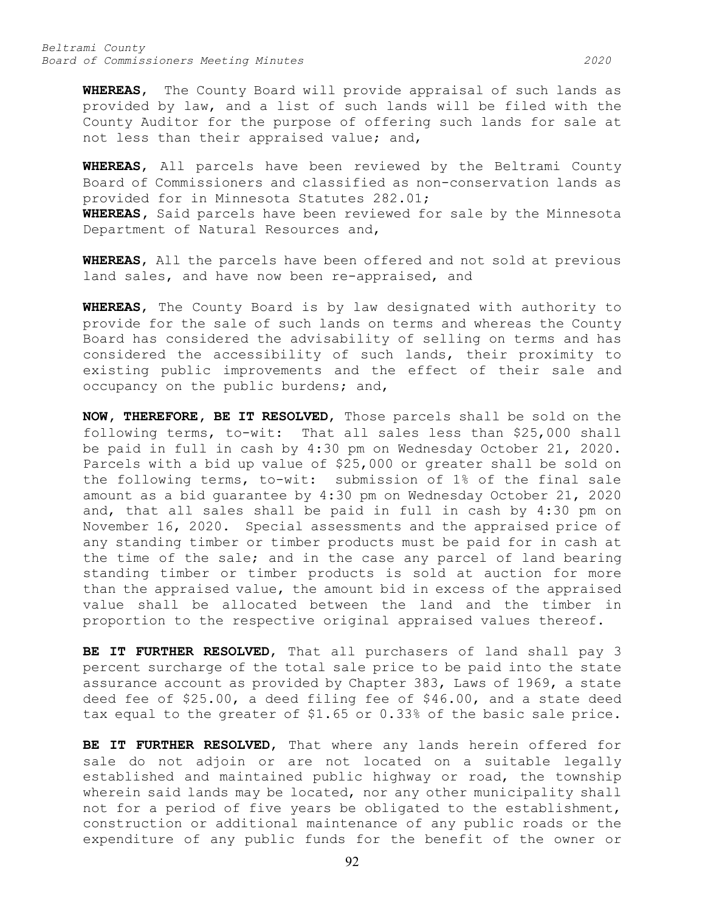**WHEREAS**, The County Board will provide appraisal of such lands as provided by law, and a list of such lands will be filed with the County Auditor for the purpose of offering such lands for sale at not less than their appraised value; and,

**WHEREAS**, All parcels have been reviewed by the Beltrami County Board of Commissioners and classified as non-conservation lands as provided for in Minnesota Statutes 282.01;
**WHEREAS**, Said parcels have been reviewed for sale by the Minnesota Department of Natural Resources and,

**WHEREAS**, All the parcels have been offered and not sold at previous land sales, and have now been re-appraised, and

**WHEREAS**, The County Board is by law designated with authority to provide for the sale of such lands on terms and whereas the County Board has considered the advisability of selling on terms and has considered the accessibility of such lands, their proximity to existing public improvements and the effect of their sale and occupancy on the public burdens; and,

**NOW, THEREFORE, BE IT RESOLVED**, Those parcels shall be sold on the following terms, to-wit: That all sales less than $25,000 shall be paid in full in cash by 4:30 pm on Wednesday October 21, 2020. Parcels with a bid up value of $25,000 or greater shall be sold on the following terms, to-wit: submission of 1% of the final sale amount as a bid guarantee by 4:30 pm on Wednesday October 21, 2020 and, that all sales shall be paid in full in cash by 4:30 pm on November 16, 2020. Special assessments and the appraised price of any standing timber or timber products must be paid for in cash at the time of the sale; and in the case any parcel of land bearing standing timber or timber products is sold at auction for more than the appraised value, the amount bid in excess of the appraised value shall be allocated between the land and the timber in proportion to the respective original appraised values thereof.

**BE IT FURTHER RESOLVED**, That all purchasers of land shall pay 3 percent surcharge of the total sale price to be paid into the state assurance account as provided by Chapter 383, Laws of 1969, a state deed fee of $25.00, a deed filing fee of $46.00, and a state deed tax equal to the greater of $1.65 or 0.33% of the basic sale price.

**BE IT FURTHER RESOLVED**, That where any lands herein offered for sale do not adjoin or are not located on a suitable legally established and maintained public highway or road, the township wherein said lands may be located, nor any other municipality shall not for a period of five years be obligated to the establishment, construction or additional maintenance of any public roads or the expenditure of any public funds for the benefit of the owner or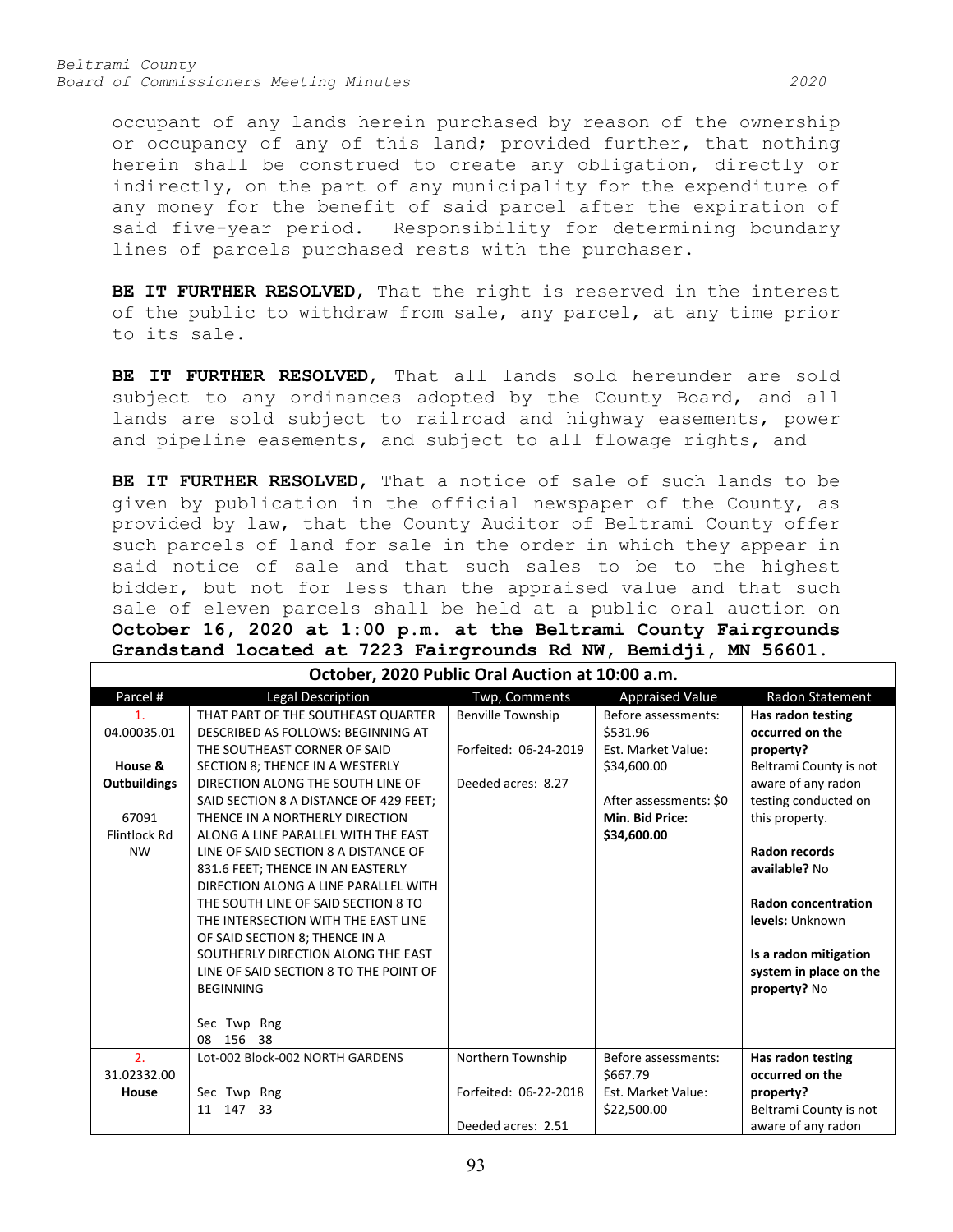occupant of any lands herein purchased by reason of the ownership or occupancy of any of this land; provided further, that nothing herein shall be construed to create any obligation, directly or indirectly, on the part of any municipality for the expenditure of any money for the benefit of said parcel after the expiration of said five-year period. Responsibility for determining boundary lines of parcels purchased rests with the purchaser.

**BE IT FURTHER RESOLVED**, That the right is reserved in the interest of the public to withdraw from sale, any parcel, at any time prior to its sale.

**BE IT FURTHER RESOLVED**, That all lands sold hereunder are sold subject to any ordinances adopted by the County Board, and all lands are sold subject to railroad and highway easements, power and pipeline easements, and subject to all flowage rights, and

**BE IT FURTHER RESOLVED**, That a notice of sale of such lands to be given by publication in the official newspaper of the County, as provided by law, that the County Auditor of Beltrami County offer such parcels of land for sale in the order in which they appear in said notice of sale and that such sales to be to the highest bidder, but not for less than the appraised value and that such sale of eleven parcels shall be held at a public oral auction on **October 16, 2020 at 1:00 p.m. at the Beltrami County Fairgrounds Grandstand located at 7223 Fairgrounds Rd NW, Bemidji, MN 56601.**

**October, 2020 Public Oral Auction at 10:00 a.m.**

| Parcel # | Legal Description | Twp, Comments | Appraised Value | Radon Statement |
|---|---|---|---|---|
| 1.<br>04.00035.01<br><br>**House & Outbuildings**<br><br>67091 Flintlock Rd NW | THAT PART OF THE SOUTHEAST QUARTER DESCRIBED AS FOLLOWS: BEGINNING AT THE SOUTHEAST CORNER OF SAID SECTION 8; THENCE IN A WESTERLY DIRECTION ALONG THE SOUTH LINE OF SAID SECTION 8 A DISTANCE OF 429 FEET; THENCE IN A NORTHERLY DIRECTION ALONG A LINE PARALLEL WITH THE EAST LINE OF SAID SECTION 8 A DISTANCE OF 831.6 FEET; THENCE IN AN EASTERLY DIRECTION ALONG A LINE PARALLEL WITH THE SOUTH LINE OF SAID SECTION 8 TO THE INTERSECTION WITH THE EAST LINE OF SAID SECTION 8; THENCE IN A SOUTHERLY DIRECTION ALONG THE EAST LINE OF SAID SECTION 8 TO THE POINT OF BEGINNING<br><br>Sec Twp Rng<br>08 156 38 | Benville Township<br><br>Forfeited: 06-24-2019<br><br>Deeded acres: 8.27 | Before assessments: $531.96<br>Est. Market Value: $34,600.00<br><br>After assessments: $0<br>**Min. Bid Price: $34,600.00** | **Has radon testing occurred on the property?** Beltrami County is not aware of any radon testing conducted on this property.<br><br>**Radon records available?** No<br><br>**Radon concentration levels:** Unknown<br><br>**Is a radon mitigation system in place on the property?** No |
| 2.<br>31.02332.00<br>**House** | Lot-002 Block-002 NORTH GARDENS<br><br>Sec Twp Rng<br>11 147 33 | Northern Township<br><br>Forfeited: 06-22-2018<br><br>Deeded acres: 2.51 | Before assessments: $667.79<br>Est. Market Value: $22,500.00 | **Has radon testing occurred on the property?** Beltrami County is not aware of any radon |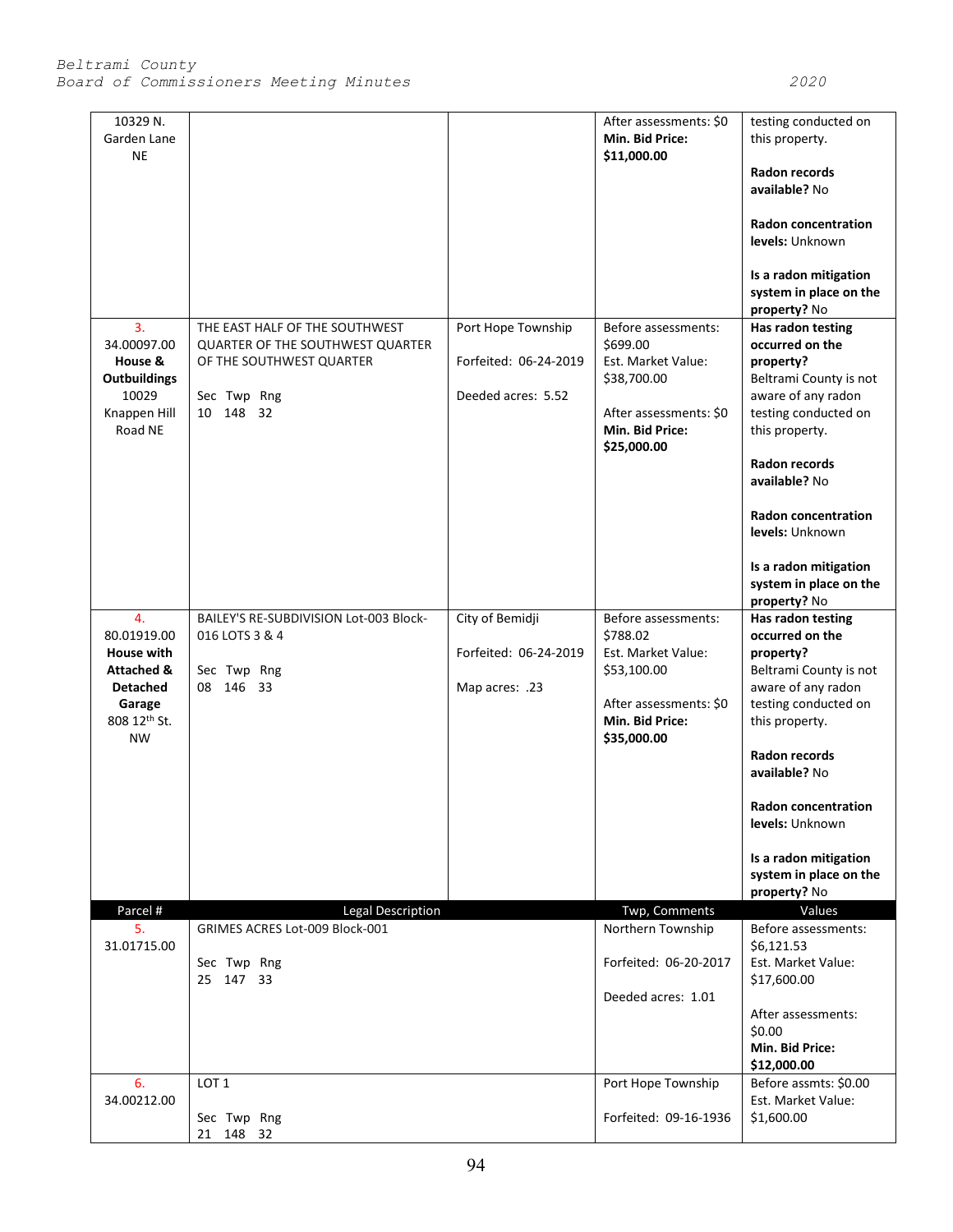| | | | | |
|---|---|---|---|---|
| 10329 N. Garden Lane NE | | | After assessments: $0<br>**Min. Bid Price: $11,000.00** | testing conducted on this property.<br><br>**Radon records available?** No<br><br>**Radon concentration levels:** Unknown<br><br>**Is a radon mitigation system in place on the property?** No |
| 3.<br>34.00097.00<br>**House & Outbuildings**<br>10029 Knappen Hill Road NE | THE EAST HALF OF THE SOUTHWEST QUARTER OF THE SOUTHWEST QUARTER OF THE SOUTHWEST QUARTER<br><br>Sec Twp Rng<br>10 148 32 | Port Hope Township<br><br>Forfeited: 06-24-2019<br><br>Deeded acres: 5.52 | Before assessments: $699.00<br>Est. Market Value: $38,700.00<br><br>After assessments: $0<br>**Min. Bid Price: $25,000.00** | **Has radon testing occurred on the property?** Beltrami County is not aware of any radon testing conducted on this property.<br><br>**Radon records available?** No<br><br>**Radon concentration levels:** Unknown<br><br>**Is a radon mitigation system in place on the property?** No |
| 4.<br>80.01919.00<br>**House with Attached & Detached Garage**<br>808 12th St. NW | BAILEY'S RE-SUBDIVISION Lot-003 Block-016 LOTS 3 & 4<br><br>Sec Twp Rng<br>08 146 33 | City of Bemidji<br><br>Forfeited: 06-24-2019<br><br>Map acres: .23 | Before assessments: $788.02<br>Est. Market Value: $53,100.00<br><br>After assessments: $0<br>**Min. Bid Price: $35,000.00** | **Has radon testing occurred on the property?** Beltrami County is not aware of any radon testing conducted on this property.<br><br>**Radon records available?** No<br><br>**Radon concentration levels:** Unknown<br><br>**Is a radon mitigation system in place on the property?** No |

| Parcel # | Legal Description | Twp, Comments | Values |
|---|---|---|---|
| 5.<br>31.01715.00 | GRIMES ACRES Lot-009 Block-001<br><br>Sec Twp Rng<br>25 147 33 | Northern Township<br><br>Forfeited: 06-20-2017<br><br>Deeded acres: 1.01 | Before assessments: $6,121.53<br>Est. Market Value: $17,600.00<br><br>After assessments: $0.00<br>**Min. Bid Price: $12,000.00** |
| 6.<br>34.00212.00 | LOT 1<br><br>Sec Twp Rng<br>21 148 32 | Port Hope Township<br><br>Forfeited: 09-16-1936 | Before assmts: $0.00<br>Est. Market Value: $1,600.00 |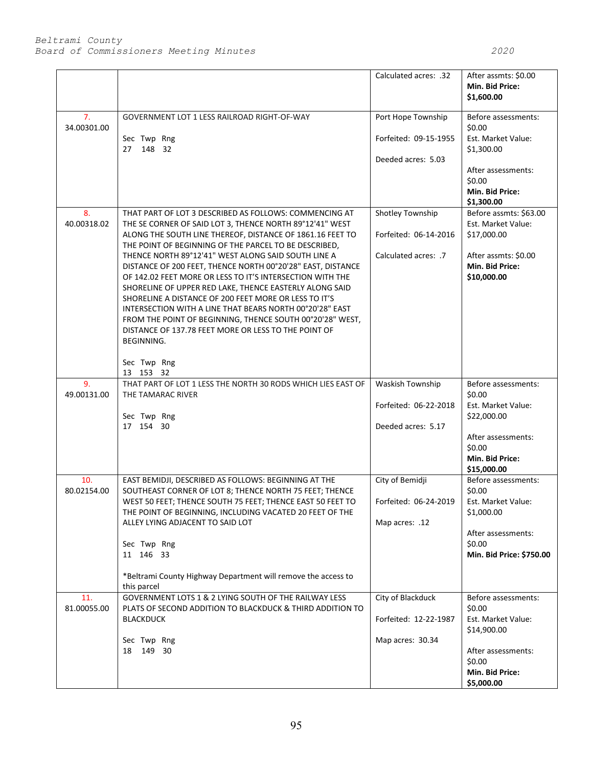| | | | |
|---|---|---|---|
| | | Calculated acres: .32 | After assmts: $0.00<br>**Min. Bid Price: $1,600.00** |
| 7.<br>34.00301.00 | GOVERNMENT LOT 1 LESS RAILROAD RIGHT-OF-WAY<br><br>Sec Twp Rng<br>27 148 32 | Port Hope Township<br><br>Forfeited: 09-15-1955<br><br>Deeded acres: 5.03 | Before assessments: $0.00<br>Est. Market Value: $1,300.00<br><br>After assessments: $0.00<br>**Min. Bid Price: $1,300.00** |
| 8.<br>40.00318.02 | THAT PART OF LOT 3 DESCRIBED AS FOLLOWS: COMMENCING AT THE SE CORNER OF SAID LOT 3, THENCE NORTH 89°12'41" WEST ALONG THE SOUTH LINE THEREOF, DISTANCE OF 1861.16 FEET TO THE POINT OF BEGINNING OF THE PARCEL TO BE DESCRIBED, THENCE NORTH 89°12'41" WEST ALONG SAID SOUTH LINE A DISTANCE OF 200 FEET, THENCE NORTH 00°20'28" EAST, DISTANCE OF 142.02 FEET MORE OR LESS TO IT'S INTERSECTION WITH THE SHORELINE OF UPPER RED LAKE, THENCE EASTERLY ALONG SAID SHORELINE A DISTANCE OF 200 FEET MORE OR LESS TO IT'S INTERSECTION WITH A LINE THAT BEARS NORTH 00°20'28" EAST FROM THE POINT OF BEGINNING, THENCE SOUTH 00°20'28" WEST, DISTANCE OF 137.78 FEET MORE OR LESS TO THE POINT OF BEGINNING.<br><br>Sec Twp Rng<br>13 153 32 | Shotley Township<br><br>Forfeited: 06-14-2016<br><br>Calculated acres: .7 | Before assmts: $63.00<br>Est. Market Value: $17,000.00<br><br>After assmts: $0.00<br>**Min. Bid Price: $10,000.00** |
| 9.<br>49.00131.00 | THAT PART OF LOT 1 LESS THE NORTH 30 RODS WHICH LIES EAST OF THE TAMARAC RIVER<br><br>Sec Twp Rng<br>17 154 30 | Waskish Township<br><br>Forfeited: 06-22-2018<br><br>Deeded acres: 5.17 | Before assessments: $0.00<br>Est. Market Value: $22,000.00<br><br>After assessments: $0.00<br>**Min. Bid Price: $15,000.00** |
| 10.<br>80.02154.00 | EAST BEMIDJI, DESCRIBED AS FOLLOWS: BEGINNING AT THE SOUTHEAST CORNER OF LOT 8; THENCE NORTH 75 FEET; THENCE WEST 50 FEET; THENCE SOUTH 75 FEET; THENCE EAST 50 FEET TO THE POINT OF BEGINNING, INCLUDING VACATED 20 FEET OF THE ALLEY LYING ADJACENT TO SAID LOT<br><br>Sec Twp Rng<br>11 146 33<br><br>*Beltrami County Highway Department will remove the access to this parcel | City of Bemidji<br><br>Forfeited: 06-24-2019<br><br>Map acres: .12 | Before assessments: $0.00<br>Est. Market Value: $1,000.00<br><br>After assessments: $0.00<br>**Min. Bid Price: $750.00** |
| 11.<br>81.00055.00 | GOVERNMENT LOTS 1 & 2 LYING SOUTH OF THE RAILWAY LESS PLATS OF SECOND ADDITION TO BLACKDUCK & THIRD ADDITION TO BLACKDUCK<br><br>Sec Twp Rng<br>18 149 30 | City of Blackduck<br><br>Forfeited: 12-22-1987<br><br>Map acres: 30.34 | Before assessments: $0.00<br>Est. Market Value: $14,900.00<br><br>After assessments: $0.00<br>**Min. Bid Price: $5,000.00** |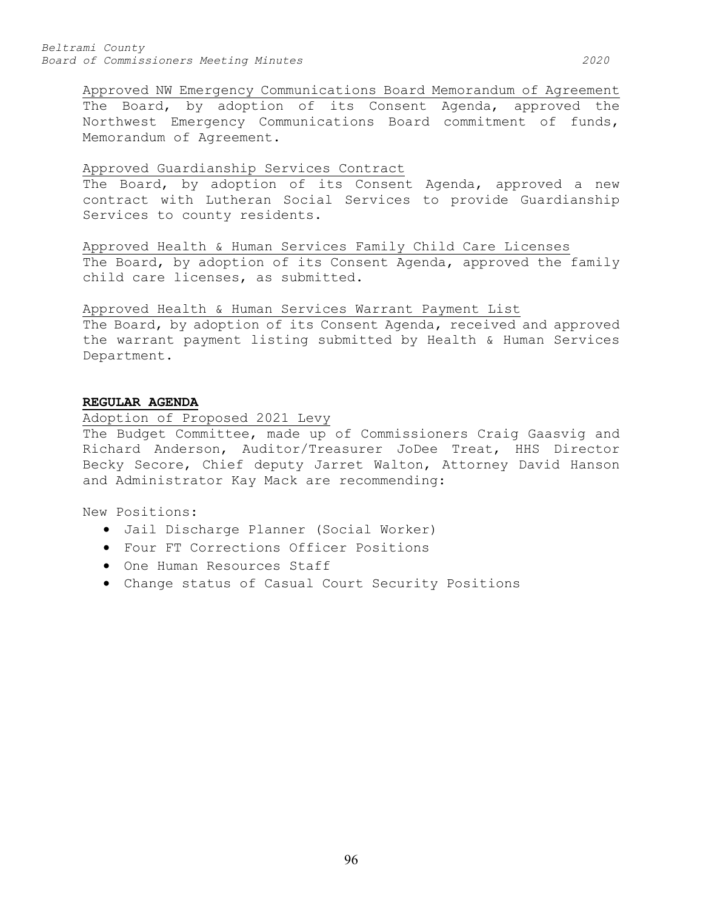Approved NW Emergency Communications Board Memorandum of Agreement

The Board, by adoption of its Consent Agenda, approved the Northwest Emergency Communications Board commitment of funds, Memorandum of Agreement.

Approved Guardianship Services Contract

The Board, by adoption of its Consent Agenda, approved a new contract with Lutheran Social Services to provide Guardianship Services to county residents.

Approved Health & Human Services Family Child Care Licenses

The Board, by adoption of its Consent Agenda, approved the family child care licenses, as submitted.

Approved Health & Human Services Warrant Payment List

The Board, by adoption of its Consent Agenda, received and approved the warrant payment listing submitted by Health & Human Services Department.

**REGULAR AGENDA**

Adoption of Proposed 2021 Levy

The Budget Committee, made up of Commissioners Craig Gaasvig and Richard Anderson, Auditor/Treasurer JoDee Treat, HHS Director Becky Secore, Chief deputy Jarret Walton, Attorney David Hanson and Administrator Kay Mack are recommending:

New Positions:

- Jail Discharge Planner (Social Worker)
- Four FT Corrections Officer Positions
- One Human Resources Staff
- Change status of Casual Court Security Positions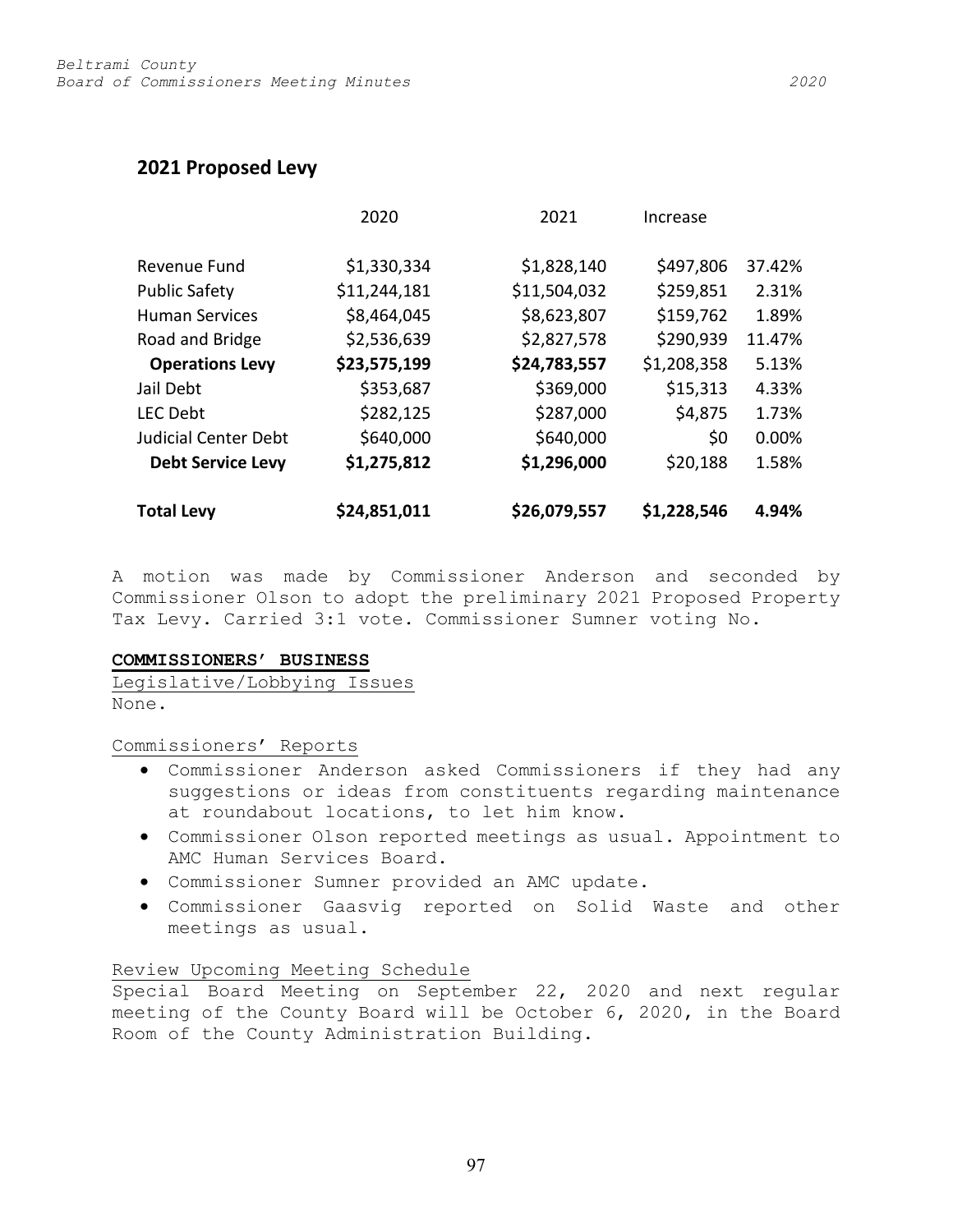## 2021 Proposed Levy

| | 2020 | 2021 | Increase | |
|---|---|---|---|---|
| Revenue Fund | $1,330,334 | $1,828,140 | $497,806 | 37.42% |
| Public Safety | $11,244,181 | $11,504,032 | $259,851 | 2.31% |
| Human Services | $8,464,045 | $8,623,807 | $159,762 | 1.89% |
| Road and Bridge | $2,536,639 | $2,827,578 | $290,939 | 11.47% |
| **Operations Levy** | **$23,575,199** | **$24,783,557** | $1,208,358 | 5.13% |
| Jail Debt | $353,687 | $369,000 | $15,313 | 4.33% |
| LEC Debt | $282,125 | $287,000 | $4,875 | 1.73% |
| Judicial Center Debt | $640,000 | $640,000 | $0 | 0.00% |
| **Debt Service Levy** | **$1,275,812** | **$1,296,000** | $20,188 | 1.58% |
| **Total Levy** | **$24,851,011** | **$26,079,557** | **$1,228,546** | **4.94%** |

A motion was made by Commissioner Anderson and seconded by Commissioner Olson to adopt the preliminary 2021 Proposed Property Tax Levy. Carried 3:1 vote. Commissioner Sumner voting No.

**COMMISSIONERS' BUSINESS**

Legislative/Lobbying Issues

None.

Commissioners' Reports

- Commissioner Anderson asked Commissioners if they had any suggestions or ideas from constituents regarding maintenance at roundabout locations, to let him know.
- Commissioner Olson reported meetings as usual. Appointment to AMC Human Services Board.
- Commissioner Sumner provided an AMC update.
- Commissioner Gaasvig reported on Solid Waste and other meetings as usual.

Review Upcoming Meeting Schedule

Special Board Meeting on September 22, 2020 and next regular meeting of the County Board will be October 6, 2020, in the Board Room of the County Administration Building.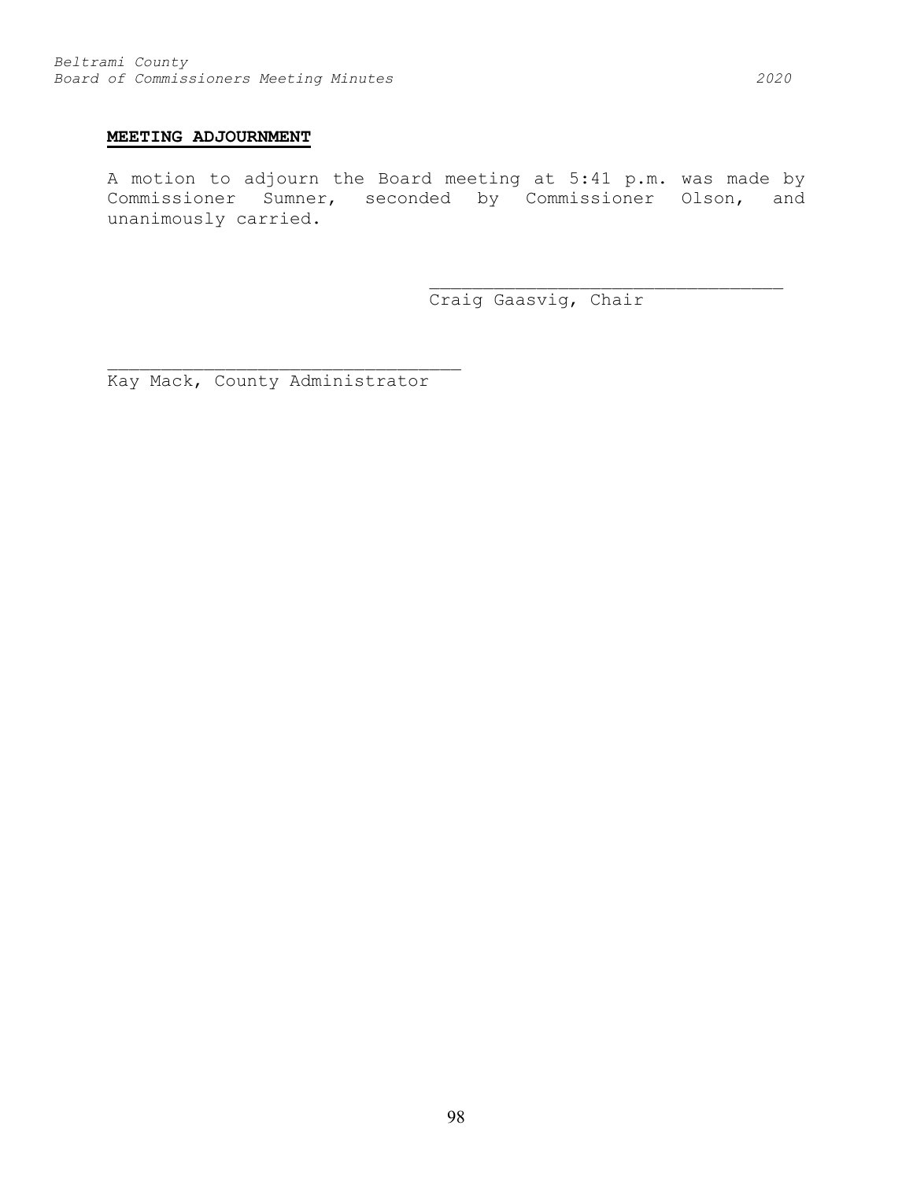**MEETING ADJOURNMENT**

A motion to adjourn the Board meeting at 5:41 p.m. was made by Commissioner Sumner, seconded by Commissioner Olson, and unanimously carried.

\_\_\_\_\_\_\_\_\_\_\_\_\_\_\_\_\_\_\_\_\_\_\_\_\_\_\_\_\_\_\_\_\_\_\_
Craig Gaasvig, Chair

\_\_\_\_\_\_\_\_\_\_\_\_\_\_\_\_\_\_\_\_\_\_\_\_\_\_\_\_\_\_\_\_\_\_\_
Kay Mack, County Administrator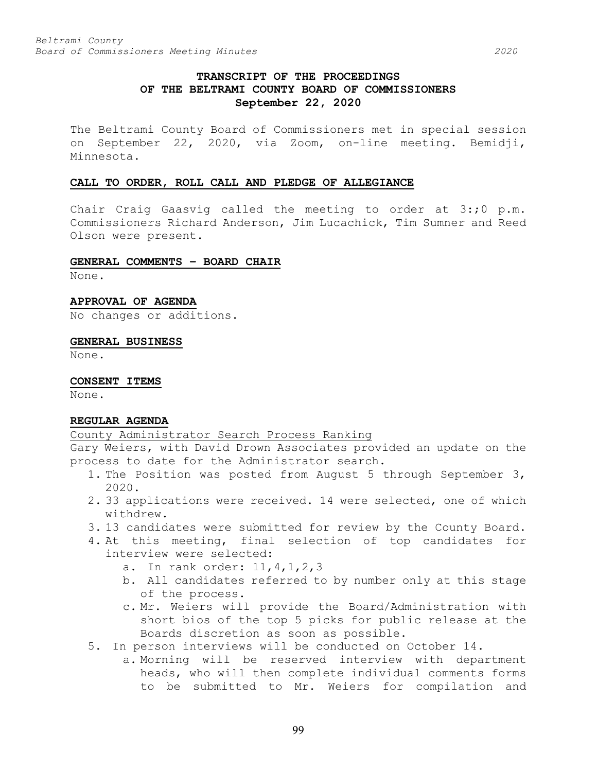# TRANSCRIPT OF THE PROCEEDINGS OF THE BELTRAMI COUNTY BOARD OF COMMISSIONERS September 22, 2020

The Beltrami County Board of Commissioners met in special session on September 22, 2020, via Zoom, on-line meeting. Bemidji, Minnesota.

## CALL TO ORDER, ROLL CALL AND PLEDGE OF ALLEGIANCE

Chair Craig Gaasvig called the meeting to order at 3:;0 p.m. Commissioners Richard Anderson, Jim Lucachick, Tim Sumner and Reed Olson were present.

## GENERAL COMMENTS – BOARD CHAIR

None.

## APPROVAL OF AGENDA

No changes or additions.

## GENERAL BUSINESS

None.

## CONSENT ITEMS

None.

## REGULAR AGENDA

County Administrator Search Process Ranking

Gary Weiers, with David Drown Associates provided an update on the process to date for the Administrator search.

1. The Position was posted from August 5 through September 3, 2020.
2. 33 applications were received. 14 were selected, one of which withdrew.
3. 13 candidates were submitted for review by the County Board.
4. At this meeting, final selection of top candidates for interview were selected:
   a. In rank order: 11,4,1,2,3
   b. All candidates referred to by number only at this stage of the process.
   c. Mr. Weiers will provide the Board/Administration with short bios of the top 5 picks for public release at the Boards discretion as soon as possible.
5. In person interviews will be conducted on October 14.
   a. Morning will be reserved interview with department heads, who will then complete individual comments forms to be submitted to Mr. Weiers for compilation and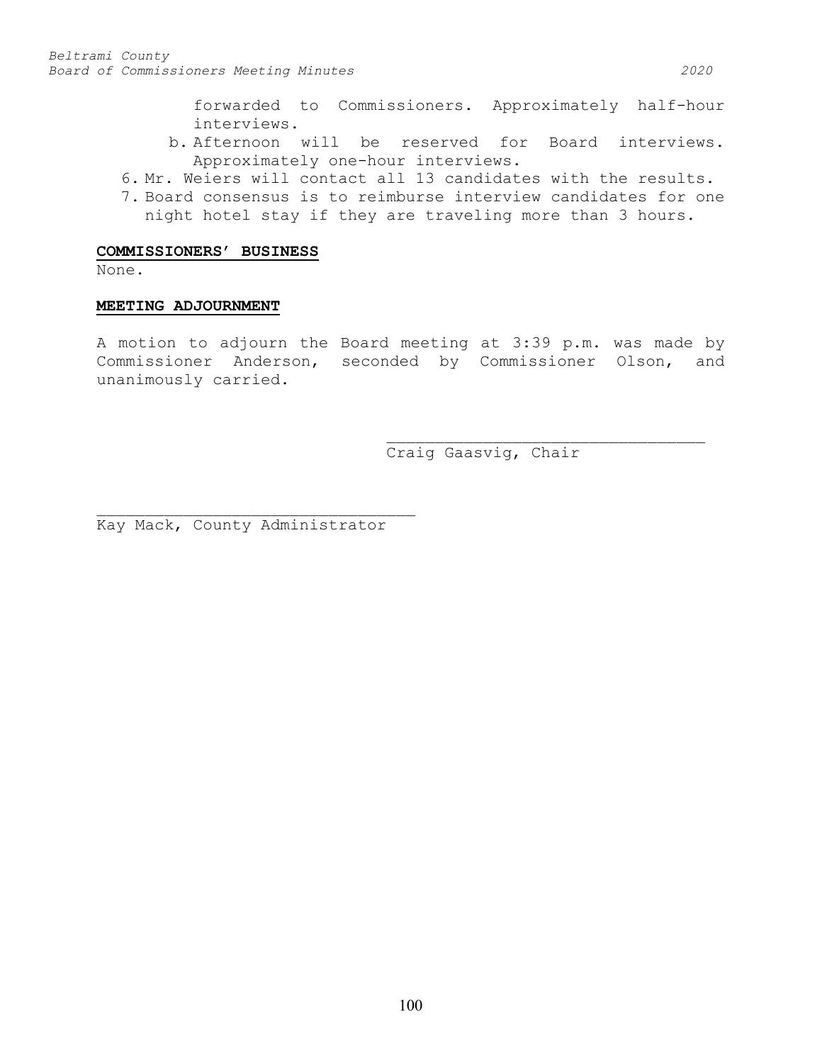forwarded to Commissioners. Approximately half-hour interviews.

   b. Afternoon will be reserved for Board interviews. Approximately one-hour interviews.

6. Mr. Weiers will contact all 13 candidates with the results.
7. Board consensus is to reimburse interview candidates for one night hotel stay if they are traveling more than 3 hours.

**COMMISSIONERS' BUSINESS**

None.

**MEETING ADJOURNMENT**

A motion to adjourn the Board meeting at 3:39 p.m. was made by Commissioner Anderson, seconded by Commissioner Olson, and unanimously carried.

\_\_\_\_\_\_\_\_\_\_\_\_\_\_\_\_\_\_\_\_\_\_\_\_\_\_\_\_\_\_\_\_\_\_
Craig Gaasvig, Chair

\_\_\_\_\_\_\_\_\_\_\_\_\_\_\_\_\_\_\_\_\_\_\_\_\_\_\_\_\_\_\_\_\_\_
Kay Mack, County Administrator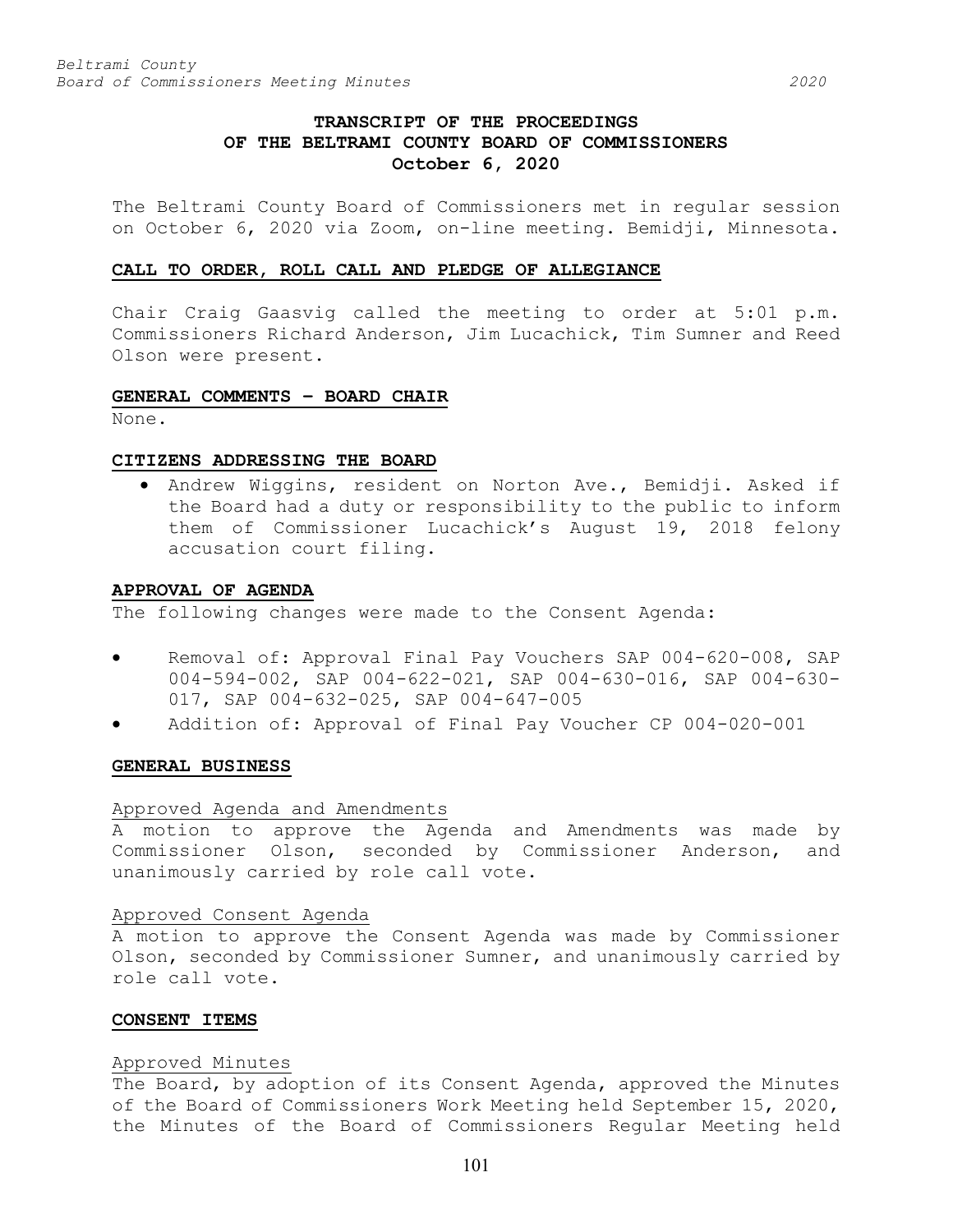# TRANSCRIPT OF THE PROCEEDINGS OF THE BELTRAMI COUNTY BOARD OF COMMISSIONERS
## October 6, 2020

The Beltrami County Board of Commissioners met in regular session on October 6, 2020 via Zoom, on-line meeting. Bemidji, Minnesota.

### CALL TO ORDER, ROLL CALL AND PLEDGE OF ALLEGIANCE

Chair Craig Gaasvig called the meeting to order at 5:01 p.m. Commissioners Richard Anderson, Jim Lucachick, Tim Sumner and Reed Olson were present.

### GENERAL COMMENTS – BOARD CHAIR

None.

### CITIZENS ADDRESSING THE BOARD

- Andrew Wiggins, resident on Norton Ave., Bemidji. Asked if the Board had a duty or responsibility to the public to inform them of Commissioner Lucachick's August 19, 2018 felony accusation court filing.

### APPROVAL OF AGENDA

The following changes were made to the Consent Agenda:

- Removal of: Approval Final Pay Vouchers SAP 004-620-008, SAP 004-594-002, SAP 004-622-021, SAP 004-630-016, SAP 004-630-017, SAP 004-632-025, SAP 004-647-005
- Addition of: Approval of Final Pay Voucher CP 004-020-001

### GENERAL BUSINESS

#### Approved Agenda and Amendments

A motion to approve the Agenda and Amendments was made by Commissioner Olson, seconded by Commissioner Anderson, and unanimously carried by role call vote.

#### Approved Consent Agenda

A motion to approve the Consent Agenda was made by Commissioner Olson, seconded by Commissioner Sumner, and unanimously carried by role call vote.

### CONSENT ITEMS

#### Approved Minutes

The Board, by adoption of its Consent Agenda, approved the Minutes of the Board of Commissioners Work Meeting held September 15, 2020, the Minutes of the Board of Commissioners Regular Meeting held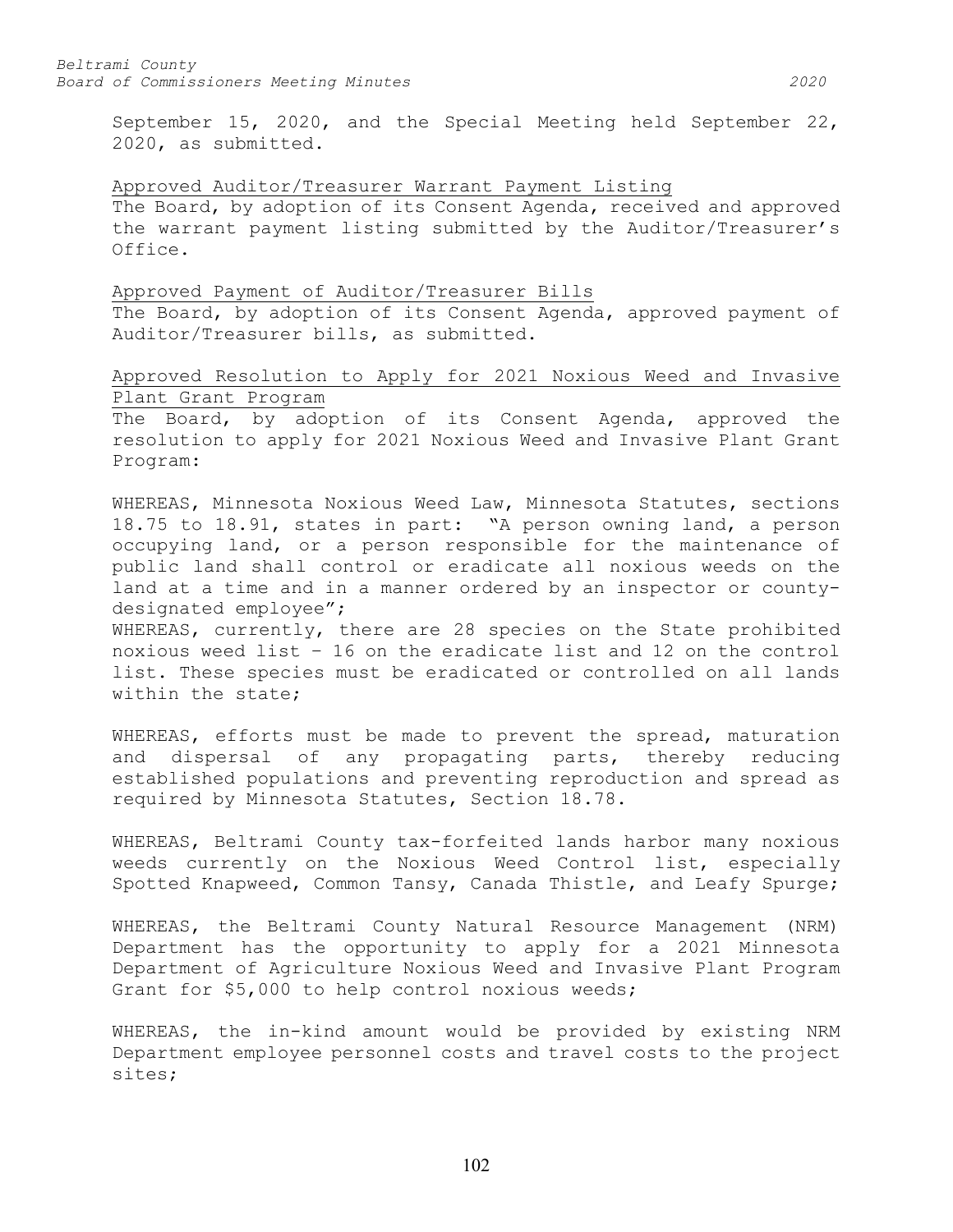September 15, 2020, and the Special Meeting held September 22, 2020, as submitted.

Approved Auditor/Treasurer Warrant Payment Listing

The Board, by adoption of its Consent Agenda, received and approved the warrant payment listing submitted by the Auditor/Treasurer's Office.

Approved Payment of Auditor/Treasurer Bills

The Board, by adoption of its Consent Agenda, approved payment of Auditor/Treasurer bills, as submitted.

Approved Resolution to Apply for 2021 Noxious Weed and Invasive Plant Grant Program

The Board, by adoption of its Consent Agenda, approved the resolution to apply for 2021 Noxious Weed and Invasive Plant Grant Program:

WHEREAS, Minnesota Noxious Weed Law, Minnesota Statutes, sections 18.75 to 18.91, states in part: "A person owning land, a person occupying land, or a person responsible for the maintenance of public land shall control or eradicate all noxious weeds on the land at a time and in a manner ordered by an inspector or county-designated employee";

WHEREAS, currently, there are 28 species on the State prohibited noxious weed list – 16 on the eradicate list and 12 on the control list. These species must be eradicated or controlled on all lands within the state;

WHEREAS, efforts must be made to prevent the spread, maturation and dispersal of any propagating parts, thereby reducing established populations and preventing reproduction and spread as required by Minnesota Statutes, Section 18.78.

WHEREAS, Beltrami County tax-forfeited lands harbor many noxious weeds currently on the Noxious Weed Control list, especially Spotted Knapweed, Common Tansy, Canada Thistle, and Leafy Spurge;

WHEREAS, the Beltrami County Natural Resource Management (NRM) Department has the opportunity to apply for a 2021 Minnesota Department of Agriculture Noxious Weed and Invasive Plant Program Grant for $5,000 to help control noxious weeds;

WHEREAS, the in-kind amount would be provided by existing NRM Department employee personnel costs and travel costs to the project sites;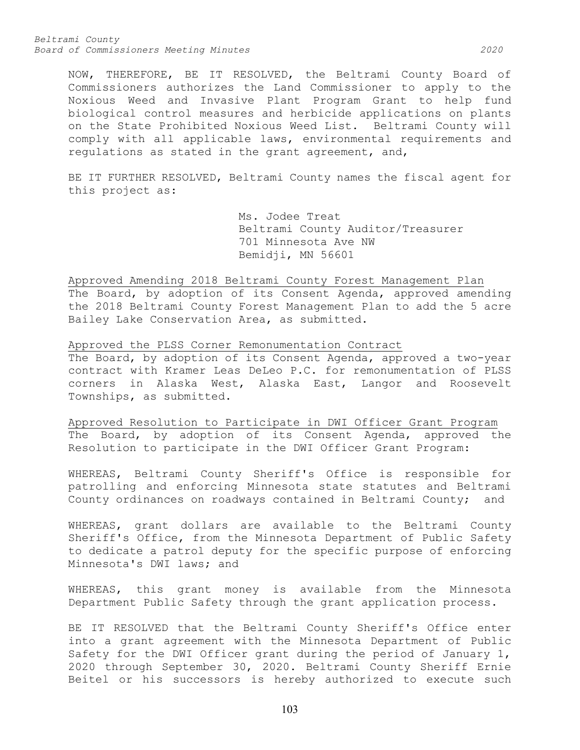NOW, THEREFORE, BE IT RESOLVED, the Beltrami County Board of Commissioners authorizes the Land Commissioner to apply to the Noxious Weed and Invasive Plant Program Grant to help fund biological control measures and herbicide applications on plants on the State Prohibited Noxious Weed List. Beltrami County will comply with all applicable laws, environmental requirements and regulations as stated in the grant agreement, and,

BE IT FURTHER RESOLVED, Beltrami County names the fiscal agent for this project as:

Ms. Jodee Treat
Beltrami County Auditor/Treasurer
701 Minnesota Ave NW
Bemidji, MN 56601

<u>Approved Amending 2018 Beltrami County Forest Management Plan</u>
The Board, by adoption of its Consent Agenda, approved amending the 2018 Beltrami County Forest Management Plan to add the 5 acre Bailey Lake Conservation Area, as submitted.

<u>Approved the PLSS Corner Remonumentation Contract</u>
The Board, by adoption of its Consent Agenda, approved a two-year contract with Kramer Leas DeLeo P.C. for remonumentation of PLSS corners in Alaska West, Alaska East, Langor and Roosevelt Townships, as submitted.

<u>Approved Resolution to Participate in DWI Officer Grant Program</u>
The Board, by adoption of its Consent Agenda, approved the Resolution to participate in the DWI Officer Grant Program:

WHEREAS, Beltrami County Sheriff's Office is responsible for patrolling and enforcing Minnesota state statutes and Beltrami County ordinances on roadways contained in Beltrami County; and

WHEREAS, grant dollars are available to the Beltrami County Sheriff's Office, from the Minnesota Department of Public Safety to dedicate a patrol deputy for the specific purpose of enforcing Minnesota's DWI laws; and

WHEREAS, this grant money is available from the Minnesota Department Public Safety through the grant application process.

BE IT RESOLVED that the Beltrami County Sheriff's Office enter into a grant agreement with the Minnesota Department of Public Safety for the DWI Officer grant during the period of January 1, 2020 through September 30, 2020. Beltrami County Sheriff Ernie Beitel or his successors is hereby authorized to execute such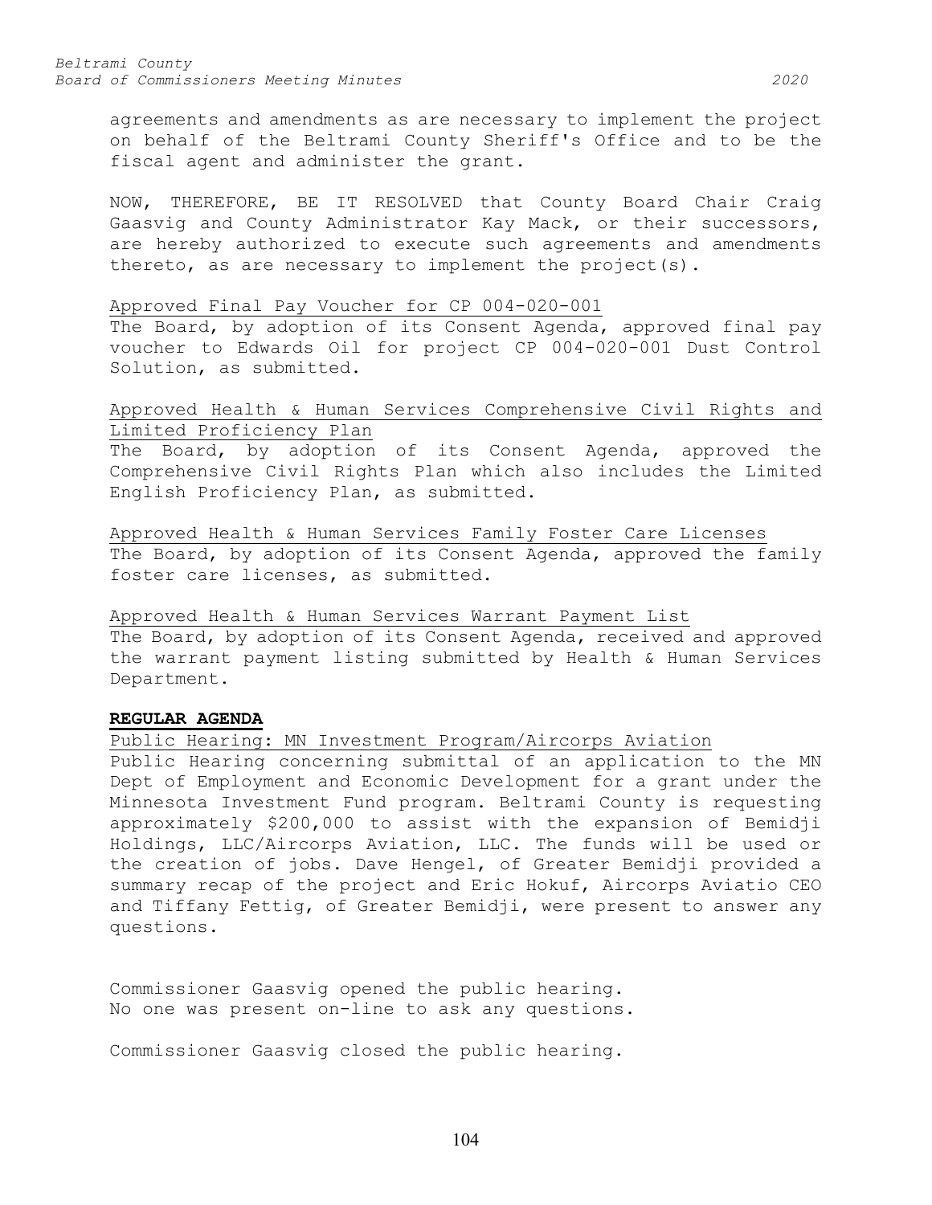agreements and amendments as are necessary to implement the project on behalf of the Beltrami County Sheriff's Office and to be the fiscal agent and administer the grant.

NOW, THEREFORE, BE IT RESOLVED that County Board Chair Craig Gaasvig and County Administrator Kay Mack, or their successors, are hereby authorized to execute such agreements and amendments thereto, as are necessary to implement the project(s).

Approved Final Pay Voucher for CP 004-020-001

The Board, by adoption of its Consent Agenda, approved final pay voucher to Edwards Oil for project CP 004-020-001 Dust Control Solution, as submitted.

Approved Health & Human Services Comprehensive Civil Rights and Limited Proficiency Plan

The Board, by adoption of its Consent Agenda, approved the Comprehensive Civil Rights Plan which also includes the Limited English Proficiency Plan, as submitted.

Approved Health & Human Services Family Foster Care Licenses

The Board, by adoption of its Consent Agenda, approved the family foster care licenses, as submitted.

Approved Health & Human Services Warrant Payment List

The Board, by adoption of its Consent Agenda, received and approved the warrant payment listing submitted by Health & Human Services Department.

**REGULAR AGENDA**

Public Hearing: MN Investment Program/Aircorps Aviation

Public Hearing concerning submittal of an application to the MN Dept of Employment and Economic Development for a grant under the Minnesota Investment Fund program. Beltrami County is requesting approximately $200,000 to assist with the expansion of Bemidji Holdings, LLC/Aircorps Aviation, LLC. The funds will be used or the creation of jobs. Dave Hengel, of Greater Bemidji provided a summary recap of the project and Eric Hokuf, Aircorps Aviatio CEO and Tiffany Fettig, of Greater Bemidji, were present to answer any questions.

Commissioner Gaasvig opened the public hearing.
No one was present on-line to ask any questions.

Commissioner Gaasvig closed the public hearing.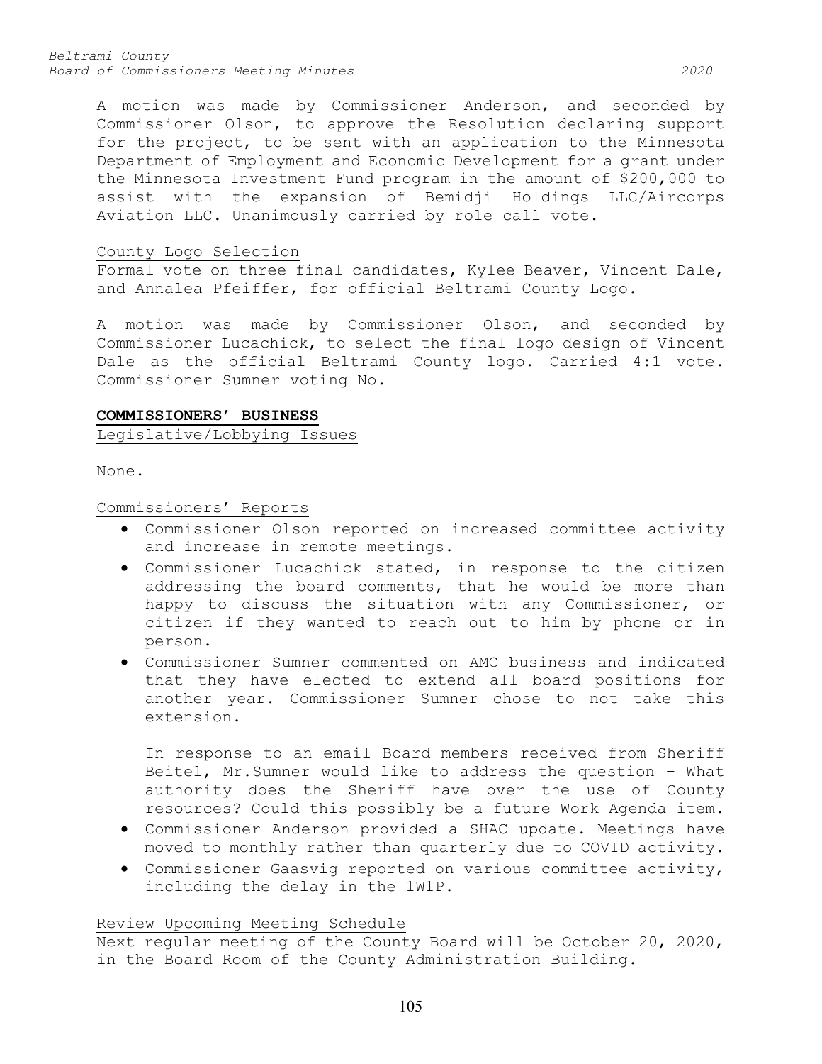A motion was made by Commissioner Anderson, and seconded by Commissioner Olson, to approve the Resolution declaring support for the project, to be sent with an application to the Minnesota Department of Employment and Economic Development for a grant under the Minnesota Investment Fund program in the amount of $200,000 to assist with the expansion of Bemidji Holdings LLC/Aircorps Aviation LLC. Unanimously carried by role call vote.

<u>County Logo Selection</u>

Formal vote on three final candidates, Kylee Beaver, Vincent Dale, and Annalea Pfeiffer, for official Beltrami County Logo.

A motion was made by Commissioner Olson, and seconded by Commissioner Lucachick, to select the final logo design of Vincent Dale as the official Beltrami County logo. Carried 4:1 vote. Commissioner Sumner voting No.

**COMMISSIONERS' BUSINESS**

<u>Legislative/Lobbying Issues</u>

None.

<u>Commissioners' Reports</u>

- Commissioner Olson reported on increased committee activity and increase in remote meetings.
- Commissioner Lucachick stated, in response to the citizen addressing the board comments, that he would be more than happy to discuss the situation with any Commissioner, or citizen if they wanted to reach out to him by phone or in person.
- Commissioner Sumner commented on AMC business and indicated that they have elected to extend all board positions for another year. Commissioner Sumner chose to not take this extension.

  In response to an email Board members received from Sheriff Beitel, Mr.Sumner would like to address the question – What authority does the Sheriff have over the use of County resources? Could this possibly be a future Work Agenda item.
- Commissioner Anderson provided a SHAC update. Meetings have moved to monthly rather than quarterly due to COVID activity.
- Commissioner Gaasvig reported on various committee activity, including the delay in the 1W1P.

<u>Review Upcoming Meeting Schedule</u>

Next regular meeting of the County Board will be October 20, 2020, in the Board Room of the County Administration Building.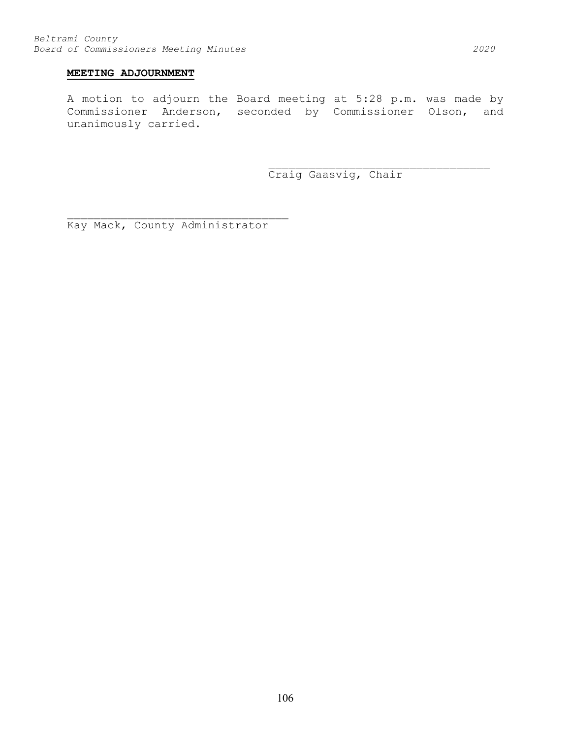**MEETING ADJOURNMENT**

A motion to adjourn the Board meeting at 5:28 p.m. was made by Commissioner Anderson, seconded by Commissioner Olson, and unanimously carried.

___________________________________
Craig Gaasvig, Chair

___________________________________
Kay Mack, County Administrator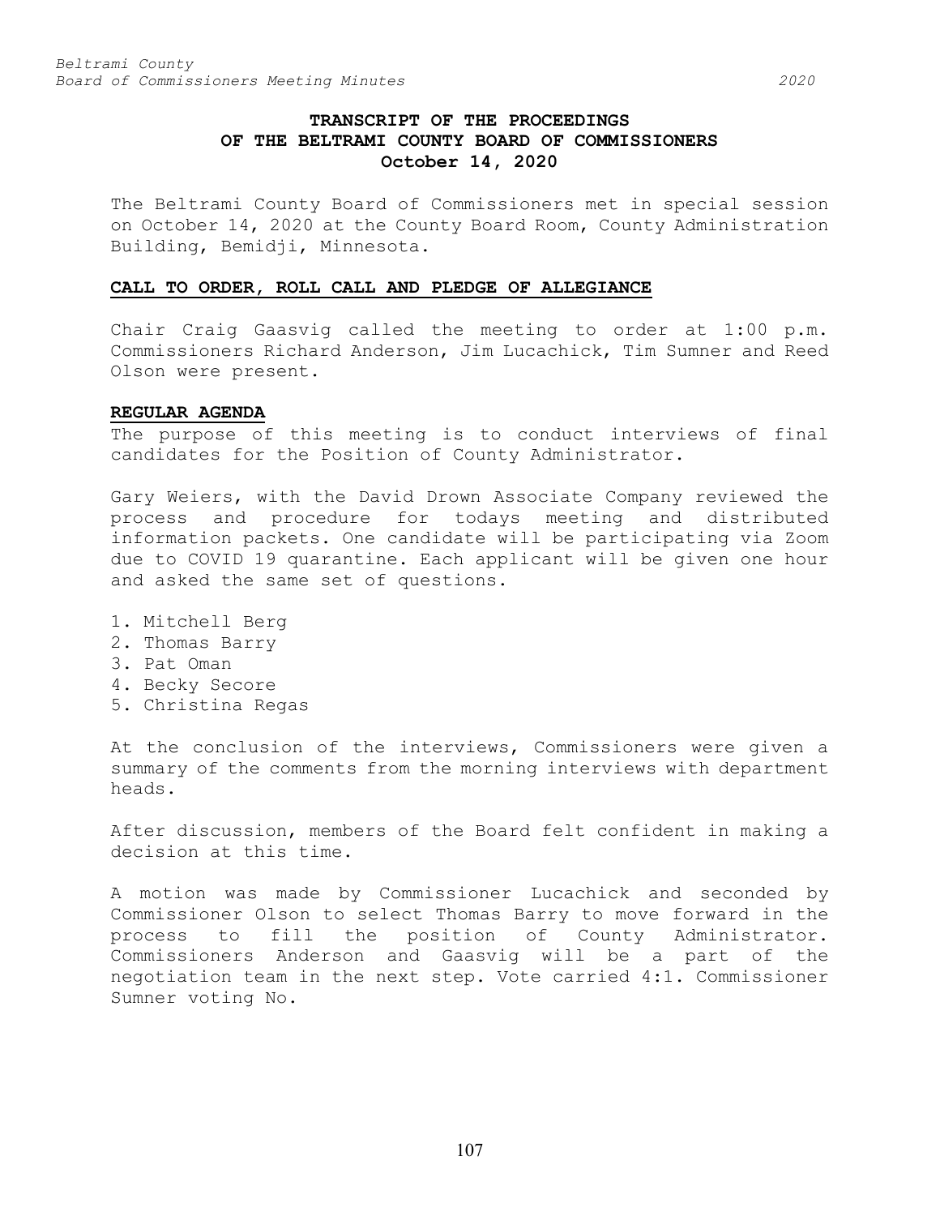# TRANSCRIPT OF THE PROCEEDINGS OF THE BELTRAMI COUNTY BOARD OF COMMISSIONERS
## October 14, 2020

The Beltrami County Board of Commissioners met in special session on October 14, 2020 at the County Board Room, County Administration Building, Bemidji, Minnesota.

### CALL TO ORDER, ROLL CALL AND PLEDGE OF ALLEGIANCE

Chair Craig Gaasvig called the meeting to order at 1:00 p.m. Commissioners Richard Anderson, Jim Lucachick, Tim Sumner and Reed Olson were present.

### REGULAR AGENDA

The purpose of this meeting is to conduct interviews of final candidates for the Position of County Administrator.

Gary Weiers, with the David Drown Associate Company reviewed the process and procedure for todays meeting and distributed information packets. One candidate will be participating via Zoom due to COVID 19 quarantine. Each applicant will be given one hour and asked the same set of questions.

1. Mitchell Berg
2. Thomas Barry
3. Pat Oman
4. Becky Secore
5. Christina Regas

At the conclusion of the interviews, Commissioners were given a summary of the comments from the morning interviews with department heads.

After discussion, members of the Board felt confident in making a decision at this time.

A motion was made by Commissioner Lucachick and seconded by Commissioner Olson to select Thomas Barry to move forward in the process to fill the position of County Administrator. Commissioners Anderson and Gaasvig will be a part of the negotiation team in the next step. Vote carried 4:1. Commissioner Sumner voting No.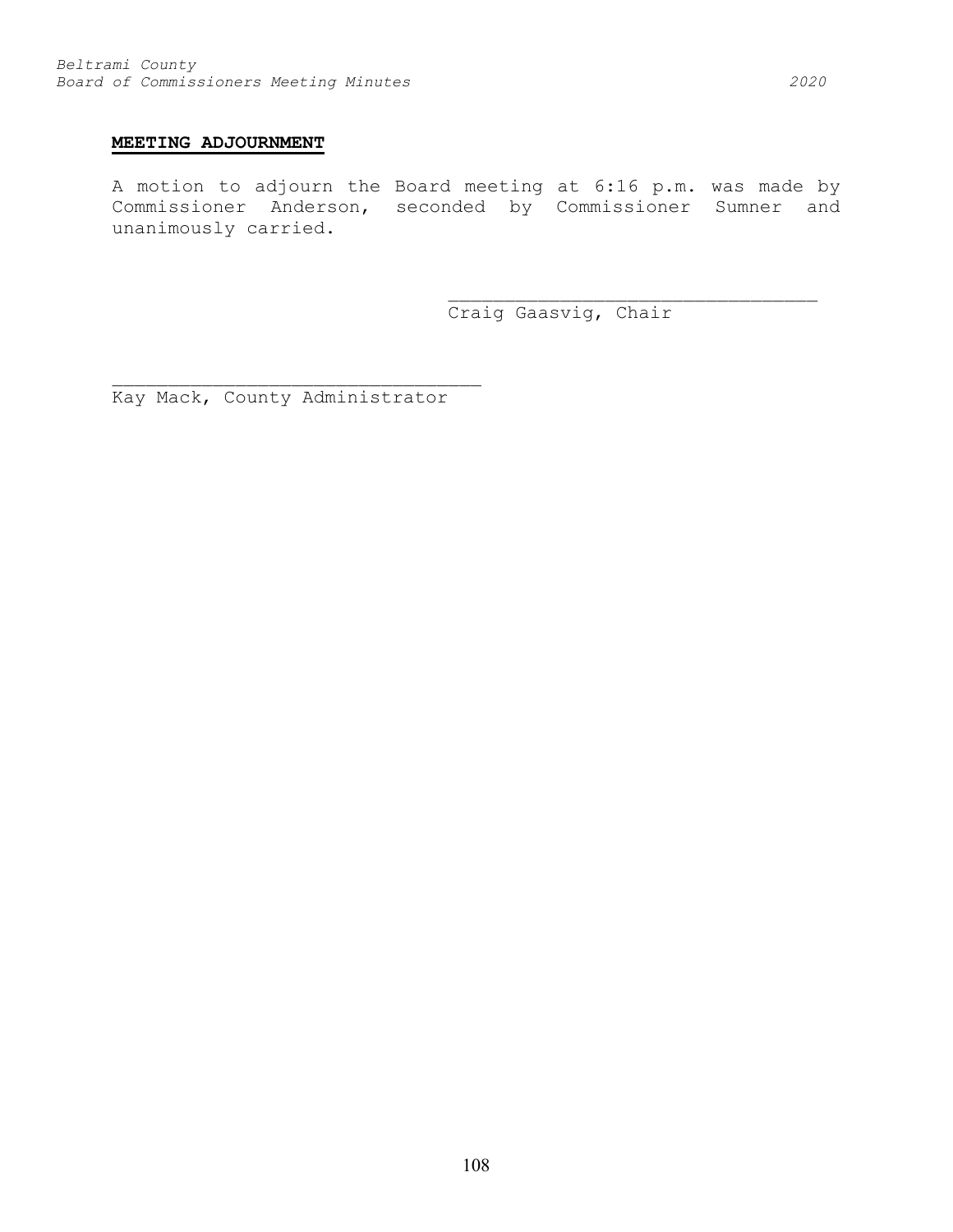**MEETING ADJOURNMENT**

A motion to adjourn the Board meeting at 6:16 p.m. was made by Commissioner Anderson, seconded by Commissioner Sumner and unanimously carried.

\_\_\_\_\_\_\_\_\_\_\_\_\_\_\_\_\_\_\_\_\_\_\_\_\_\_\_\_\_\_\_\_\_\_\_
Craig Gaasvig, Chair

\_\_\_\_\_\_\_\_\_\_\_\_\_\_\_\_\_\_\_\_\_\_\_\_\_\_\_\_\_\_\_\_\_\_\_
Kay Mack, County Administrator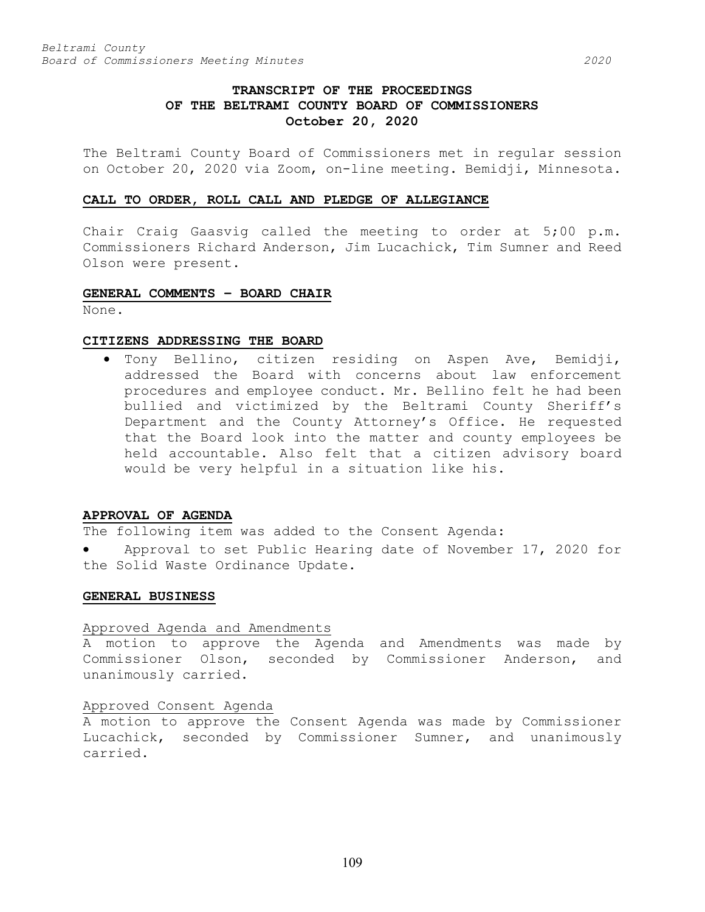# TRANSCRIPT OF THE PROCEEDINGS OF THE BELTRAMI COUNTY BOARD OF COMMISSIONERS October 20, 2020

The Beltrami County Board of Commissioners met in regular session on October 20, 2020 via Zoom, on-line meeting. Bemidji, Minnesota.

## CALL TO ORDER, ROLL CALL AND PLEDGE OF ALLEGIANCE

Chair Craig Gaasvig called the meeting to order at 5;00 p.m. Commissioners Richard Anderson, Jim Lucachick, Tim Sumner and Reed Olson were present.

## GENERAL COMMENTS – BOARD CHAIR

None.

## CITIZENS ADDRESSING THE BOARD

- Tony Bellino, citizen residing on Aspen Ave, Bemidji, addressed the Board with concerns about law enforcement procedures and employee conduct. Mr. Bellino felt he had been bullied and victimized by the Beltrami County Sheriff's Department and the County Attorney's Office. He requested that the Board look into the matter and county employees be held accountable. Also felt that a citizen advisory board would be very helpful in a situation like his.

## APPROVAL OF AGENDA

The following item was added to the Consent Agenda:

- Approval to set Public Hearing date of November 17, 2020 for the Solid Waste Ordinance Update.

## GENERAL BUSINESS

### Approved Agenda and Amendments

A motion to approve the Agenda and Amendments was made by Commissioner Olson, seconded by Commissioner Anderson, and unanimously carried.

### Approved Consent Agenda

A motion to approve the Consent Agenda was made by Commissioner Lucachick, seconded by Commissioner Sumner, and unanimously carried.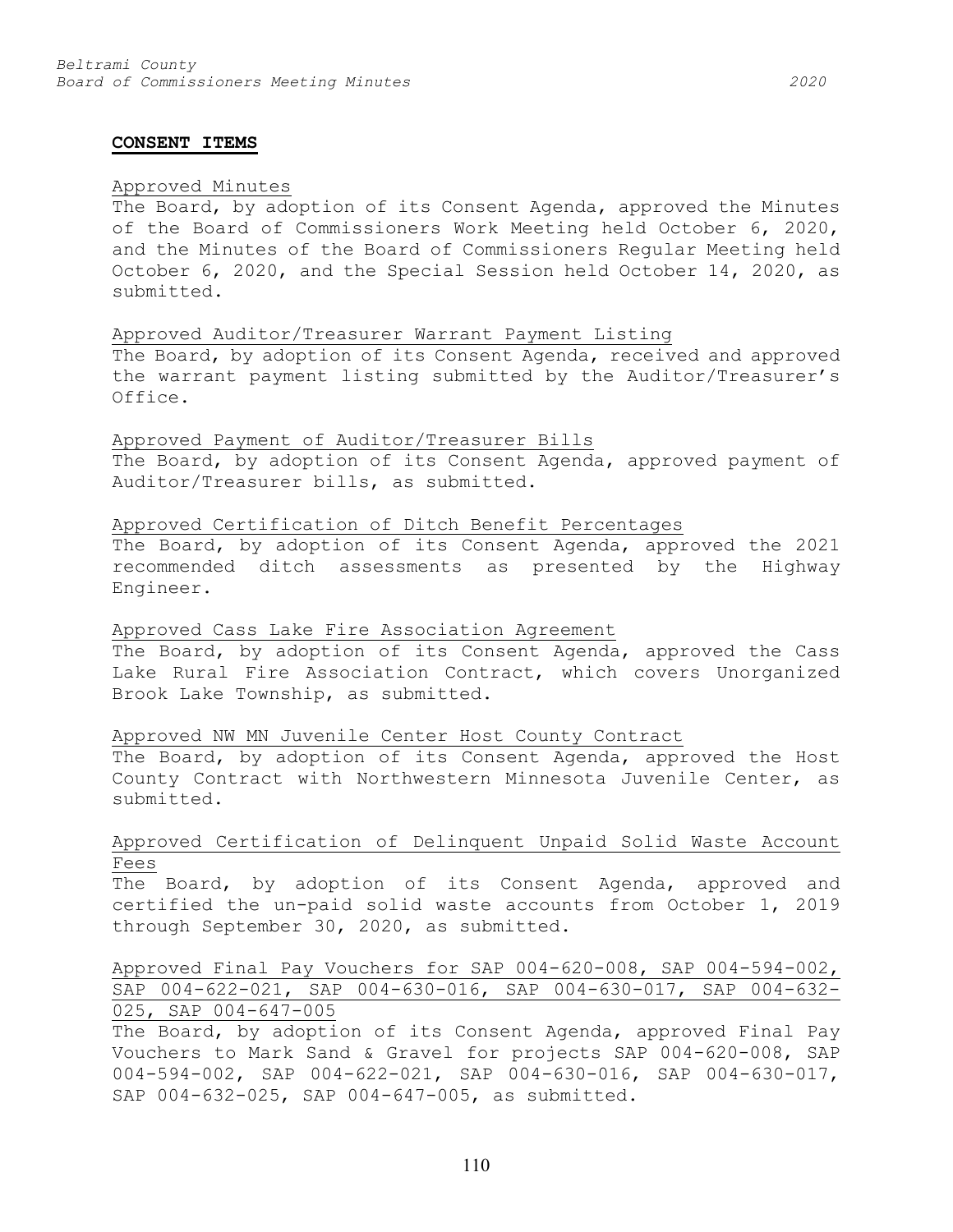**CONSENT ITEMS**

Approved Minutes

The Board, by adoption of its Consent Agenda, approved the Minutes of the Board of Commissioners Work Meeting held October 6, 2020, and the Minutes of the Board of Commissioners Regular Meeting held October 6, 2020, and the Special Session held October 14, 2020, as submitted.

Approved Auditor/Treasurer Warrant Payment Listing

The Board, by adoption of its Consent Agenda, received and approved the warrant payment listing submitted by the Auditor/Treasurer's Office.

Approved Payment of Auditor/Treasurer Bills

The Board, by adoption of its Consent Agenda, approved payment of Auditor/Treasurer bills, as submitted.

Approved Certification of Ditch Benefit Percentages

The Board, by adoption of its Consent Agenda, approved the 2021 recommended ditch assessments as presented by the Highway Engineer.

Approved Cass Lake Fire Association Agreement

The Board, by adoption of its Consent Agenda, approved the Cass Lake Rural Fire Association Contract, which covers Unorganized Brook Lake Township, as submitted.

Approved NW MN Juvenile Center Host County Contract

The Board, by adoption of its Consent Agenda, approved the Host County Contract with Northwestern Minnesota Juvenile Center, as submitted.

Approved Certification of Delinquent Unpaid Solid Waste Account Fees

The Board, by adoption of its Consent Agenda, approved and certified the un-paid solid waste accounts from October 1, 2019 through September 30, 2020, as submitted.

Approved Final Pay Vouchers for SAP 004-620-008, SAP 004-594-002, SAP 004-622-021, SAP 004-630-016, SAP 004-630-017, SAP 004-632-025, SAP 004-647-005

The Board, by adoption of its Consent Agenda, approved Final Pay Vouchers to Mark Sand & Gravel for projects SAP 004-620-008, SAP 004-594-002, SAP 004-622-021, SAP 004-630-016, SAP 004-630-017, SAP 004-632-025, SAP 004-647-005, as submitted.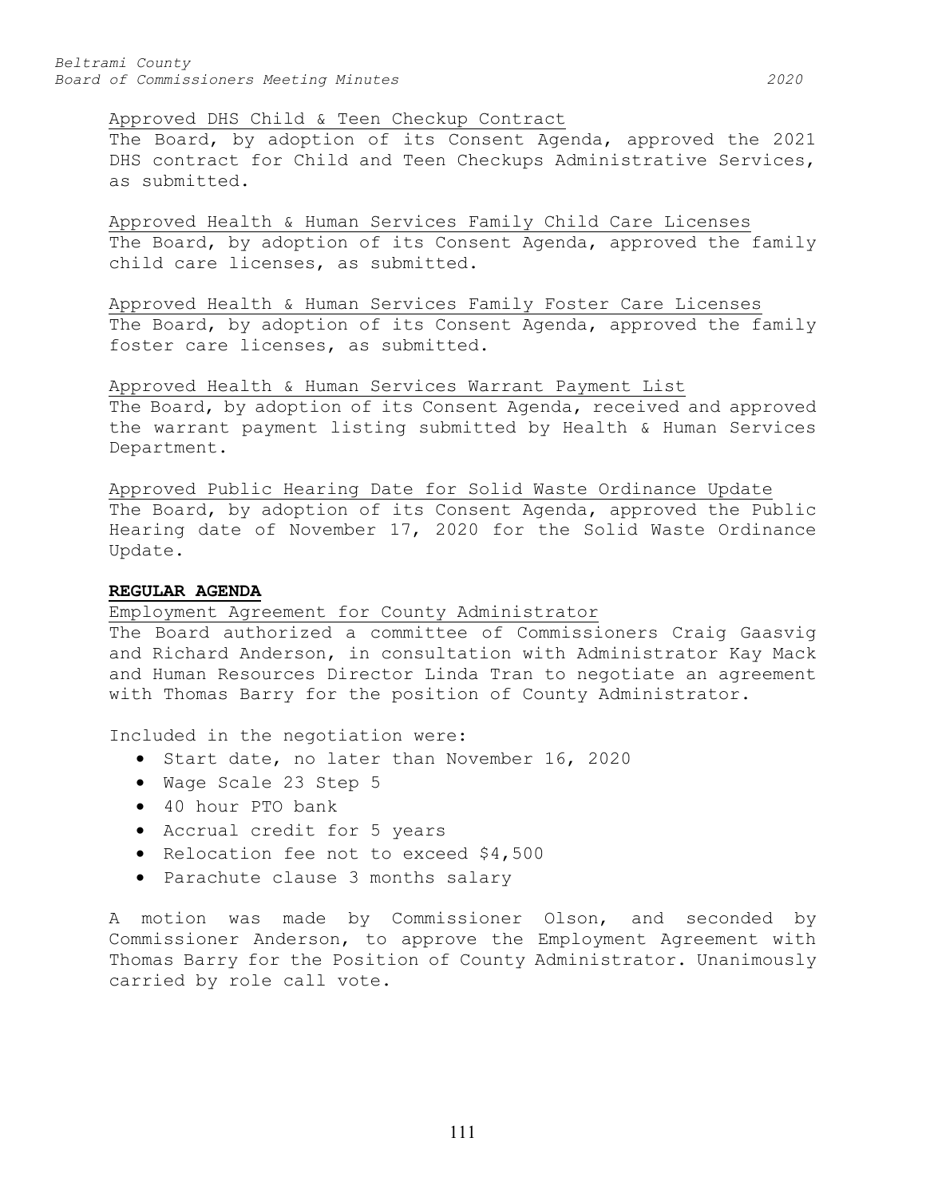Approved DHS Child & Teen Checkup Contract

The Board, by adoption of its Consent Agenda, approved the 2021 DHS contract for Child and Teen Checkups Administrative Services, as submitted.

Approved Health & Human Services Family Child Care Licenses

The Board, by adoption of its Consent Agenda, approved the family child care licenses, as submitted.

Approved Health & Human Services Family Foster Care Licenses

The Board, by adoption of its Consent Agenda, approved the family foster care licenses, as submitted.

Approved Health & Human Services Warrant Payment List

The Board, by adoption of its Consent Agenda, received and approved the warrant payment listing submitted by Health & Human Services Department.

Approved Public Hearing Date for Solid Waste Ordinance Update

The Board, by adoption of its Consent Agenda, approved the Public Hearing date of November 17, 2020 for the Solid Waste Ordinance Update.

**REGULAR AGENDA**

Employment Agreement for County Administrator

The Board authorized a committee of Commissioners Craig Gaasvig and Richard Anderson, in consultation with Administrator Kay Mack and Human Resources Director Linda Tran to negotiate an agreement with Thomas Barry for the position of County Administrator.

Included in the negotiation were:

- Start date, no later than November 16, 2020
- Wage Scale 23 Step 5
- 40 hour PTO bank
- Accrual credit for 5 years
- Relocation fee not to exceed $4,500
- Parachute clause 3 months salary

A motion was made by Commissioner Olson, and seconded by Commissioner Anderson, to approve the Employment Agreement with Thomas Barry for the Position of County Administrator. Unanimously carried by role call vote.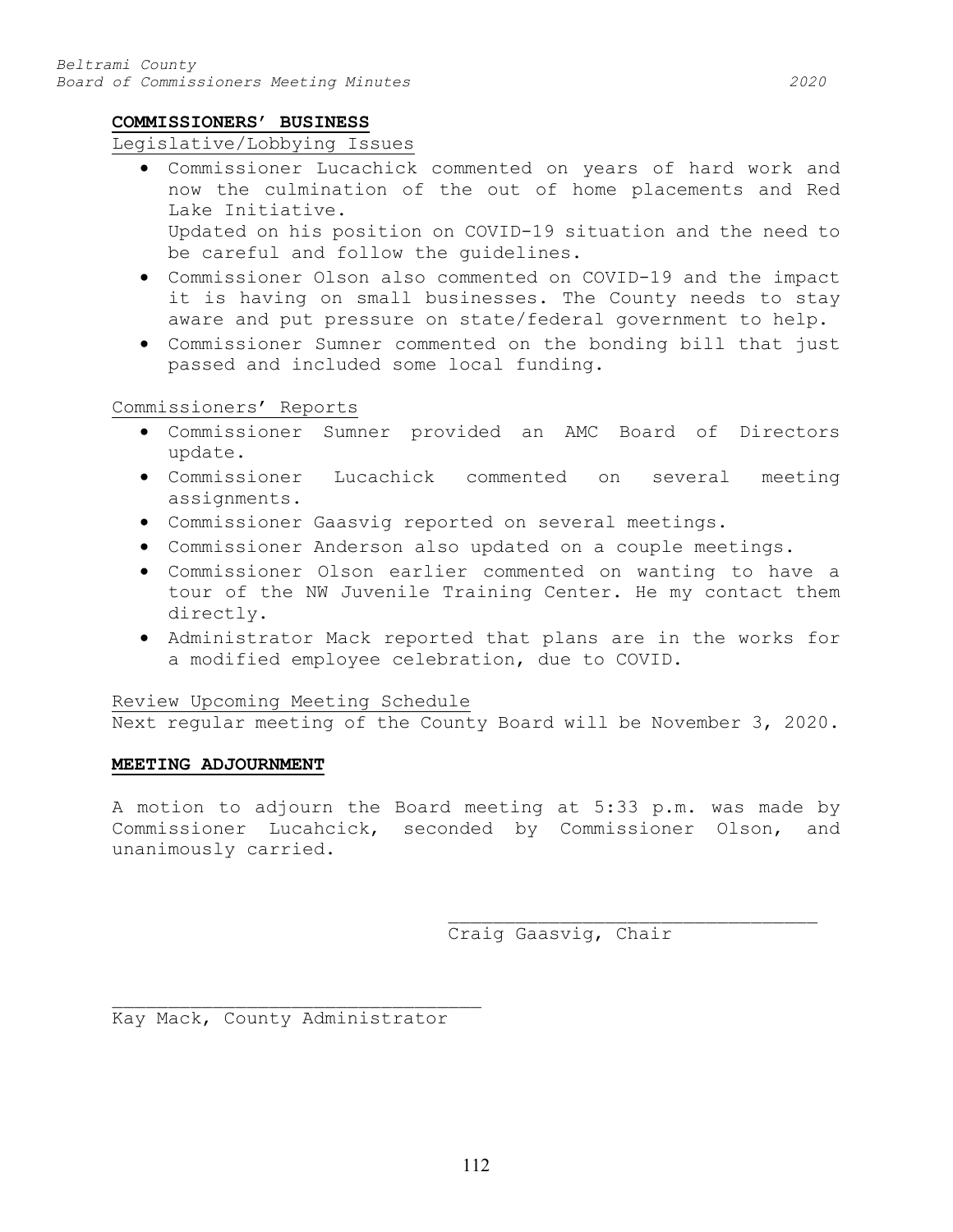**COMMISSIONERS' BUSINESS**

Legislative/Lobbying Issues

- Commissioner Lucachick commented on years of hard work and now the culmination of the out of home placements and Red Lake Initiative.
  Updated on his position on COVID-19 situation and the need to be careful and follow the guidelines.
- Commissioner Olson also commented on COVID-19 and the impact it is having on small businesses. The County needs to stay aware and put pressure on state/federal government to help.
- Commissioner Sumner commented on the bonding bill that just passed and included some local funding.

Commissioners' Reports

- Commissioner Sumner provided an AMC Board of Directors update.
- Commissioner Lucachick commented on several meeting assignments.
- Commissioner Gaasvig reported on several meetings.
- Commissioner Anderson also updated on a couple meetings.
- Commissioner Olson earlier commented on wanting to have a tour of the NW Juvenile Training Center. He my contact them directly.
- Administrator Mack reported that plans are in the works for a modified employee celebration, due to COVID.

Review Upcoming Meeting Schedule

Next regular meeting of the County Board will be November 3, 2020.

**MEETING ADJOURNMENT**

A motion to adjourn the Board meeting at 5:33 p.m. was made by Commissioner Lucahcick, seconded by Commissioner Olson, and unanimously carried.

\_\_\_\_\_\_\_\_\_\_\_\_\_\_\_\_\_\_\_\_\_\_\_\_\_\_\_\_\_\_\_\_\_\_
Craig Gaasvig, Chair

\_\_\_\_\_\_\_\_\_\_\_\_\_\_\_\_\_\_\_\_\_\_\_\_\_\_\_\_\_\_\_\_\_\_
Kay Mack, County Administrator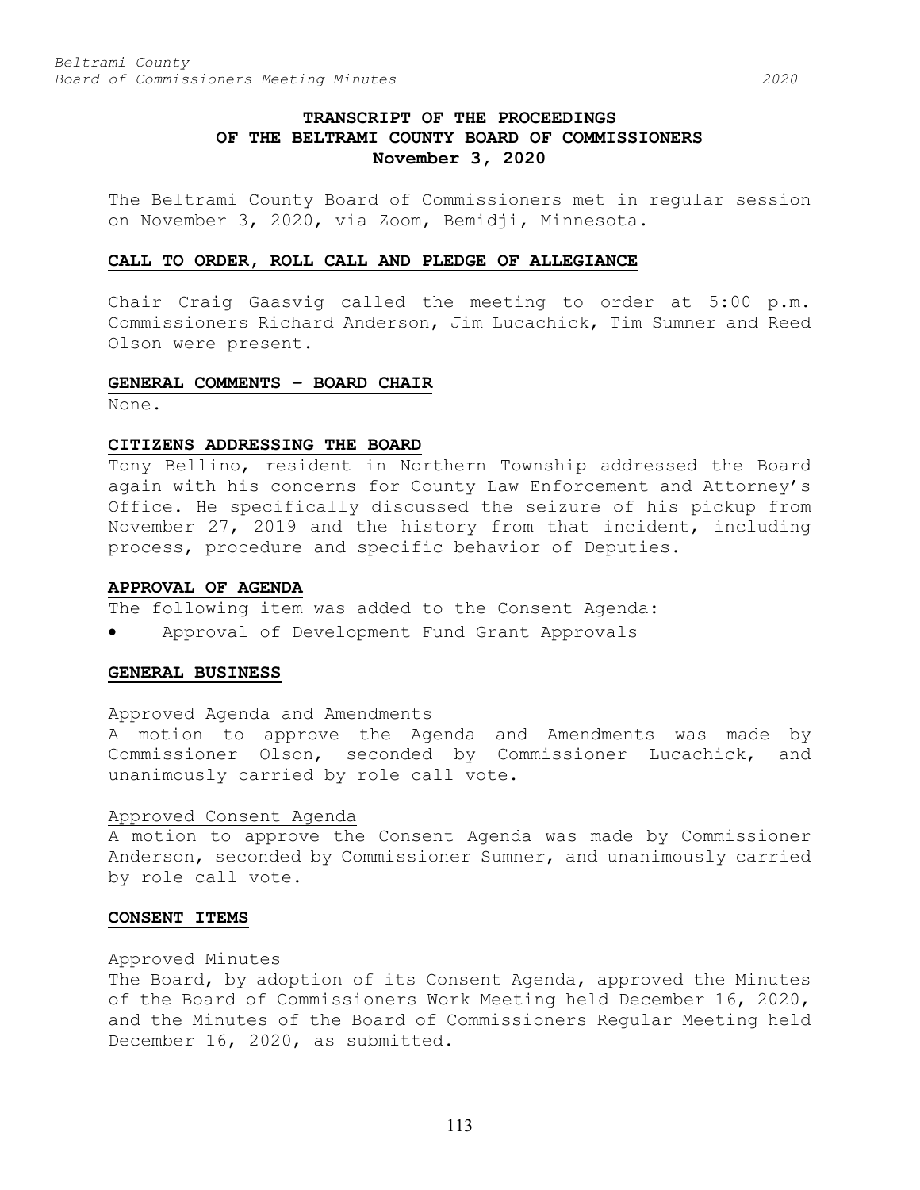# TRANSCRIPT OF THE PROCEEDINGS OF THE BELTRAMI COUNTY BOARD OF COMMISSIONERS November 3, 2020

The Beltrami County Board of Commissioners met in regular session on November 3, 2020, via Zoom, Bemidji, Minnesota.

## CALL TO ORDER, ROLL CALL AND PLEDGE OF ALLEGIANCE

Chair Craig Gaasvig called the meeting to order at 5:00 p.m. Commissioners Richard Anderson, Jim Lucachick, Tim Sumner and Reed Olson were present.

## GENERAL COMMENTS – BOARD CHAIR

None.

## CITIZENS ADDRESSING THE BOARD

Tony Bellino, resident in Northern Township addressed the Board again with his concerns for County Law Enforcement and Attorney's Office. He specifically discussed the seizure of his pickup from November 27, 2019 and the history from that incident, including process, procedure and specific behavior of Deputies.

## APPROVAL OF AGENDA

The following item was added to the Consent Agenda:

- Approval of Development Fund Grant Approvals

## GENERAL BUSINESS

### Approved Agenda and Amendments

A motion to approve the Agenda and Amendments was made by Commissioner Olson, seconded by Commissioner Lucachick, and unanimously carried by role call vote.

### Approved Consent Agenda

A motion to approve the Consent Agenda was made by Commissioner Anderson, seconded by Commissioner Sumner, and unanimously carried by role call vote.

## CONSENT ITEMS

### Approved Minutes

The Board, by adoption of its Consent Agenda, approved the Minutes of the Board of Commissioners Work Meeting held December 16, 2020, and the Minutes of the Board of Commissioners Regular Meeting held December 16, 2020, as submitted.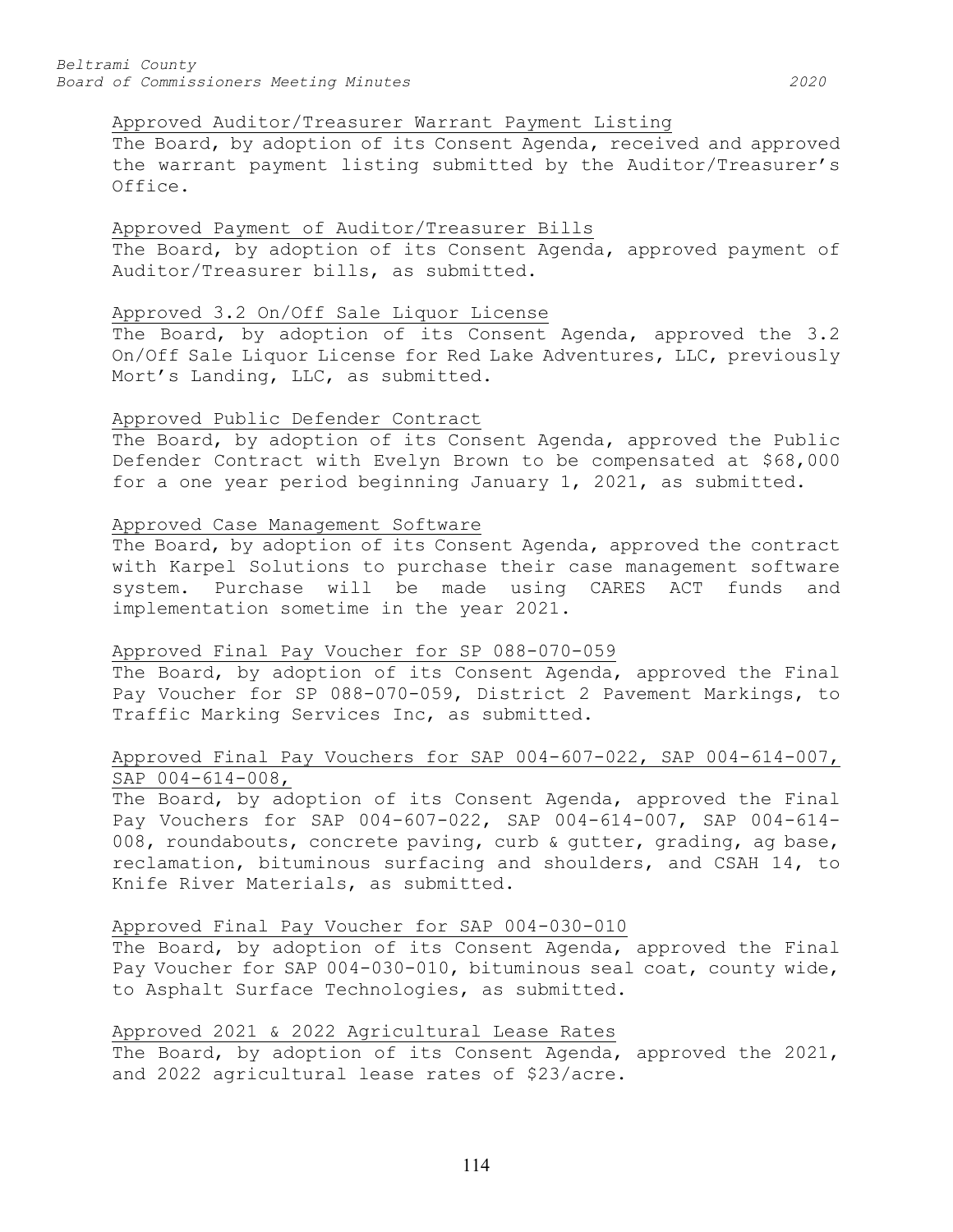Approved Auditor/Treasurer Warrant Payment Listing

The Board, by adoption of its Consent Agenda, received and approved the warrant payment listing submitted by the Auditor/Treasurer's Office.

Approved Payment of Auditor/Treasurer Bills

The Board, by adoption of its Consent Agenda, approved payment of Auditor/Treasurer bills, as submitted.

Approved 3.2 On/Off Sale Liquor License

The Board, by adoption of its Consent Agenda, approved the 3.2 On/Off Sale Liquor License for Red Lake Adventures, LLC, previously Mort's Landing, LLC, as submitted.

Approved Public Defender Contract

The Board, by adoption of its Consent Agenda, approved the Public Defender Contract with Evelyn Brown to be compensated at $68,000 for a one year period beginning January 1, 2021, as submitted.

Approved Case Management Software

The Board, by adoption of its Consent Agenda, approved the contract with Karpel Solutions to purchase their case management software system. Purchase will be made using CARES ACT funds and implementation sometime in the year 2021.

Approved Final Pay Voucher for SP 088-070-059

The Board, by adoption of its Consent Agenda, approved the Final Pay Voucher for SP 088-070-059, District 2 Pavement Markings, to Traffic Marking Services Inc, as submitted.

Approved Final Pay Vouchers for SAP 004-607-022, SAP 004-614-007, SAP 004-614-008,

The Board, by adoption of its Consent Agenda, approved the Final Pay Vouchers for SAP 004-607-022, SAP 004-614-007, SAP 004-614-008, roundabouts, concrete paving, curb & gutter, grading, ag base, reclamation, bituminous surfacing and shoulders, and CSAH 14, to Knife River Materials, as submitted.

Approved Final Pay Voucher for SAP 004-030-010

The Board, by adoption of its Consent Agenda, approved the Final Pay Voucher for SAP 004-030-010, bituminous seal coat, county wide, to Asphalt Surface Technologies, as submitted.

Approved 2021 & 2022 Agricultural Lease Rates

The Board, by adoption of its Consent Agenda, approved the 2021, and 2022 agricultural lease rates of $23/acre.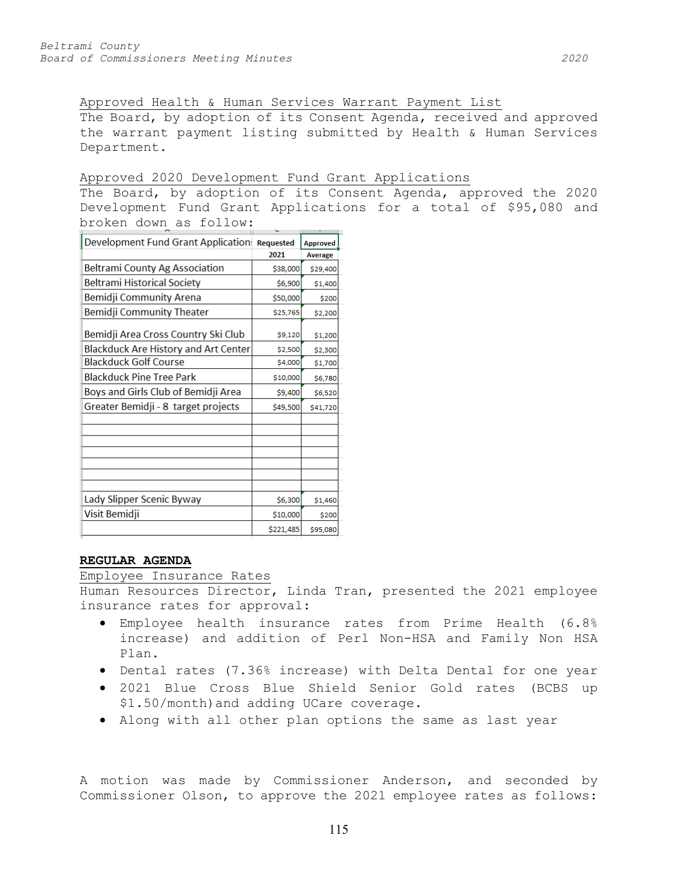Approved Health & Human Services Warrant Payment List

The Board, by adoption of its Consent Agenda, received and approved the warrant payment listing submitted by Health & Human Services Department.

Approved 2020 Development Fund Grant Applications

The Board, by adoption of its Consent Agenda, approved the 2020 Development Fund Grant Applications for a total of $95,080 and broken down as follow:

| Development Fund Grant Applications | Requested 2021 | Approved Average |
|---|---|---|
| Beltrami County Ag Association | $38,000 | $29,400 |
| Beltrami Historical Society | $6,900 | $1,400 |
| Bemidji Community Arena | $50,000 | $200 |
| Bemidji Community Theater | $25,765 | $2,200 |
| Bemidji Area Cross Country Ski Club | $9,120 | $1,200 |
| Blackduck Are History and Art Center | $2,500 | $2,300 |
| Blackduck Golf Course | $4,000 | $1,700 |
| Blackduck Pine Tree Park | $10,000 | $6,780 |
| Boys and Girls Club of Bemidji Area | $9,400 | $6,520 |
| Greater Bemidji - 8 target projects | $49,500 | $41,720 |
| | | |
| | | |
| | | |
| | | |
| | | |
| | | |
| | | |
| Lady Slipper Scenic Byway | $6,300 | $1,460 |
| Visit Bemidji | $10,000 | $200 |
| | $221,485 | $95,080 |

**REGULAR AGENDA**

Employee Insurance Rates

Human Resources Director, Linda Tran, presented the 2021 employee insurance rates for approval:

- Employee health insurance rates from Prime Health (6.8% increase) and addition of Perl Non-HSA and Family Non HSA Plan.
- Dental rates (7.36% increase) with Delta Dental for one year
- 2021 Blue Cross Blue Shield Senior Gold rates (BCBS up $1.50/month)and adding UCare coverage.
- Along with all other plan options the same as last year

A motion was made by Commissioner Anderson, and seconded by Commissioner Olson, to approve the 2021 employee rates as follows: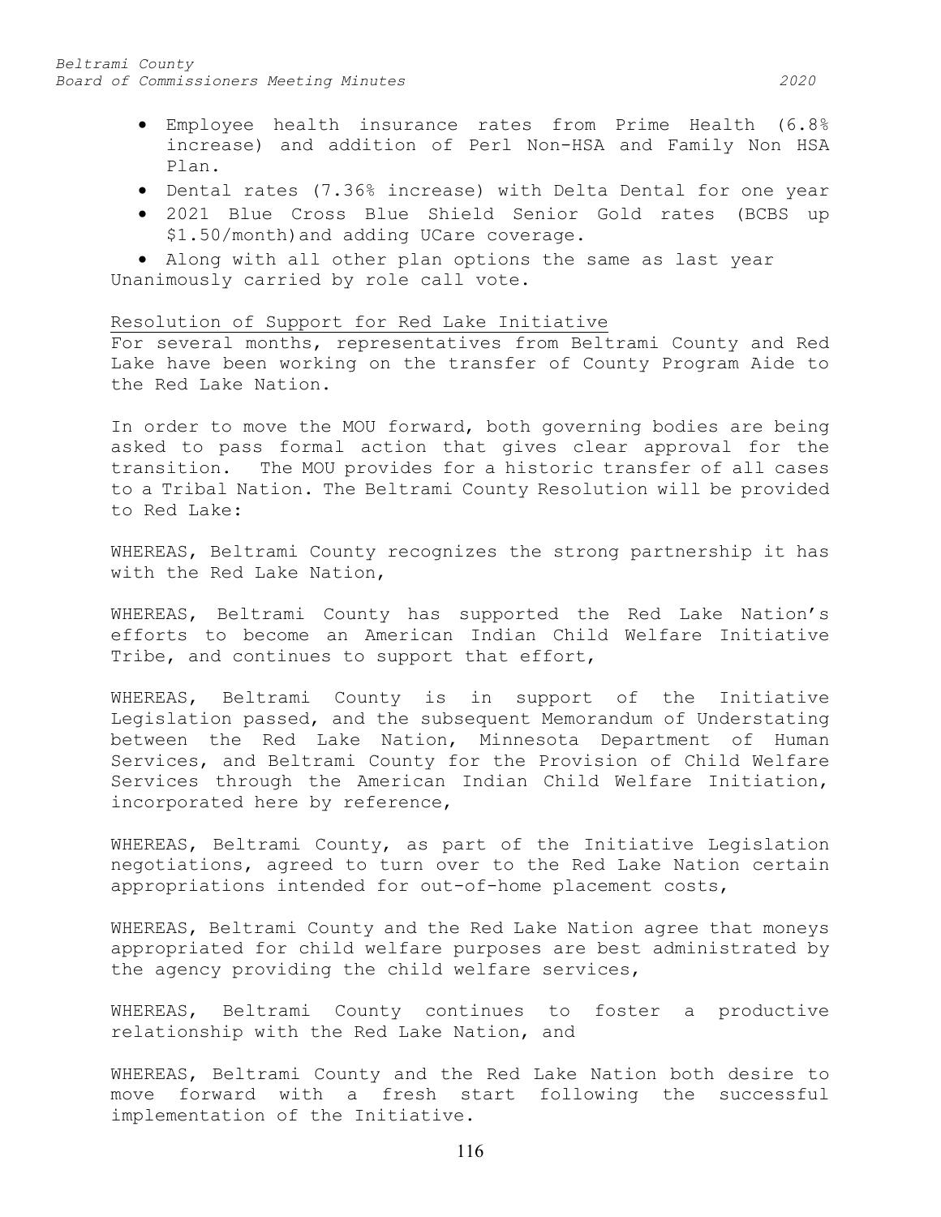- Employee health insurance rates from Prime Health (6.8% increase) and addition of Perl Non-HSA and Family Non HSA Plan.
- Dental rates (7.36% increase) with Delta Dental for one year
- 2021 Blue Cross Blue Shield Senior Gold rates (BCBS up $1.50/month)and adding UCare coverage.
- Along with all other plan options the same as last year

Unanimously carried by role call vote.

Resolution of Support for Red Lake Initiative

For several months, representatives from Beltrami County and Red Lake have been working on the transfer of County Program Aide to the Red Lake Nation.

In order to move the MOU forward, both governing bodies are being asked to pass formal action that gives clear approval for the transition. The MOU provides for a historic transfer of all cases to a Tribal Nation. The Beltrami County Resolution will be provided to Red Lake:

WHEREAS, Beltrami County recognizes the strong partnership it has with the Red Lake Nation,

WHEREAS, Beltrami County has supported the Red Lake Nation's efforts to become an American Indian Child Welfare Initiative Tribe, and continues to support that effort,

WHEREAS, Beltrami County is in support of the Initiative Legislation passed, and the subsequent Memorandum of Understating between the Red Lake Nation, Minnesota Department of Human Services, and Beltrami County for the Provision of Child Welfare Services through the American Indian Child Welfare Initiation, incorporated here by reference,

WHEREAS, Beltrami County, as part of the Initiative Legislation negotiations, agreed to turn over to the Red Lake Nation certain appropriations intended for out-of-home placement costs,

WHEREAS, Beltrami County and the Red Lake Nation agree that moneys appropriated for child welfare purposes are best administrated by the agency providing the child welfare services,

WHEREAS, Beltrami County continues to foster a productive relationship with the Red Lake Nation, and

WHEREAS, Beltrami County and the Red Lake Nation both desire to move forward with a fresh start following the successful implementation of the Initiative.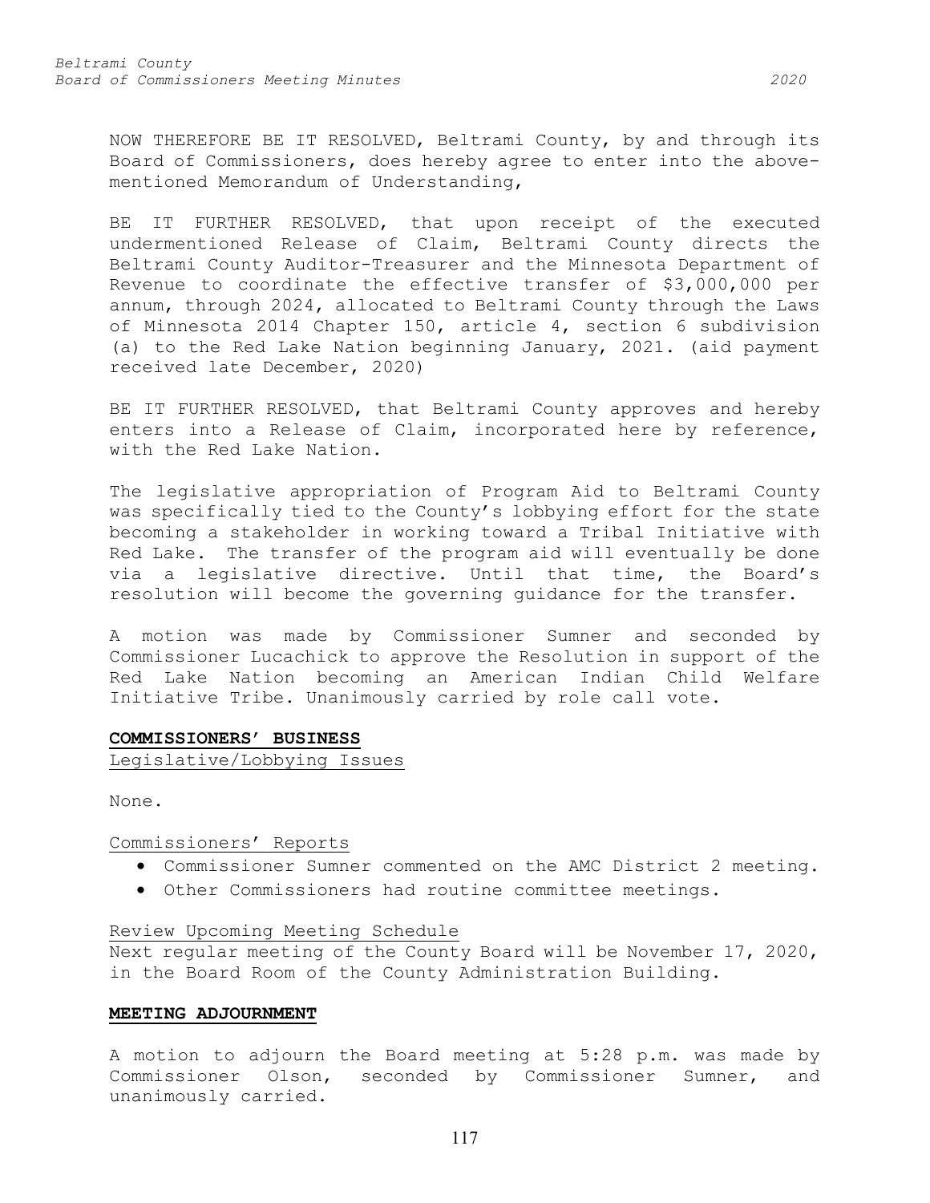NOW THEREFORE BE IT RESOLVED, Beltrami County, by and through its Board of Commissioners, does hereby agree to enter into the above-mentioned Memorandum of Understanding,

BE IT FURTHER RESOLVED, that upon receipt of the executed undermentioned Release of Claim, Beltrami County directs the Beltrami County Auditor-Treasurer and the Minnesota Department of Revenue to coordinate the effective transfer of $3,000,000 per annum, through 2024, allocated to Beltrami County through the Laws of Minnesota 2014 Chapter 150, article 4, section 6 subdivision (a) to the Red Lake Nation beginning January, 2021. (aid payment received late December, 2020)

BE IT FURTHER RESOLVED, that Beltrami County approves and hereby enters into a Release of Claim, incorporated here by reference, with the Red Lake Nation.

The legislative appropriation of Program Aid to Beltrami County was specifically tied to the County's lobbying effort for the state becoming a stakeholder in working toward a Tribal Initiative with Red Lake. The transfer of the program aid will eventually be done via a legislative directive. Until that time, the Board's resolution will become the governing guidance for the transfer.

A motion was made by Commissioner Sumner and seconded by Commissioner Lucachick to approve the Resolution in support of the Red Lake Nation becoming an American Indian Child Welfare Initiative Tribe. Unanimously carried by role call vote.

## COMMISSIONERS' BUSINESS

Legislative/Lobbying Issues

None.

Commissioners' Reports

- Commissioner Sumner commented on the AMC District 2 meeting.
- Other Commissioners had routine committee meetings.

Review Upcoming Meeting Schedule

Next regular meeting of the County Board will be November 17, 2020, in the Board Room of the County Administration Building.

## MEETING ADJOURNMENT

A motion to adjourn the Board meeting at 5:28 p.m. was made by Commissioner Olson, seconded by Commissioner Sumner, and unanimously carried.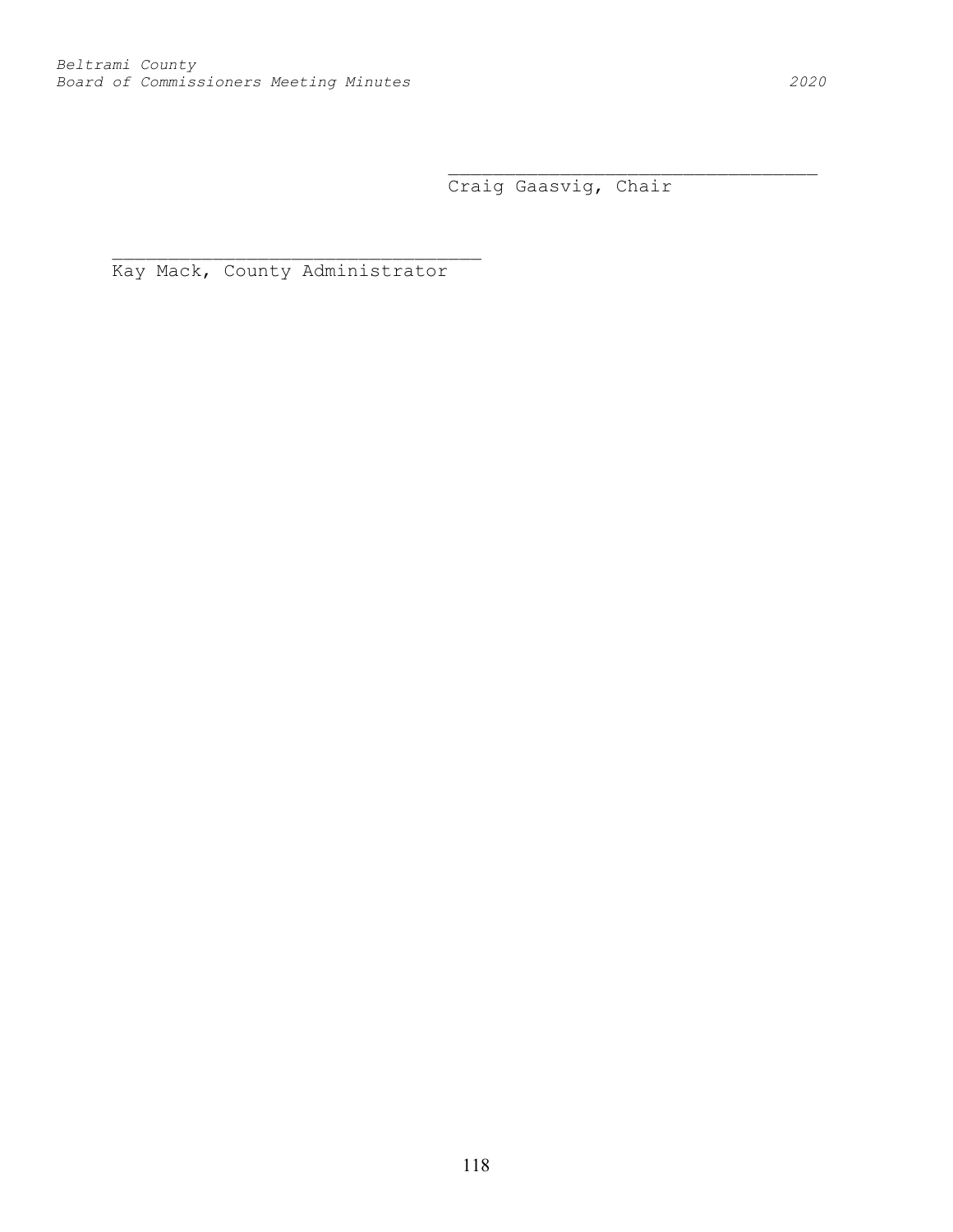\_\_\_\_\_\_\_\_\_\_\_\_\_\_\_\_\_\_\_\_\_\_\_\_\_\_\_\_\_\_\_\_\_\_\_

Craig Gaasvig, Chair

\_\_\_\_\_\_\_\_\_\_\_\_\_\_\_\_\_\_\_\_\_\_\_\_\_\_\_\_\_\_\_\_\_\_\_

Kay Mack, County Administrator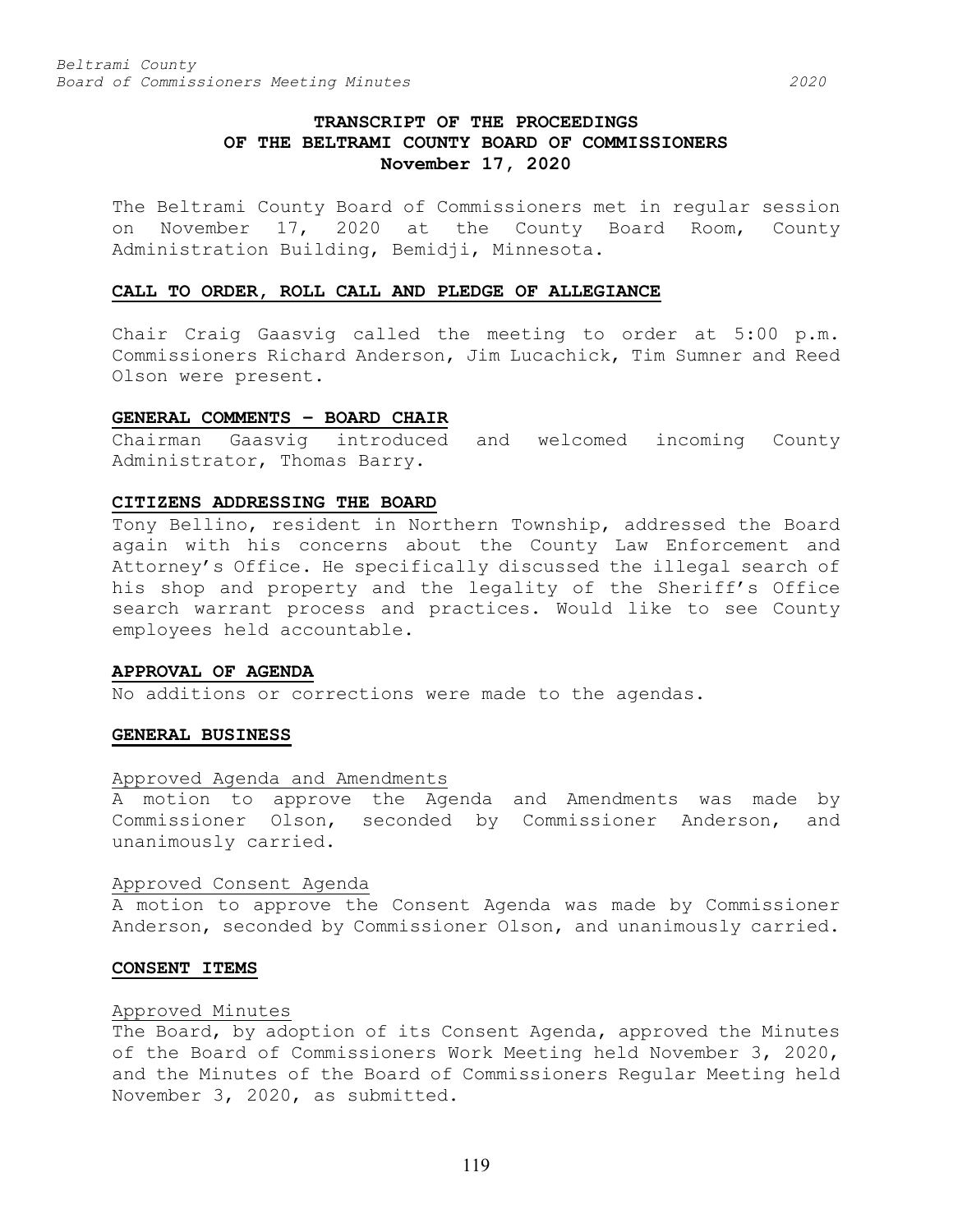# TRANSCRIPT OF THE PROCEEDINGS OF THE BELTRAMI COUNTY BOARD OF COMMISSIONERS November 17, 2020

The Beltrami County Board of Commissioners met in regular session on November 17, 2020 at the County Board Room, County Administration Building, Bemidji, Minnesota.

## CALL TO ORDER, ROLL CALL AND PLEDGE OF ALLEGIANCE

Chair Craig Gaasvig called the meeting to order at 5:00 p.m. Commissioners Richard Anderson, Jim Lucachick, Tim Sumner and Reed Olson were present.

## GENERAL COMMENTS – BOARD CHAIR

Chairman Gaasvig introduced and welcomed incoming County Administrator, Thomas Barry.

## CITIZENS ADDRESSING THE BOARD

Tony Bellino, resident in Northern Township, addressed the Board again with his concerns about the County Law Enforcement and Attorney's Office. He specifically discussed the illegal search of his shop and property and the legality of the Sheriff's Office search warrant process and practices. Would like to see County employees held accountable.

## APPROVAL OF AGENDA

No additions or corrections were made to the agendas.

## GENERAL BUSINESS

### Approved Agenda and Amendments

A motion to approve the Agenda and Amendments was made by Commissioner Olson, seconded by Commissioner Anderson, and unanimously carried.

### Approved Consent Agenda

A motion to approve the Consent Agenda was made by Commissioner Anderson, seconded by Commissioner Olson, and unanimously carried.

## CONSENT ITEMS

### Approved Minutes

The Board, by adoption of its Consent Agenda, approved the Minutes of the Board of Commissioners Work Meeting held November 3, 2020, and the Minutes of the Board of Commissioners Regular Meeting held November 3, 2020, as submitted.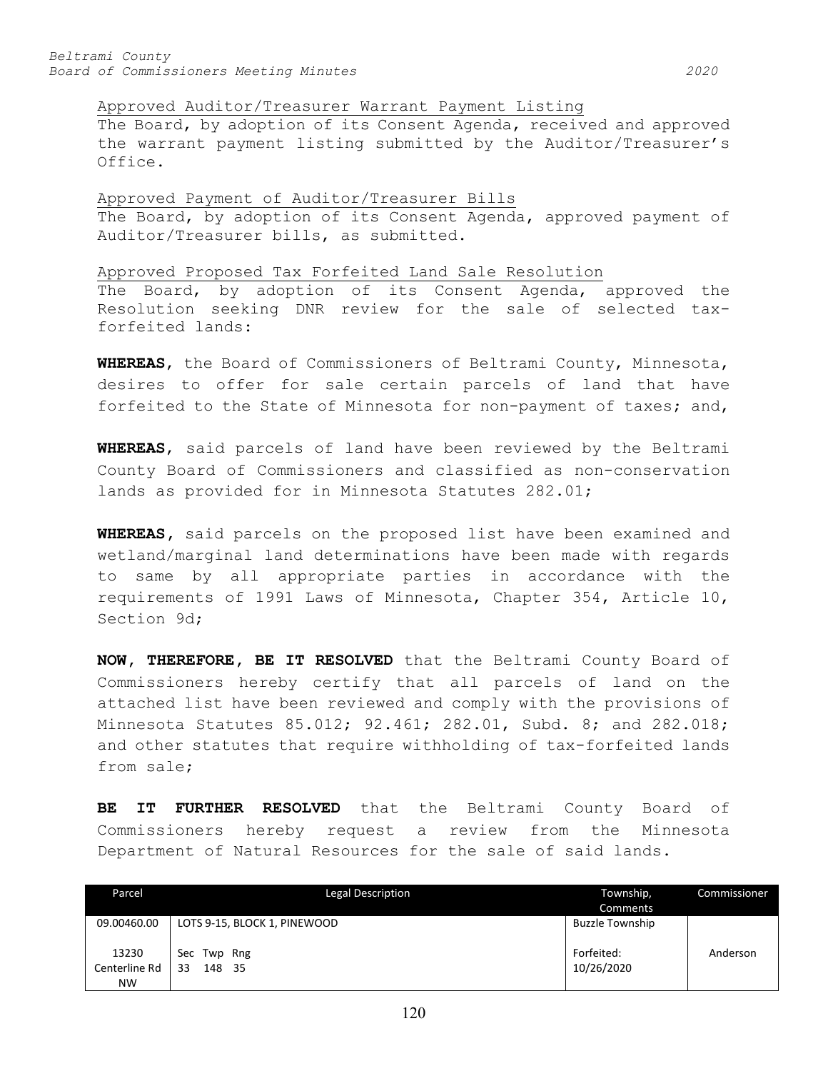Approved Auditor/Treasurer Warrant Payment Listing

The Board, by adoption of its Consent Agenda, received and approved the warrant payment listing submitted by the Auditor/Treasurer's Office.

Approved Payment of Auditor/Treasurer Bills

The Board, by adoption of its Consent Agenda, approved payment of Auditor/Treasurer bills, as submitted.

Approved Proposed Tax Forfeited Land Sale Resolution

The Board, by adoption of its Consent Agenda, approved the Resolution seeking DNR review for the sale of selected tax-forfeited lands:

**WHEREAS**, the Board of Commissioners of Beltrami County, Minnesota, desires to offer for sale certain parcels of land that have forfeited to the State of Minnesota for non-payment of taxes; and,

**WHEREAS**, said parcels of land have been reviewed by the Beltrami County Board of Commissioners and classified as non-conservation lands as provided for in Minnesota Statutes 282.01;

**WHEREAS**, said parcels on the proposed list have been examined and wetland/marginal land determinations have been made with regards to same by all appropriate parties in accordance with the requirements of 1991 Laws of Minnesota, Chapter 354, Article 10, Section 9d;

**NOW, THEREFORE, BE IT RESOLVED** that the Beltrami County Board of Commissioners hereby certify that all parcels of land on the attached list have been reviewed and comply with the provisions of Minnesota Statutes 85.012; 92.461; 282.01, Subd. 8; and 282.018; and other statutes that require withholding of tax-forfeited lands from sale;

**BE IT FURTHER RESOLVED** that the Beltrami County Board of Commissioners hereby request a review from the Minnesota Department of Natural Resources for the sale of said lands.

| Parcel | Legal Description | Township, Comments | Commissioner |
|---|---|---|---|
| 09.00460.00 | LOTS 9-15, BLOCK 1, PINEWOOD | Buzzle Township | |
| 13230 Centerline Rd NW | Sec Twp Rng<br>33 148 35 | Forfeited: 10/26/2020 | Anderson |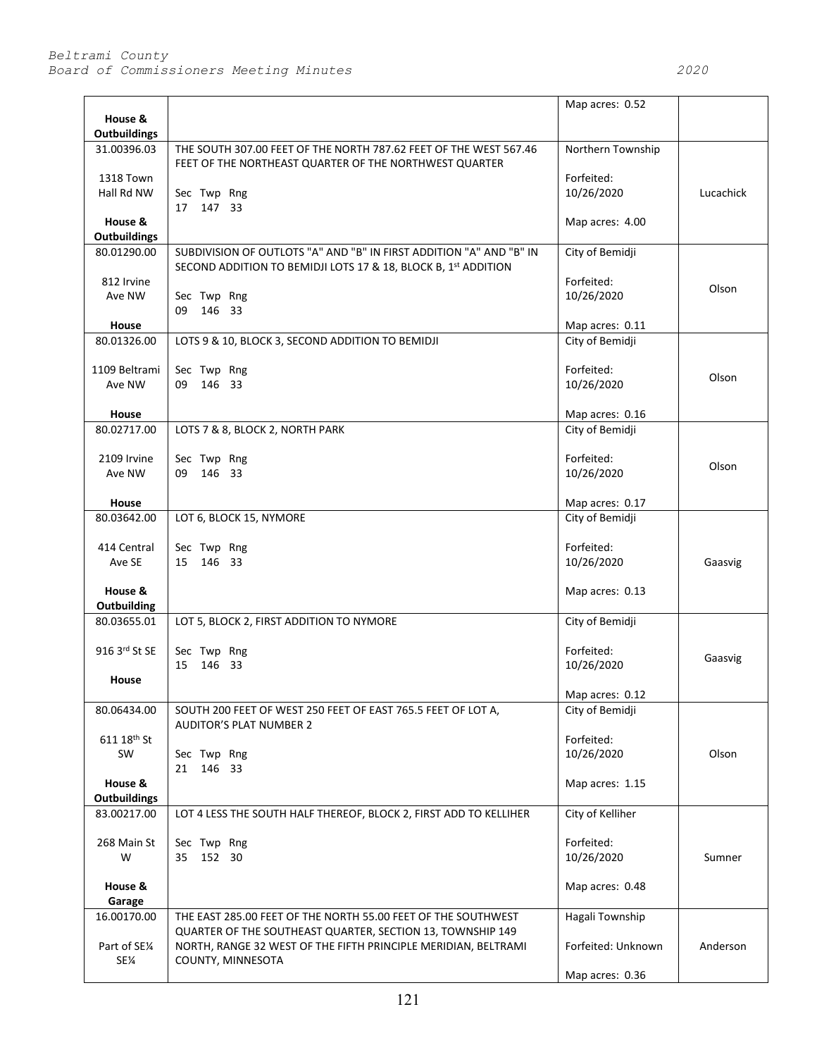| | | | |
|---|---|---|---|
| House & Outbuildings | | Map acres: 0.52 | |
| 31.00396.03<br><br>1318 Town Hall Rd NW<br><br>House & Outbuildings | THE SOUTH 307.00 FEET OF THE NORTH 787.62 FEET OF THE WEST 567.46 FEET OF THE NORTHEAST QUARTER OF THE NORTHWEST QUARTER<br><br>Sec Twp Rng<br>17 147 33 | Northern Township<br><br>Forfeited: 10/26/2020<br><br>Map acres: 4.00 | Lucachick |
| 80.01290.00<br><br>812 Irvine Ave NW<br><br>House | SUBDIVISION OF OUTLOTS "A" AND "B" IN FIRST ADDITION "A" AND "B" IN SECOND ADDITION TO BEMIDJI LOTS 17 & 18, BLOCK B, 1st ADDITION<br><br>Sec Twp Rng<br>09 146 33 | City of Bemidji<br><br>Forfeited: 10/26/2020<br><br>Map acres: 0.11 | Olson |
| 80.01326.00<br><br>1109 Beltrami Ave NW<br><br>House | LOTS 9 & 10, BLOCK 3, SECOND ADDITION TO BEMIDJI<br><br>Sec Twp Rng<br>09 146 33 | City of Bemidji<br><br>Forfeited: 10/26/2020<br><br>Map acres: 0.16 | Olson |
| 80.02717.00<br><br>2109 Irvine Ave NW<br><br>House | LOTS 7 & 8, BLOCK 2, NORTH PARK<br><br>Sec Twp Rng<br>09 146 33 | City of Bemidji<br><br>Forfeited: 10/26/2020<br><br>Map acres: 0.17 | Olson |
| 80.03642.00<br><br>414 Central Ave SE<br><br>House & Outbuilding | LOT 6, BLOCK 15, NYMORE<br><br>Sec Twp Rng<br>15 146 33 | City of Bemidji<br><br>Forfeited: 10/26/2020<br><br>Map acres: 0.13 | Gaasvig |
| 80.03655.01<br><br>916 3rd St SE<br><br>House | LOT 5, BLOCK 2, FIRST ADDITION TO NYMORE<br><br>Sec Twp Rng<br>15 146 33 | City of Bemidji<br><br>Forfeited: 10/26/2020<br><br>Map acres: 0.12 | Gaasvig |
| 80.06434.00<br><br>611 18th St SW<br><br>House & Outbuildings | SOUTH 200 FEET OF WEST 250 FEET OF EAST 765.5 FEET OF LOT A, AUDITOR'S PLAT NUMBER 2<br><br>Sec Twp Rng<br>21 146 33 | City of Bemidji<br><br>Forfeited: 10/26/2020<br><br>Map acres: 1.15 | Olson |
| 83.00217.00<br><br>268 Main St W<br><br>House & Garage | LOT 4 LESS THE SOUTH HALF THEREOF, BLOCK 2, FIRST ADD TO KELLIHER<br><br>Sec Twp Rng<br>35 152 30 | City of Kelliher<br><br>Forfeited: 10/26/2020<br><br>Map acres: 0.48 | Sumner |
| 16.00170.00<br><br>Part of SE¼ SE¼ | THE EAST 285.00 FEET OF THE NORTH 55.00 FEET OF THE SOUTHWEST QUARTER OF THE SOUTHEAST QUARTER, SECTION 13, TOWNSHIP 149 NORTH, RANGE 32 WEST OF THE FIFTH PRINCIPLE MERIDIAN, BELTRAMI COUNTY, MINNESOTA | Hagali Township<br><br>Forfeited: Unknown<br><br>Map acres: 0.36 | Anderson |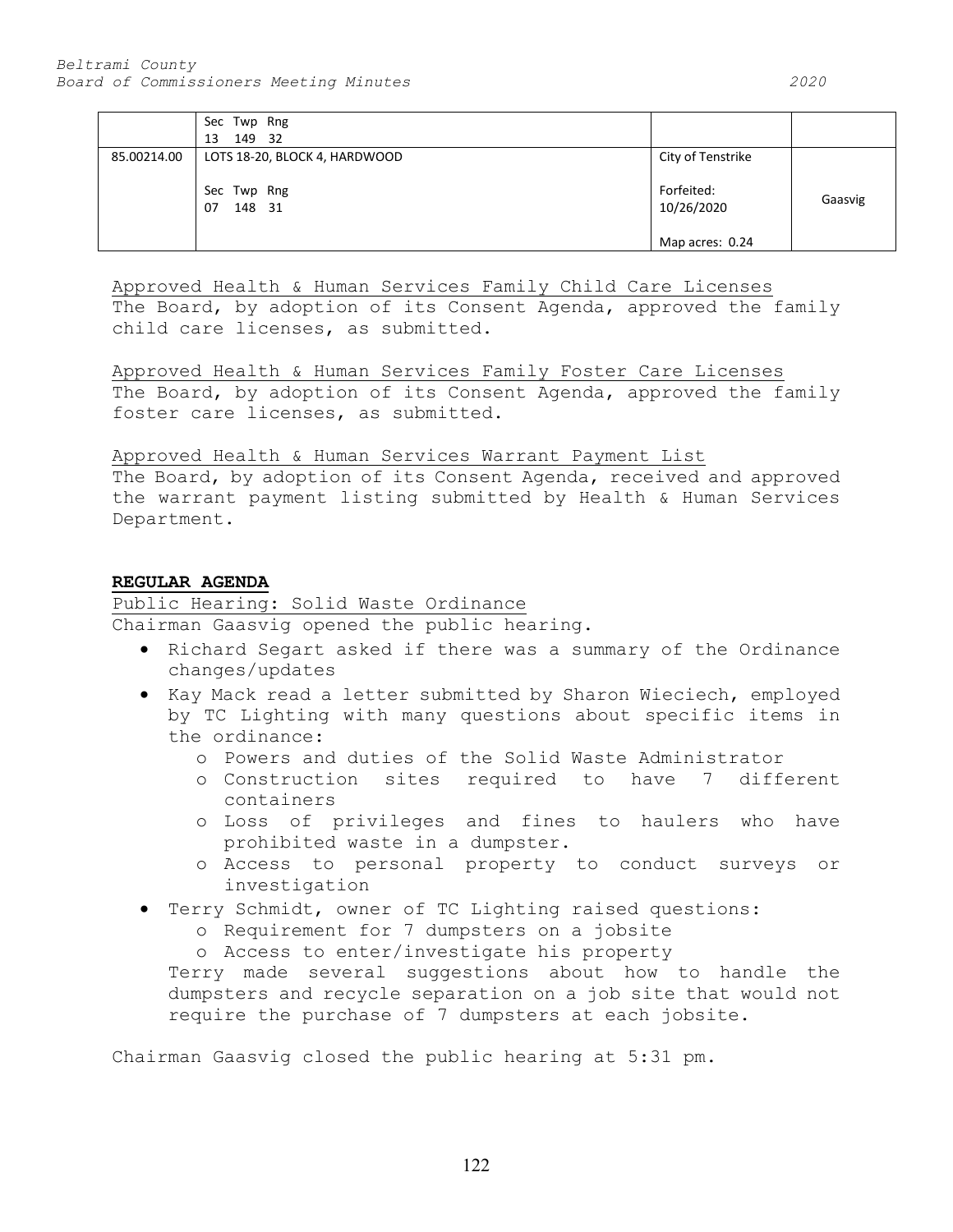| | | | |
|---|---|---|---|
| | Sec Twp Rng<br>13 149 32 | | |
| 85.00214.00 | LOTS 18-20, BLOCK 4, HARDWOOD<br><br>Sec Twp Rng<br>07 148 31 | City of Tenstrike<br><br>Forfeited:<br>10/26/2020<br><br>Map acres: 0.24 | Gaasvig |

Approved Health & Human Services Family Child Care Licenses
The Board, by adoption of its Consent Agenda, approved the family child care licenses, as submitted.

Approved Health & Human Services Family Foster Care Licenses
The Board, by adoption of its Consent Agenda, approved the family foster care licenses, as submitted.

Approved Health & Human Services Warrant Payment List
The Board, by adoption of its Consent Agenda, received and approved the warrant payment listing submitted by Health & Human Services Department.

**REGULAR AGENDA**

Public Hearing: Solid Waste Ordinance
Chairman Gaasvig opened the public hearing.

- Richard Segart asked if there was a summary of the Ordinance changes/updates
- Kay Mack read a letter submitted by Sharon Wieciech, employed by TC Lighting with many questions about specific items in the ordinance:
  - Powers and duties of the Solid Waste Administrator
  - Construction sites required to have 7 different containers
  - Loss of privileges and fines to haulers who have prohibited waste in a dumpster.
  - Access to personal property to conduct surveys or investigation
- Terry Schmidt, owner of TC Lighting raised questions:
  - Requirement for 7 dumpsters on a jobsite
  - Access to enter/investigate his property

  Terry made several suggestions about how to handle the dumpsters and recycle separation on a job site that would not require the purchase of 7 dumpsters at each jobsite.

Chairman Gaasvig closed the public hearing at 5:31 pm.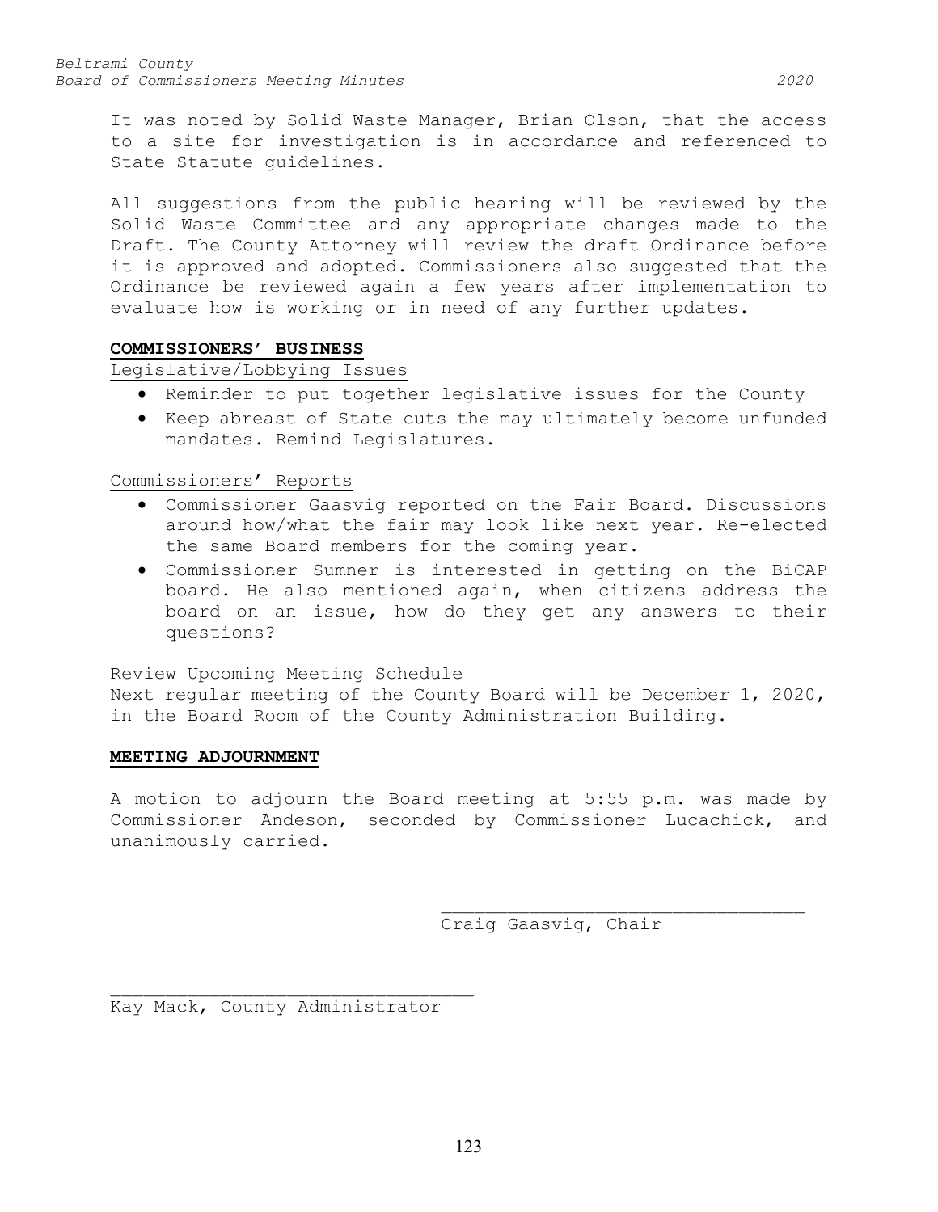It was noted by Solid Waste Manager, Brian Olson, that the access to a site for investigation is in accordance and referenced to State Statute guidelines.

All suggestions from the public hearing will be reviewed by the Solid Waste Committee and any appropriate changes made to the Draft. The County Attorney will review the draft Ordinance before it is approved and adopted. Commissioners also suggested that the Ordinance be reviewed again a few years after implementation to evaluate how is working or in need of any further updates.

## COMMISSIONERS' BUSINESS

Legislative/Lobbying Issues

- Reminder to put together legislative issues for the County
- Keep abreast of State cuts the may ultimately become unfunded mandates. Remind Legislatures.

Commissioners' Reports

- Commissioner Gaasvig reported on the Fair Board. Discussions around how/what the fair may look like next year. Re-elected the same Board members for the coming year.
- Commissioner Sumner is interested in getting on the BiCAP board. He also mentioned again, when citizens address the board on an issue, how do they get any answers to their questions?

Review Upcoming Meeting Schedule

Next regular meeting of the County Board will be December 1, 2020, in the Board Room of the County Administration Building.

## MEETING ADJOURNMENT

A motion to adjourn the Board meeting at 5:55 p.m. was made by Commissioner Andeson, seconded by Commissioner Lucachick, and unanimously carried.

\_\_\_\_\_\_\_\_\_\_\_\_\_\_\_\_\_\_\_\_\_\_\_\_\_\_\_\_\_\_\_\_\_\_\_
Craig Gaasvig, Chair

\_\_\_\_\_\_\_\_\_\_\_\_\_\_\_\_\_\_\_\_\_\_\_\_\_\_\_\_\_\_\_\_\_\_\_
Kay Mack, County Administrator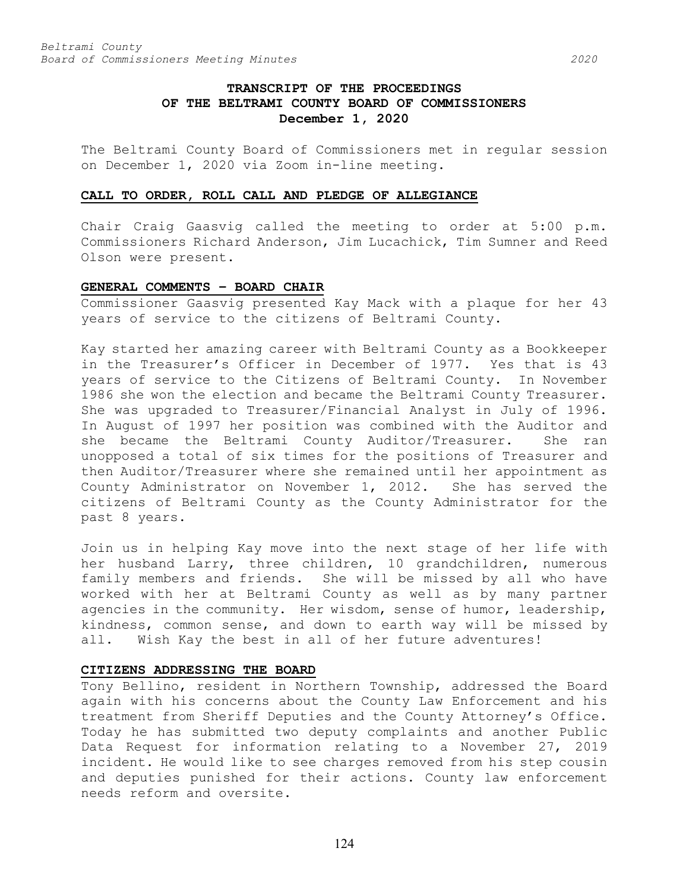# TRANSCRIPT OF THE PROCEEDINGS OF THE BELTRAMI COUNTY BOARD OF COMMISSIONERS

**December 1, 2020**

The Beltrami County Board of Commissioners met in regular session on December 1, 2020 via Zoom in-line meeting.

## CALL TO ORDER, ROLL CALL AND PLEDGE OF ALLEGIANCE

Chair Craig Gaasvig called the meeting to order at 5:00 p.m. Commissioners Richard Anderson, Jim Lucachick, Tim Sumner and Reed Olson were present.

## GENERAL COMMENTS – BOARD CHAIR

Commissioner Gaasvig presented Kay Mack with a plaque for her 43 years of service to the citizens of Beltrami County.

Kay started her amazing career with Beltrami County as a Bookkeeper in the Treasurer's Officer in December of 1977. Yes that is 43 years of service to the Citizens of Beltrami County. In November 1986 she won the election and became the Beltrami County Treasurer. She was upgraded to Treasurer/Financial Analyst in July of 1996. In August of 1997 her position was combined with the Auditor and she became the Beltrami County Auditor/Treasurer. She ran unopposed a total of six times for the positions of Treasurer and then Auditor/Treasurer where she remained until her appointment as County Administrator on November 1, 2012. She has served the citizens of Beltrami County as the County Administrator for the past 8 years.

Join us in helping Kay move into the next stage of her life with her husband Larry, three children, 10 grandchildren, numerous family members and friends. She will be missed by all who have worked with her at Beltrami County as well as by many partner agencies in the community. Her wisdom, sense of humor, leadership, kindness, common sense, and down to earth way will be missed by all. Wish Kay the best in all of her future adventures!

## CITIZENS ADDRESSING THE BOARD

Tony Bellino, resident in Northern Township, addressed the Board again with his concerns about the County Law Enforcement and his treatment from Sheriff Deputies and the County Attorney's Office. Today he has submitted two deputy complaints and another Public Data Request for information relating to a November 27, 2019 incident. He would like to see charges removed from his step cousin and deputies punished for their actions. County law enforcement needs reform and oversite.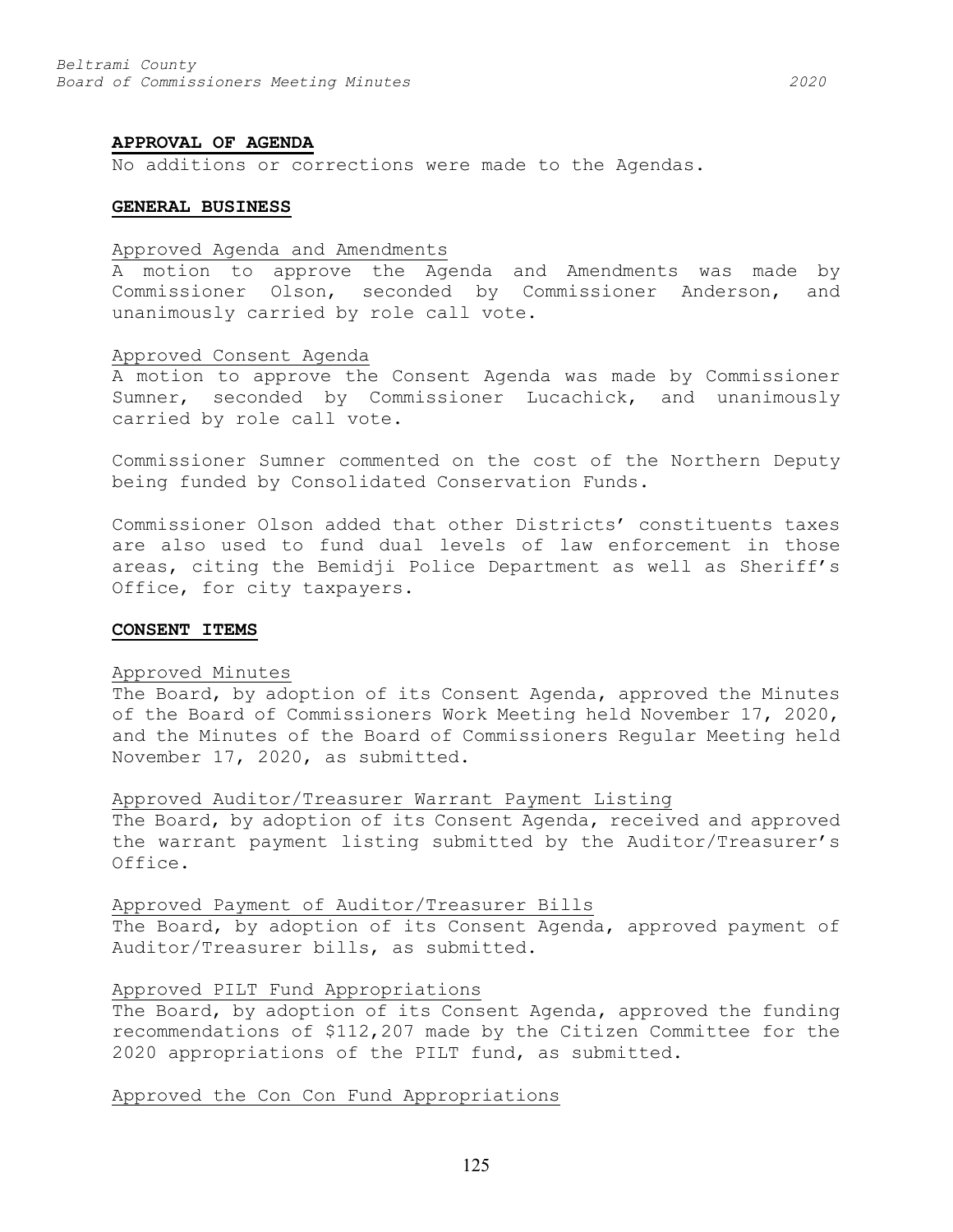**APPROVAL OF AGENDA**

No additions or corrections were made to the Agendas.

**GENERAL BUSINESS**

Approved Agenda and Amendments

A motion to approve the Agenda and Amendments was made by Commissioner Olson, seconded by Commissioner Anderson, and unanimously carried by role call vote.

Approved Consent Agenda

A motion to approve the Consent Agenda was made by Commissioner Sumner, seconded by Commissioner Lucachick, and unanimously carried by role call vote.

Commissioner Sumner commented on the cost of the Northern Deputy being funded by Consolidated Conservation Funds.

Commissioner Olson added that other Districts' constituents taxes are also used to fund dual levels of law enforcement in those areas, citing the Bemidji Police Department as well as Sheriff's Office, for city taxpayers.

**CONSENT ITEMS**

Approved Minutes

The Board, by adoption of its Consent Agenda, approved the Minutes of the Board of Commissioners Work Meeting held November 17, 2020, and the Minutes of the Board of Commissioners Regular Meeting held November 17, 2020, as submitted.

Approved Auditor/Treasurer Warrant Payment Listing

The Board, by adoption of its Consent Agenda, received and approved the warrant payment listing submitted by the Auditor/Treasurer's Office.

Approved Payment of Auditor/Treasurer Bills

The Board, by adoption of its Consent Agenda, approved payment of Auditor/Treasurer bills, as submitted.

Approved PILT Fund Appropriations

The Board, by adoption of its Consent Agenda, approved the funding recommendations of $112,207 made by the Citizen Committee for the 2020 appropriations of the PILT fund, as submitted.

Approved the Con Con Fund Appropriations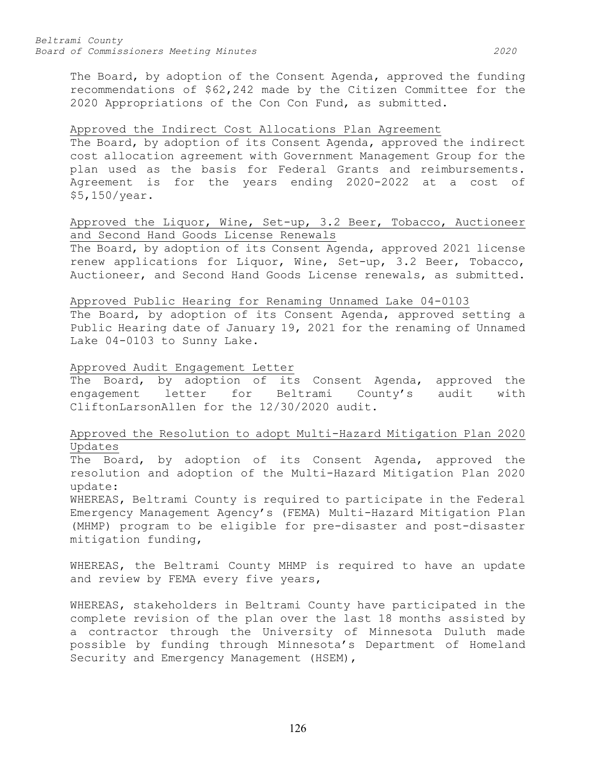The Board, by adoption of the Consent Agenda, approved the funding recommendations of $62,242 made by the Citizen Committee for the 2020 Appropriations of the Con Con Fund, as submitted.

Approved the Indirect Cost Allocations Plan Agreement

The Board, by adoption of its Consent Agenda, approved the indirect cost allocation agreement with Government Management Group for the plan used as the basis for Federal Grants and reimbursements. Agreement is for the years ending 2020-2022 at a cost of $5,150/year.

Approved the Liquor, Wine, Set-up, 3.2 Beer, Tobacco, Auctioneer and Second Hand Goods License Renewals

The Board, by adoption of its Consent Agenda, approved 2021 license renew applications for Liquor, Wine, Set-up, 3.2 Beer, Tobacco, Auctioneer, and Second Hand Goods License renewals, as submitted.

Approved Public Hearing for Renaming Unnamed Lake 04-0103

The Board, by adoption of its Consent Agenda, approved setting a Public Hearing date of January 19, 2021 for the renaming of Unnamed Lake 04-0103 to Sunny Lake.

Approved Audit Engagement Letter

The Board, by adoption of its Consent Agenda, approved the engagement letter for Beltrami County's audit with CliftonLarsonAllen for the 12/30/2020 audit.

Approved the Resolution to adopt Multi-Hazard Mitigation Plan 2020 Updates

The Board, by adoption of its Consent Agenda, approved the resolution and adoption of the Multi-Hazard Mitigation Plan 2020 update:

WHEREAS, Beltrami County is required to participate in the Federal Emergency Management Agency's (FEMA) Multi-Hazard Mitigation Plan (MHMP) program to be eligible for pre-disaster and post-disaster mitigation funding,

WHEREAS, the Beltrami County MHMP is required to have an update and review by FEMA every five years,

WHEREAS, stakeholders in Beltrami County have participated in the complete revision of the plan over the last 18 months assisted by a contractor through the University of Minnesota Duluth made possible by funding through Minnesota's Department of Homeland Security and Emergency Management (HSEM),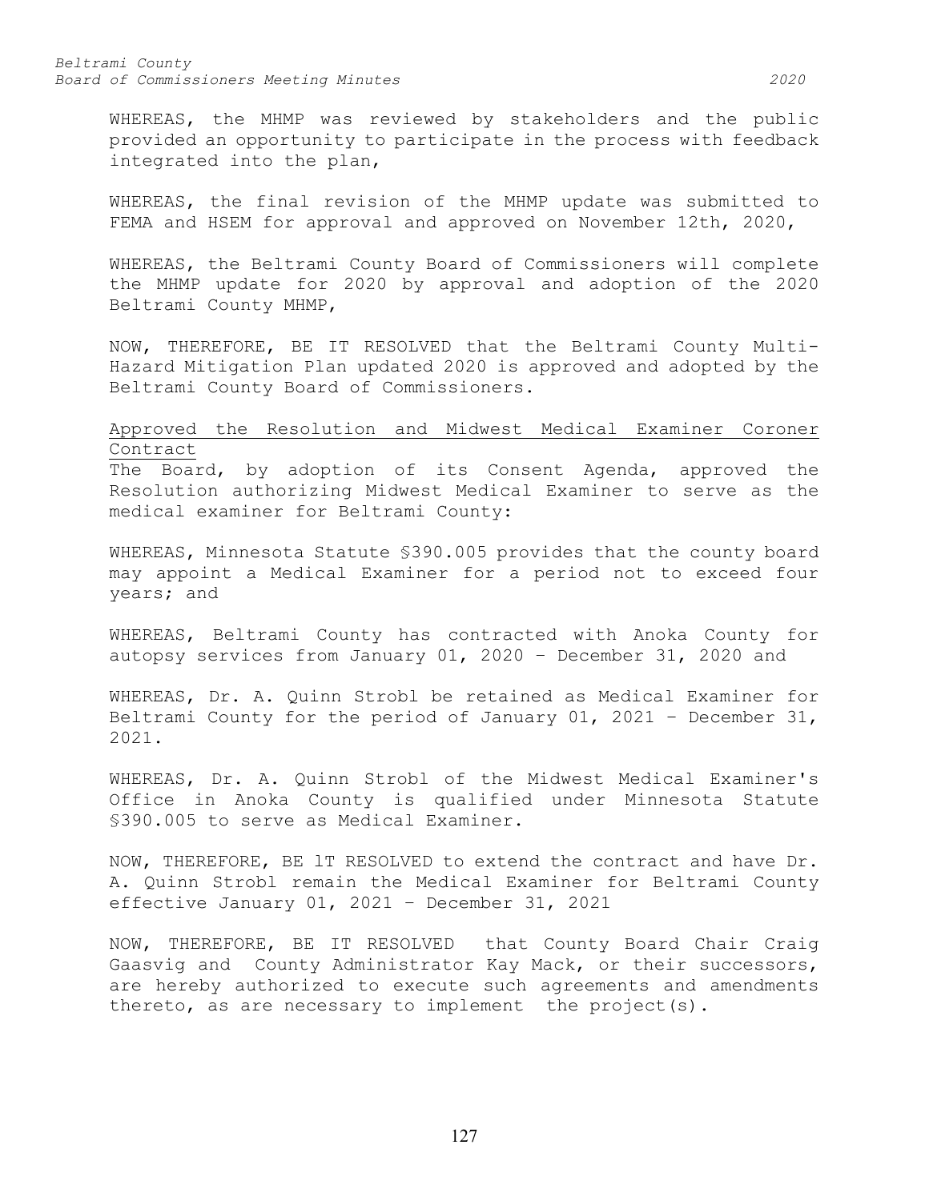WHEREAS, the MHMP was reviewed by stakeholders and the public provided an opportunity to participate in the process with feedback integrated into the plan,

WHEREAS, the final revision of the MHMP update was submitted to FEMA and HSEM for approval and approved on November 12th, 2020,

WHEREAS, the Beltrami County Board of Commissioners will complete the MHMP update for 2020 by approval and adoption of the 2020 Beltrami County MHMP,

NOW, THEREFORE, BE IT RESOLVED that the Beltrami County Multi-Hazard Mitigation Plan updated 2020 is approved and adopted by the Beltrami County Board of Commissioners.

<u>Approved the Resolution and Midwest Medical Examiner Coroner Contract</u>

The Board, by adoption of its Consent Agenda, approved the Resolution authorizing Midwest Medical Examiner to serve as the medical examiner for Beltrami County:

WHEREAS, Minnesota Statute §390.005 provides that the county board may appoint a Medical Examiner for a period not to exceed four years; and

WHEREAS, Beltrami County has contracted with Anoka County for autopsy services from January 01, 2020 – December 31, 2020 and

WHEREAS, Dr. A. Quinn Strobl be retained as Medical Examiner for Beltrami County for the period of January 01, 2021 – December 31, 2021.

WHEREAS, Dr. A. Quinn Strobl of the Midwest Medical Examiner's Office in Anoka County is qualified under Minnesota Statute §390.005 to serve as Medical Examiner.

NOW, THEREFORE, BE lT RESOLVED to extend the contract and have Dr. A. Quinn Strobl remain the Medical Examiner for Beltrami County effective January 01, 2021 – December 31, 2021

NOW, THEREFORE, BE IT RESOLVED that County Board Chair Craig Gaasvig and County Administrator Kay Mack, or their successors, are hereby authorized to execute such agreements and amendments thereto, as are necessary to implement the project(s).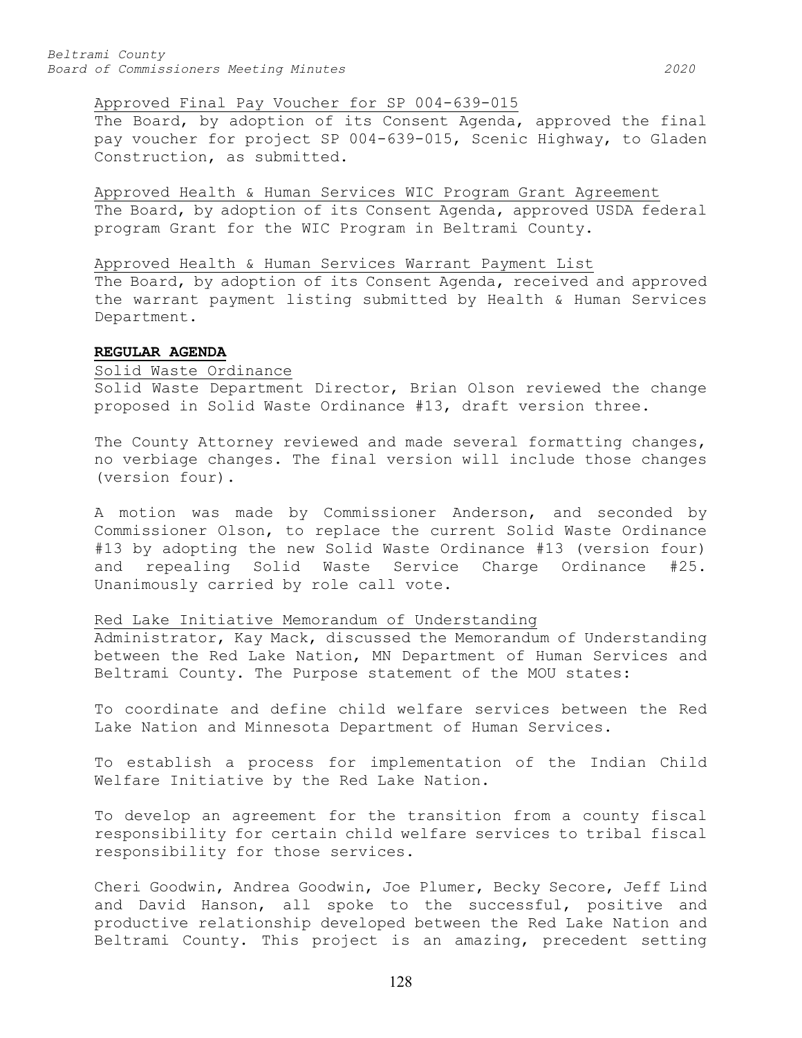Approved Final Pay Voucher for SP 004-639-015

The Board, by adoption of its Consent Agenda, approved the final pay voucher for project SP 004-639-015, Scenic Highway, to Gladen Construction, as submitted.

Approved Health & Human Services WIC Program Grant Agreement

The Board, by adoption of its Consent Agenda, approved USDA federal program Grant for the WIC Program in Beltrami County.

Approved Health & Human Services Warrant Payment List

The Board, by adoption of its Consent Agenda, received and approved the warrant payment listing submitted by Health & Human Services Department.

**REGULAR AGENDA**

Solid Waste Ordinance

Solid Waste Department Director, Brian Olson reviewed the change proposed in Solid Waste Ordinance #13, draft version three.

The County Attorney reviewed and made several formatting changes, no verbiage changes. The final version will include those changes (version four).

A motion was made by Commissioner Anderson, and seconded by Commissioner Olson, to replace the current Solid Waste Ordinance #13 by adopting the new Solid Waste Ordinance #13 (version four) and repealing Solid Waste Service Charge Ordinance #25. Unanimously carried by role call vote.

Red Lake Initiative Memorandum of Understanding

Administrator, Kay Mack, discussed the Memorandum of Understanding between the Red Lake Nation, MN Department of Human Services and Beltrami County. The Purpose statement of the MOU states:

To coordinate and define child welfare services between the Red Lake Nation and Minnesota Department of Human Services.

To establish a process for implementation of the Indian Child Welfare Initiative by the Red Lake Nation.

To develop an agreement for the transition from a county fiscal responsibility for certain child welfare services to tribal fiscal responsibility for those services.

Cheri Goodwin, Andrea Goodwin, Joe Plumer, Becky Secore, Jeff Lind and David Hanson, all spoke to the successful, positive and productive relationship developed between the Red Lake Nation and Beltrami County. This project is an amazing, precedent setting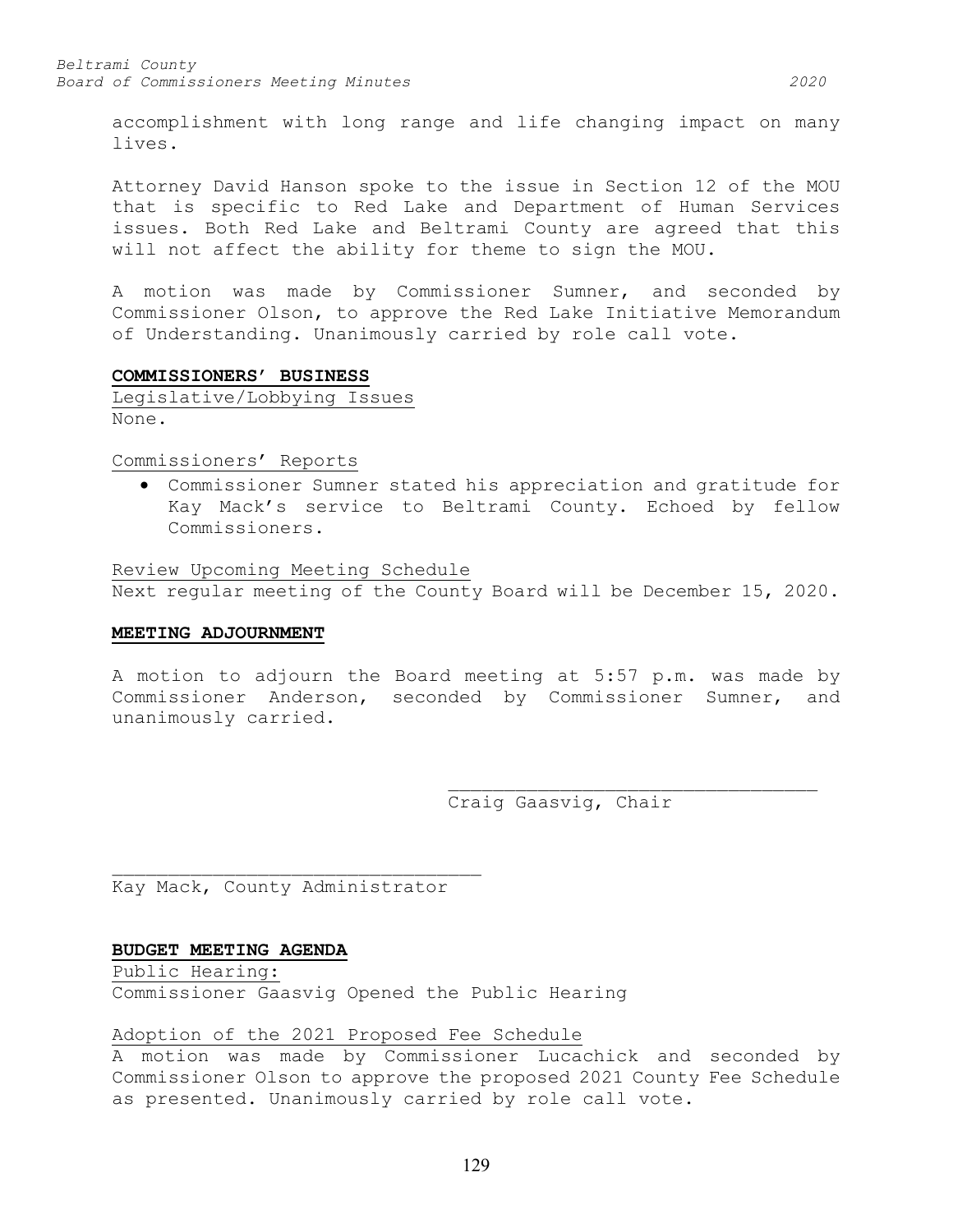accomplishment with long range and life changing impact on many lives.

Attorney David Hanson spoke to the issue in Section 12 of the MOU that is specific to Red Lake and Department of Human Services issues. Both Red Lake and Beltrami County are agreed that this will not affect the ability for theme to sign the MOU.

A motion was made by Commissioner Sumner, and seconded by Commissioner Olson, to approve the Red Lake Initiative Memorandum of Understanding. Unanimously carried by role call vote.

**COMMISSIONERS' BUSINESS**

Legislative/Lobbying Issues

None.

Commissioners' Reports

- Commissioner Sumner stated his appreciation and gratitude for Kay Mack's service to Beltrami County. Echoed by fellow Commissioners.

Review Upcoming Meeting Schedule

Next regular meeting of the County Board will be December 15, 2020.

**MEETING ADJOURNMENT**

A motion to adjourn the Board meeting at 5:57 p.m. was made by Commissioner Anderson, seconded by Commissioner Sumner, and unanimously carried.

\_\_\_\_\_\_\_\_\_\_\_\_\_\_\_\_\_\_\_\_\_\_\_\_\_\_\_\_\_\_\_\_\_\_\_
Craig Gaasvig, Chair

\_\_\_\_\_\_\_\_\_\_\_\_\_\_\_\_\_\_\_\_\_\_\_\_\_\_\_\_\_\_\_\_\_\_\_
Kay Mack, County Administrator

**BUDGET MEETING AGENDA**

Public Hearing:

Commissioner Gaasvig Opened the Public Hearing

Adoption of the 2021 Proposed Fee Schedule

A motion was made by Commissioner Lucachick and seconded by Commissioner Olson to approve the proposed 2021 County Fee Schedule as presented. Unanimously carried by role call vote.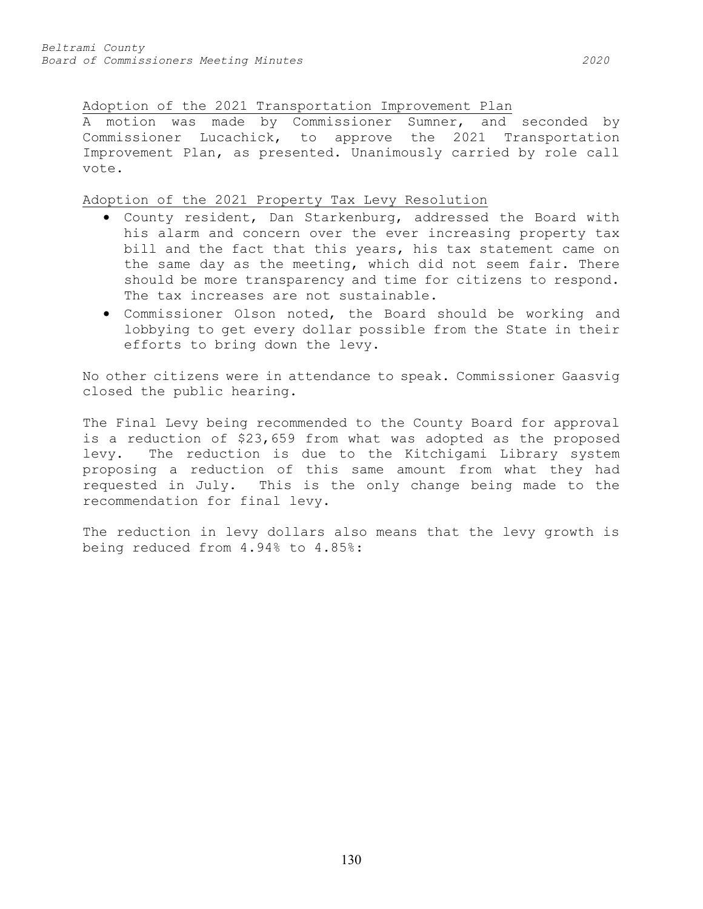Adoption of the 2021 Transportation Improvement Plan

A motion was made by Commissioner Sumner, and seconded by Commissioner Lucachick, to approve the 2021 Transportation Improvement Plan, as presented. Unanimously carried by role call vote.

Adoption of the 2021 Property Tax Levy Resolution

- County resident, Dan Starkenburg, addressed the Board with his alarm and concern over the ever increasing property tax bill and the fact that this years, his tax statement came on the same day as the meeting, which did not seem fair. There should be more transparency and time for citizens to respond. The tax increases are not sustainable.
- Commissioner Olson noted, the Board should be working and lobbying to get every dollar possible from the State in their efforts to bring down the levy.

No other citizens were in attendance to speak. Commissioner Gaasvig closed the public hearing.

The Final Levy being recommended to the County Board for approval is a reduction of $23,659 from what was adopted as the proposed levy. The reduction is due to the Kitchigami Library system proposing a reduction of this same amount from what they had requested in July. This is the only change being made to the recommendation for final levy.

The reduction in levy dollars also means that the levy growth is being reduced from 4.94% to 4.85%: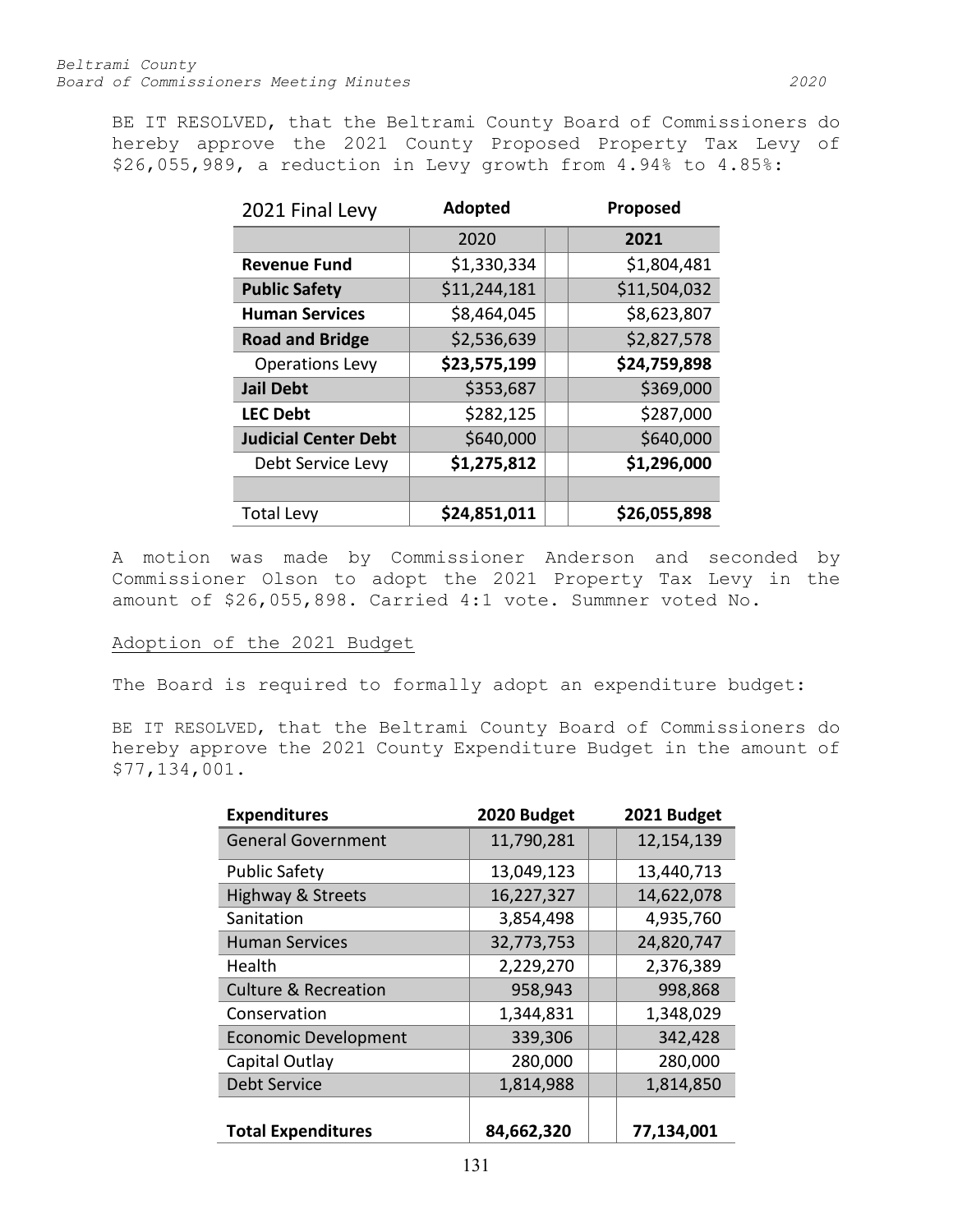BE IT RESOLVED, that the Beltrami County Board of Commissioners do hereby approve the 2021 County Proposed Property Tax Levy of $26,055,989, a reduction in Levy growth from 4.94% to 4.85%:

| 2021 Final Levy | Adopted | | Proposed |
|---|---|---|---|
| | 2020 | | **2021** |
| **Revenue Fund** | $1,330,334 | | $1,804,481 |
| **Public Safety** | $11,244,181 | | $11,504,032 |
| **Human Services** | $8,464,045 | | $8,623,807 |
| **Road and Bridge** | $2,536,639 | | $2,827,578 |
| Operations Levy | **$23,575,199** | | **$24,759,898** |
| **Jail Debt** | $353,687 | | $369,000 |
| **LEC Debt** | $282,125 | | $287,000 |
| **Judicial Center Debt** | $640,000 | | $640,000 |
| Debt Service Levy | **$1,275,812** | | **$1,296,000** |
| | | | |
| Total Levy | **$24,851,011** | | **$26,055,898** |

A motion was made by Commissioner Anderson and seconded by Commissioner Olson to adopt the 2021 Property Tax Levy in the amount of $26,055,898. Carried 4:1 vote. Summner voted No.

Adoption of the 2021 Budget

The Board is required to formally adopt an expenditure budget:

BE IT RESOLVED, that the Beltrami County Board of Commissioners do hereby approve the 2021 County Expenditure Budget in the amount of $77,134,001.

| **Expenditures** | **2020 Budget** | | **2021 Budget** |
|---|---|---|---|
| General Government | 11,790,281 | | 12,154,139 |
| Public Safety | 13,049,123 | | 13,440,713 |
| Highway & Streets | 16,227,327 | | 14,622,078 |
| Sanitation | 3,854,498 | | 4,935,760 |
| Human Services | 32,773,753 | | 24,820,747 |
| Health | 2,229,270 | | 2,376,389 |
| Culture & Recreation | 958,943 | | 998,868 |
| Conservation | 1,344,831 | | 1,348,029 |
| Economic Development | 339,306 | | 342,428 |
| Capital Outlay | 280,000 | | 280,000 |
| Debt Service | 1,814,988 | | 1,814,850 |
| | | | |
| **Total Expenditures** | **84,662,320** | | **77,134,001** |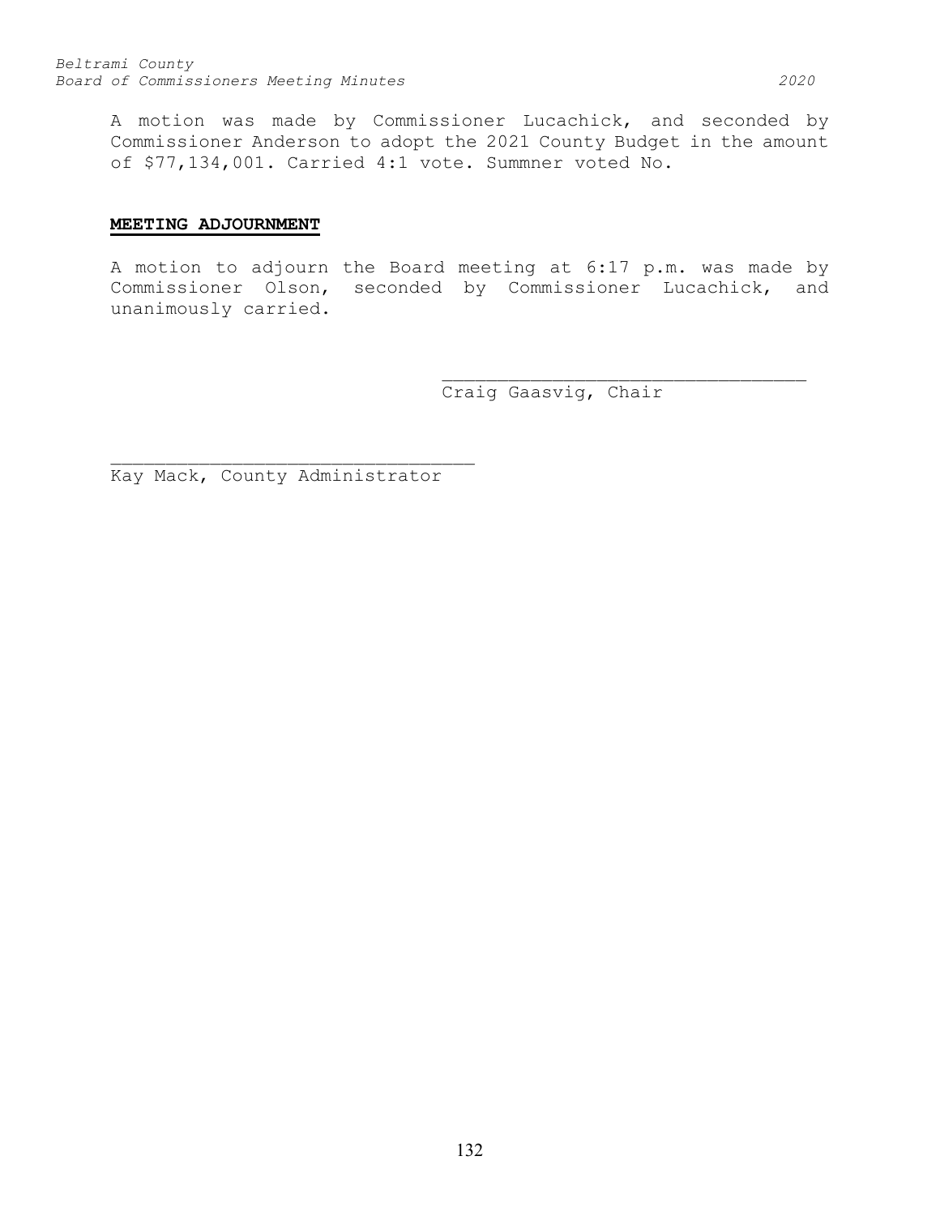A motion was made by Commissioner Lucachick, and seconded by Commissioner Anderson to adopt the 2021 County Budget in the amount of $77,134,001. Carried 4:1 vote. Summner voted No.

## MEETING ADJOURNMENT

A motion to adjourn the Board meeting at 6:17 p.m. was made by Commissioner Olson, seconded by Commissioner Lucachick, and unanimously carried.

\_\_\_\_\_\_\_\_\_\_\_\_\_\_\_\_\_\_\_\_\_\_\_\_\_\_\_\_\_\_\_\_\_\_
Craig Gaasvig, Chair

\_\_\_\_\_\_\_\_\_\_\_\_\_\_\_\_\_\_\_\_\_\_\_\_\_\_\_\_\_\_\_\_\_\_
Kay Mack, County Administrator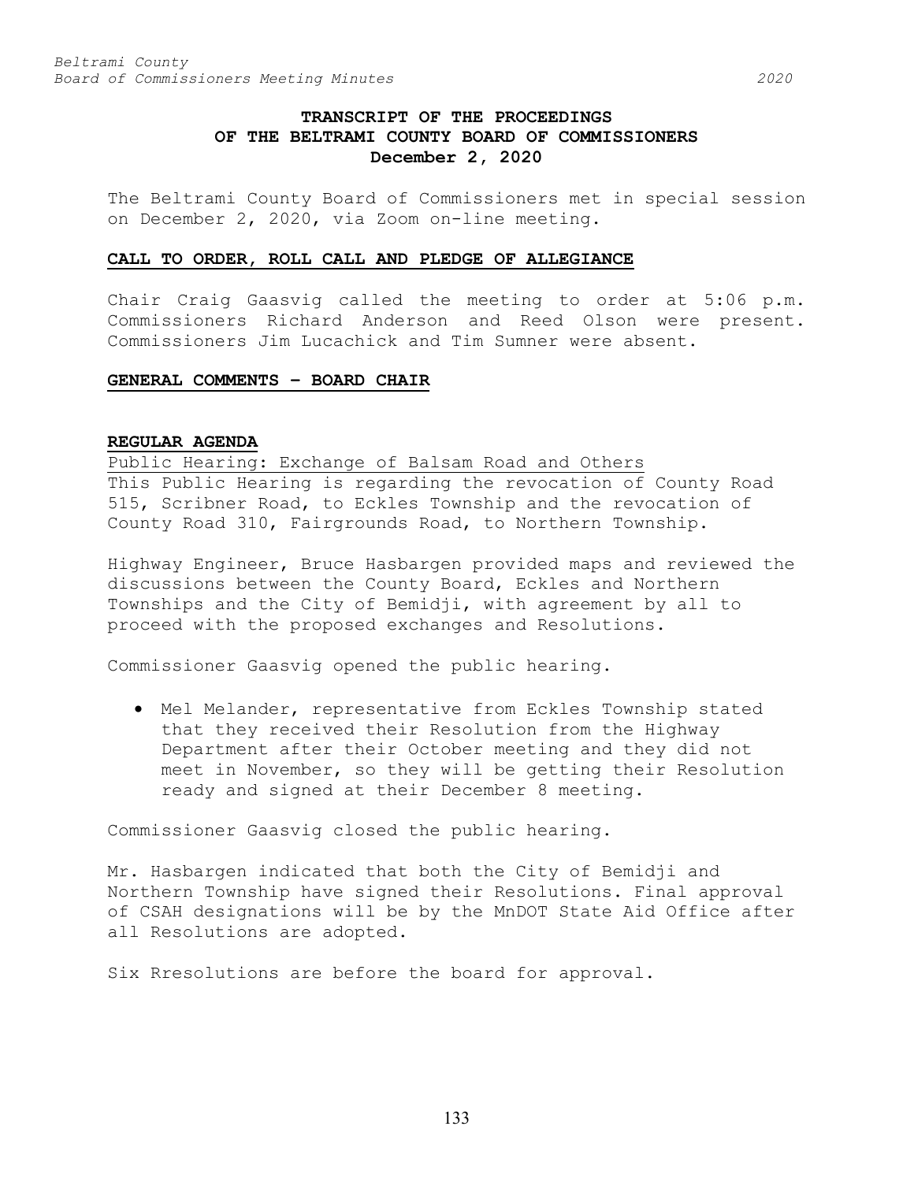# TRANSCRIPT OF THE PROCEEDINGS OF THE BELTRAMI COUNTY BOARD OF COMMISSIONERS
## December 2, 2020

The Beltrami County Board of Commissioners met in special session on December 2, 2020, via Zoom on-line meeting.

**CALL TO ORDER, ROLL CALL AND PLEDGE OF ALLEGIANCE**

Chair Craig Gaasvig called the meeting to order at 5:06 p.m. Commissioners Richard Anderson and Reed Olson were present. Commissioners Jim Lucachick and Tim Sumner were absent.

**GENERAL COMMENTS – BOARD CHAIR**

**REGULAR AGENDA**

Public Hearing: Exchange of Balsam Road and Others

This Public Hearing is regarding the revocation of County Road 515, Scribner Road, to Eckles Township and the revocation of County Road 310, Fairgrounds Road, to Northern Township.

Highway Engineer, Bruce Hasbargen provided maps and reviewed the discussions between the County Board, Eckles and Northern Townships and the City of Bemidji, with agreement by all to proceed with the proposed exchanges and Resolutions.

Commissioner Gaasvig opened the public hearing.

- Mel Melander, representative from Eckles Township stated that they received their Resolution from the Highway Department after their October meeting and they did not meet in November, so they will be getting their Resolution ready and signed at their December 8 meeting.

Commissioner Gaasvig closed the public hearing.

Mr. Hasbargen indicated that both the City of Bemidji and Northern Township have signed their Resolutions. Final approval of CSAH designations will be by the MnDOT State Aid Office after all Resolutions are adopted.

Six Rresolutions are before the board for approval.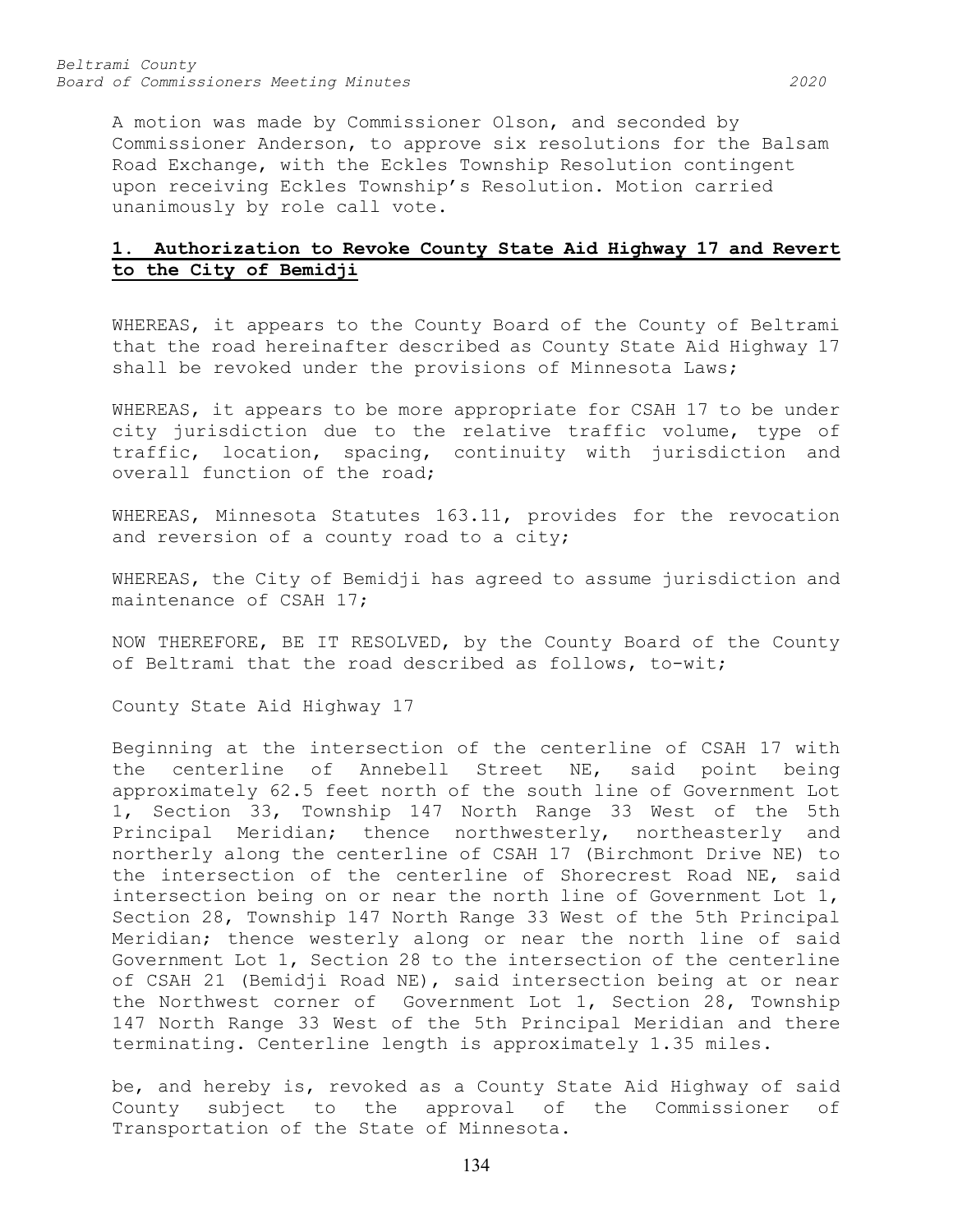A motion was made by Commissioner Olson, and seconded by Commissioner Anderson, to approve six resolutions for the Balsam Road Exchange, with the Eckles Township Resolution contingent upon receiving Eckles Township's Resolution. Motion carried unanimously by role call vote.

## 1. Authorization to Revoke County State Aid Highway 17 and Revert to the City of Bemidji

WHEREAS, it appears to the County Board of the County of Beltrami that the road hereinafter described as County State Aid Highway 17 shall be revoked under the provisions of Minnesota Laws;

WHEREAS, it appears to be more appropriate for CSAH 17 to be under city jurisdiction due to the relative traffic volume, type of traffic, location, spacing, continuity with jurisdiction and overall function of the road;

WHEREAS, Minnesota Statutes 163.11, provides for the revocation and reversion of a county road to a city;

WHEREAS, the City of Bemidji has agreed to assume jurisdiction and maintenance of CSAH 17;

NOW THEREFORE, BE IT RESOLVED, by the County Board of the County of Beltrami that the road described as follows, to-wit;

County State Aid Highway 17

Beginning at the intersection of the centerline of CSAH 17 with the centerline of Annebell Street NE, said point being approximately 62.5 feet north of the south line of Government Lot 1, Section 33, Township 147 North Range 33 West of the 5th Principal Meridian; thence northwesterly, northeasterly and northerly along the centerline of CSAH 17 (Birchmont Drive NE) to the intersection of the centerline of Shorecrest Road NE, said intersection being on or near the north line of Government Lot 1, Section 28, Township 147 North Range 33 West of the 5th Principal Meridian; thence westerly along or near the north line of said Government Lot 1, Section 28 to the intersection of the centerline of CSAH 21 (Bemidji Road NE), said intersection being at or near the Northwest corner of Government Lot 1, Section 28, Township 147 North Range 33 West of the 5th Principal Meridian and there terminating. Centerline length is approximately 1.35 miles.

be, and hereby is, revoked as a County State Aid Highway of said County subject to the approval of the Commissioner of Transportation of the State of Minnesota.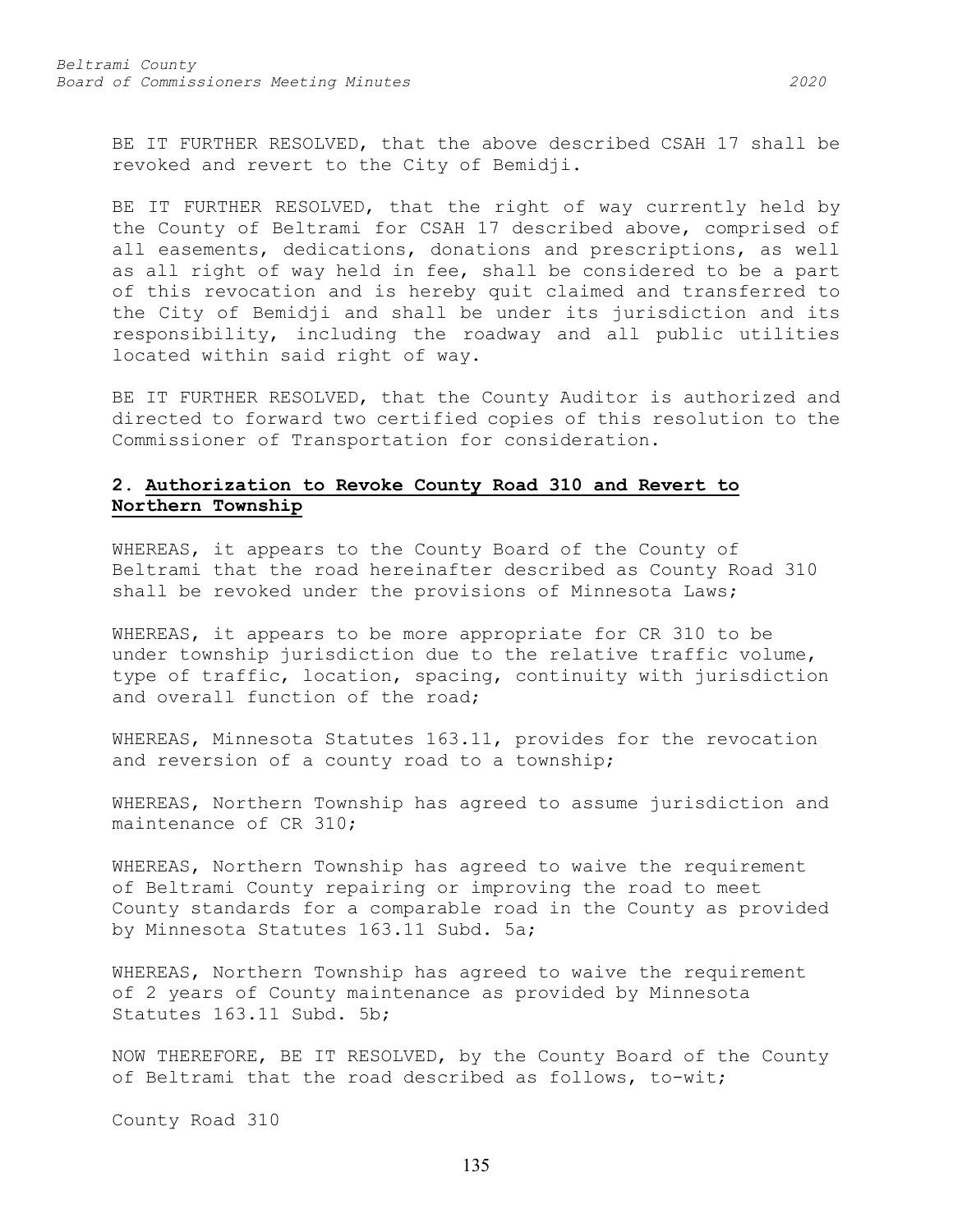BE IT FURTHER RESOLVED, that the above described CSAH 17 shall be revoked and revert to the City of Bemidji.

BE IT FURTHER RESOLVED, that the right of way currently held by the County of Beltrami for CSAH 17 described above, comprised of all easements, dedications, donations and prescriptions, as well as all right of way held in fee, shall be considered to be a part of this revocation and is hereby quit claimed and transferred to the City of Bemidji and shall be under its jurisdiction and its responsibility, including the roadway and all public utilities located within said right of way.

BE IT FURTHER RESOLVED, that the County Auditor is authorized and directed to forward two certified copies of this resolution to the Commissioner of Transportation for consideration.

### 2. Authorization to Revoke County Road 310 and Revert to Northern Township

WHEREAS, it appears to the County Board of the County of Beltrami that the road hereinafter described as County Road 310 shall be revoked under the provisions of Minnesota Laws;

WHEREAS, it appears to be more appropriate for CR 310 to be under township jurisdiction due to the relative traffic volume, type of traffic, location, spacing, continuity with jurisdiction and overall function of the road;

WHEREAS, Minnesota Statutes 163.11, provides for the revocation and reversion of a county road to a township;

WHEREAS, Northern Township has agreed to assume jurisdiction and maintenance of CR 310;

WHEREAS, Northern Township has agreed to waive the requirement of Beltrami County repairing or improving the road to meet County standards for a comparable road in the County as provided by Minnesota Statutes 163.11 Subd. 5a;

WHEREAS, Northern Township has agreed to waive the requirement of 2 years of County maintenance as provided by Minnesota Statutes 163.11 Subd. 5b;

NOW THEREFORE, BE IT RESOLVED, by the County Board of the County of Beltrami that the road described as follows, to-wit;

County Road 310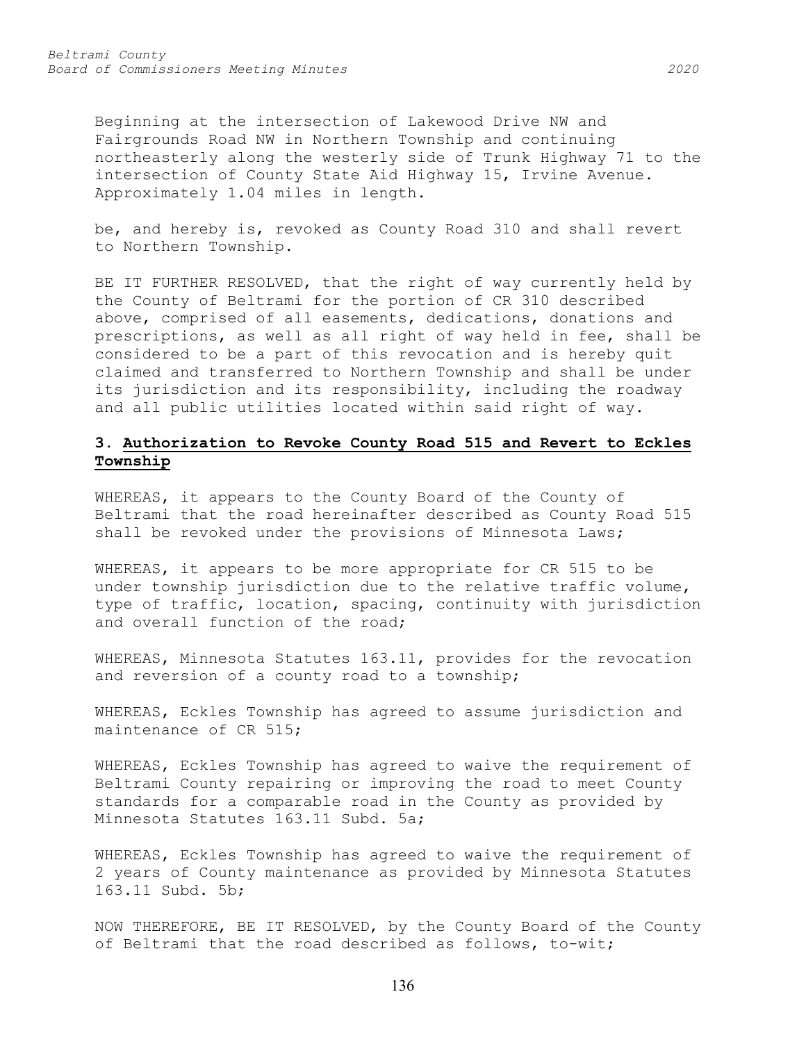Beginning at the intersection of Lakewood Drive NW and Fairgrounds Road NW in Northern Township and continuing northeasterly along the westerly side of Trunk Highway 71 to the intersection of County State Aid Highway 15, Irvine Avenue. Approximately 1.04 miles in length.

be, and hereby is, revoked as County Road 310 and shall revert to Northern Township.

BE IT FURTHER RESOLVED, that the right of way currently held by the County of Beltrami for the portion of CR 310 described above, comprised of all easements, dedications, donations and prescriptions, as well as all right of way held in fee, shall be considered to be a part of this revocation and is hereby quit claimed and transferred to Northern Township and shall be under its jurisdiction and its responsibility, including the roadway and all public utilities located within said right of way.

### 3. Authorization to Revoke County Road 515 and Revert to Eckles Township

WHEREAS, it appears to the County Board of the County of Beltrami that the road hereinafter described as County Road 515 shall be revoked under the provisions of Minnesota Laws;

WHEREAS, it appears to be more appropriate for CR 515 to be under township jurisdiction due to the relative traffic volume, type of traffic, location, spacing, continuity with jurisdiction and overall function of the road;

WHEREAS, Minnesota Statutes 163.11, provides for the revocation and reversion of a county road to a township;

WHEREAS, Eckles Township has agreed to assume jurisdiction and maintenance of CR 515;

WHEREAS, Eckles Township has agreed to waive the requirement of Beltrami County repairing or improving the road to meet County standards for a comparable road in the County as provided by Minnesota Statutes 163.11 Subd. 5a;

WHEREAS, Eckles Township has agreed to waive the requirement of 2 years of County maintenance as provided by Minnesota Statutes 163.11 Subd. 5b;

NOW THEREFORE, BE IT RESOLVED, by the County Board of the County of Beltrami that the road described as follows, to-wit;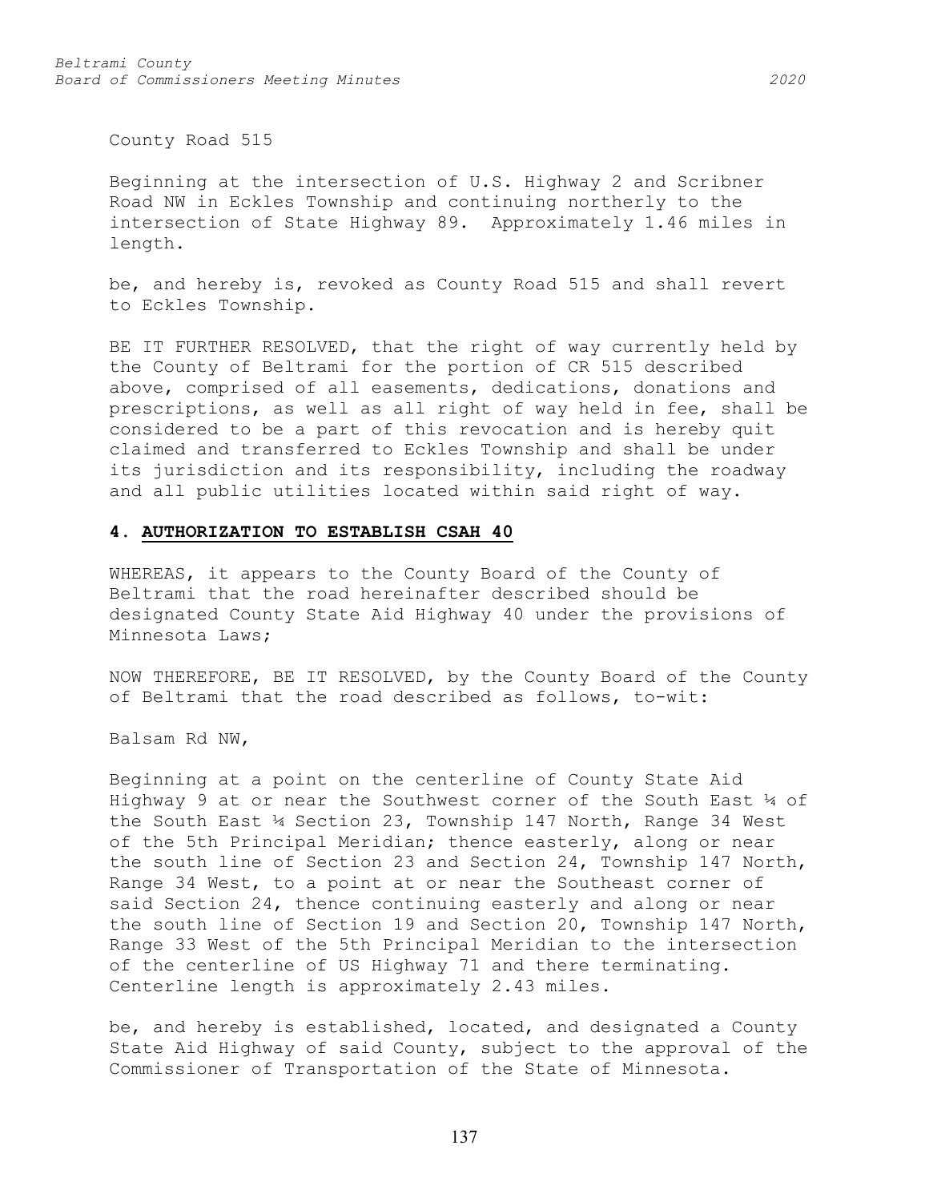County Road 515

Beginning at the intersection of U.S. Highway 2 and Scribner Road NW in Eckles Township and continuing northerly to the intersection of State Highway 89. Approximately 1.46 miles in length.

be, and hereby is, revoked as County Road 515 and shall revert to Eckles Township.

BE IT FURTHER RESOLVED, that the right of way currently held by the County of Beltrami for the portion of CR 515 described above, comprised of all easements, dedications, donations and prescriptions, as well as all right of way held in fee, shall be considered to be a part of this revocation and is hereby quit claimed and transferred to Eckles Township and shall be under its jurisdiction and its responsibility, including the roadway and all public utilities located within said right of way.

### **4. AUTHORIZATION TO ESTABLISH CSAH 40**

WHEREAS, it appears to the County Board of the County of Beltrami that the road hereinafter described should be designated County State Aid Highway 40 under the provisions of Minnesota Laws;

NOW THEREFORE, BE IT RESOLVED, by the County Board of the County of Beltrami that the road described as follows, to-wit:

Balsam Rd NW,

Beginning at a point on the centerline of County State Aid Highway 9 at or near the Southwest corner of the South East ¼ of the South East ¼ Section 23, Township 147 North, Range 34 West of the 5th Principal Meridian; thence easterly, along or near the south line of Section 23 and Section 24, Township 147 North, Range 34 West, to a point at or near the Southeast corner of said Section 24, thence continuing easterly and along or near the south line of Section 19 and Section 20, Township 147 North, Range 33 West of the 5th Principal Meridian to the intersection of the centerline of US Highway 71 and there terminating. Centerline length is approximately 2.43 miles.

be, and hereby is established, located, and designated a County State Aid Highway of said County, subject to the approval of the Commissioner of Transportation of the State of Minnesota.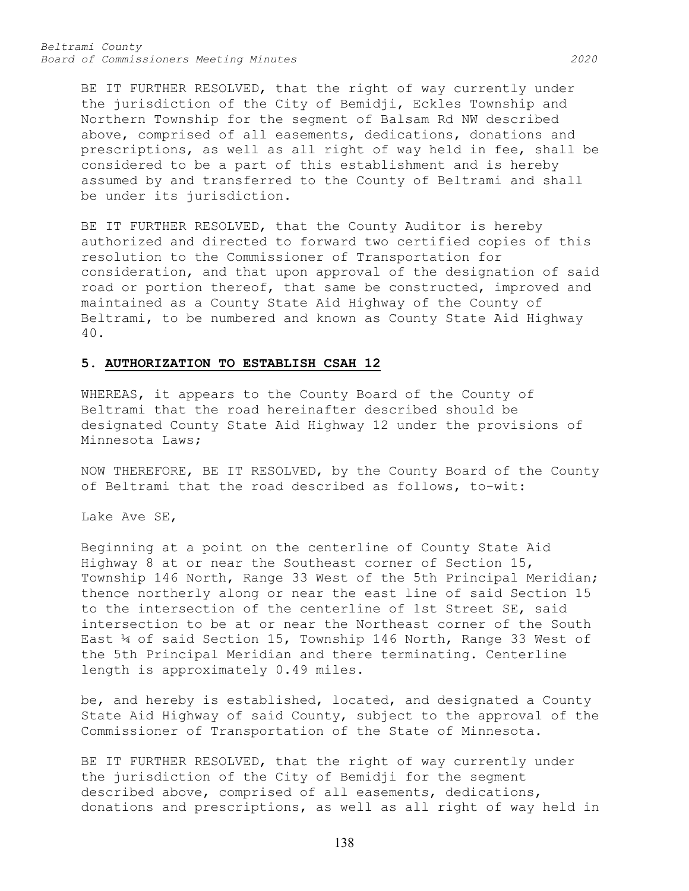BE IT FURTHER RESOLVED, that the right of way currently under the jurisdiction of the City of Bemidji, Eckles Township and Northern Township for the segment of Balsam Rd NW described above, comprised of all easements, dedications, donations and prescriptions, as well as all right of way held in fee, shall be considered to be a part of this establishment and is hereby assumed by and transferred to the County of Beltrami and shall be under its jurisdiction.

BE IT FURTHER RESOLVED, that the County Auditor is hereby authorized and directed to forward two certified copies of this resolution to the Commissioner of Transportation for consideration, and that upon approval of the designation of said road or portion thereof, that same be constructed, improved and maintained as a County State Aid Highway of the County of Beltrami, to be numbered and known as County State Aid Highway 40.

### 5. AUTHORIZATION TO ESTABLISH CSAH 12

WHEREAS, it appears to the County Board of the County of Beltrami that the road hereinafter described should be designated County State Aid Highway 12 under the provisions of Minnesota Laws;

NOW THEREFORE, BE IT RESOLVED, by the County Board of the County of Beltrami that the road described as follows, to-wit:

Lake Ave SE,

Beginning at a point on the centerline of County State Aid Highway 8 at or near the Southeast corner of Section 15, Township 146 North, Range 33 West of the 5th Principal Meridian; thence northerly along or near the east line of said Section 15 to the intersection of the centerline of 1st Street SE, said intersection to be at or near the Northeast corner of the South East ¼ of said Section 15, Township 146 North, Range 33 West of the 5th Principal Meridian and there terminating. Centerline length is approximately 0.49 miles.

be, and hereby is established, located, and designated a County State Aid Highway of said County, subject to the approval of the Commissioner of Transportation of the State of Minnesota.

BE IT FURTHER RESOLVED, that the right of way currently under the jurisdiction of the City of Bemidji for the segment described above, comprised of all easements, dedications, donations and prescriptions, as well as all right of way held in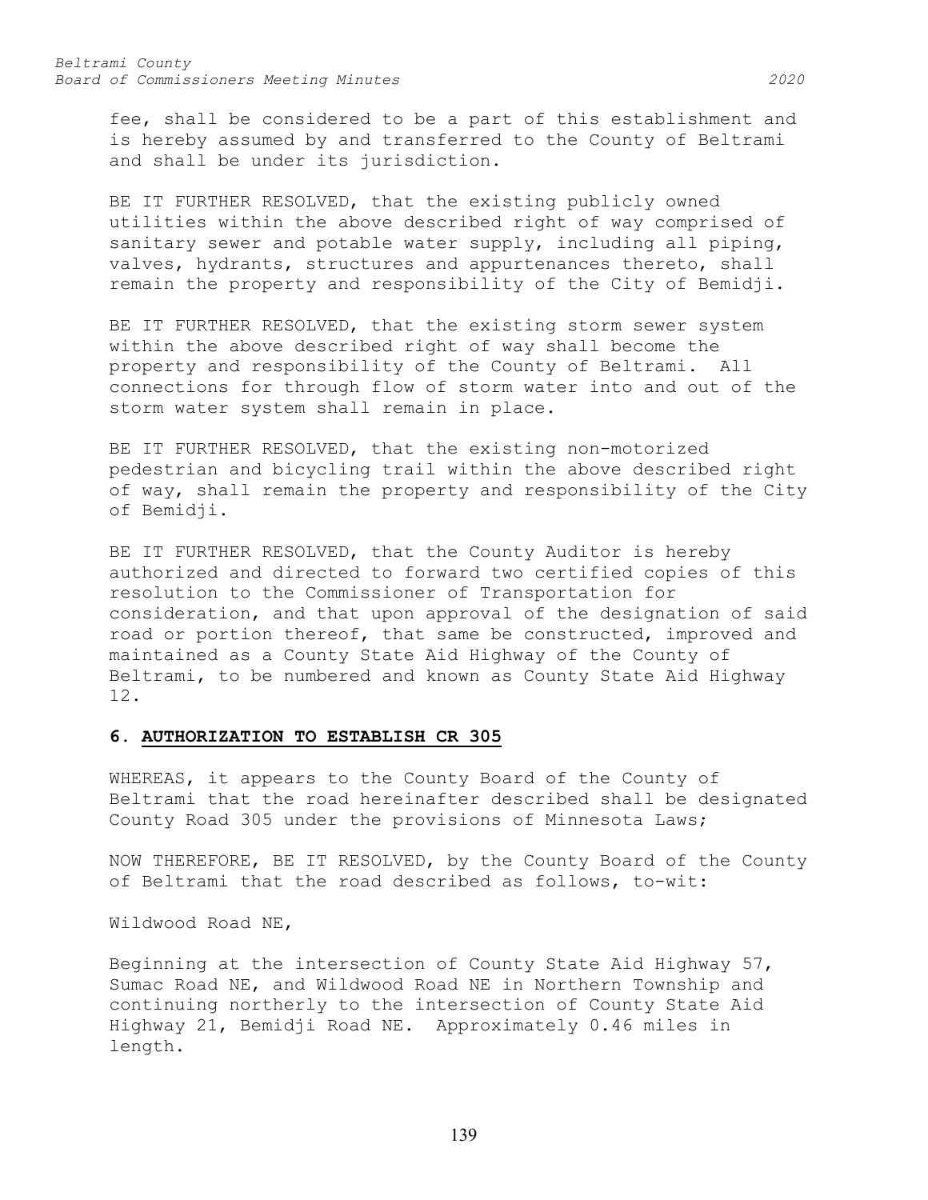fee, shall be considered to be a part of this establishment and is hereby assumed by and transferred to the County of Beltrami and shall be under its jurisdiction.

BE IT FURTHER RESOLVED, that the existing publicly owned utilities within the above described right of way comprised of sanitary sewer and potable water supply, including all piping, valves, hydrants, structures and appurtenances thereto, shall remain the property and responsibility of the City of Bemidji.

BE IT FURTHER RESOLVED, that the existing storm sewer system within the above described right of way shall become the property and responsibility of the County of Beltrami. All connections for through flow of storm water into and out of the storm water system shall remain in place.

BE IT FURTHER RESOLVED, that the existing non-motorized pedestrian and bicycling trail within the above described right of way, shall remain the property and responsibility of the City of Bemidji.

BE IT FURTHER RESOLVED, that the County Auditor is hereby authorized and directed to forward two certified copies of this resolution to the Commissioner of Transportation for consideration, and that upon approval of the designation of said road or portion thereof, that same be constructed, improved and maintained as a County State Aid Highway of the County of Beltrami, to be numbered and known as County State Aid Highway 12.

### 6. AUTHORIZATION TO ESTABLISH CR 305

WHEREAS, it appears to the County Board of the County of Beltrami that the road hereinafter described shall be designated County Road 305 under the provisions of Minnesota Laws;

NOW THEREFORE, BE IT RESOLVED, by the County Board of the County of Beltrami that the road described as follows, to-wit:

Wildwood Road NE,

Beginning at the intersection of County State Aid Highway 57, Sumac Road NE, and Wildwood Road NE in Northern Township and continuing northerly to the intersection of County State Aid Highway 21, Bemidji Road NE. Approximately 0.46 miles in length.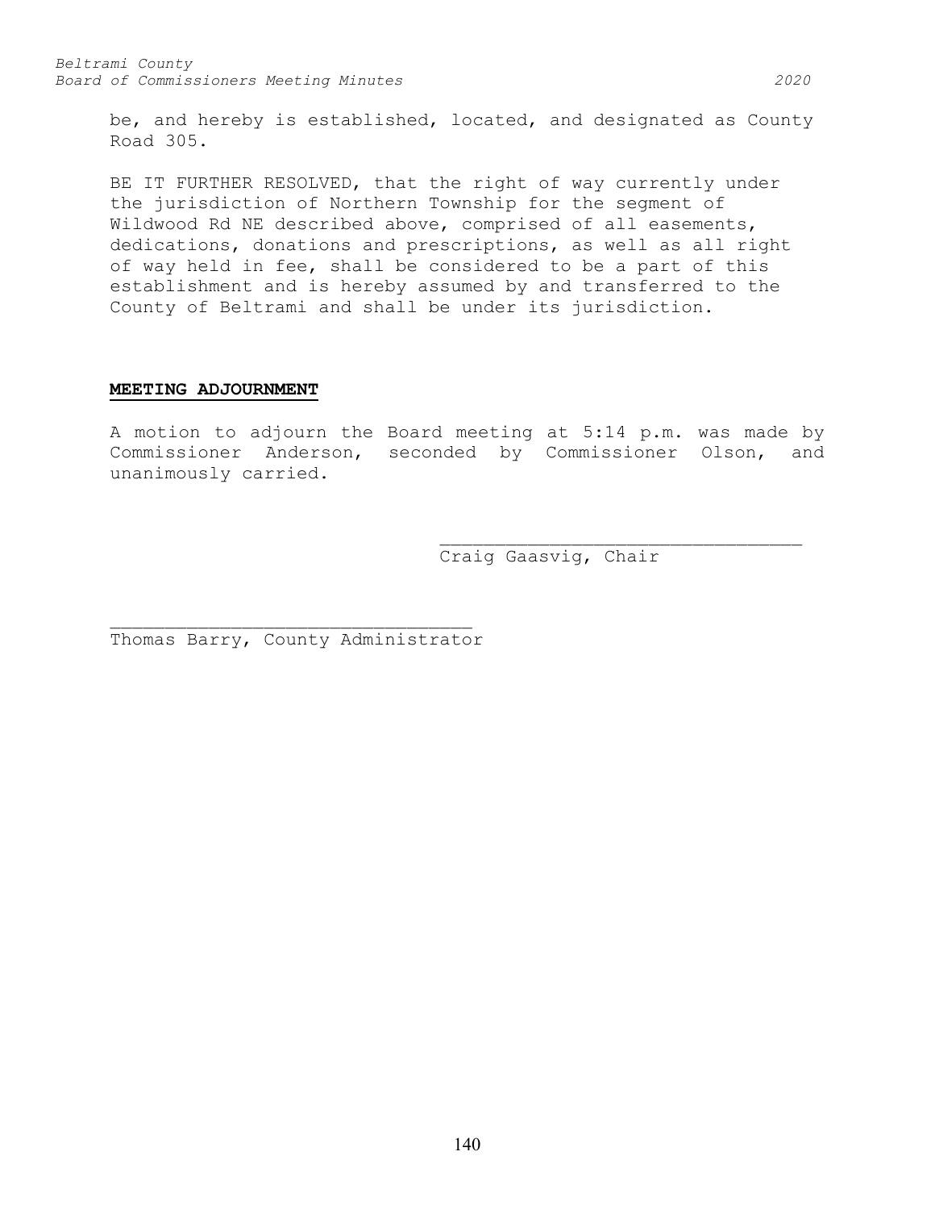be, and hereby is established, located, and designated as County Road 305.

BE IT FURTHER RESOLVED, that the right of way currently under the jurisdiction of Northern Township for the segment of Wildwood Rd NE described above, comprised of all easements, dedications, donations and prescriptions, as well as all right of way held in fee, shall be considered to be a part of this establishment and is hereby assumed by and transferred to the County of Beltrami and shall be under its jurisdiction.

**MEETING ADJOURNMENT**

A motion to adjourn the Board meeting at 5:14 p.m. was made by Commissioner Anderson, seconded by Commissioner Olson, and unanimously carried.

\_\_\_\_\_\_\_\_\_\_\_\_\_\_\_\_\_\_\_\_\_\_\_\_\_\_\_\_\_\_\_\_\_\_

Craig Gaasvig, Chair

\_\_\_\_\_\_\_\_\_\_\_\_\_\_\_\_\_\_\_\_\_\_\_\_\_\_\_\_\_\_\_\_\_\_

Thomas Barry, County Administrator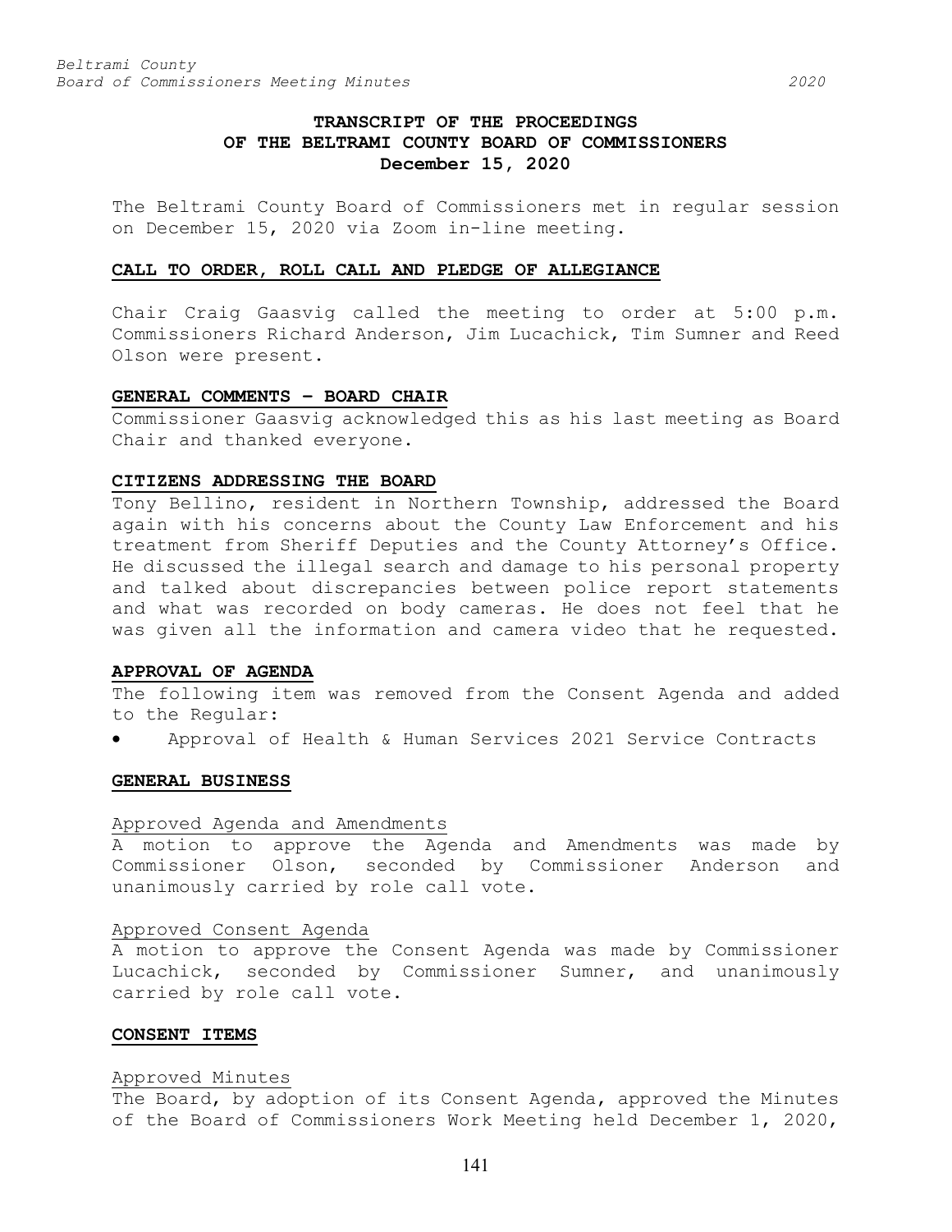# TRANSCRIPT OF THE PROCEEDINGS OF THE BELTRAMI COUNTY BOARD OF COMMISSIONERS December 15, 2020

The Beltrami County Board of Commissioners met in regular session on December 15, 2020 via Zoom in-line meeting.

## CALL TO ORDER, ROLL CALL AND PLEDGE OF ALLEGIANCE

Chair Craig Gaasvig called the meeting to order at 5:00 p.m. Commissioners Richard Anderson, Jim Lucachick, Tim Sumner and Reed Olson were present.

## GENERAL COMMENTS – BOARD CHAIR

Commissioner Gaasvig acknowledged this as his last meeting as Board Chair and thanked everyone.

## CITIZENS ADDRESSING THE BOARD

Tony Bellino, resident in Northern Township, addressed the Board again with his concerns about the County Law Enforcement and his treatment from Sheriff Deputies and the County Attorney's Office. He discussed the illegal search and damage to his personal property and talked about discrepancies between police report statements and what was recorded on body cameras. He does not feel that he was given all the information and camera video that he requested.

## APPROVAL OF AGENDA

The following item was removed from the Consent Agenda and added to the Regular:

- Approval of Health & Human Services 2021 Service Contracts

## GENERAL BUSINESS

### Approved Agenda and Amendments

A motion to approve the Agenda and Amendments was made by Commissioner Olson, seconded by Commissioner Anderson and unanimously carried by role call vote.

### Approved Consent Agenda

A motion to approve the Consent Agenda was made by Commissioner Lucachick, seconded by Commissioner Sumner, and unanimously carried by role call vote.

## CONSENT ITEMS

### Approved Minutes

The Board, by adoption of its Consent Agenda, approved the Minutes of the Board of Commissioners Work Meeting held December 1, 2020,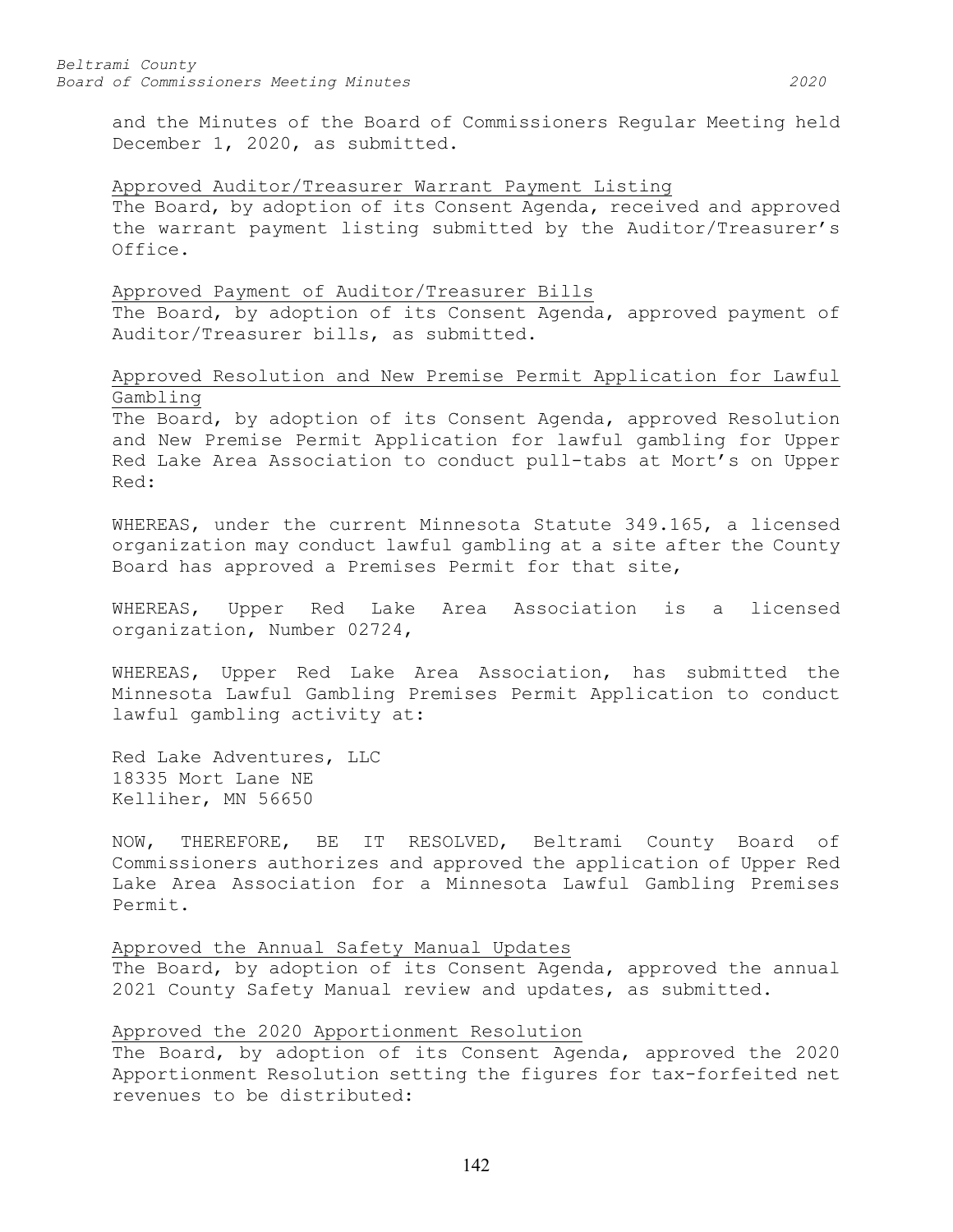and the Minutes of the Board of Commissioners Regular Meeting held December 1, 2020, as submitted.

Approved Auditor/Treasurer Warrant Payment Listing

The Board, by adoption of its Consent Agenda, received and approved the warrant payment listing submitted by the Auditor/Treasurer's Office.

Approved Payment of Auditor/Treasurer Bills

The Board, by adoption of its Consent Agenda, approved payment of Auditor/Treasurer bills, as submitted.

Approved Resolution and New Premise Permit Application for Lawful Gambling

The Board, by adoption of its Consent Agenda, approved Resolution and New Premise Permit Application for lawful gambling for Upper Red Lake Area Association to conduct pull-tabs at Mort's on Upper Red:

WHEREAS, under the current Minnesota Statute 349.165, a licensed organization may conduct lawful gambling at a site after the County Board has approved a Premises Permit for that site,

WHEREAS, Upper Red Lake Area Association is a licensed organization, Number 02724,

WHEREAS, Upper Red Lake Area Association, has submitted the Minnesota Lawful Gambling Premises Permit Application to conduct lawful gambling activity at:

Red Lake Adventures, LLC  
18335 Mort Lane NE  
Kelliher, MN 56650

NOW, THEREFORE, BE IT RESOLVED, Beltrami County Board of Commissioners authorizes and approved the application of Upper Red Lake Area Association for a Minnesota Lawful Gambling Premises Permit.

Approved the Annual Safety Manual Updates

The Board, by adoption of its Consent Agenda, approved the annual 2021 County Safety Manual review and updates, as submitted.

Approved the 2020 Apportionment Resolution

The Board, by adoption of its Consent Agenda, approved the 2020 Apportionment Resolution setting the figures for tax-forfeited net revenues to be distributed: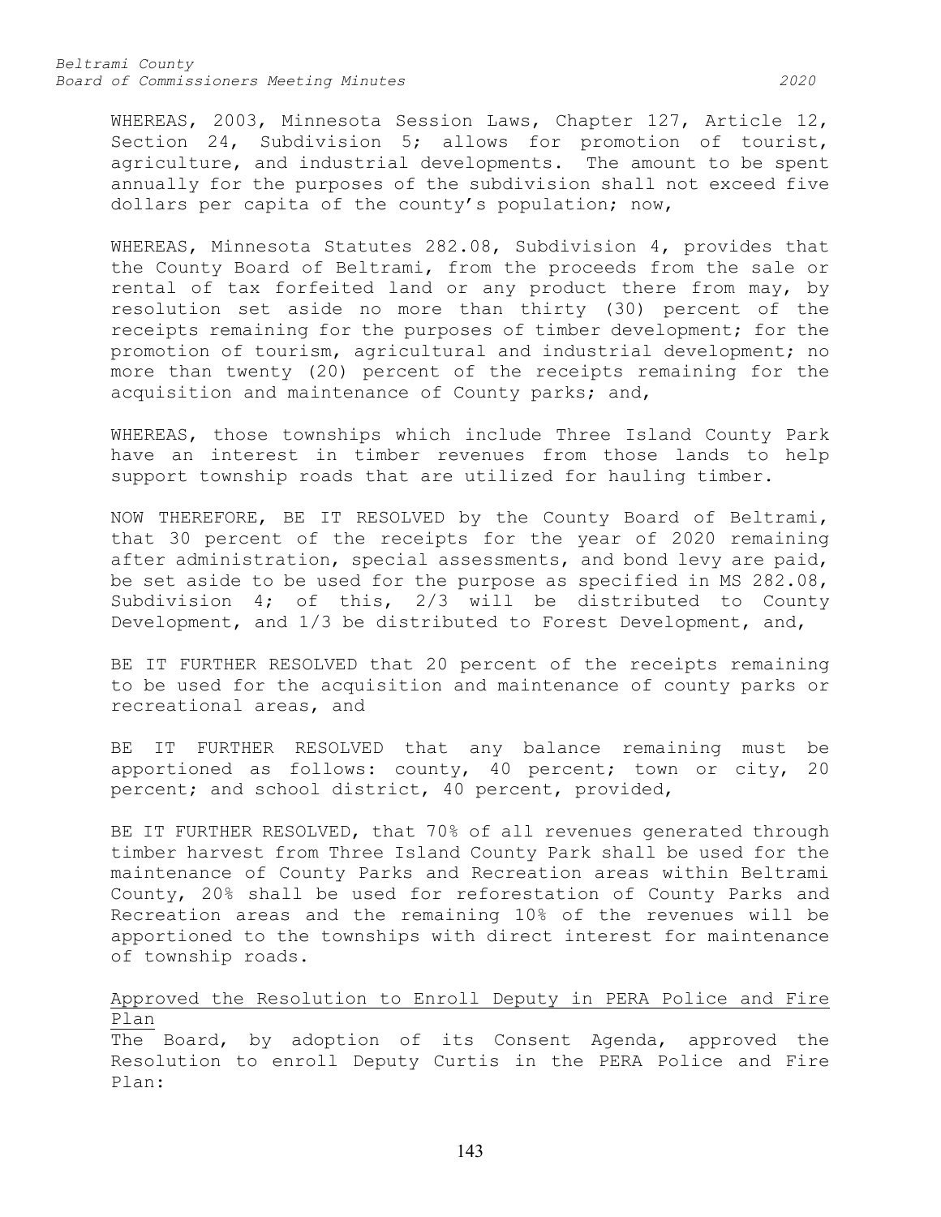WHEREAS, 2003, Minnesota Session Laws, Chapter 127, Article 12, Section 24, Subdivision 5; allows for promotion of tourist, agriculture, and industrial developments. The amount to be spent annually for the purposes of the subdivision shall not exceed five dollars per capita of the county's population; now,

WHEREAS, Minnesota Statutes 282.08, Subdivision 4, provides that the County Board of Beltrami, from the proceeds from the sale or rental of tax forfeited land or any product there from may, by resolution set aside no more than thirty (30) percent of the receipts remaining for the purposes of timber development; for the promotion of tourism, agricultural and industrial development; no more than twenty (20) percent of the receipts remaining for the acquisition and maintenance of County parks; and,

WHEREAS, those townships which include Three Island County Park have an interest in timber revenues from those lands to help support township roads that are utilized for hauling timber.

NOW THEREFORE, BE IT RESOLVED by the County Board of Beltrami, that 30 percent of the receipts for the year of 2020 remaining after administration, special assessments, and bond levy are paid, be set aside to be used for the purpose as specified in MS 282.08, Subdivision 4; of this, 2/3 will be distributed to County Development, and 1/3 be distributed to Forest Development, and,

BE IT FURTHER RESOLVED that 20 percent of the receipts remaining to be used for the acquisition and maintenance of county parks or recreational areas, and

BE IT FURTHER RESOLVED that any balance remaining must be apportioned as follows: county, 40 percent; town or city, 20 percent; and school district, 40 percent, provided,

BE IT FURTHER RESOLVED, that 70% of all revenues generated through timber harvest from Three Island County Park shall be used for the maintenance of County Parks and Recreation areas within Beltrami County, 20% shall be used for reforestation of County Parks and Recreation areas and the remaining 10% of the revenues will be apportioned to the townships with direct interest for maintenance of township roads.

<u>Approved the Resolution to Enroll Deputy in PERA Police and Fire Plan</u>

The Board, by adoption of its Consent Agenda, approved the Resolution to enroll Deputy Curtis in the PERA Police and Fire Plan: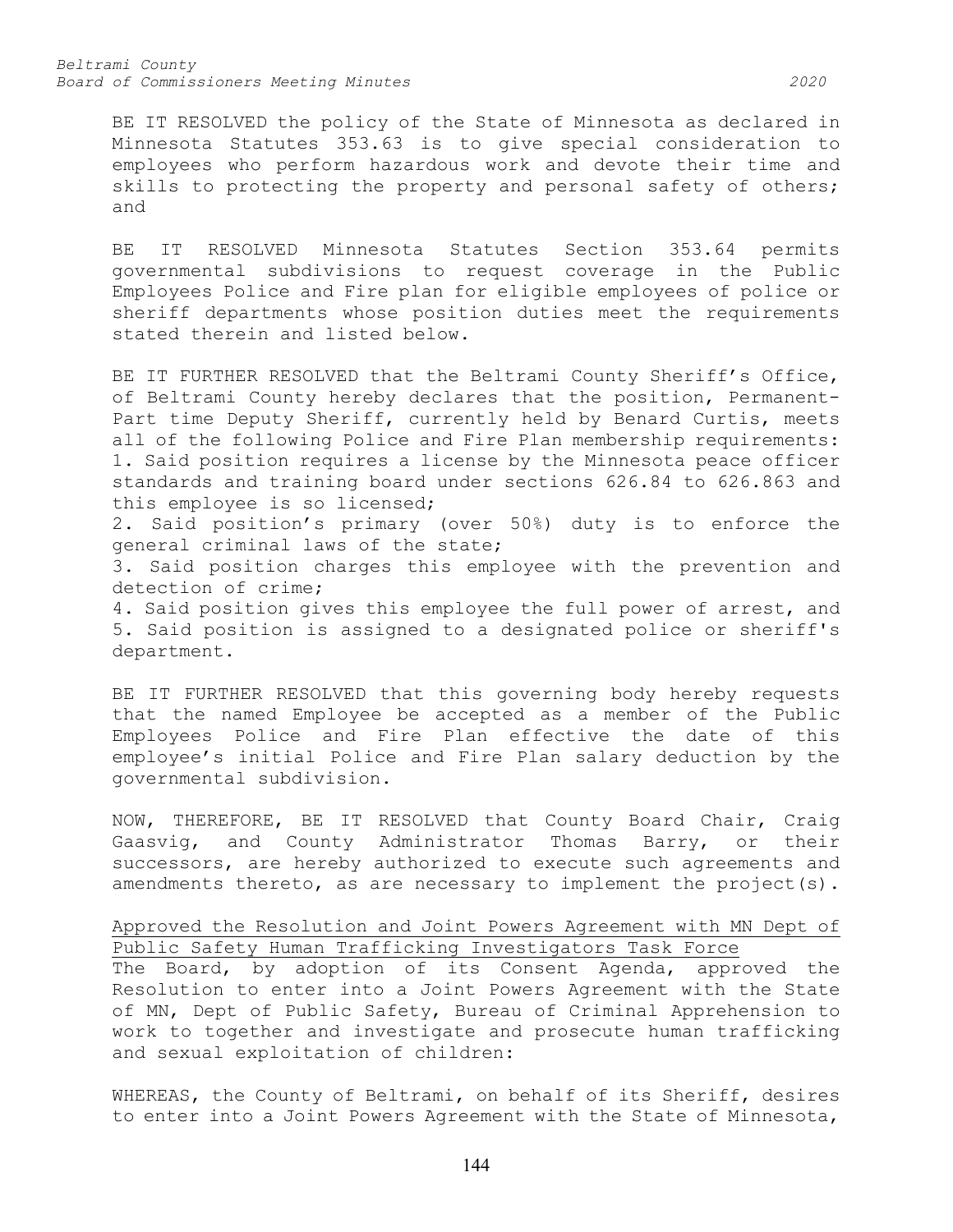BE IT RESOLVED the policy of the State of Minnesota as declared in Minnesota Statutes 353.63 is to give special consideration to employees who perform hazardous work and devote their time and skills to protecting the property and personal safety of others; and

BE IT RESOLVED Minnesota Statutes Section 353.64 permits governmental subdivisions to request coverage in the Public Employees Police and Fire plan for eligible employees of police or sheriff departments whose position duties meet the requirements stated therein and listed below.

BE IT FURTHER RESOLVED that the Beltrami County Sheriff's Office, of Beltrami County hereby declares that the position, Permanent-Part time Deputy Sheriff, currently held by Benard Curtis, meets all of the following Police and Fire Plan membership requirements:
1. Said position requires a license by the Minnesota peace officer standards and training board under sections 626.84 to 626.863 and this employee is so licensed;
2. Said position's primary (over 50%) duty is to enforce the general criminal laws of the state;
3. Said position charges this employee with the prevention and detection of crime;
4. Said position gives this employee the full power of arrest, and
5. Said position is assigned to a designated police or sheriff's department.

BE IT FURTHER RESOLVED that this governing body hereby requests that the named Employee be accepted as a member of the Public Employees Police and Fire Plan effective the date of this employee's initial Police and Fire Plan salary deduction by the governmental subdivision.

NOW, THEREFORE, BE IT RESOLVED that County Board Chair, Craig Gaasvig, and County Administrator Thomas Barry, or their successors, are hereby authorized to execute such agreements and amendments thereto, as are necessary to implement the project(s).

<u>Approved the Resolution and Joint Powers Agreement with MN Dept of Public Safety Human Trafficking Investigators Task Force</u>
The Board, by adoption of its Consent Agenda, approved the Resolution to enter into a Joint Powers Agreement with the State of MN, Dept of Public Safety, Bureau of Criminal Apprehension to work to together and investigate and prosecute human trafficking and sexual exploitation of children:

WHEREAS, the County of Beltrami, on behalf of its Sheriff, desires to enter into a Joint Powers Agreement with the State of Minnesota,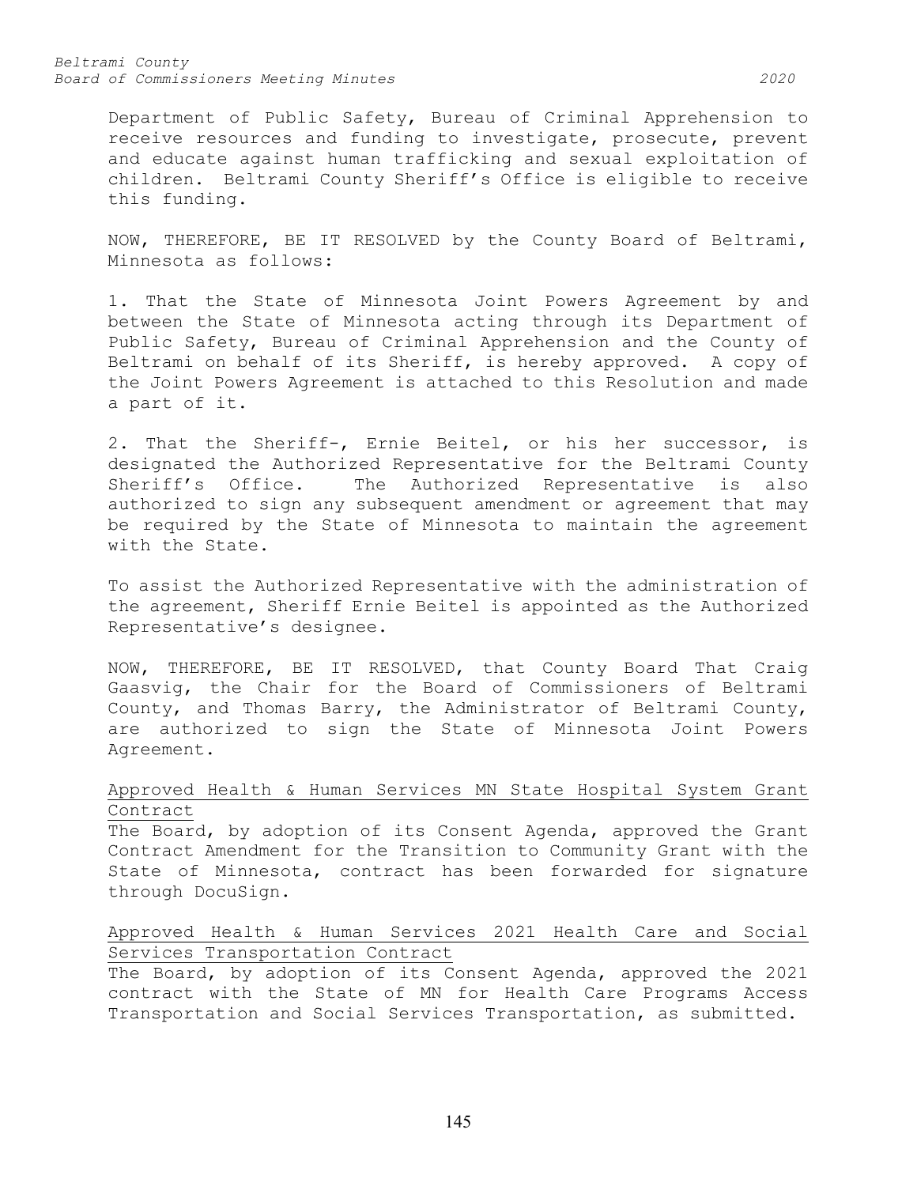Department of Public Safety, Bureau of Criminal Apprehension to receive resources and funding to investigate, prosecute, prevent and educate against human trafficking and sexual exploitation of children. Beltrami County Sheriff's Office is eligible to receive this funding.

NOW, THEREFORE, BE IT RESOLVED by the County Board of Beltrami, Minnesota as follows:

1. That the State of Minnesota Joint Powers Agreement by and between the State of Minnesota acting through its Department of Public Safety, Bureau of Criminal Apprehension and the County of Beltrami on behalf of its Sheriff, is hereby approved. A copy of the Joint Powers Agreement is attached to this Resolution and made a part of it.

2. That the Sheriff-, Ernie Beitel, or his her successor, is designated the Authorized Representative for the Beltrami County Sheriff's Office. The Authorized Representative is also authorized to sign any subsequent amendment or agreement that may be required by the State of Minnesota to maintain the agreement with the State.

To assist the Authorized Representative with the administration of the agreement, Sheriff Ernie Beitel is appointed as the Authorized Representative's designee.

NOW, THEREFORE, BE IT RESOLVED, that County Board That Craig Gaasvig, the Chair for the Board of Commissioners of Beltrami County, and Thomas Barry, the Administrator of Beltrami County, are authorized to sign the State of Minnesota Joint Powers Agreement.

<u>Approved Health & Human Services MN State Hospital System Grant Contract</u>

The Board, by adoption of its Consent Agenda, approved the Grant Contract Amendment for the Transition to Community Grant with the State of Minnesota, contract has been forwarded for signature through DocuSign.

<u>Approved Health & Human Services 2021 Health Care and Social Services Transportation Contract</u>

The Board, by adoption of its Consent Agenda, approved the 2021 contract with the State of MN for Health Care Programs Access Transportation and Social Services Transportation, as submitted.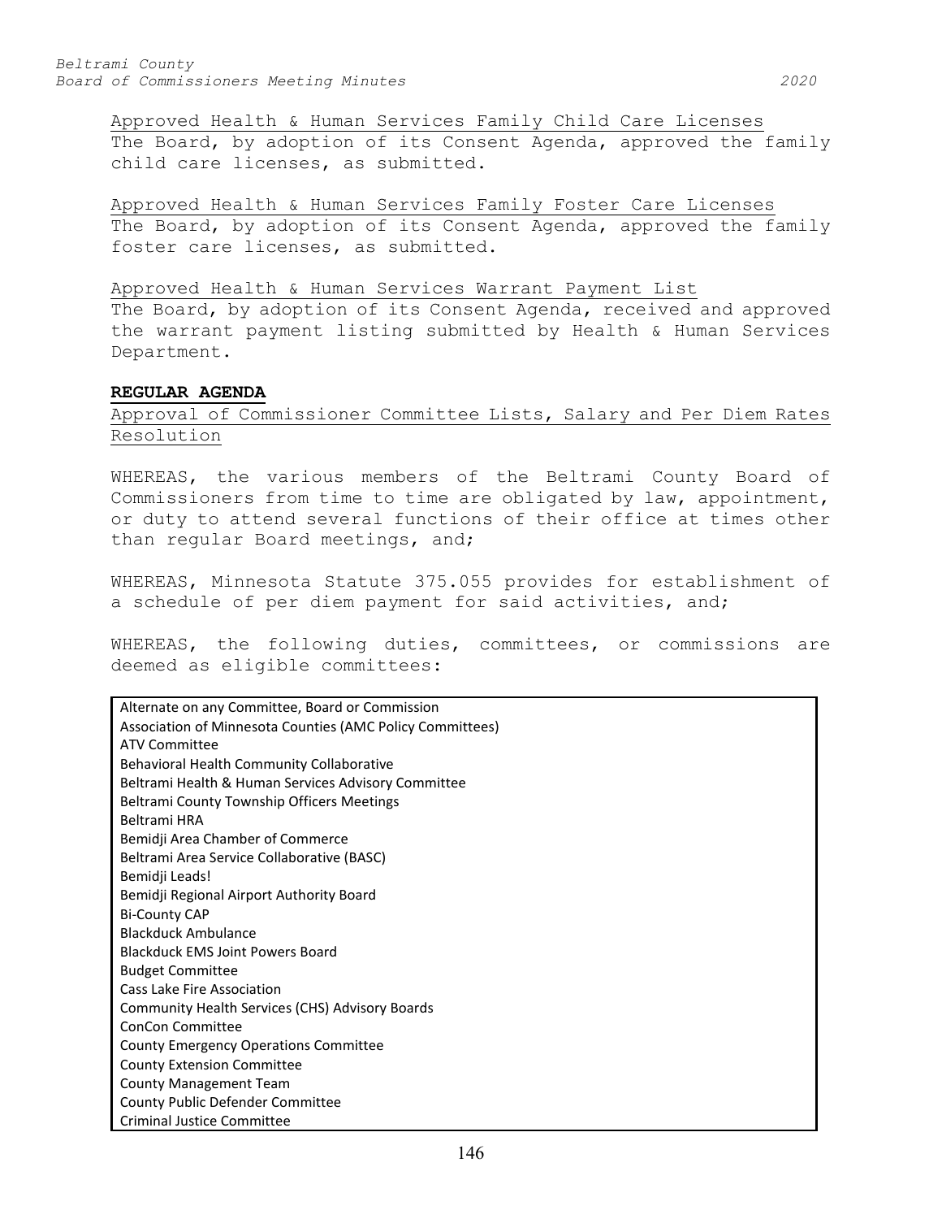Approved Health & Human Services Family Child Care Licenses
The Board, by adoption of its Consent Agenda, approved the family child care licenses, as submitted.

Approved Health & Human Services Family Foster Care Licenses
The Board, by adoption of its Consent Agenda, approved the family foster care licenses, as submitted.

Approved Health & Human Services Warrant Payment List
The Board, by adoption of its Consent Agenda, received and approved the warrant payment listing submitted by Health & Human Services Department.

**REGULAR AGENDA**

Approval of Commissioner Committee Lists, Salary and Per Diem Rates Resolution

WHEREAS, the various members of the Beltrami County Board of Commissioners from time to time are obligated by law, appointment, or duty to attend several functions of their office at times other than regular Board meetings, and;

WHEREAS, Minnesota Statute 375.055 provides for establishment of a schedule of per diem payment for said activities, and;

WHEREAS, the following duties, committees, or commissions are deemed as eligible committees:

| |
|---|
| Alternate on any Committee, Board or Commission |
| Association of Minnesota Counties (AMC Policy Committees) |
| ATV Committee |
| Behavioral Health Community Collaborative |
| Beltrami Health & Human Services Advisory Committee |
| Beltrami County Township Officers Meetings |
| Beltrami HRA |
| Bemidji Area Chamber of Commerce |
| Beltrami Area Service Collaborative (BASC) |
| Bemidji Leads! |
| Bemidji Regional Airport Authority Board |
| Bi-County CAP |
| Blackduck Ambulance |
| Blackduck EMS Joint Powers Board |
| Budget Committee |
| Cass Lake Fire Association |
| Community Health Services (CHS) Advisory Boards |
| ConCon Committee |
| County Emergency Operations Committee |
| County Extension Committee |
| County Management Team |
| County Public Defender Committee |
| Criminal Justice Committee |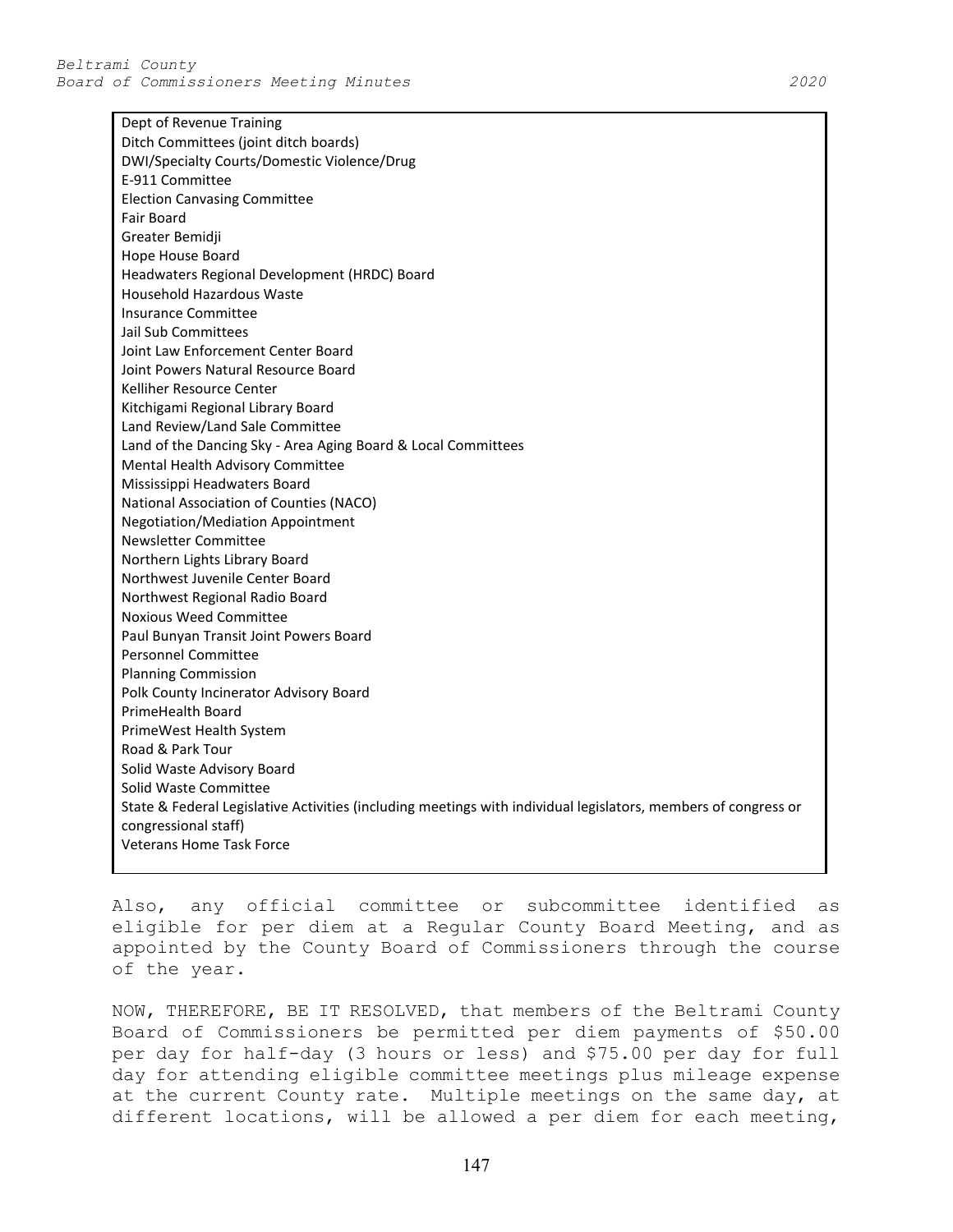| Dept of Revenue Training |
| --- |
| Ditch Committees (joint ditch boards) |
| DWI/Specialty Courts/Domestic Violence/Drug |
| E-911 Committee |
| Election Canvasing Committee |
| Fair Board |
| Greater Bemidji |
| Hope House Board |
| Headwaters Regional Development (HRDC) Board |
| Household Hazardous Waste |
| Insurance Committee |
| Jail Sub Committees |
| Joint Law Enforcement Center Board |
| Joint Powers Natural Resource Board |
| Kelliher Resource Center |
| Kitchigami Regional Library Board |
| Land Review/Land Sale Committee |
| Land of the Dancing Sky - Area Aging Board & Local Committees |
| Mental Health Advisory Committee |
| Mississippi Headwaters Board |
| National Association of Counties (NACO) |
| Negotiation/Mediation Appointment |
| Newsletter Committee |
| Northern Lights Library Board |
| Northwest Juvenile Center Board |
| Northwest Regional Radio Board |
| Noxious Weed Committee |
| Paul Bunyan Transit Joint Powers Board |
| Personnel Committee |
| Planning Commission |
| Polk County Incinerator Advisory Board |
| PrimeHealth Board |
| PrimeWest Health System |
| Road & Park Tour |
| Solid Waste Advisory Board |
| Solid Waste Committee |
| State & Federal Legislative Activities (including meetings with individual legislators, members of congress or congressional staff) |
| Veterans Home Task Force |

Also, any official committee or subcommittee identified as eligible for per diem at a Regular County Board Meeting, and as appointed by the County Board of Commissioners through the course of the year.

NOW, THEREFORE, BE IT RESOLVED, that members of the Beltrami County Board of Commissioners be permitted per diem payments of $50.00 per day for half-day (3 hours or less) and $75.00 per day for full day for attending eligible committee meetings plus mileage expense at the current County rate. Multiple meetings on the same day, at different locations, will be allowed a per diem for each meeting,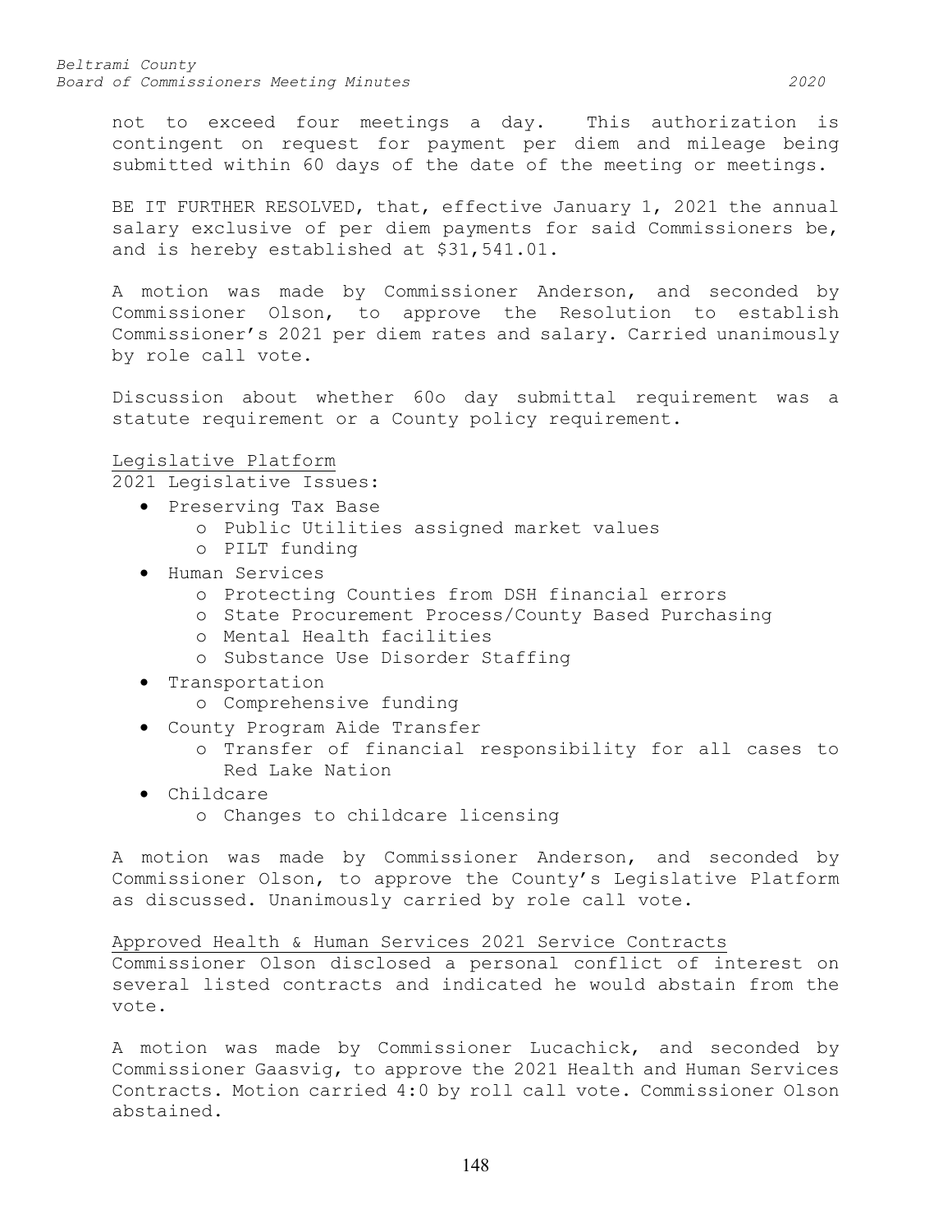not to exceed four meetings a day. This authorization is contingent on request for payment per diem and mileage being submitted within 60 days of the date of the meeting or meetings.

BE IT FURTHER RESOLVED, that, effective January 1, 2021 the annual salary exclusive of per diem payments for said Commissioners be, and is hereby established at $31,541.01.

A motion was made by Commissioner Anderson, and seconded by Commissioner Olson, to approve the Resolution to establish Commissioner's 2021 per diem rates and salary. Carried unanimously by role call vote.

Discussion about whether 60o day submittal requirement was a statute requirement or a County policy requirement.

Legislative Platform

2021 Legislative Issues:

- Preserving Tax Base
  - Public Utilities assigned market values
  - PILT funding
- Human Services
  - Protecting Counties from DSH financial errors
  - State Procurement Process/County Based Purchasing
  - Mental Health facilities
  - Substance Use Disorder Staffing
- Transportation
  - Comprehensive funding
- County Program Aide Transfer
  - Transfer of financial responsibility for all cases to Red Lake Nation
- Childcare
  - Changes to childcare licensing

A motion was made by Commissioner Anderson, and seconded by Commissioner Olson, to approve the County's Legislative Platform as discussed. Unanimously carried by role call vote.

Approved Health & Human Services 2021 Service Contracts

Commissioner Olson disclosed a personal conflict of interest on several listed contracts and indicated he would abstain from the vote.

A motion was made by Commissioner Lucachick, and seconded by Commissioner Gaasvig, to approve the 2021 Health and Human Services Contracts. Motion carried 4:0 by roll call vote. Commissioner Olson abstained.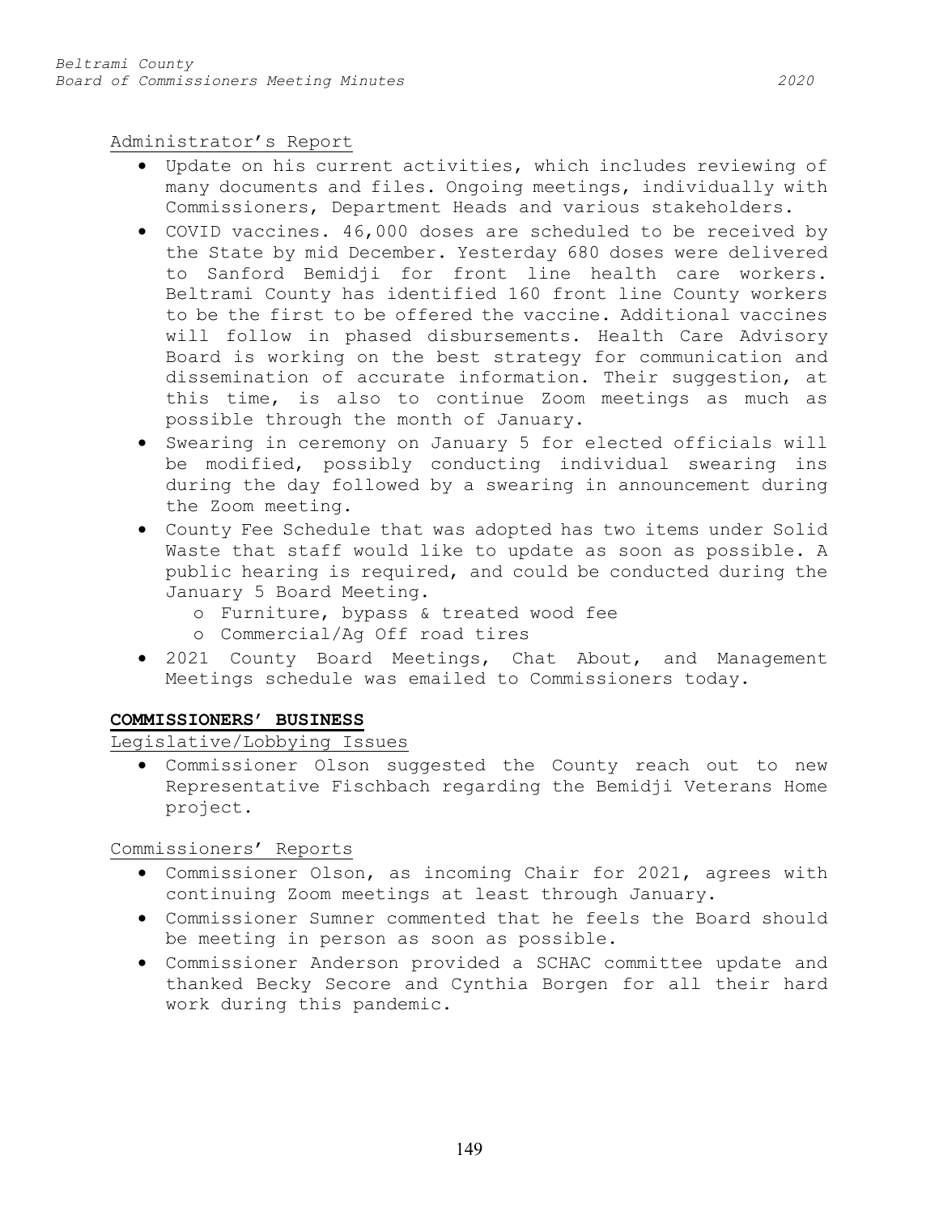Administrator's Report

- Update on his current activities, which includes reviewing of many documents and files. Ongoing meetings, individually with Commissioners, Department Heads and various stakeholders.
- COVID vaccines. 46,000 doses are scheduled to be received by the State by mid December. Yesterday 680 doses were delivered to Sanford Bemidji for front line health care workers. Beltrami County has identified 160 front line County workers to be the first to be offered the vaccine. Additional vaccines will follow in phased disbursements. Health Care Advisory Board is working on the best strategy for communication and dissemination of accurate information. Their suggestion, at this time, is also to continue Zoom meetings as much as possible through the month of January.
- Swearing in ceremony on January 5 for elected officials will be modified, possibly conducting individual swearing ins during the day followed by a swearing in announcement during the Zoom meeting.
- County Fee Schedule that was adopted has two items under Solid Waste that staff would like to update as soon as possible. A public hearing is required, and could be conducted during the January 5 Board Meeting.
  - Furniture, bypass & treated wood fee
  - Commercial/Ag Off road tires
- 2021 County Board Meetings, Chat About, and Management Meetings schedule was emailed to Commissioners today.

**COMMISSIONERS' BUSINESS**

Legislative/Lobbying Issues

- Commissioner Olson suggested the County reach out to new Representative Fischbach regarding the Bemidji Veterans Home project.

Commissioners' Reports

- Commissioner Olson, as incoming Chair for 2021, agrees with continuing Zoom meetings at least through January.
- Commissioner Sumner commented that he feels the Board should be meeting in person as soon as possible.
- Commissioner Anderson provided a SCHAC committee update and thanked Becky Secore and Cynthia Borgen for all their hard work during this pandemic.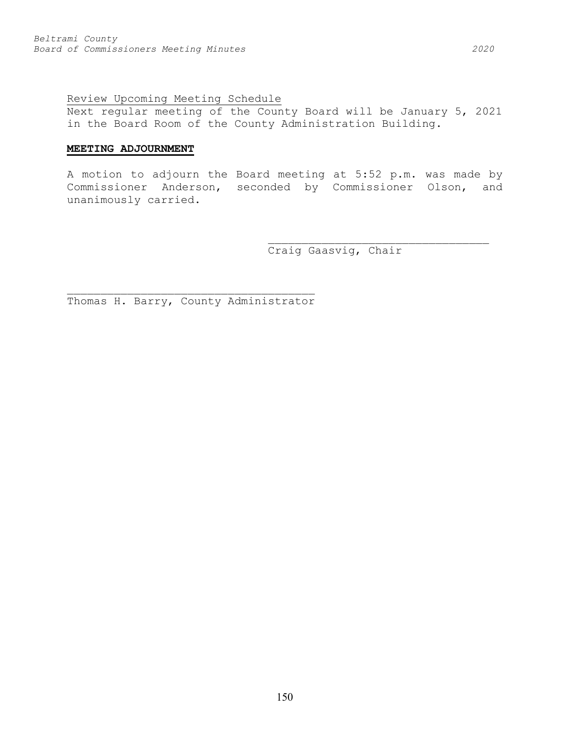Review Upcoming Meeting Schedule

Next regular meeting of the County Board will be January 5, 2021 in the Board Room of the County Administration Building.

**MEETING ADJOURNMENT**

A motion to adjourn the Board meeting at 5:52 p.m. was made by Commissioner Anderson, seconded by Commissioner Olson, and unanimously carried.

\_\_\_\_\_\_\_\_\_\_\_\_\_\_\_\_\_\_\_\_\_\_\_\_\_\_\_\_\_\_\_\_\_\_
Craig Gaasvig, Chair

\_\_\_\_\_\_\_\_\_\_\_\_\_\_\_\_\_\_\_\_\_\_\_\_\_\_\_\_\_\_\_\_\_\_\_\_\_\_
Thomas H. Barry, County Administrator